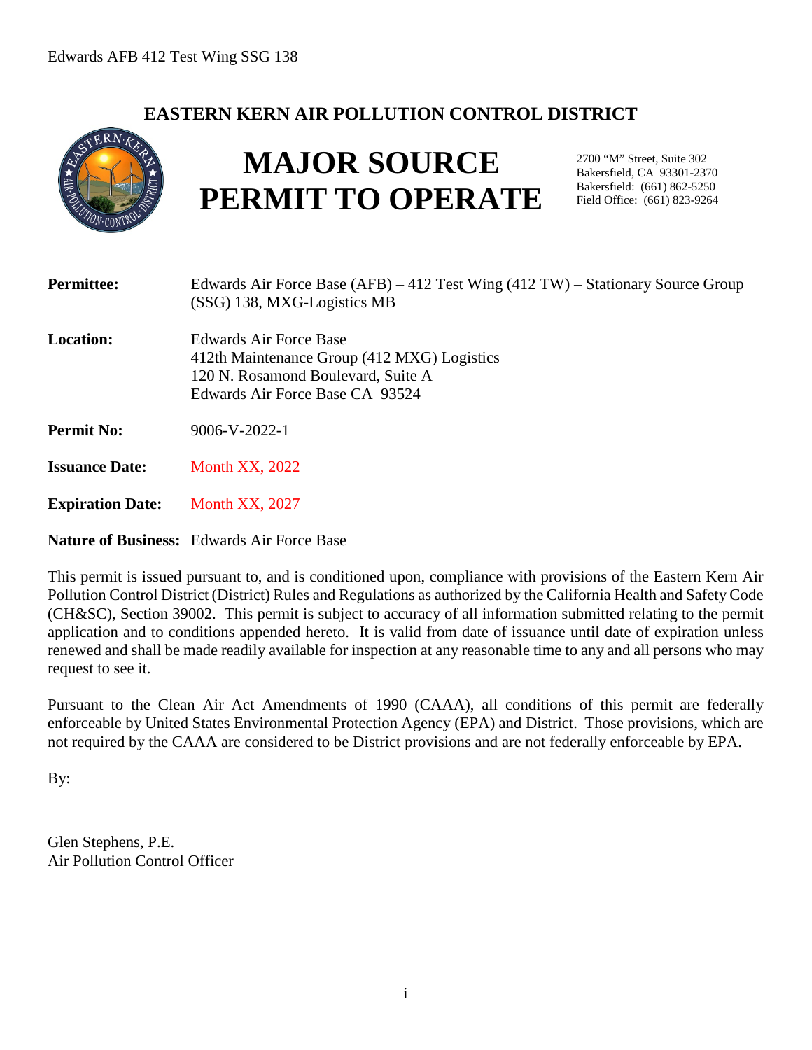## EASTERN KERN AIR POLLUTION CONTROL DISTRICT

# MAJOR SOURCE PERMIT TO OPERATE

2700 "M" Street, Suite 302
Bakersfield, CA 93301-2370
Bakersfield: (661) 862-5250
Field Office: (661) 823-9264

**Permittee:** Edwards Air Force Base (AFB) – 412 Test Wing (412 TW) – Stationary Source Group (SSG) 138, MXG-Logistics MB

**Location:** Edwards Air Force Base
412th Maintenance Group (412 MXG) Logistics
120 N. Rosamond Boulevard, Suite A
Edwards Air Force Base CA 93524

**Permit No:** 9006-V-2022-1

**Issuance Date:** Month XX, 2022

**Expiration Date:** Month XX, 2027

**Nature of Business:** Edwards Air Force Base

This permit is issued pursuant to, and is conditioned upon, compliance with provisions of the Eastern Kern Air Pollution Control District (District) Rules and Regulations as authorized by the California Health and Safety Code (CH&SC), Section 39002. This permit is subject to accuracy of all information submitted relating to the permit application and to conditions appended hereto. It is valid from date of issuance until date of expiration unless renewed and shall be made readily available for inspection at any reasonable time to any and all persons who may request to see it.

Pursuant to the Clean Air Act Amendments of 1990 (CAAA), all conditions of this permit are federally enforceable by United States Environmental Protection Agency (EPA) and District. Those provisions, which are not required by the CAAA are considered to be District provisions and are not federally enforceable by EPA.

By:

Glen Stephens, P.E.
Air Pollution Control Officer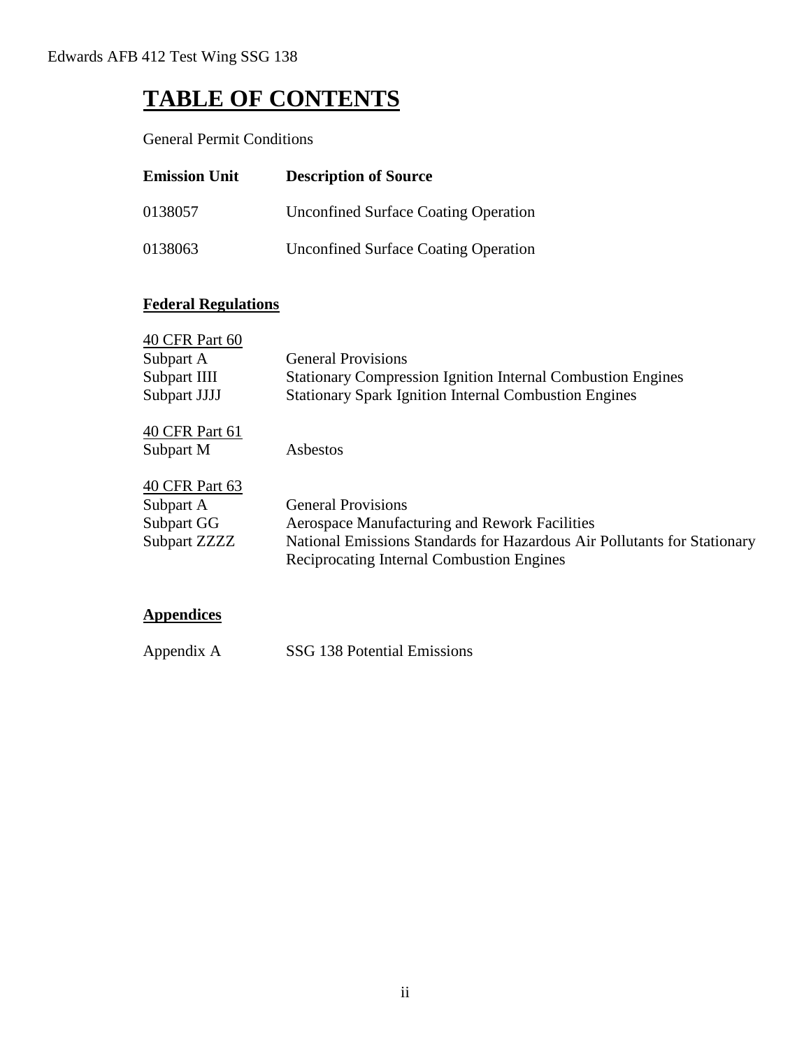# TABLE OF CONTENTS

General Permit Conditions

| Emission Unit | Description of Source |
|---|---|
| 0138057 | Unconfined Surface Coating Operation |
| 0138063 | Unconfined Surface Coating Operation |

## Federal Regulations

**40 CFR Part 60**

| | |
|---|---|
| Subpart A | General Provisions |
| Subpart IIII | Stationary Compression Ignition Internal Combustion Engines |
| Subpart JJJJ | Stationary Spark Ignition Internal Combustion Engines |

**40 CFR Part 61**

| | |
|---|---|
| Subpart M | Asbestos |

**40 CFR Part 63**

| | |
|---|---|
| Subpart A | General Provisions |
| Subpart GG | Aerospace Manufacturing and Rework Facilities |
| Subpart ZZZZ | National Emissions Standards for Hazardous Air Pollutants for Stationary Reciprocating Internal Combustion Engines |

## Appendices

| | |
|---|---|
| Appendix A | SSG 138 Potential Emissions |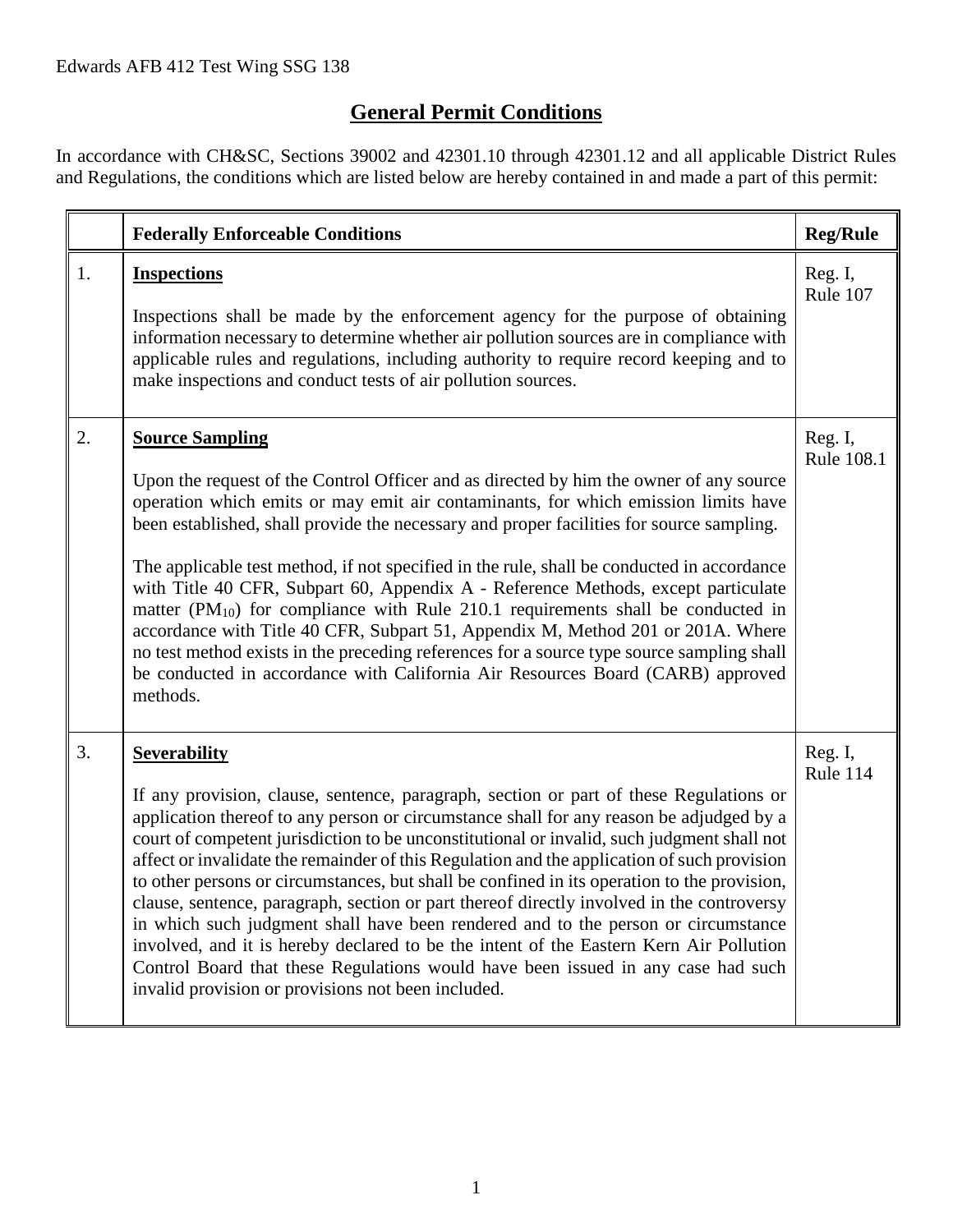## General Permit Conditions

In accordance with CH&SC, Sections 39002 and 42301.10 through 42301.12 and all applicable District Rules and Regulations, the conditions which are listed below are hereby contained in and made a part of this permit:

| | Federally Enforceable Conditions | Reg/Rule |
|---|---|---|
| 1. | **Inspections**<br><br>Inspections shall be made by the enforcement agency for the purpose of obtaining information necessary to determine whether air pollution sources are in compliance with applicable rules and regulations, including authority to require record keeping and to make inspections and conduct tests of air pollution sources. | Reg. I, Rule 107 |
| 2. | **Source Sampling**<br><br>Upon the request of the Control Officer and as directed by him the owner of any source operation which emits or may emit air contaminants, for which emission limits have been established, shall provide the necessary and proper facilities for source sampling.<br><br>The applicable test method, if not specified in the rule, shall be conducted in accordance with Title 40 CFR, Subpart 60, Appendix A - Reference Methods, except particulate matter ($PM_{10}$) for compliance with Rule 210.1 requirements shall be conducted in accordance with Title 40 CFR, Subpart 51, Appendix M, Method 201 or 201A. Where no test method exists in the preceding references for a source type source sampling shall be conducted in accordance with California Air Resources Board (CARB) approved methods. | Reg. I, Rule 108.1 |
| 3. | **Severability**<br><br>If any provision, clause, sentence, paragraph, section or part of these Regulations or application thereof to any person or circumstance shall for any reason be adjudged by a court of competent jurisdiction to be unconstitutional or invalid, such judgment shall not affect or invalidate the remainder of this Regulation and the application of such provision to other persons or circumstances, but shall be confined in its operation to the provision, clause, sentence, paragraph, section or part thereof directly involved in the controversy in which such judgment shall have been rendered and to the person or circumstance involved, and it is hereby declared to be the intent of the Eastern Kern Air Pollution Control Board that these Regulations would have been issued in any case had such invalid provision or provisions not been included. | Reg. I, Rule 114 |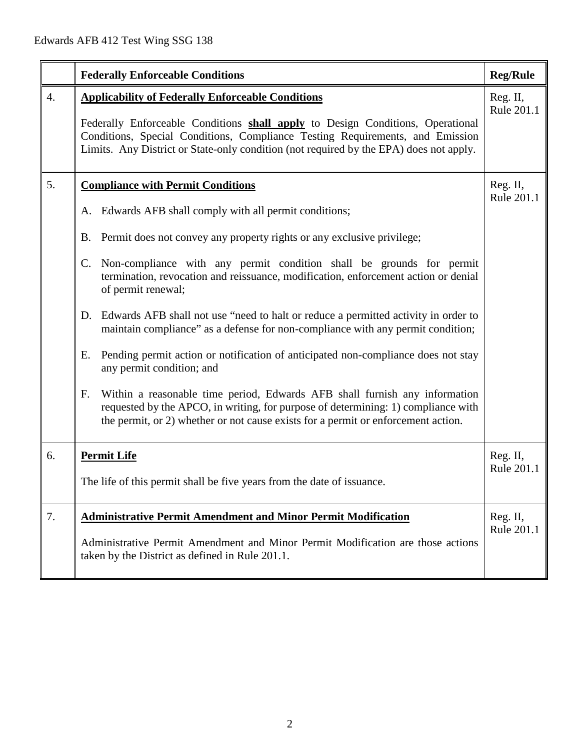| | Federally Enforceable Conditions | Reg/Rule |
|---|---|---|
| 4. | **Applicability of Federally Enforceable Conditions**<br><br>Federally Enforceable Conditions **shall apply** to Design Conditions, Operational Conditions, Special Conditions, Compliance Testing Requirements, and Emission Limits. Any District or State-only condition (not required by the EPA) does not apply. | Reg. II, Rule 201.1 |
| 5. | **Compliance with Permit Conditions**<br><br>A. Edwards AFB shall comply with all permit conditions;<br><br>B. Permit does not convey any property rights or any exclusive privilege;<br><br>C. Non-compliance with any permit condition shall be grounds for permit termination, revocation and reissuance, modification, enforcement action or denial of permit renewal;<br><br>D. Edwards AFB shall not use "need to halt or reduce a permitted activity in order to maintain compliance" as a defense for non-compliance with any permit condition;<br><br>E. Pending permit action or notification of anticipated non-compliance does not stay any permit condition; and<br><br>F. Within a reasonable time period, Edwards AFB shall furnish any information requested by the APCO, in writing, for purpose of determining: 1) compliance with the permit, or 2) whether or not cause exists for a permit or enforcement action. | Reg. II, Rule 201.1 |
| 6. | **Permit Life**<br><br>The life of this permit shall be five years from the date of issuance. | Reg. II, Rule 201.1 |
| 7. | **Administrative Permit Amendment and Minor Permit Modification**<br><br>Administrative Permit Amendment and Minor Permit Modification are those actions taken by the District as defined in Rule 201.1. | Reg. II, Rule 201.1 |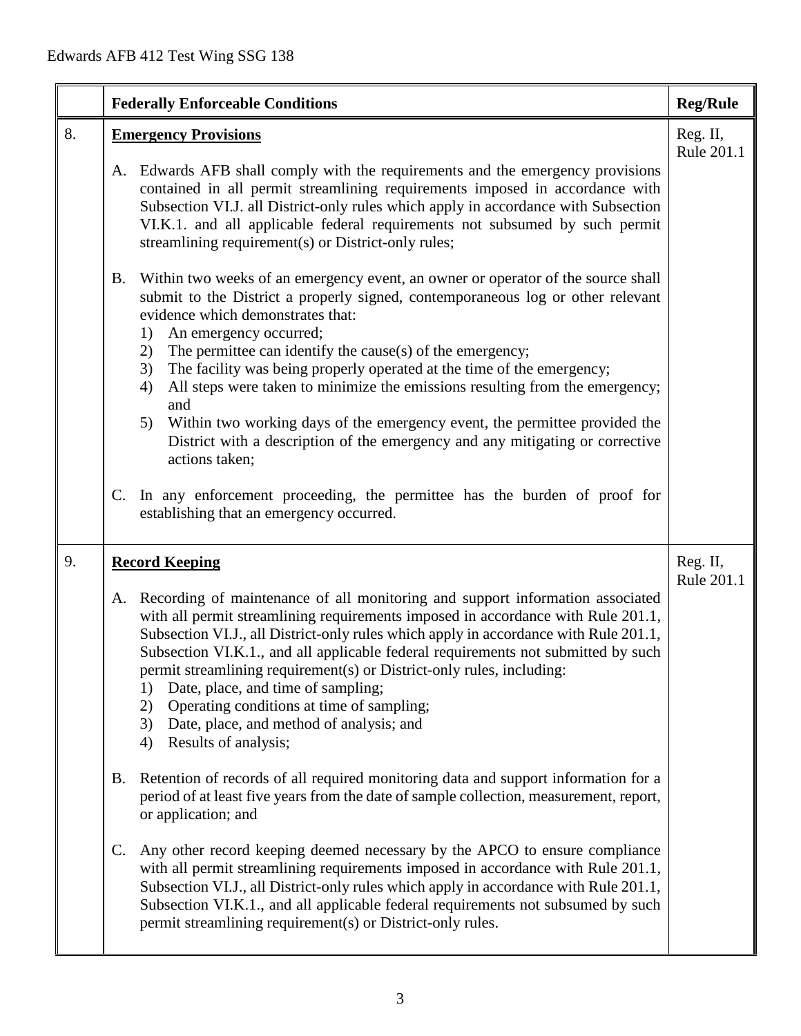| | Federally Enforceable Conditions | Reg/Rule |
|---|---|---|
| 8. | **Emergency Provisions**<br><br>A. Edwards AFB shall comply with the requirements and the emergency provisions contained in all permit streamlining requirements imposed in accordance with Subsection VI.J. all District-only rules which apply in accordance with Subsection VI.K.1. and all applicable federal requirements not subsumed by such permit streamlining requirement(s) or District-only rules;<br><br>B. Within two weeks of an emergency event, an owner or operator of the source shall submit to the District a properly signed, contemporaneous log or other relevant evidence which demonstrates that:<br>1) An emergency occurred;<br>2) The permittee can identify the cause(s) of the emergency;<br>3) The facility was being properly operated at the time of the emergency;<br>4) All steps were taken to minimize the emissions resulting from the emergency; and<br>5) Within two working days of the emergency event, the permittee provided the District with a description of the emergency and any mitigating or corrective actions taken;<br><br>C. In any enforcement proceeding, the permittee has the burden of proof for establishing that an emergency occurred. | Reg. II, Rule 201.1 |
| 9. | **Record Keeping**<br><br>A. Recording of maintenance of all monitoring and support information associated with all permit streamlining requirements imposed in accordance with Rule 201.1, Subsection VI.J., all District-only rules which apply in accordance with Rule 201.1, Subsection VI.K.1., and all applicable federal requirements not submitted by such permit streamlining requirement(s) or District-only rules, including:<br>1) Date, place, and time of sampling;<br>2) Operating conditions at time of sampling;<br>3) Date, place, and method of analysis; and<br>4) Results of analysis;<br><br>B. Retention of records of all required monitoring data and support information for a period of at least five years from the date of sample collection, measurement, report, or application; and<br><br>C. Any other record keeping deemed necessary by the APCO to ensure compliance with all permit streamlining requirements imposed in accordance with Rule 201.1, Subsection VI.J., all District-only rules which apply in accordance with Rule 201.1, Subsection VI.K.1., and all applicable federal requirements not subsumed by such permit streamlining requirement(s) or District-only rules. | Reg. II, Rule 201.1 |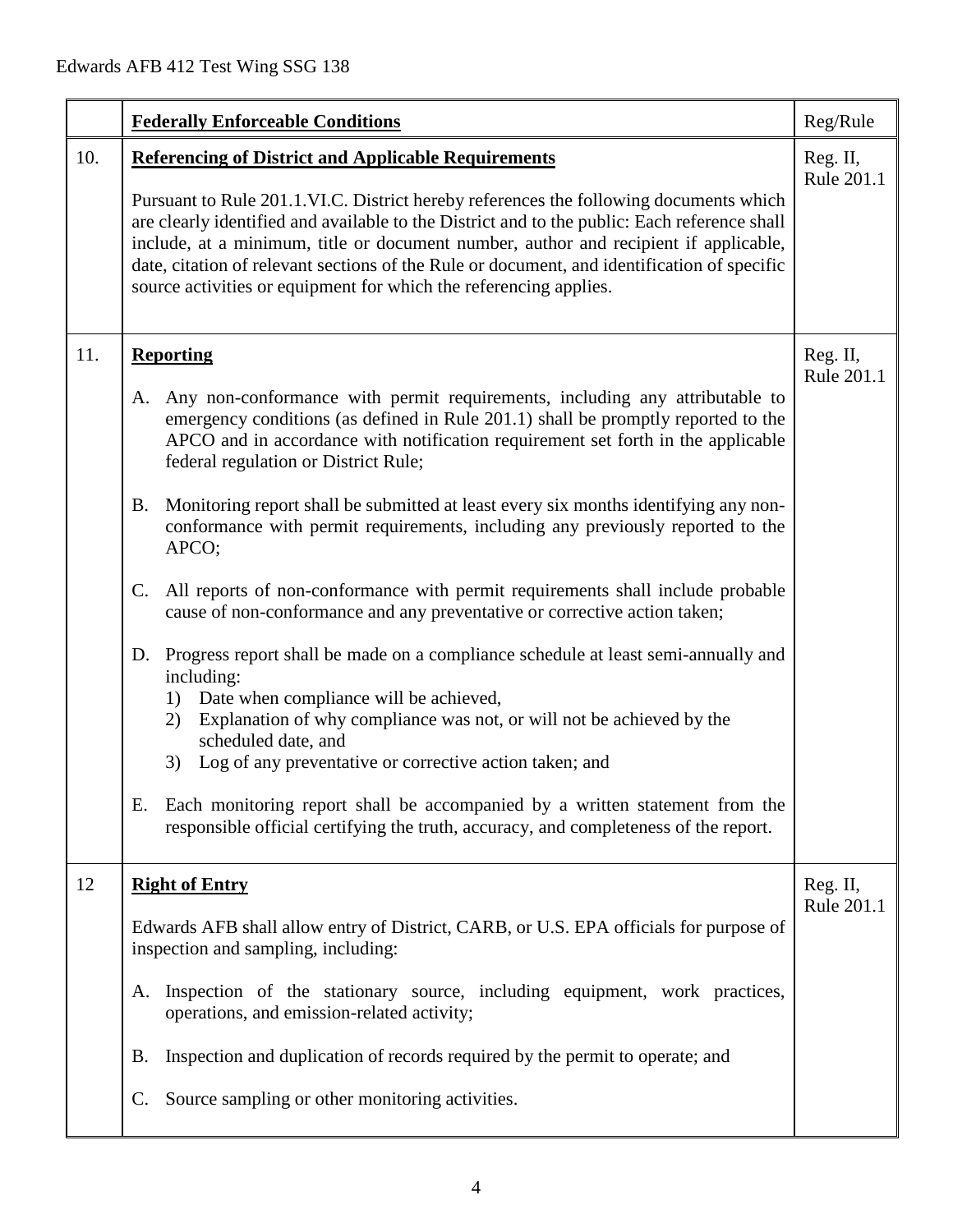| | **Federally Enforceable Conditions** | Reg/Rule |
|---|---|---|
| 10. | **Referencing of District and Applicable Requirements**<br><br>Pursuant to Rule 201.1.VI.C. District hereby references the following documents which are clearly identified and available to the District and to the public: Each reference shall include, at a minimum, title or document number, author and recipient if applicable, date, citation of relevant sections of the Rule or document, and identification of specific source activities or equipment for which the referencing applies. | Reg. II, Rule 201.1 |
| 11. | **Reporting**<br><br>A. Any non-conformance with permit requirements, including any attributable to emergency conditions (as defined in Rule 201.1) shall be promptly reported to the APCO and in accordance with notification requirement set forth in the applicable federal regulation or District Rule;<br><br>B. Monitoring report shall be submitted at least every six months identifying any non-conformance with permit requirements, including any previously reported to the APCO;<br><br>C. All reports of non-conformance with permit requirements shall include probable cause of non-conformance and any preventative or corrective action taken;<br><br>D. Progress report shall be made on a compliance schedule at least semi-annually and including:<br>1) Date when compliance will be achieved,<br>2) Explanation of why compliance was not, or will not be achieved by the scheduled date, and<br>3) Log of any preventative or corrective action taken; and<br><br>E. Each monitoring report shall be accompanied by a written statement from the responsible official certifying the truth, accuracy, and completeness of the report. | Reg. II, Rule 201.1 |
| 12 | **Right of Entry**<br><br>Edwards AFB shall allow entry of District, CARB, or U.S. EPA officials for purpose of inspection and sampling, including:<br><br>A. Inspection of the stationary source, including equipment, work practices, operations, and emission-related activity;<br><br>B. Inspection and duplication of records required by the permit to operate; and<br><br>C. Source sampling or other monitoring activities. | Reg. II, Rule 201.1 |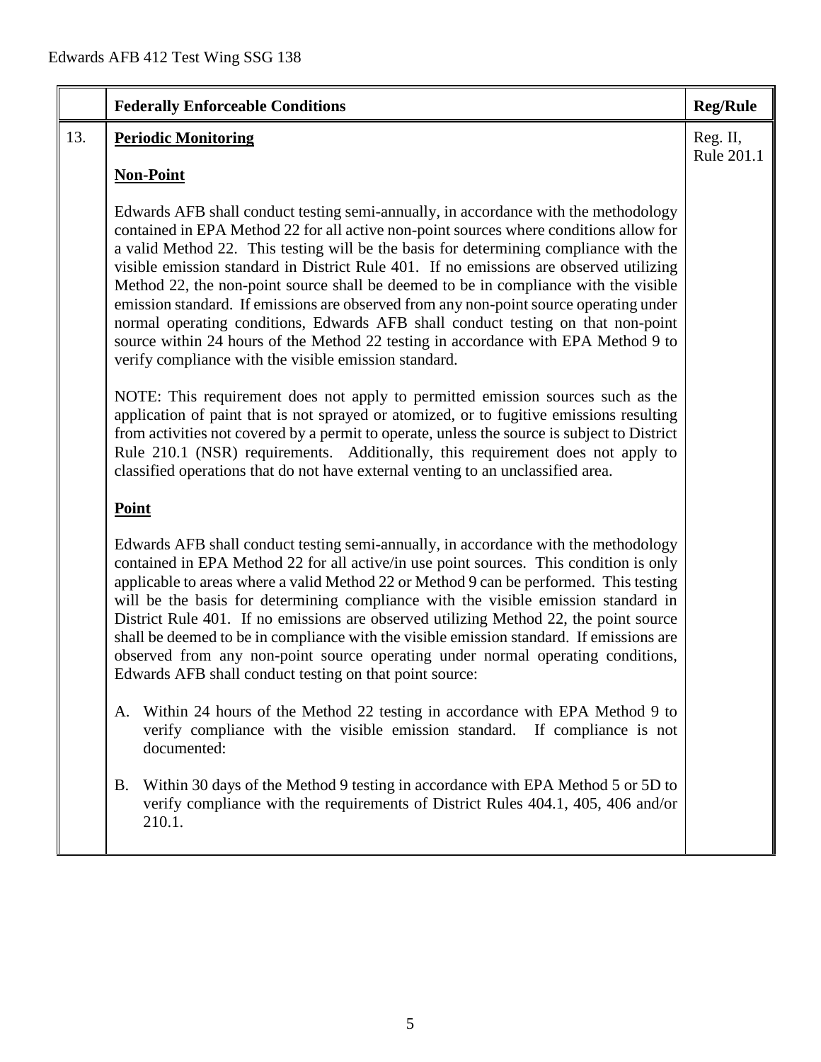| | Federally Enforceable Conditions | Reg/Rule |
|---|---|---|
| 13. | **Periodic Monitoring**<br><br>**Non-Point**<br><br>Edwards AFB shall conduct testing semi-annually, in accordance with the methodology contained in EPA Method 22 for all active non-point sources where conditions allow for a valid Method 22. This testing will be the basis for determining compliance with the visible emission standard in District Rule 401. If no emissions are observed utilizing Method 22, the non-point source shall be deemed to be in compliance with the visible emission standard. If emissions are observed from any non-point source operating under normal operating conditions, Edwards AFB shall conduct testing on that non-point source within 24 hours of the Method 22 testing in accordance with EPA Method 9 to verify compliance with the visible emission standard.<br><br>NOTE: This requirement does not apply to permitted emission sources such as the application of paint that is not sprayed or atomized, or to fugitive emissions resulting from activities not covered by a permit to operate, unless the source is subject to District Rule 210.1 (NSR) requirements. Additionally, this requirement does not apply to classified operations that do not have external venting to an unclassified area.<br><br>**Point**<br><br>Edwards AFB shall conduct testing semi-annually, in accordance with the methodology contained in EPA Method 22 for all active/in use point sources. This condition is only applicable to areas where a valid Method 22 or Method 9 can be performed. This testing will be the basis for determining compliance with the visible emission standard in District Rule 401. If no emissions are observed utilizing Method 22, the point source shall be deemed to be in compliance with the visible emission standard. If emissions are observed from any non-point source operating under normal operating conditions, Edwards AFB shall conduct testing on that point source:<br><br>A. Within 24 hours of the Method 22 testing in accordance with EPA Method 9 to verify compliance with the visible emission standard. If compliance is not documented:<br><br>B. Within 30 days of the Method 9 testing in accordance with EPA Method 5 or 5D to verify compliance with the requirements of District Rules 404.1, 405, 406 and/or 210.1. | Reg. II, Rule 201.1 |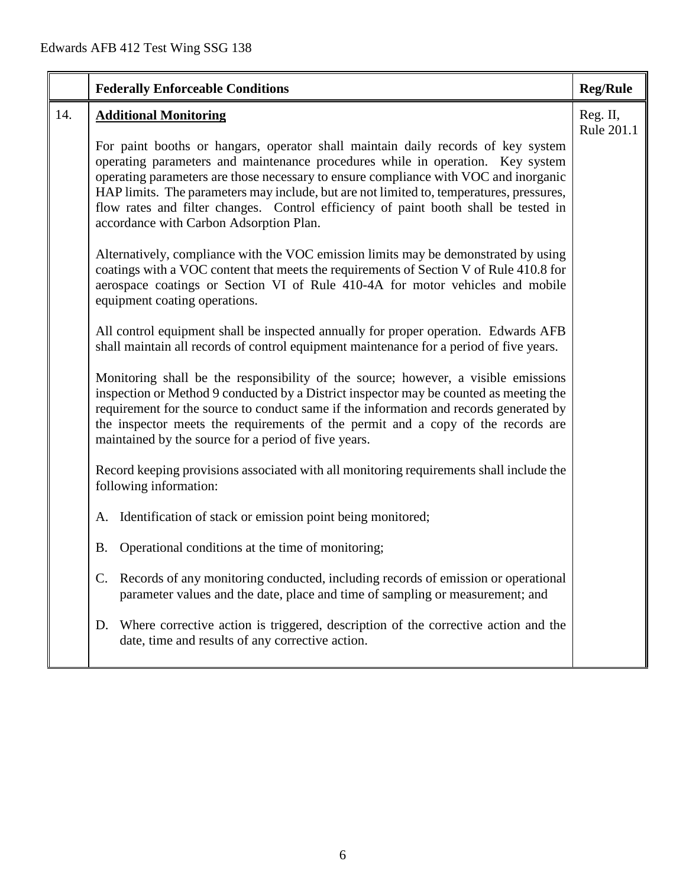| | Federally Enforceable Conditions | Reg/Rule |
|---|---|---|
| 14. | **Additional Monitoring**<br><br>For paint booths or hangars, operator shall maintain daily records of key system operating parameters and maintenance procedures while in operation. Key system operating parameters are those necessary to ensure compliance with VOC and inorganic HAP limits. The parameters may include, but are not limited to, temperatures, pressures, flow rates and filter changes. Control efficiency of paint booth shall be tested in accordance with Carbon Adsorption Plan.<br><br>Alternatively, compliance with the VOC emission limits may be demonstrated by using coatings with a VOC content that meets the requirements of Section V of Rule 410.8 for aerospace coatings or Section VI of Rule 410-4A for motor vehicles and mobile equipment coating operations.<br><br>All control equipment shall be inspected annually for proper operation. Edwards AFB shall maintain all records of control equipment maintenance for a period of five years.<br><br>Monitoring shall be the responsibility of the source; however, a visible emissions inspection or Method 9 conducted by a District inspector may be counted as meeting the requirement for the source to conduct same if the information and records generated by the inspector meets the requirements of the permit and a copy of the records are maintained by the source for a period of five years.<br><br>Record keeping provisions associated with all monitoring requirements shall include the following information:<br><br>A. Identification of stack or emission point being monitored;<br><br>B. Operational conditions at the time of monitoring;<br><br>C. Records of any monitoring conducted, including records of emission or operational parameter values and the date, place and time of sampling or measurement; and<br><br>D. Where corrective action is triggered, description of the corrective action and the date, time and results of any corrective action. | Reg. II, Rule 201.1 |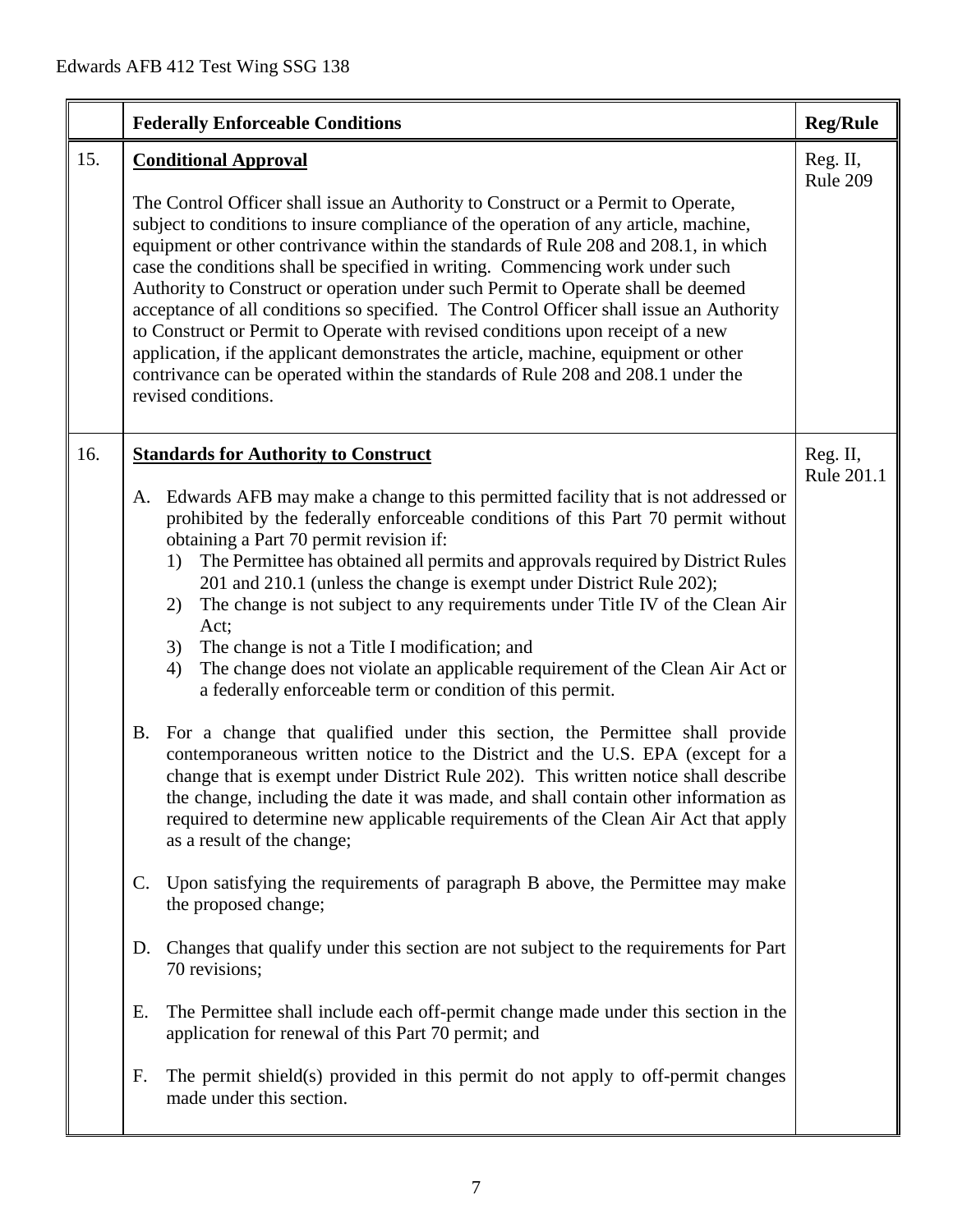| | Federally Enforceable Conditions | Reg/Rule |
|---|---|---|
| 15. | **<u>Conditional Approval</u>**<br><br>The Control Officer shall issue an Authority to Construct or a Permit to Operate, subject to conditions to insure compliance of the operation of any article, machine, equipment or other contrivance within the standards of Rule 208 and 208.1, in which case the conditions shall be specified in writing. Commencing work under such Authority to Construct or operation under such Permit to Operate shall be deemed acceptance of all conditions so specified. The Control Officer shall issue an Authority to Construct or Permit to Operate with revised conditions upon receipt of a new application, if the applicant demonstrates the article, machine, equipment or other contrivance can be operated within the standards of Rule 208 and 208.1 under the revised conditions. | Reg. II, Rule 209 |
| 16. | **<u>Standards for Authority to Construct</u>**<br><br>A. Edwards AFB may make a change to this permitted facility that is not addressed or prohibited by the federally enforceable conditions of this Part 70 permit without obtaining a Part 70 permit revision if:<br>1) The Permittee has obtained all permits and approvals required by District Rules 201 and 210.1 (unless the change is exempt under District Rule 202);<br>2) The change is not subject to any requirements under Title IV of the Clean Air Act;<br>3) The change is not a Title I modification; and<br>4) The change does not violate an applicable requirement of the Clean Air Act or a federally enforceable term or condition of this permit.<br><br>B. For a change that qualified under this section, the Permittee shall provide contemporaneous written notice to the District and the U.S. EPA (except for a change that is exempt under District Rule 202). This written notice shall describe the change, including the date it was made, and shall contain other information as required to determine new applicable requirements of the Clean Air Act that apply as a result of the change;<br><br>C. Upon satisfying the requirements of paragraph B above, the Permittee may make the proposed change;<br><br>D. Changes that qualify under this section are not subject to the requirements for Part 70 revisions;<br><br>E. The Permittee shall include each off-permit change made under this section in the application for renewal of this Part 70 permit; and<br><br>F. The permit shield(s) provided in this permit do not apply to off-permit changes made under this section. | Reg. II, Rule 201.1 |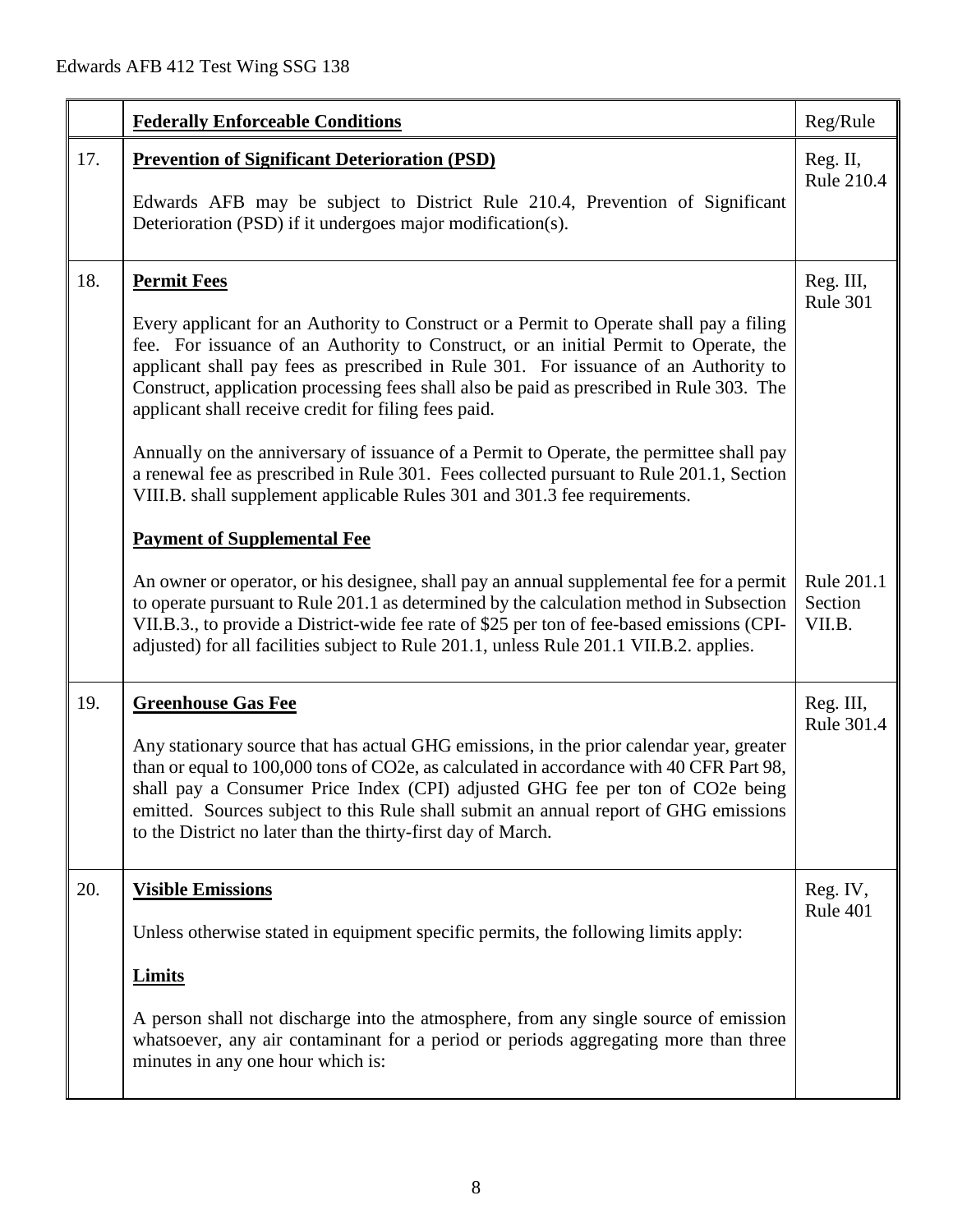| | **Federally Enforceable Conditions** | Reg/Rule |
|---|---|---|
| 17. | **Prevention of Significant Deterioration (PSD)**<br><br>Edwards AFB may be subject to District Rule 210.4, Prevention of Significant Deterioration (PSD) if it undergoes major modification(s). | Reg. II, Rule 210.4 |
| 18. | **Permit Fees**<br><br>Every applicant for an Authority to Construct or a Permit to Operate shall pay a filing fee. For issuance of an Authority to Construct, or an initial Permit to Operate, the applicant shall pay fees as prescribed in Rule 301. For issuance of an Authority to Construct, application processing fees shall also be paid as prescribed in Rule 303. The applicant shall receive credit for filing fees paid.<br><br>Annually on the anniversary of issuance of a Permit to Operate, the permittee shall pay a renewal fee as prescribed in Rule 301. Fees collected pursuant to Rule 201.1, Section VIII.B. shall supplement applicable Rules 301 and 301.3 fee requirements. | Reg. III, Rule 301 |
| | **Payment of Supplemental Fee**<br><br>An owner or operator, or his designee, shall pay an annual supplemental fee for a permit to operate pursuant to Rule 201.1 as determined by the calculation method in Subsection VII.B.3., to provide a District-wide fee rate of $25 per ton of fee-based emissions (CPI-adjusted) for all facilities subject to Rule 201.1, unless Rule 201.1 VII.B.2. applies. | Rule 201.1 Section VII.B. |
| 19. | **Greenhouse Gas Fee**<br><br>Any stationary source that has actual GHG emissions, in the prior calendar year, greater than or equal to 100,000 tons of CO2e, as calculated in accordance with 40 CFR Part 98, shall pay a Consumer Price Index (CPI) adjusted GHG fee per ton of CO2e being emitted. Sources subject to this Rule shall submit an annual report of GHG emissions to the District no later than the thirty-first day of March. | Reg. III, Rule 301.4 |
| 20. | **Visible Emissions**<br><br>Unless otherwise stated in equipment specific permits, the following limits apply:<br><br>**Limits**<br><br>A person shall not discharge into the atmosphere, from any single source of emission whatsoever, any air contaminant for a period or periods aggregating more than three minutes in any one hour which is: | Reg. IV, Rule 401 |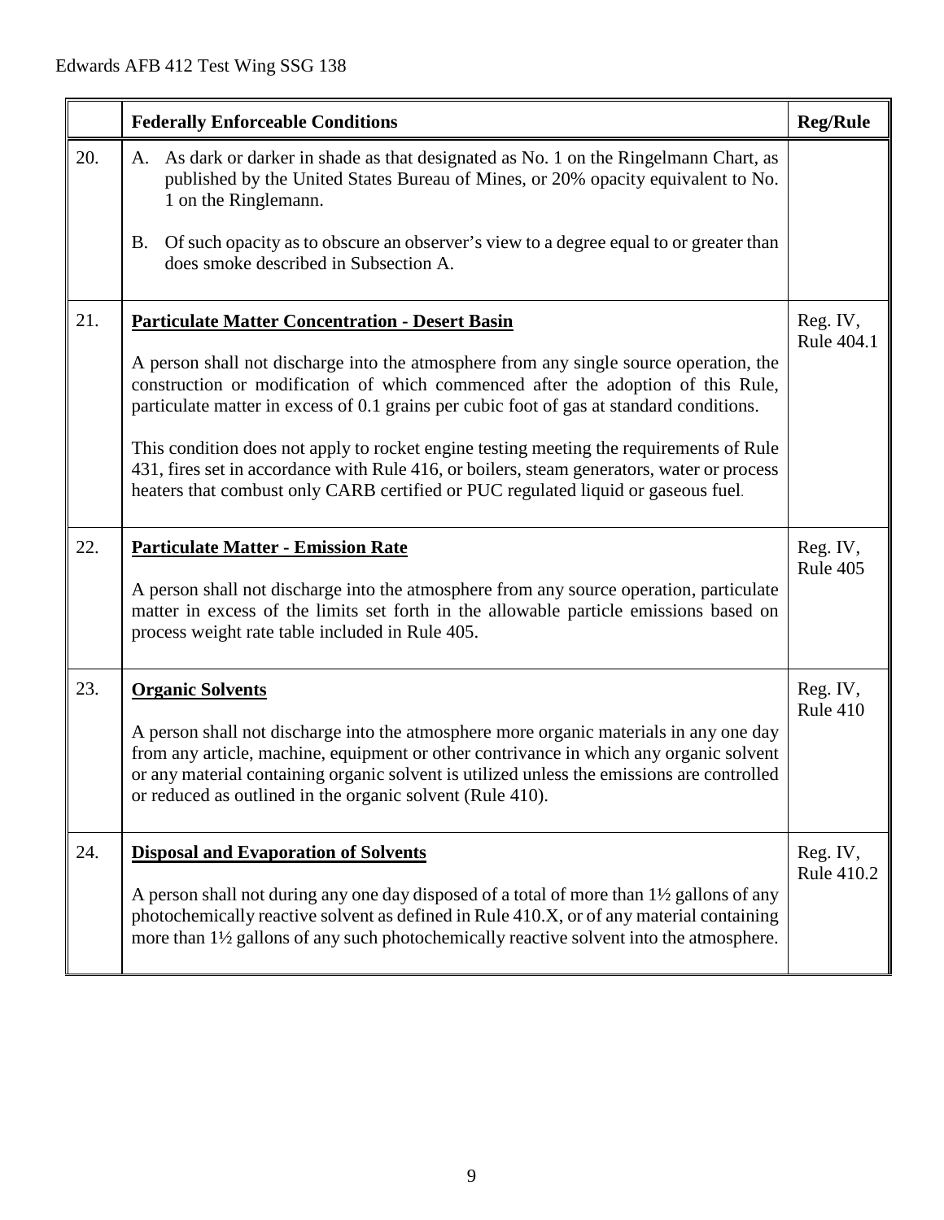| | Federally Enforceable Conditions | Reg/Rule |
|---|---|---|
| 20. | A. As dark or darker in shade as that designated as No. 1 on the Ringelmann Chart, as published by the United States Bureau of Mines, or 20% opacity equivalent to No. 1 on the Ringlemann.<br><br>B. Of such opacity as to obscure an observer's view to a degree equal to or greater than does smoke described in Subsection A. | |
| 21. | **Particulate Matter Concentration - Desert Basin**<br><br>A person shall not discharge into the atmosphere from any single source operation, the construction or modification of which commenced after the adoption of this Rule, particulate matter in excess of 0.1 grains per cubic foot of gas at standard conditions.<br><br>This condition does not apply to rocket engine testing meeting the requirements of Rule 431, fires set in accordance with Rule 416, or boilers, steam generators, water or process heaters that combust only CARB certified or PUC regulated liquid or gaseous fuel. | Reg. IV, Rule 404.1 |
| 22. | **Particulate Matter - Emission Rate**<br><br>A person shall not discharge into the atmosphere from any source operation, particulate matter in excess of the limits set forth in the allowable particle emissions based on process weight rate table included in Rule 405. | Reg. IV, Rule 405 |
| 23. | **Organic Solvents**<br><br>A person shall not discharge into the atmosphere more organic materials in any one day from any article, machine, equipment or other contrivance in which any organic solvent or any material containing organic solvent is utilized unless the emissions are controlled or reduced as outlined in the organic solvent (Rule 410). | Reg. IV, Rule 410 |
| 24. | **Disposal and Evaporation of Solvents**<br><br>A person shall not during any one day disposed of a total of more than 1½ gallons of any photochemically reactive solvent as defined in Rule 410.X, or of any material containing more than 1½ gallons of any such photochemically reactive solvent into the atmosphere. | Reg. IV, Rule 410.2 |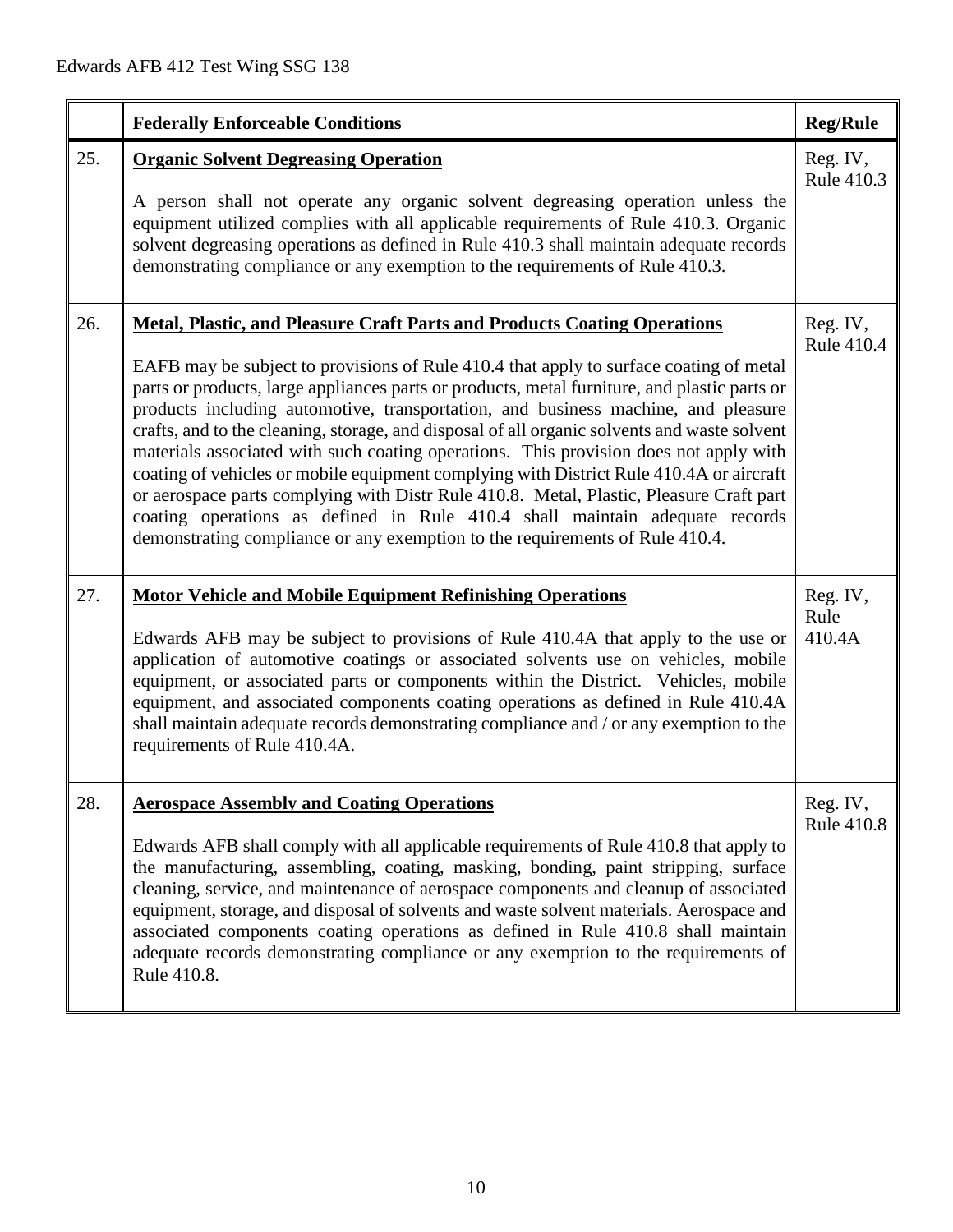| | Federally Enforceable Conditions | Reg/Rule |
|---|---|---|
| 25. | **Organic Solvent Degreasing Operation**<br><br>A person shall not operate any organic solvent degreasing operation unless the equipment utilized complies with all applicable requirements of Rule 410.3. Organic solvent degreasing operations as defined in Rule 410.3 shall maintain adequate records demonstrating compliance or any exemption to the requirements of Rule 410.3. | Reg. IV, Rule 410.3 |
| 26. | **Metal, Plastic, and Pleasure Craft Parts and Products Coating Operations**<br><br>EAFB may be subject to provisions of Rule 410.4 that apply to surface coating of metal parts or products, large appliances parts or products, metal furniture, and plastic parts or products including automotive, transportation, and business machine, and pleasure crafts, and to the cleaning, storage, and disposal of all organic solvents and waste solvent materials associated with such coating operations. This provision does not apply with coating of vehicles or mobile equipment complying with District Rule 410.4A or aircraft or aerospace parts complying with Distr Rule 410.8. Metal, Plastic, Pleasure Craft part coating operations as defined in Rule 410.4 shall maintain adequate records demonstrating compliance or any exemption to the requirements of Rule 410.4. | Reg. IV, Rule 410.4 |
| 27. | **Motor Vehicle and Mobile Equipment Refinishing Operations**<br><br>Edwards AFB may be subject to provisions of Rule 410.4A that apply to the use or application of automotive coatings or associated solvents use on vehicles, mobile equipment, or associated parts or components within the District. Vehicles, mobile equipment, and associated components coating operations as defined in Rule 410.4A shall maintain adequate records demonstrating compliance and / or any exemption to the requirements of Rule 410.4A. | Reg. IV, Rule 410.4A |
| 28. | **Aerospace Assembly and Coating Operations**<br><br>Edwards AFB shall comply with all applicable requirements of Rule 410.8 that apply to the manufacturing, assembling, coating, masking, bonding, paint stripping, surface cleaning, service, and maintenance of aerospace components and cleanup of associated equipment, storage, and disposal of solvents and waste solvent materials. Aerospace and associated components coating operations as defined in Rule 410.8 shall maintain adequate records demonstrating compliance or any exemption to the requirements of Rule 410.8. | Reg. IV, Rule 410.8 |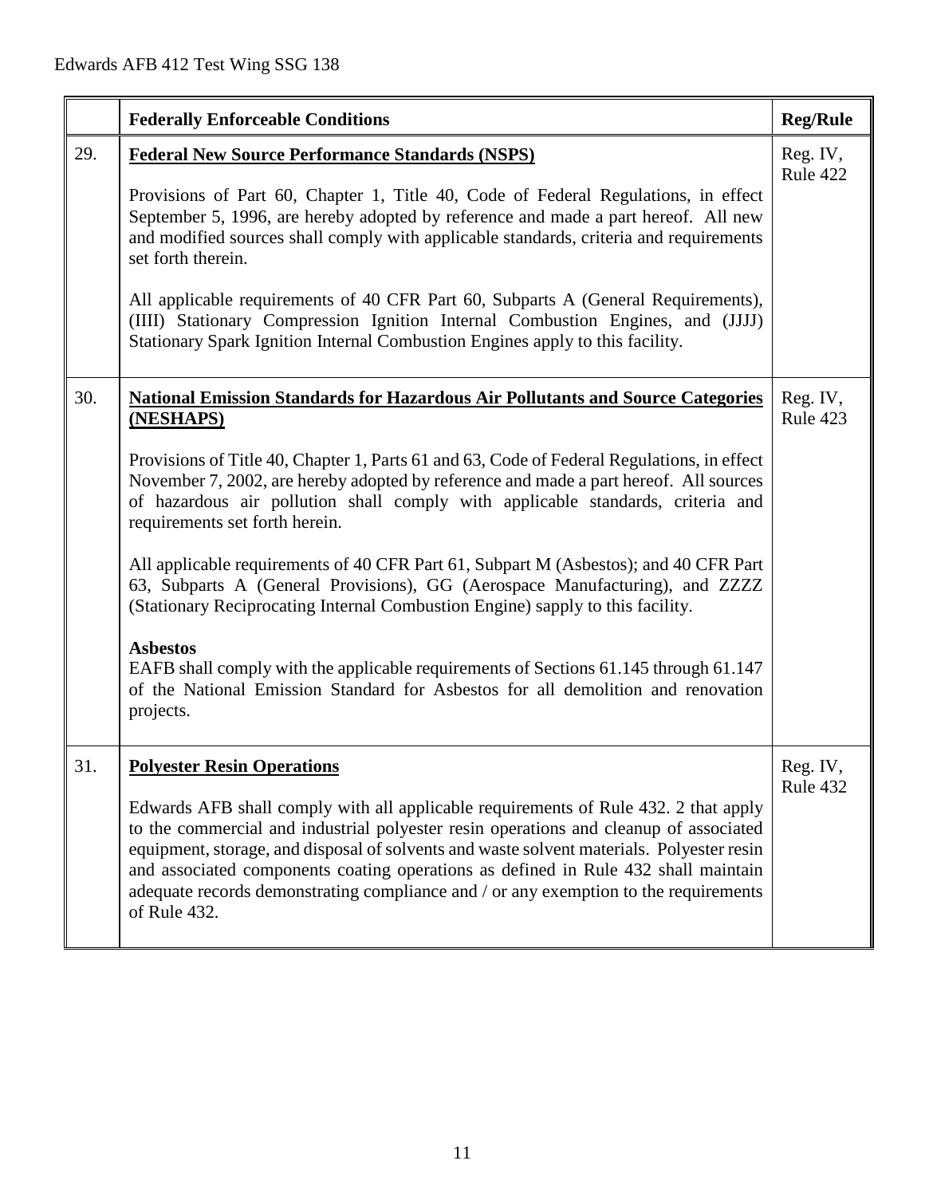| | Federally Enforceable Conditions | Reg/Rule |
|---|---|---|
| 29. | **Federal New Source Performance Standards (NSPS)**<br><br>Provisions of Part 60, Chapter 1, Title 40, Code of Federal Regulations, in effect September 5, 1996, are hereby adopted by reference and made a part hereof. All new and modified sources shall comply with applicable standards, criteria and requirements set forth therein.<br><br>All applicable requirements of 40 CFR Part 60, Subparts A (General Requirements), (IIII) Stationary Compression Ignition Internal Combustion Engines, and (JJJJ) Stationary Spark Ignition Internal Combustion Engines apply to this facility. | Reg. IV, Rule 422 |
| 30. | **National Emission Standards for Hazardous Air Pollutants and Source Categories (NESHAPS)**<br><br>Provisions of Title 40, Chapter 1, Parts 61 and 63, Code of Federal Regulations, in effect November 7, 2002, are hereby adopted by reference and made a part hereof. All sources of hazardous air pollution shall comply with applicable standards, criteria and requirements set forth herein.<br><br>All applicable requirements of 40 CFR Part 61, Subpart M (Asbestos); and 40 CFR Part 63, Subparts A (General Provisions), GG (Aerospace Manufacturing), and ZZZZ (Stationary Reciprocating Internal Combustion Engine) sapply to this facility.<br><br>**Asbestos**<br>EAFB shall comply with the applicable requirements of Sections 61.145 through 61.147 of the National Emission Standard for Asbestos for all demolition and renovation projects. | Reg. IV, Rule 423 |
| 31. | **Polyester Resin Operations**<br><br>Edwards AFB shall comply with all applicable requirements of Rule 432. 2 that apply to the commercial and industrial polyester resin operations and cleanup of associated equipment, storage, and disposal of solvents and waste solvent materials. Polyester resin and associated components coating operations as defined in Rule 432 shall maintain adequate records demonstrating compliance and / or any exemption to the requirements of Rule 432. | Reg. IV, Rule 432 |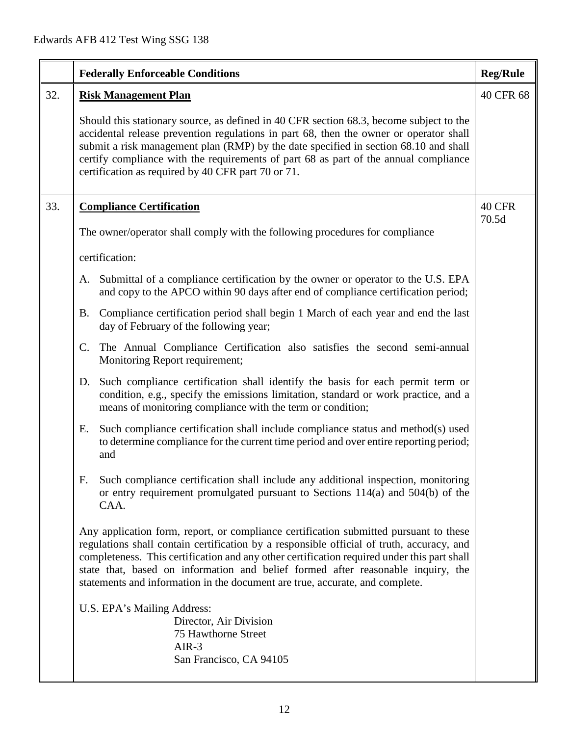| | Federally Enforceable Conditions | Reg/Rule |
|---|---|---|
| 32. | **Risk Management Plan**<br><br>Should this stationary source, as defined in 40 CFR section 68.3, become subject to the accidental release prevention regulations in part 68, then the owner or operator shall submit a risk management plan (RMP) by the date specified in section 68.10 and shall certify compliance with the requirements of part 68 as part of the annual compliance certification as required by 40 CFR part 70 or 71. | 40 CFR 68 |
| 33. | **Compliance Certification**<br><br>The owner/operator shall comply with the following procedures for compliance<br><br>certification:<br><br>A. Submittal of a compliance certification by the owner or operator to the U.S. EPA and copy to the APCO within 90 days after end of compliance certification period;<br><br>B. Compliance certification period shall begin 1 March of each year and end the last day of February of the following year;<br><br>C. The Annual Compliance Certification also satisfies the second semi-annual Monitoring Report requirement;<br><br>D. Such compliance certification shall identify the basis for each permit term or condition, e.g., specify the emissions limitation, standard or work practice, and a means of monitoring compliance with the term or condition;<br><br>E. Such compliance certification shall include compliance status and method(s) used to determine compliance for the current time period and over entire reporting period; and<br><br>F. Such compliance certification shall include any additional inspection, monitoring or entry requirement promulgated pursuant to Sections 114(a) and 504(b) of the CAA.<br><br>Any application form, report, or compliance certification submitted pursuant to these regulations shall contain certification by a responsible official of truth, accuracy, and completeness. This certification and any other certification required under this part shall state that, based on information and belief formed after reasonable inquiry, the statements and information in the document are true, accurate, and complete.<br><br>U.S. EPA's Mailing Address:<br>Director, Air Division<br>75 Hawthorne Street<br>AIR-3<br>San Francisco, CA 94105 | 40 CFR 70.5d |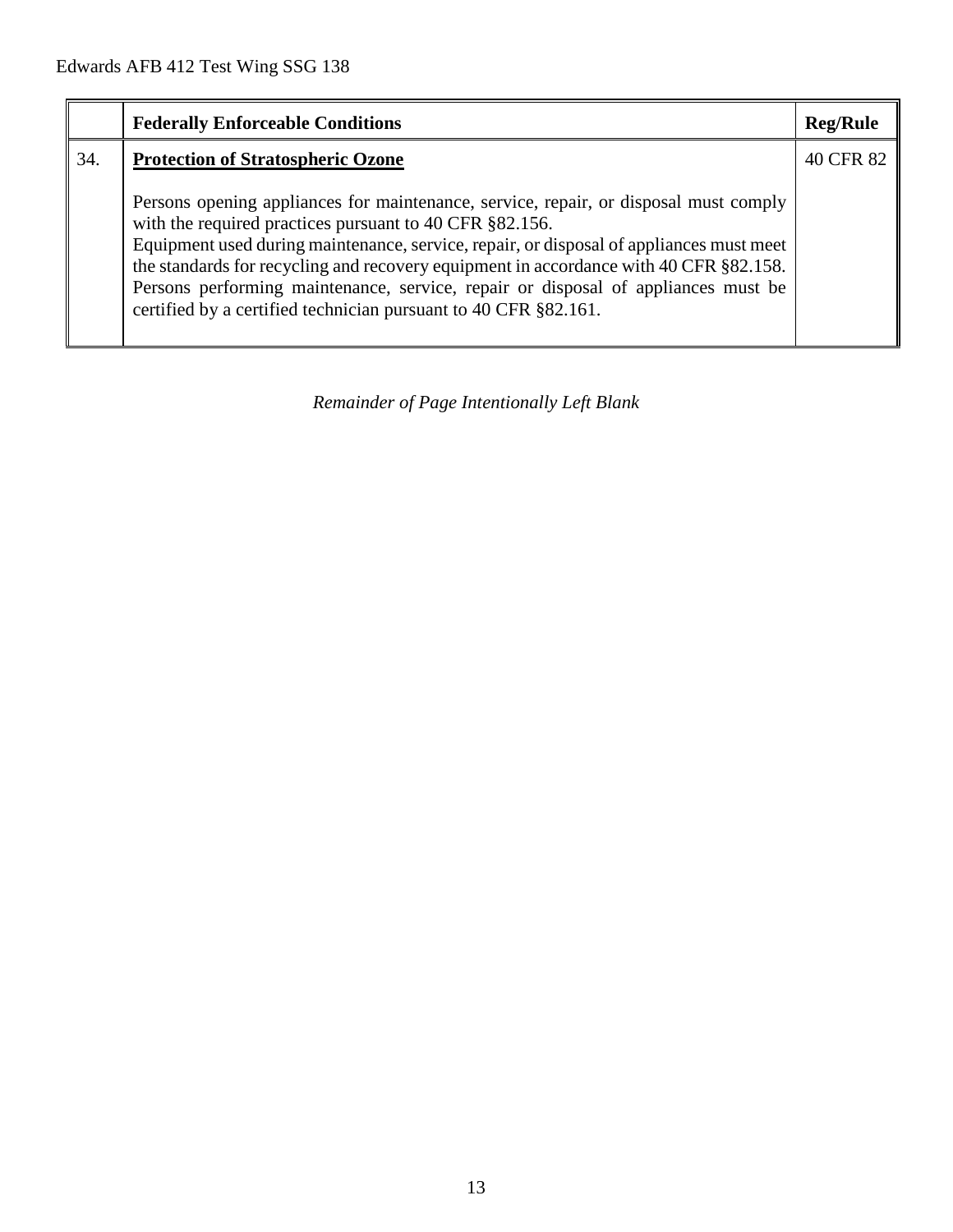|  | **Federally Enforceable Conditions** | **Reg/Rule** |
|---|---|---|
| 34. | **<u>Protection of Stratospheric Ozone</u>**<br><br>Persons opening appliances for maintenance, service, repair, or disposal must comply with the required practices pursuant to 40 CFR §82.156.<br>Equipment used during maintenance, service, repair, or disposal of appliances must meet the standards for recycling and recovery equipment in accordance with 40 CFR §82.158.<br>Persons performing maintenance, service, repair or disposal of appliances must be certified by a certified technician pursuant to 40 CFR §82.161. | 40 CFR 82 |

*Remainder of Page Intentionally Left Blank*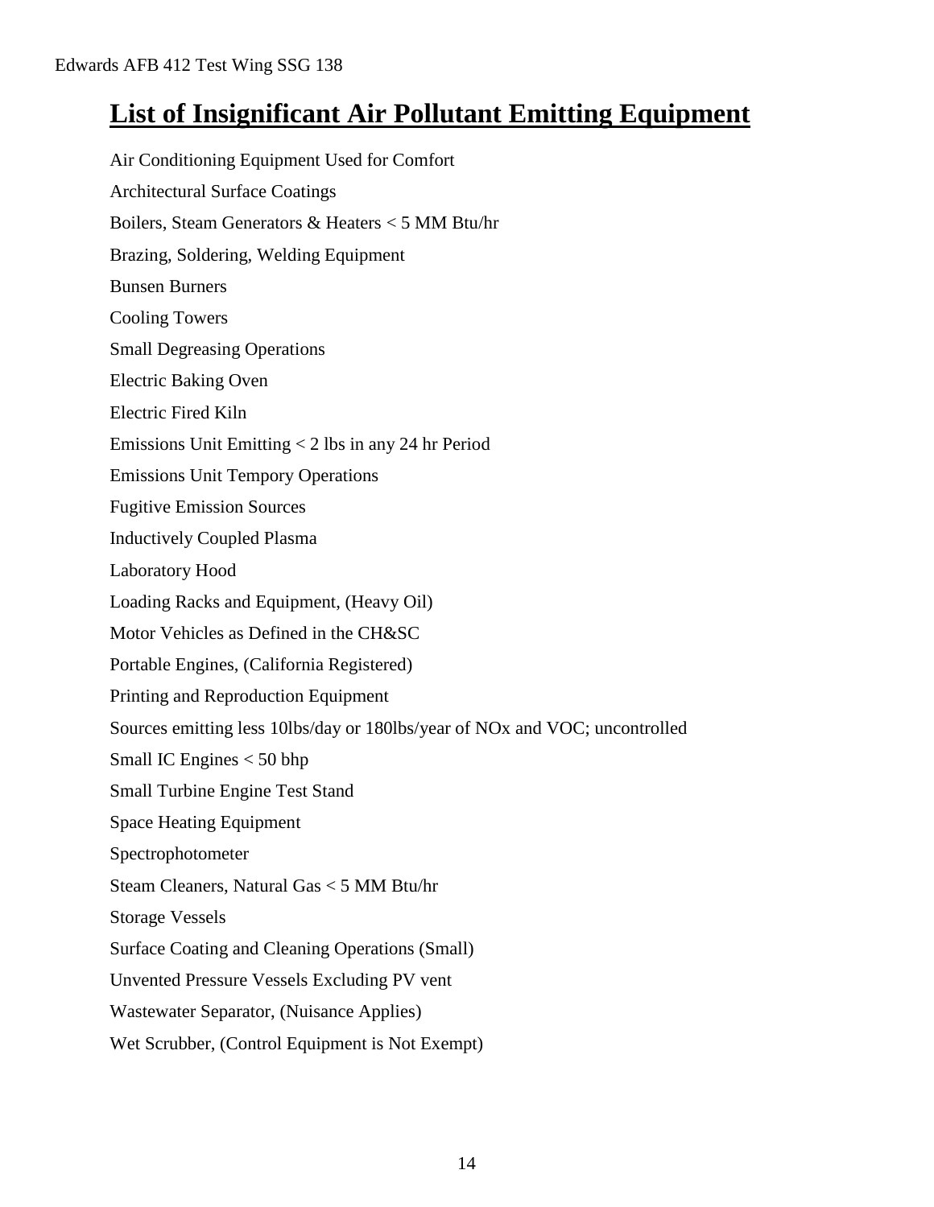# List of Insignificant Air Pollutant Emitting Equipment

Air Conditioning Equipment Used for Comfort

Architectural Surface Coatings

Boilers, Steam Generators & Heaters < 5 MM Btu/hr

Brazing, Soldering, Welding Equipment

Bunsen Burners

Cooling Towers

Small Degreasing Operations

Electric Baking Oven

Electric Fired Kiln

Emissions Unit Emitting < 2 lbs in any 24 hr Period

Emissions Unit Tempory Operations

Fugitive Emission Sources

Inductively Coupled Plasma

Laboratory Hood

Loading Racks and Equipment, (Heavy Oil)

Motor Vehicles as Defined in the CH&SC

Portable Engines, (California Registered)

Printing and Reproduction Equipment

Sources emitting less 10lbs/day or 180lbs/year of NOx and VOC; uncontrolled

Small IC Engines < 50 bhp

Small Turbine Engine Test Stand

Space Heating Equipment

Spectrophotometer

Steam Cleaners, Natural Gas < 5 MM Btu/hr

Storage Vessels

Surface Coating and Cleaning Operations (Small)

Unvented Pressure Vessels Excluding PV vent

Wastewater Separator, (Nuisance Applies)

Wet Scrubber, (Control Equipment is Not Exempt)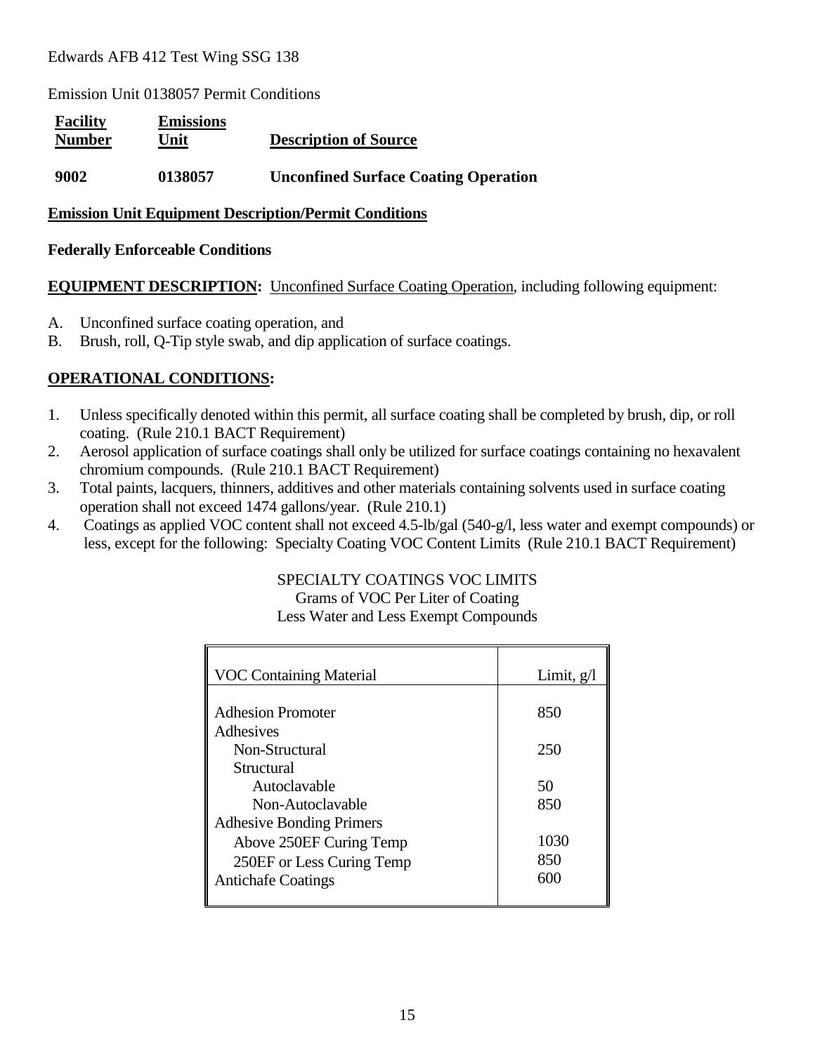Edwards AFB 412 Test Wing SSG 138

Emission Unit 0138057 Permit Conditions

| Facility Number | Emissions Unit | Description of Source |
|---|---|---|
| **9002** | **0138057** | **Unconfined Surface Coating Operation** |

**Emission Unit Equipment Description/Permit Conditions**

**Federally Enforceable Conditions**

**EQUIPMENT DESCRIPTION:** Unconfined Surface Coating Operation, including following equipment:

A. Unconfined surface coating operation, and
B. Brush, roll, Q-Tip style swab, and dip application of surface coatings.

**OPERATIONAL CONDITIONS:**

1. Unless specifically denoted within this permit, all surface coating shall be completed by brush, dip, or roll coating. (Rule 210.1 BACT Requirement)
2. Aerosol application of surface coatings shall only be utilized for surface coatings containing no hexavalent chromium compounds. (Rule 210.1 BACT Requirement)
3. Total paints, lacquers, thinners, additives and other materials containing solvents used in surface coating operation shall not exceed 1474 gallons/year. (Rule 210.1)
4. Coatings as applied VOC content shall not exceed 4.5-lb/gal (540-g/l, less water and exempt compounds) or less, except for the following: Specialty Coating VOC Content Limits (Rule 210.1 BACT Requirement)

SPECIALTY COATINGS VOC LIMITS
Grams of VOC Per Liter of Coating
Less Water and Less Exempt Compounds

| VOC Containing Material | Limit, g/l |
|---|---|
| Adhesion Promoter | 850 |
| Adhesives | |
| Non-Structural | 250 |
| Structural | |
| Autoclavable | 50 |
| Non-Autoclavable | 850 |
| Adhesive Bonding Primers | |
| Above 250EF Curing Temp | 1030 |
| 250EF or Less Curing Temp | 850 |
| Antichafe Coatings | 600 |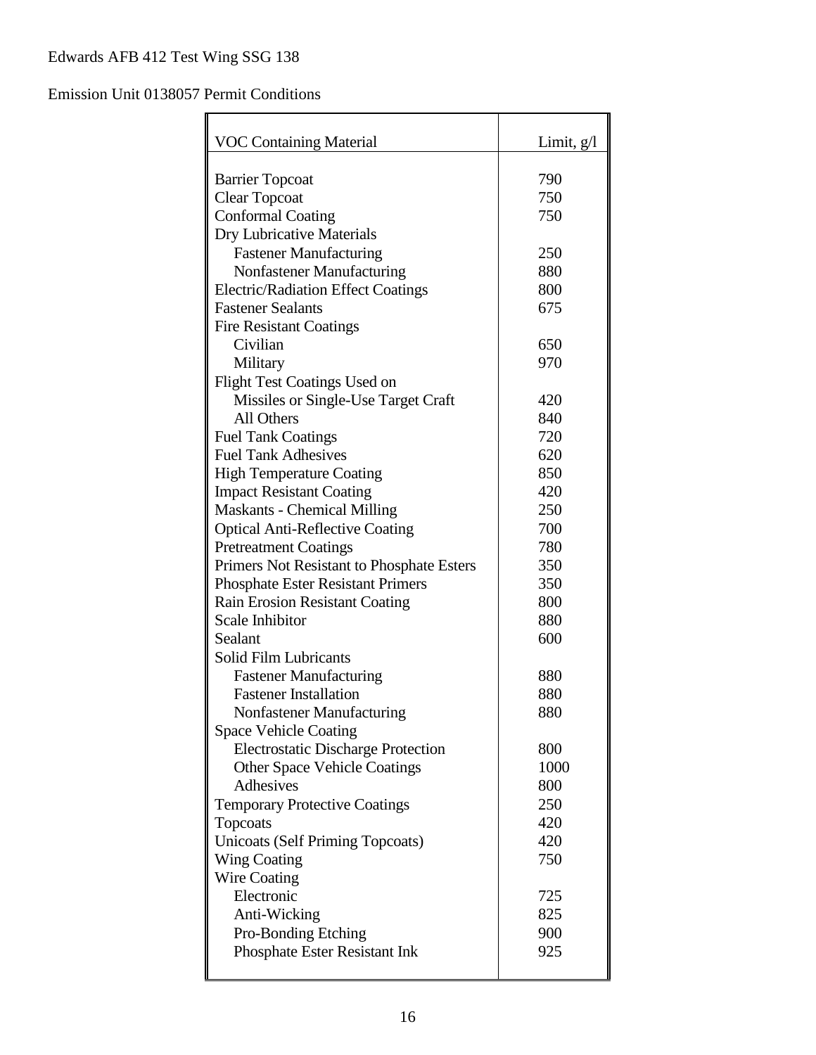Edwards AFB 412 Test Wing SSG 138

Emission Unit 0138057 Permit Conditions

| VOC Containing Material | Limit, g/l |
|---|---|
| Barrier Topcoat | 790 |
| Clear Topcoat | 750 |
| Conformal Coating | 750 |
| Dry Lubricative Materials | |
| Fastener Manufacturing | 250 |
| Nonfastener Manufacturing | 880 |
| Electric/Radiation Effect Coatings | 800 |
| Fastener Sealants | 675 |
| Fire Resistant Coatings | |
| Civilian | 650 |
| Military | 970 |
| Flight Test Coatings Used on | |
| Missiles or Single-Use Target Craft | 420 |
| All Others | 840 |
| Fuel Tank Coatings | 720 |
| Fuel Tank Adhesives | 620 |
| High Temperature Coating | 850 |
| Impact Resistant Coating | 420 |
| Maskants - Chemical Milling | 250 |
| Optical Anti-Reflective Coating | 700 |
| Pretreatment Coatings | 780 |
| Primers Not Resistant to Phosphate Esters | 350 |
| Phosphate Ester Resistant Primers | 350 |
| Rain Erosion Resistant Coating | 800 |
| Scale Inhibitor | 880 |
| Sealant | 600 |
| Solid Film Lubricants | |
| Fastener Manufacturing | 880 |
| Fastener Installation | 880 |
| Nonfastener Manufacturing | 880 |
| Space Vehicle Coating | |
| Electrostatic Discharge Protection | 800 |
| Other Space Vehicle Coatings | 1000 |
| Adhesives | 800 |
| Temporary Protective Coatings | 250 |
| Topcoats | 420 |
| Unicoats (Self Priming Topcoats) | 420 |
| Wing Coating | 750 |
| Wire Coating | |
| Electronic | 725 |
| Anti-Wicking | 825 |
| Pro-Bonding Etching | 900 |
| Phosphate Ester Resistant Ink | 925 |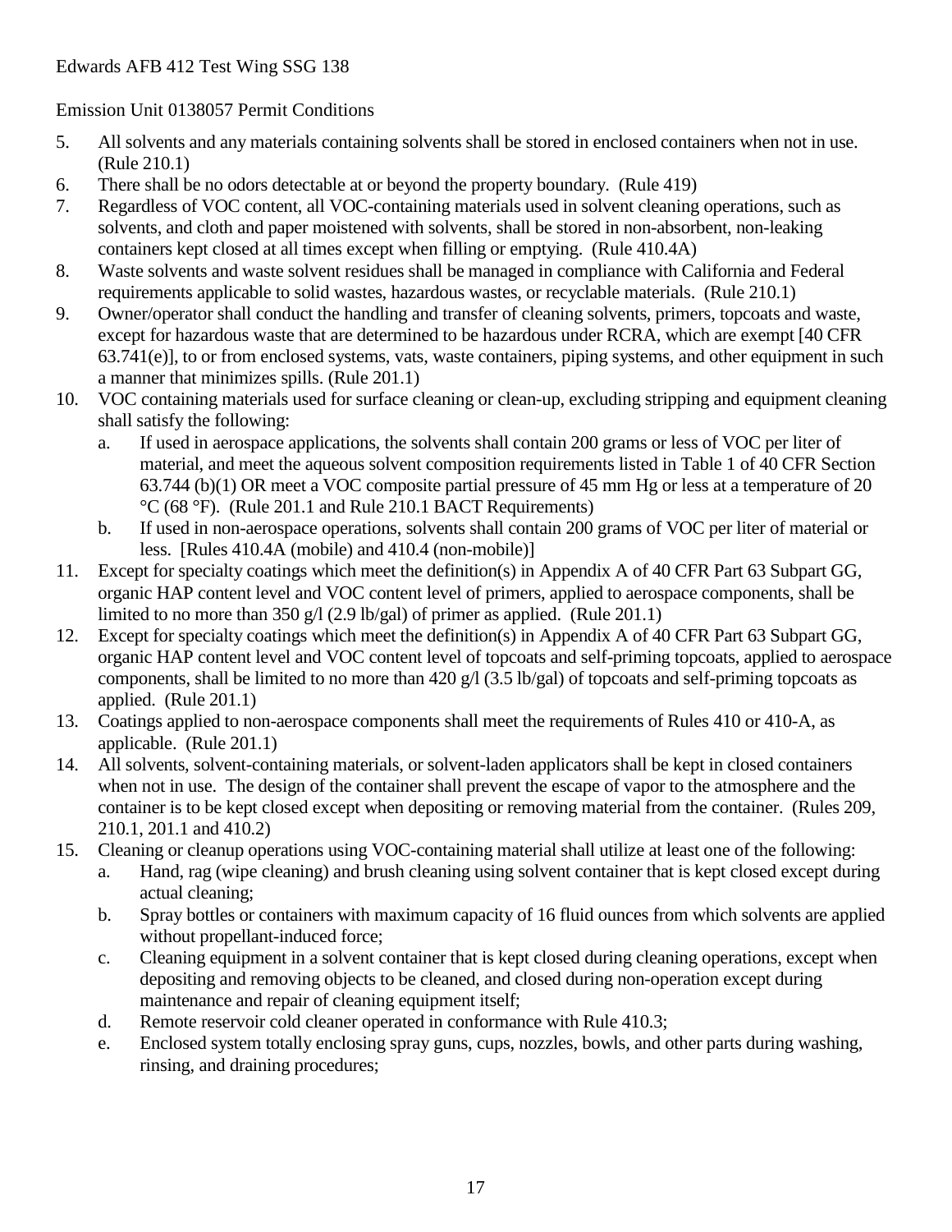Edwards AFB 412 Test Wing SSG 138

Emission Unit 0138057 Permit Conditions

5. All solvents and any materials containing solvents shall be stored in enclosed containers when not in use. (Rule 210.1)
6. There shall be no odors detectable at or beyond the property boundary. (Rule 419)
7. Regardless of VOC content, all VOC-containing materials used in solvent cleaning operations, such as solvents, and cloth and paper moistened with solvents, shall be stored in non-absorbent, non-leaking containers kept closed at all times except when filling or emptying. (Rule 410.4A)
8. Waste solvents and waste solvent residues shall be managed in compliance with California and Federal requirements applicable to solid wastes, hazardous wastes, or recyclable materials. (Rule 210.1)
9. Owner/operator shall conduct the handling and transfer of cleaning solvents, primers, topcoats and waste, except for hazardous waste that are determined to be hazardous under RCRA, which are exempt [40 CFR 63.741(e)], to or from enclosed systems, vats, waste containers, piping systems, and other equipment in such a manner that minimizes spills. (Rule 201.1)
10. VOC containing materials used for surface cleaning or clean-up, excluding stripping and equipment cleaning shall satisfy the following:
    a. If used in aerospace applications, the solvents shall contain 200 grams or less of VOC per liter of material, and meet the aqueous solvent composition requirements listed in Table 1 of 40 CFR Section 63.744 (b)(1) OR meet a VOC composite partial pressure of 45 mm Hg or less at a temperature of 20 °C (68 °F). (Rule 201.1 and Rule 210.1 BACT Requirements)
    b. If used in non-aerospace operations, solvents shall contain 200 grams of VOC per liter of material or less. [Rules 410.4A (mobile) and 410.4 (non-mobile)]
11. Except for specialty coatings which meet the definition(s) in Appendix A of 40 CFR Part 63 Subpart GG, organic HAP content level and VOC content level of primers, applied to aerospace components, shall be limited to no more than 350 g/l (2.9 lb/gal) of primer as applied. (Rule 201.1)
12. Except for specialty coatings which meet the definition(s) in Appendix A of 40 CFR Part 63 Subpart GG, organic HAP content level and VOC content level of topcoats and self-priming topcoats, applied to aerospace components, shall be limited to no more than 420 g/l (3.5 lb/gal) of topcoats and self-priming topcoats as applied. (Rule 201.1)
13. Coatings applied to non-aerospace components shall meet the requirements of Rules 410 or 410-A, as applicable. (Rule 201.1)
14. All solvents, solvent-containing materials, or solvent-laden applicators shall be kept in closed containers when not in use. The design of the container shall prevent the escape of vapor to the atmosphere and the container is to be kept closed except when depositing or removing material from the container. (Rules 209, 210.1, 201.1 and 410.2)
15. Cleaning or cleanup operations using VOC-containing material shall utilize at least one of the following:
    a. Hand, rag (wipe cleaning) and brush cleaning using solvent container that is kept closed except during actual cleaning;
    b. Spray bottles or containers with maximum capacity of 16 fluid ounces from which solvents are applied without propellant-induced force;
    c. Cleaning equipment in a solvent container that is kept closed during cleaning operations, except when depositing and removing objects to be cleaned, and closed during non-operation except during maintenance and repair of cleaning equipment itself;
    d. Remote reservoir cold cleaner operated in conformance with Rule 410.3;
    e. Enclosed system totally enclosing spray guns, cups, nozzles, bowls, and other parts during washing, rinsing, and draining procedures;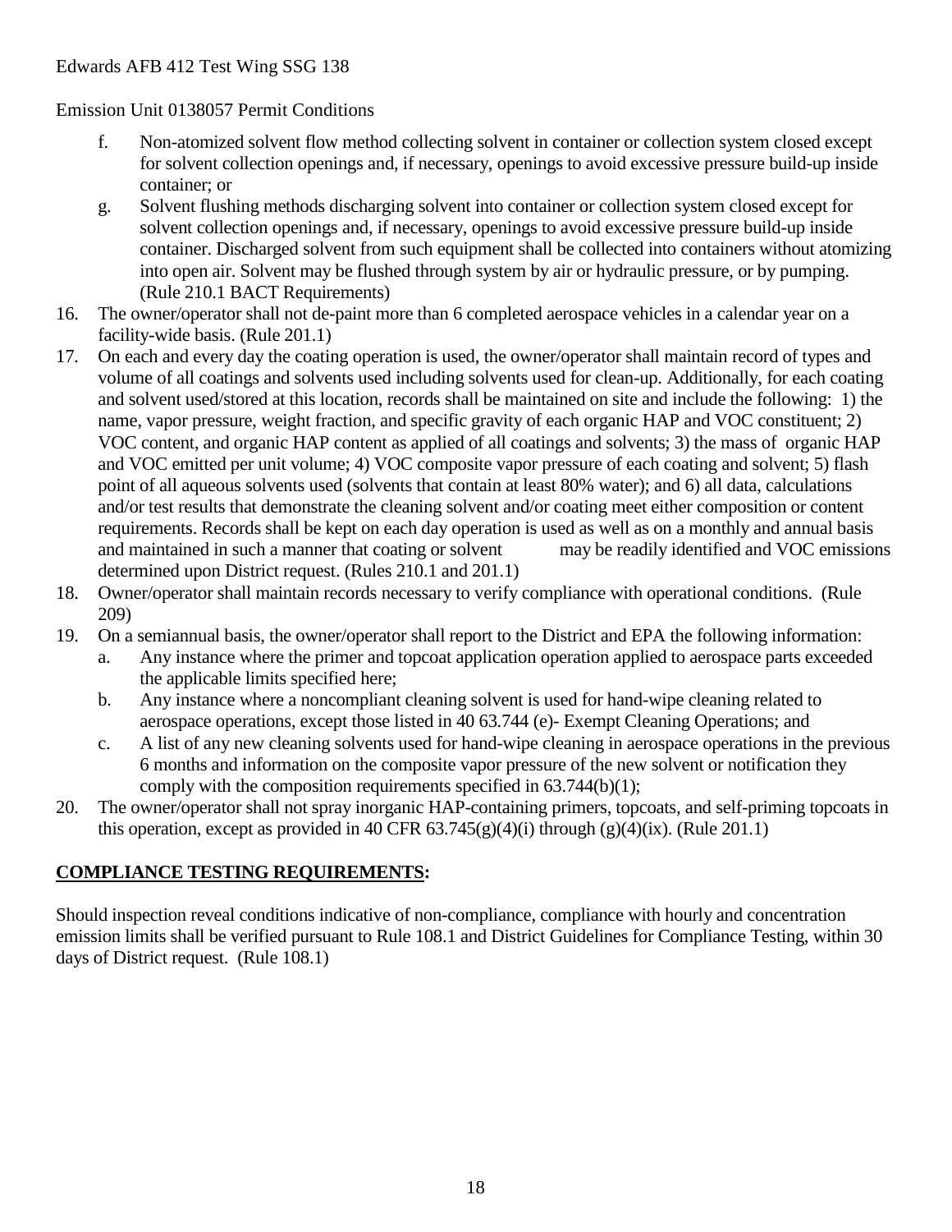Emission Unit 0138057 Permit Conditions

  f. Non-atomized solvent flow method collecting solvent in container or collection system closed except for solvent collection openings and, if necessary, openings to avoid excessive pressure build-up inside container; or
  g. Solvent flushing methods discharging solvent into container or collection system closed except for solvent collection openings and, if necessary, openings to avoid excessive pressure build-up inside container. Discharged solvent from such equipment shall be collected into containers without atomizing into open air. Solvent may be flushed through system by air or hydraulic pressure, or by pumping. (Rule 210.1 BACT Requirements)

16. The owner/operator shall not de-paint more than 6 completed aerospace vehicles in a calendar year on a facility-wide basis. (Rule 201.1)
17. On each and every day the coating operation is used, the owner/operator shall maintain record of types and volume of all coatings and solvents used including solvents used for clean-up. Additionally, for each coating and solvent used/stored at this location, records shall be maintained on site and include the following: 1) the name, vapor pressure, weight fraction, and specific gravity of each organic HAP and VOC constituent; 2) VOC content, and organic HAP content as applied of all coatings and solvents; 3) the mass of organic HAP and VOC emitted per unit volume; 4) VOC composite vapor pressure of each coating and solvent; 5) flash point of all aqueous solvents used (solvents that contain at least 80% water); and 6) all data, calculations and/or test results that demonstrate the cleaning solvent and/or coating meet either composition or content requirements. Records shall be kept on each day operation is used as well as on a monthly and annual basis and maintained in such a manner that coating or solvent may be readily identified and VOC emissions determined upon District request. (Rules 210.1 and 201.1)
18. Owner/operator shall maintain records necessary to verify compliance with operational conditions. (Rule 209)
19. On a semiannual basis, the owner/operator shall report to the District and EPA the following information:
    a. Any instance where the primer and topcoat application operation applied to aerospace parts exceeded the applicable limits specified here;
    b. Any instance where a noncompliant cleaning solvent is used for hand-wipe cleaning related to aerospace operations, except those listed in 40 63.744 (e)- Exempt Cleaning Operations; and
    c. A list of any new cleaning solvents used for hand-wipe cleaning in aerospace operations in the previous 6 months and information on the composite vapor pressure of the new solvent or notification they comply with the composition requirements specified in 63.744(b)(1);
20. The owner/operator shall not spray inorganic HAP-containing primers, topcoats, and self-priming topcoats in this operation, except as provided in 40 CFR 63.745(g)(4)(i) through (g)(4)(ix). (Rule 201.1)

**COMPLIANCE TESTING REQUIREMENTS:**

Should inspection reveal conditions indicative of non-compliance, compliance with hourly and concentration emission limits shall be verified pursuant to Rule 108.1 and District Guidelines for Compliance Testing, within 30 days of District request. (Rule 108.1)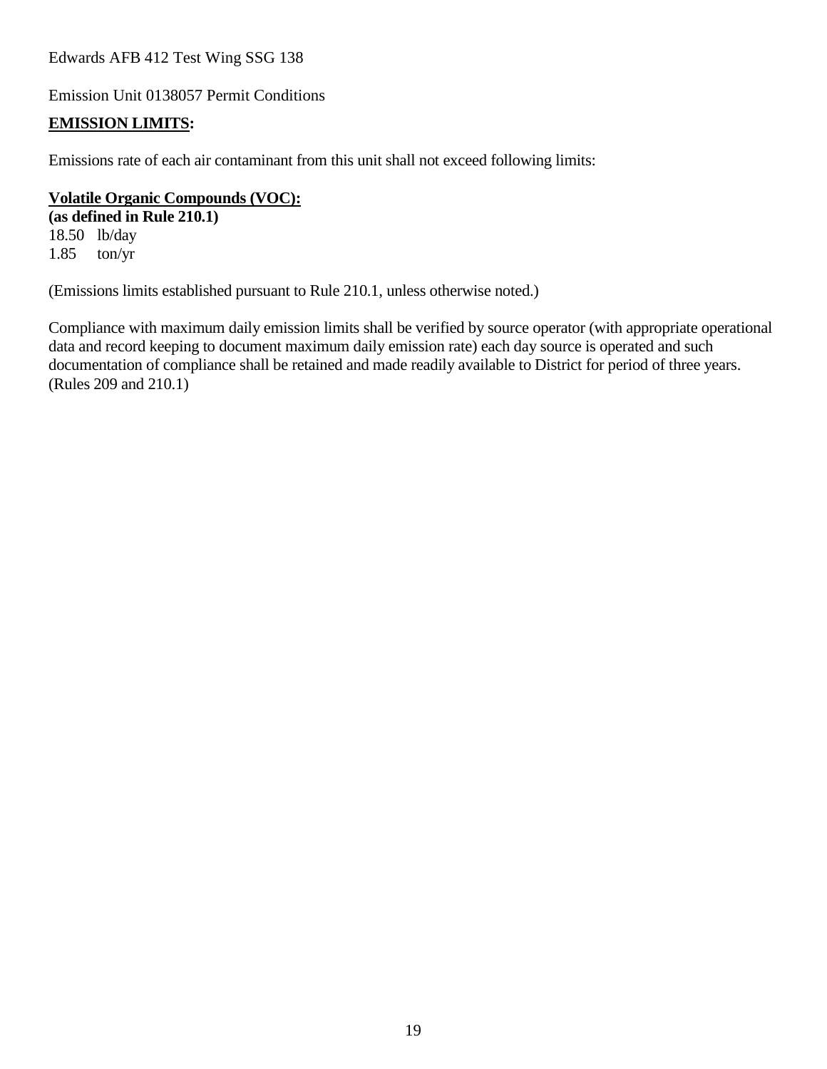Edwards AFB 412 Test Wing SSG 138

Emission Unit 0138057 Permit Conditions

**EMISSION LIMITS:**

Emissions rate of each air contaminant from this unit shall not exceed following limits:

**Volatile Organic Compounds (VOC):**
**(as defined in Rule 210.1)**
18.50 lb/day
1.85 ton/yr

(Emissions limits established pursuant to Rule 210.1, unless otherwise noted.)

Compliance with maximum daily emission limits shall be verified by source operator (with appropriate operational data and record keeping to document maximum daily emission rate) each day source is operated and such documentation of compliance shall be retained and made readily available to District for period of three years. (Rules 209 and 210.1)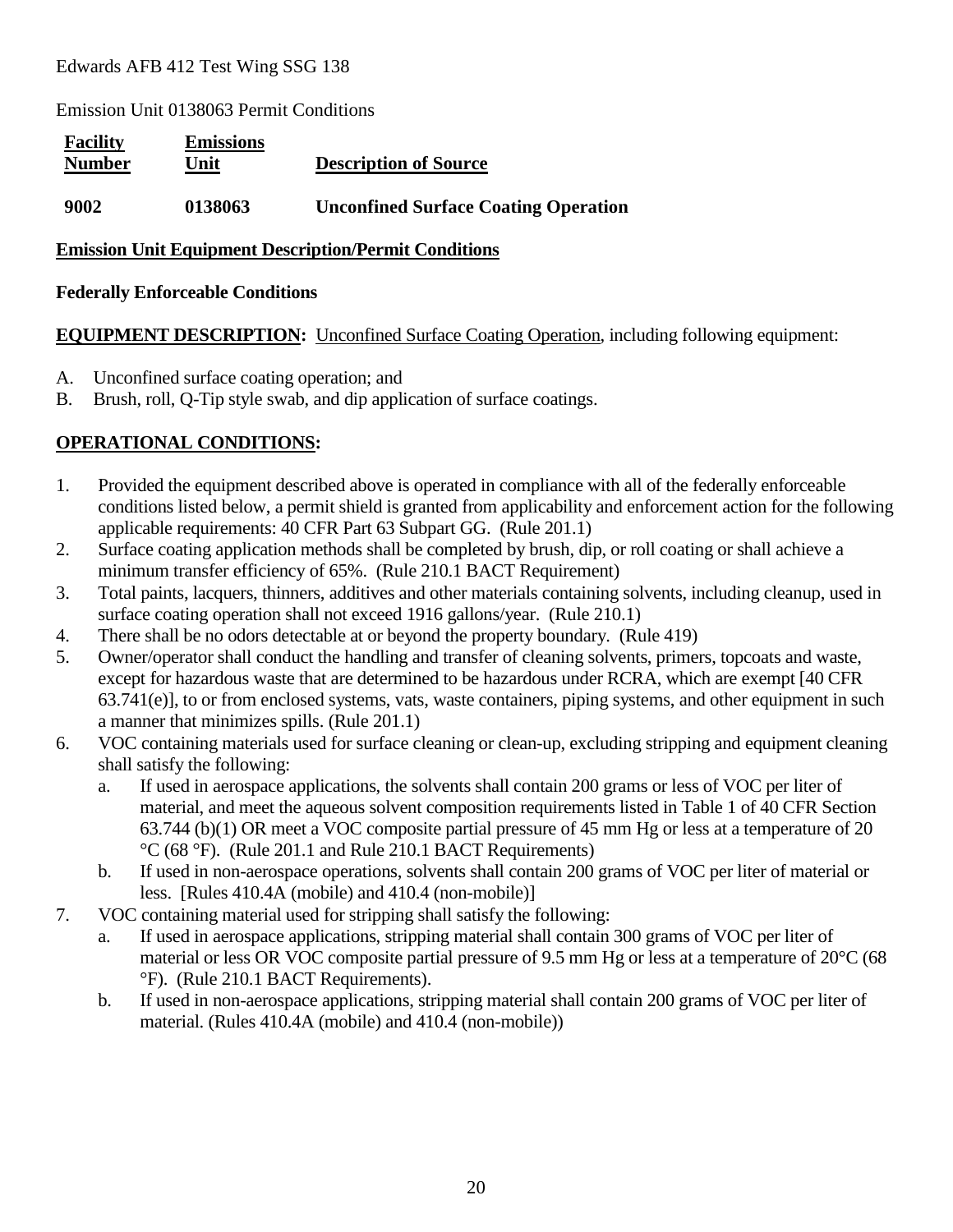Edwards AFB 412 Test Wing SSG 138

Emission Unit 0138063 Permit Conditions

| Facility Number | Emissions Unit | Description of Source |
|---|---|---|
| **9002** | **0138063** | **Unconfined Surface Coating Operation** |

**Emission Unit Equipment Description/Permit Conditions**

**Federally Enforceable Conditions**

**EQUIPMENT DESCRIPTION:** Unconfined Surface Coating Operation, including following equipment:

A. Unconfined surface coating operation; and
B. Brush, roll, Q-Tip style swab, and dip application of surface coatings.

**OPERATIONAL CONDITIONS:**

1. Provided the equipment described above is operated in compliance with all of the federally enforceable conditions listed below, a permit shield is granted from applicability and enforcement action for the following applicable requirements: 40 CFR Part 63 Subpart GG. (Rule 201.1)
2. Surface coating application methods shall be completed by brush, dip, or roll coating or shall achieve a minimum transfer efficiency of 65%. (Rule 210.1 BACT Requirement)
3. Total paints, lacquers, thinners, additives and other materials containing solvents, including cleanup, used in surface coating operation shall not exceed 1916 gallons/year. (Rule 210.1)
4. There shall be no odors detectable at or beyond the property boundary. (Rule 419)
5. Owner/operator shall conduct the handling and transfer of cleaning solvents, primers, topcoats and waste, except for hazardous waste that are determined to be hazardous under RCRA, which are exempt [40 CFR 63.741(e)], to or from enclosed systems, vats, waste containers, piping systems, and other equipment in such a manner that minimizes spills. (Rule 201.1)
6. VOC containing materials used for surface cleaning or clean-up, excluding stripping and equipment cleaning shall satisfy the following:
   a. If used in aerospace applications, the solvents shall contain 200 grams or less of VOC per liter of material, and meet the aqueous solvent composition requirements listed in Table 1 of 40 CFR Section 63.744 (b)(1) OR meet a VOC composite partial pressure of 45 mm Hg or less at a temperature of 20 °C (68 °F). (Rule 201.1 and Rule 210.1 BACT Requirements)
   b. If used in non-aerospace operations, solvents shall contain 200 grams of VOC per liter of material or less. [Rules 410.4A (mobile) and 410.4 (non-mobile)]
7. VOC containing material used for stripping shall satisfy the following:
   a. If used in aerospace applications, stripping material shall contain 300 grams of VOC per liter of material or less OR VOC composite partial pressure of 9.5 mm Hg or less at a temperature of 20°C (68 °F). (Rule 210.1 BACT Requirements).
   b. If used in non-aerospace applications, stripping material shall contain 200 grams of VOC per liter of material. (Rules 410.4A (mobile) and 410.4 (non-mobile))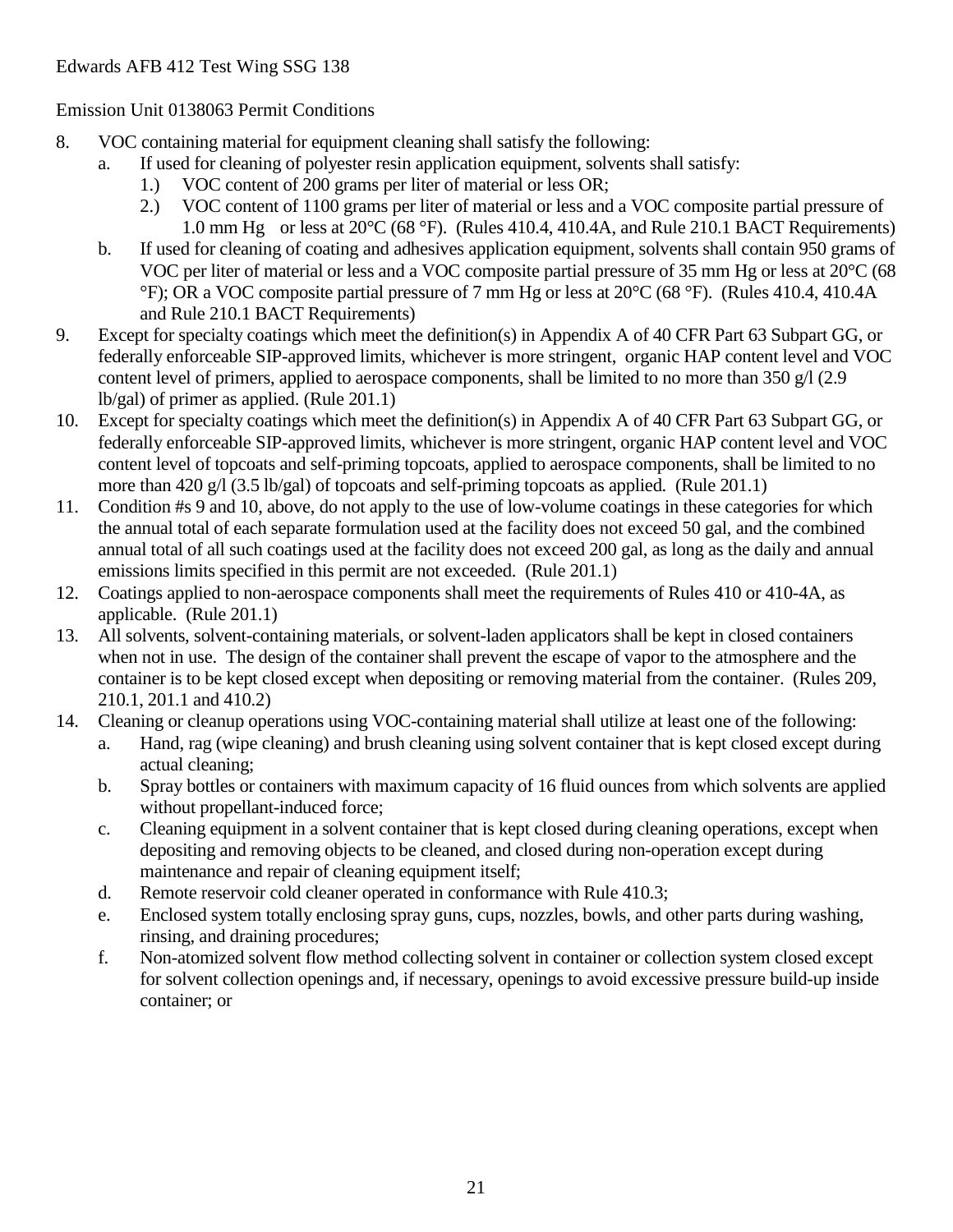Edwards AFB 412 Test Wing SSG 138

Emission Unit 0138063 Permit Conditions

8. VOC containing material for equipment cleaning shall satisfy the following:
   a. If used for cleaning of polyester resin application equipment, solvents shall satisfy:
      1.) VOC content of 200 grams per liter of material or less OR;
      2.) VOC content of 1100 grams per liter of material or less and a VOC composite partial pressure of 1.0 mm Hg or less at 20°C (68 °F). (Rules 410.4, 410.4A, and Rule 210.1 BACT Requirements)
   b. If used for cleaning of coating and adhesives application equipment, solvents shall contain 950 grams of VOC per liter of material or less and a VOC composite partial pressure of 35 mm Hg or less at 20°C (68 °F); OR a VOC composite partial pressure of 7 mm Hg or less at 20°C (68 °F). (Rules 410.4, 410.4A and Rule 210.1 BACT Requirements)
9. Except for specialty coatings which meet the definition(s) in Appendix A of 40 CFR Part 63 Subpart GG, or federally enforceable SIP-approved limits, whichever is more stringent, organic HAP content level and VOC content level of primers, applied to aerospace components, shall be limited to no more than 350 g/l (2.9 lb/gal) of primer as applied. (Rule 201.1)
10. Except for specialty coatings which meet the definition(s) in Appendix A of 40 CFR Part 63 Subpart GG, or federally enforceable SIP-approved limits, whichever is more stringent, organic HAP content level and VOC content level of topcoats and self-priming topcoats, applied to aerospace components, shall be limited to no more than 420 g/l (3.5 lb/gal) of topcoats and self-priming topcoats as applied. (Rule 201.1)
11. Condition #s 9 and 10, above, do not apply to the use of low-volume coatings in these categories for which the annual total of each separate formulation used at the facility does not exceed 50 gal, and the combined annual total of all such coatings used at the facility does not exceed 200 gal, as long as the daily and annual emissions limits specified in this permit are not exceeded. (Rule 201.1)
12. Coatings applied to non-aerospace components shall meet the requirements of Rules 410 or 410-4A, as applicable. (Rule 201.1)
13. All solvents, solvent-containing materials, or solvent-laden applicators shall be kept in closed containers when not in use. The design of the container shall prevent the escape of vapor to the atmosphere and the container is to be kept closed except when depositing or removing material from the container. (Rules 209, 210.1, 201.1 and 410.2)
14. Cleaning or cleanup operations using VOC-containing material shall utilize at least one of the following:
   a. Hand, rag (wipe cleaning) and brush cleaning using solvent container that is kept closed except during actual cleaning;
   b. Spray bottles or containers with maximum capacity of 16 fluid ounces from which solvents are applied without propellant-induced force;
   c. Cleaning equipment in a solvent container that is kept closed during cleaning operations, except when depositing and removing objects to be cleaned, and closed during non-operation except during maintenance and repair of cleaning equipment itself;
   d. Remote reservoir cold cleaner operated in conformance with Rule 410.3;
   e. Enclosed system totally enclosing spray guns, cups, nozzles, bowls, and other parts during washing, rinsing, and draining procedures;
   f. Non-atomized solvent flow method collecting solvent in container or collection system closed except for solvent collection openings and, if necessary, openings to avoid excessive pressure build-up inside container; or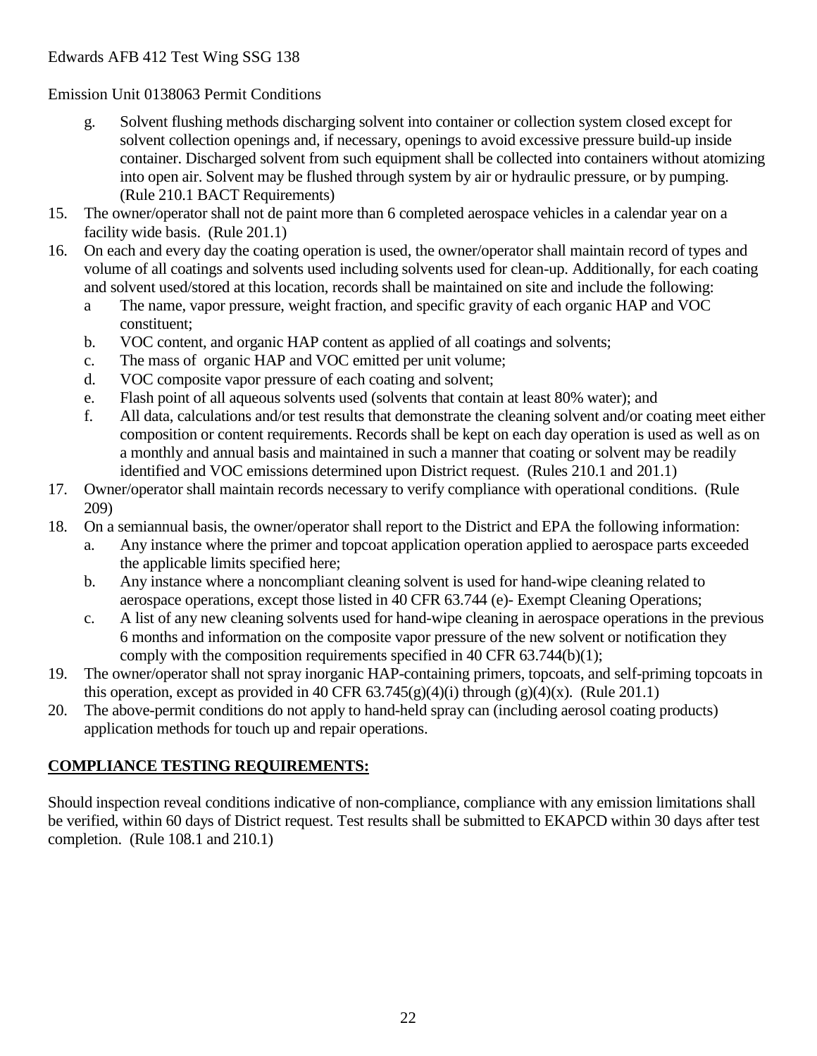Edwards AFB 412 Test Wing SSG 138

Emission Unit 0138063 Permit Conditions

   g. Solvent flushing methods discharging solvent into container or collection system closed except for solvent collection openings and, if necessary, openings to avoid excessive pressure build-up inside container. Discharged solvent from such equipment shall be collected into containers without atomizing into open air. Solvent may be flushed through system by air or hydraulic pressure, or by pumping. (Rule 210.1 BACT Requirements)

15. The owner/operator shall not de paint more than 6 completed aerospace vehicles in a calendar year on a facility wide basis. (Rule 201.1)
16. On each and every day the coating operation is used, the owner/operator shall maintain record of types and volume of all coatings and solvents used including solvents used for clean-up. Additionally, for each coating and solvent used/stored at this location, records shall be maintained on site and include the following:
    a The name, vapor pressure, weight fraction, and specific gravity of each organic HAP and VOC constituent;
    b. VOC content, and organic HAP content as applied of all coatings and solvents;
    c. The mass of organic HAP and VOC emitted per unit volume;
    d. VOC composite vapor pressure of each coating and solvent;
    e. Flash point of all aqueous solvents used (solvents that contain at least 80% water); and
    f. All data, calculations and/or test results that demonstrate the cleaning solvent and/or coating meet either composition or content requirements. Records shall be kept on each day operation is used as well as on a monthly and annual basis and maintained in such a manner that coating or solvent may be readily identified and VOC emissions determined upon District request. (Rules 210.1 and 201.1)
17. Owner/operator shall maintain records necessary to verify compliance with operational conditions. (Rule 209)
18. On a semiannual basis, the owner/operator shall report to the District and EPA the following information:
    a. Any instance where the primer and topcoat application operation applied to aerospace parts exceeded the applicable limits specified here;
    b. Any instance where a noncompliant cleaning solvent is used for hand-wipe cleaning related to aerospace operations, except those listed in 40 CFR 63.744 (e)- Exempt Cleaning Operations;
    c. A list of any new cleaning solvents used for hand-wipe cleaning in aerospace operations in the previous 6 months and information on the composite vapor pressure of the new solvent or notification they comply with the composition requirements specified in 40 CFR 63.744(b)(1);
19. The owner/operator shall not spray inorganic HAP-containing primers, topcoats, and self-priming topcoats in this operation, except as provided in 40 CFR 63.745(g)(4)(i) through (g)(4)(x). (Rule 201.1)
20. The above-permit conditions do not apply to hand-held spray can (including aerosol coating products) application methods for touch up and repair operations.

**COMPLIANCE TESTING REQUIREMENTS:**

Should inspection reveal conditions indicative of non-compliance, compliance with any emission limitations shall be verified, within 60 days of District request. Test results shall be submitted to EKAPCD within 30 days after test completion. (Rule 108.1 and 210.1)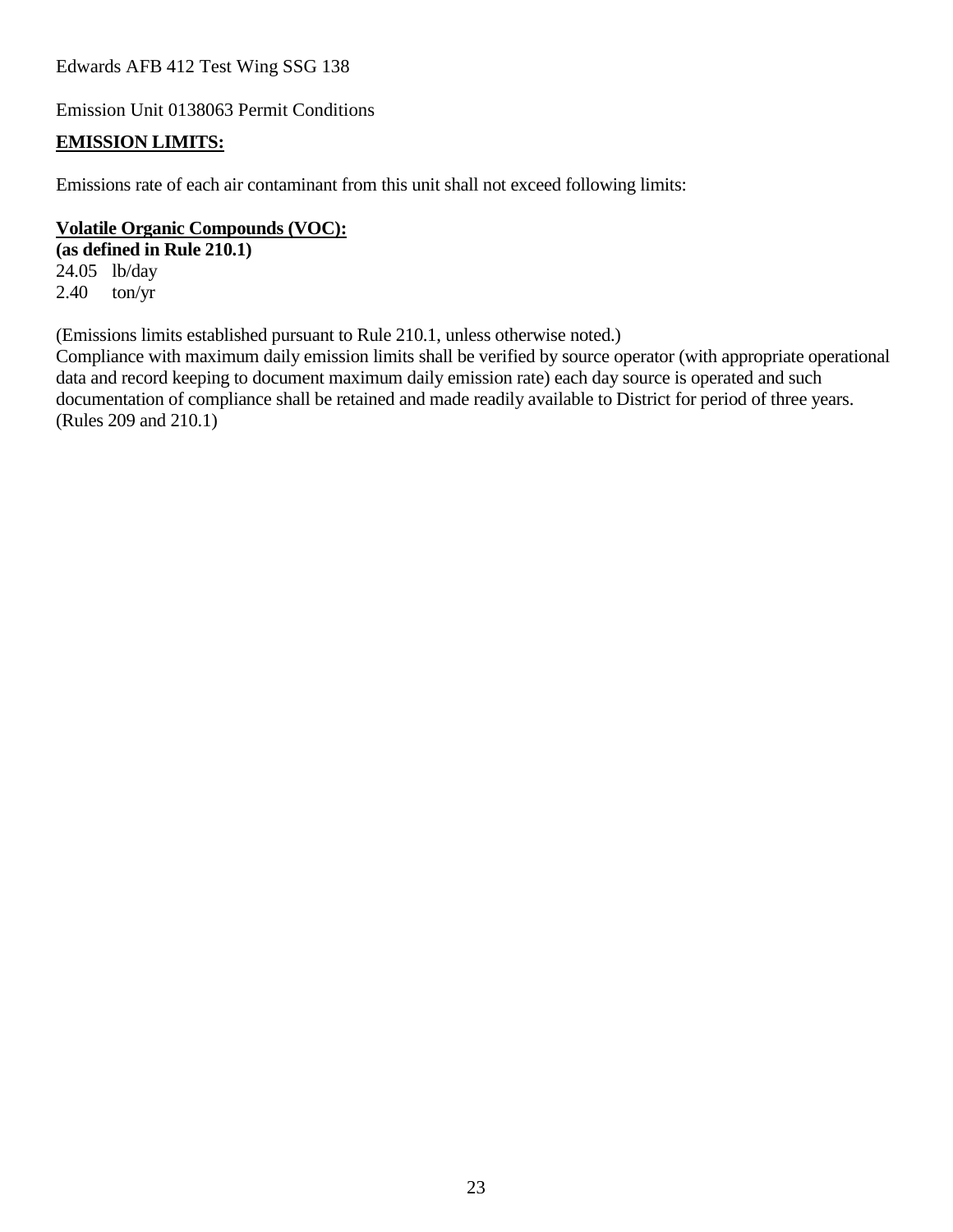Edwards AFB 412 Test Wing SSG 138

Emission Unit 0138063 Permit Conditions

**EMISSION LIMITS:**

Emissions rate of each air contaminant from this unit shall not exceed following limits:

**Volatile Organic Compounds (VOC):**
**(as defined in Rule 210.1)**
24.05 lb/day
2.40 ton/yr

(Emissions limits established pursuant to Rule 210.1, unless otherwise noted.)
Compliance with maximum daily emission limits shall be verified by source operator (with appropriate operational data and record keeping to document maximum daily emission rate) each day source is operated and such documentation of compliance shall be retained and made readily available to District for period of three years. (Rules 209 and 210.1)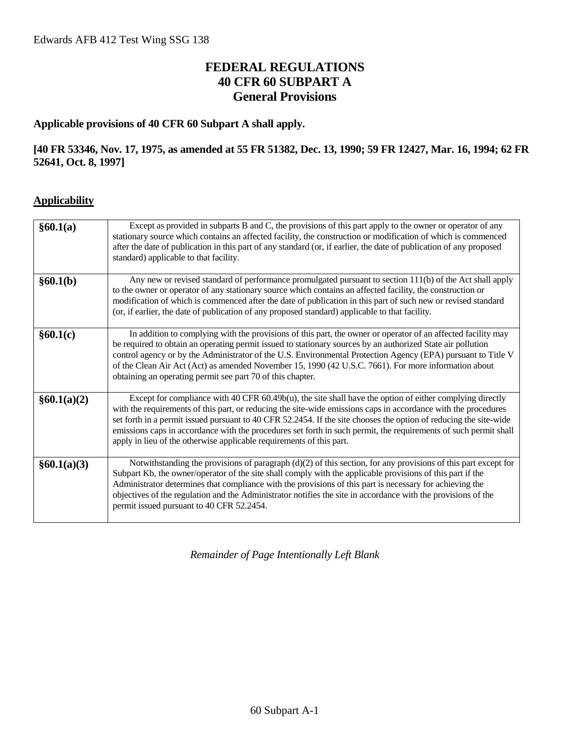# FEDERAL REGULATIONS
# 40 CFR 60 SUBPART A
# General Provisions

**Applicable provisions of 40 CFR 60 Subpart A shall apply.**

**[40 FR 53346, Nov. 17, 1975, as amended at 55 FR 51382, Dec. 13, 1990; 59 FR 12427, Mar. 16, 1994; 62 FR 52641, Oct. 8, 1997]**

**Applicability**

| | |
|---|---|
| **§60.1(a)** | Except as provided in subparts B and C, the provisions of this part apply to the owner or operator of any stationary source which contains an affected facility, the construction or modification of which is commenced after the date of publication in this part of any standard (or, if earlier, the date of publication of any proposed standard) applicable to that facility. |
| **§60.1(b)** | Any new or revised standard of performance promulgated pursuant to section 111(b) of the Act shall apply to the owner or operator of any stationary source which contains an affected facility, the construction or modification of which is commenced after the date of publication in this part of such new or revised standard (or, if earlier, the date of publication of any proposed standard) applicable to that facility. |
| **§60.1(c)** | In addition to complying with the provisions of this part, the owner or operator of an affected facility may be required to obtain an operating permit issued to stationary sources by an authorized State air pollution control agency or by the Administrator of the U.S. Environmental Protection Agency (EPA) pursuant to Title V of the Clean Air Act (Act) as amended November 15, 1990 (42 U.S.C. 7661). For more information about obtaining an operating permit see part 70 of this chapter. |
| **§60.1(a)(2)** | Except for compliance with 40 CFR 60.49b(u), the site shall have the option of either complying directly with the requirements of this part, or reducing the site-wide emissions caps in accordance with the procedures set forth in a permit issued pursuant to 40 CFR 52.2454. If the site chooses the option of reducing the site-wide emissions caps in accordance with the procedures set forth in such permit, the requirements of such permit shall apply in lieu of the otherwise applicable requirements of this part. |
| **§60.1(a)(3)** | Notwithstanding the provisions of paragraph (d)(2) of this section, for any provisions of this part except for Subpart Kb, the owner/operator of the site shall comply with the applicable provisions of this part if the Administrator determines that compliance with the provisions of this part is necessary for achieving the objectives of the regulation and the Administrator notifies the site in accordance with the provisions of the permit issued pursuant to 40 CFR 52.2454. |

*Remainder of Page Intentionally Left Blank*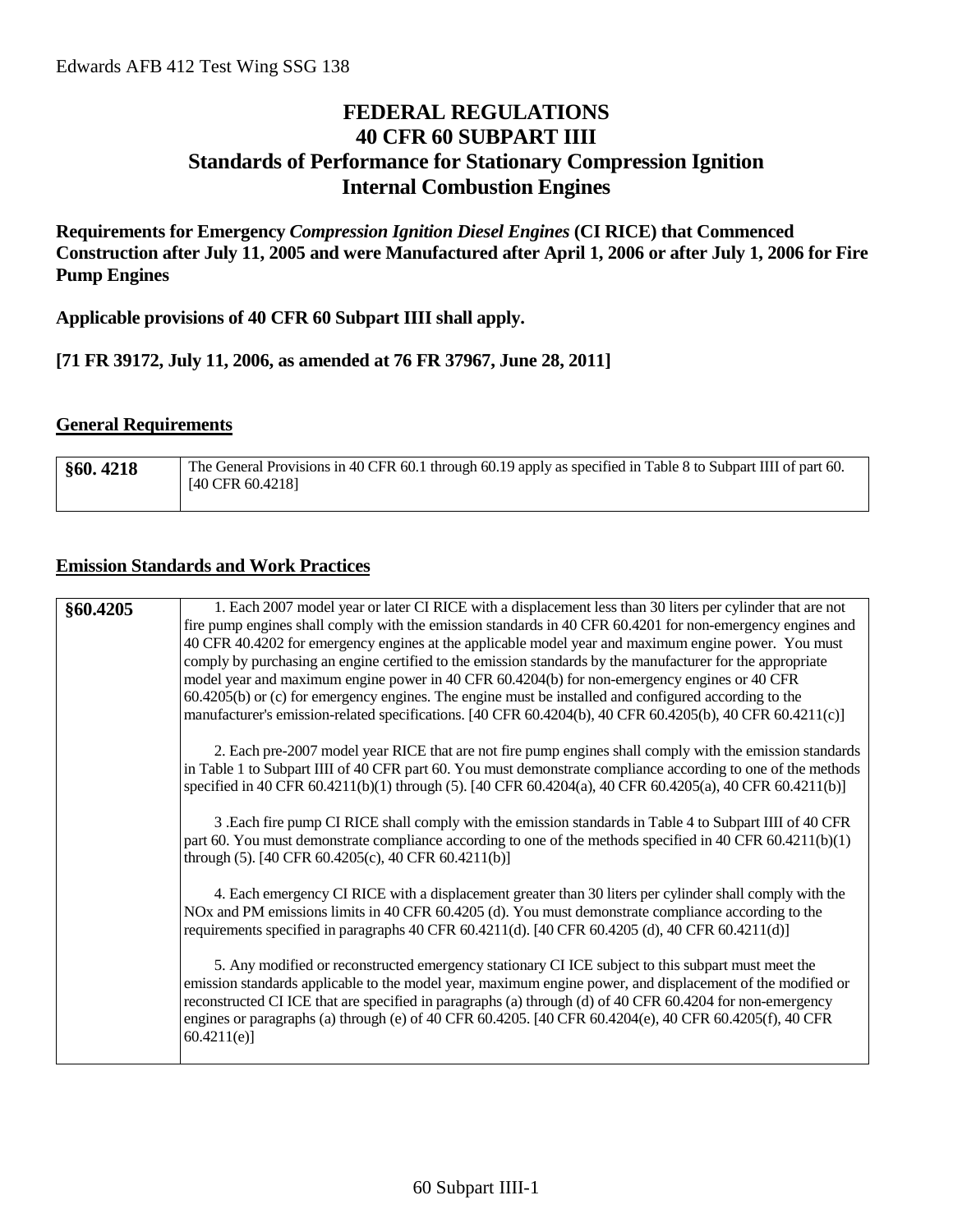# FEDERAL REGULATIONS
# 40 CFR 60 SUBPART IIII
# Standards of Performance for Stationary Compression Ignition Internal Combustion Engines

**Requirements for Emergency *Compression Ignition Diesel Engines* (CI RICE) that Commenced Construction after July 11, 2005 and were Manufactured after April 1, 2006 or after July 1, 2006 for Fire Pump Engines**

**Applicable provisions of 40 CFR 60 Subpart IIII shall apply.**

**[71 FR 39172, July 11, 2006, as amended at 76 FR 37967, June 28, 2011]**

## General Requirements

| §60. 4218 | The General Provisions in 40 CFR 60.1 through 60.19 apply as specified in Table 8 to Subpart IIII of part 60. [40 CFR 60.4218] |
|---|---|

## Emission Standards and Work Practices

| §60.4205 | 1. Each 2007 model year or later CI RICE with a displacement less than 30 liters per cylinder that are not fire pump engines shall comply with the emission standards in 40 CFR 60.4201 for non-emergency engines and 40 CFR 40.4202 for emergency engines at the applicable model year and maximum engine power. You must comply by purchasing an engine certified to the emission standards by the manufacturer for the appropriate model year and maximum engine power in 40 CFR 60.4204(b) for non-emergency engines or 40 CFR 60.4205(b) or (c) for emergency engines. The engine must be installed and configured according to the manufacturer's emission-related specifications. [40 CFR 60.4204(b), 40 CFR 60.4205(b), 40 CFR 60.4211(c)]<br><br>2. Each pre-2007 model year RICE that are not fire pump engines shall comply with the emission standards in Table 1 to Subpart IIII of 40 CFR part 60. You must demonstrate compliance according to one of the methods specified in 40 CFR 60.4211(b)(1) through (5). [40 CFR 60.4204(a), 40 CFR 60.4205(a), 40 CFR 60.4211(b)]<br><br>3 .Each fire pump CI RICE shall comply with the emission standards in Table 4 to Subpart IIII of 40 CFR part 60. You must demonstrate compliance according to one of the methods specified in 40 CFR 60.4211(b)(1) through (5). [40 CFR 60.4205(c), 40 CFR 60.4211(b)]<br><br>4. Each emergency CI RICE with a displacement greater than 30 liters per cylinder shall comply with the NOx and PM emissions limits in 40 CFR 60.4205 (d). You must demonstrate compliance according to the requirements specified in paragraphs 40 CFR 60.4211(d). [40 CFR 60.4205 (d), 40 CFR 60.4211(d)]<br><br>5. Any modified or reconstructed emergency stationary CI ICE subject to this subpart must meet the emission standards applicable to the model year, maximum engine power, and displacement of the modified or reconstructed CI ICE that are specified in paragraphs (a) through (d) of 40 CFR 60.4204 for non-emergency engines or paragraphs (a) through (e) of 40 CFR 60.4205. [40 CFR 60.4204(e), 40 CFR 60.4205(f), 40 CFR 60.4211(e)] |
|---|---|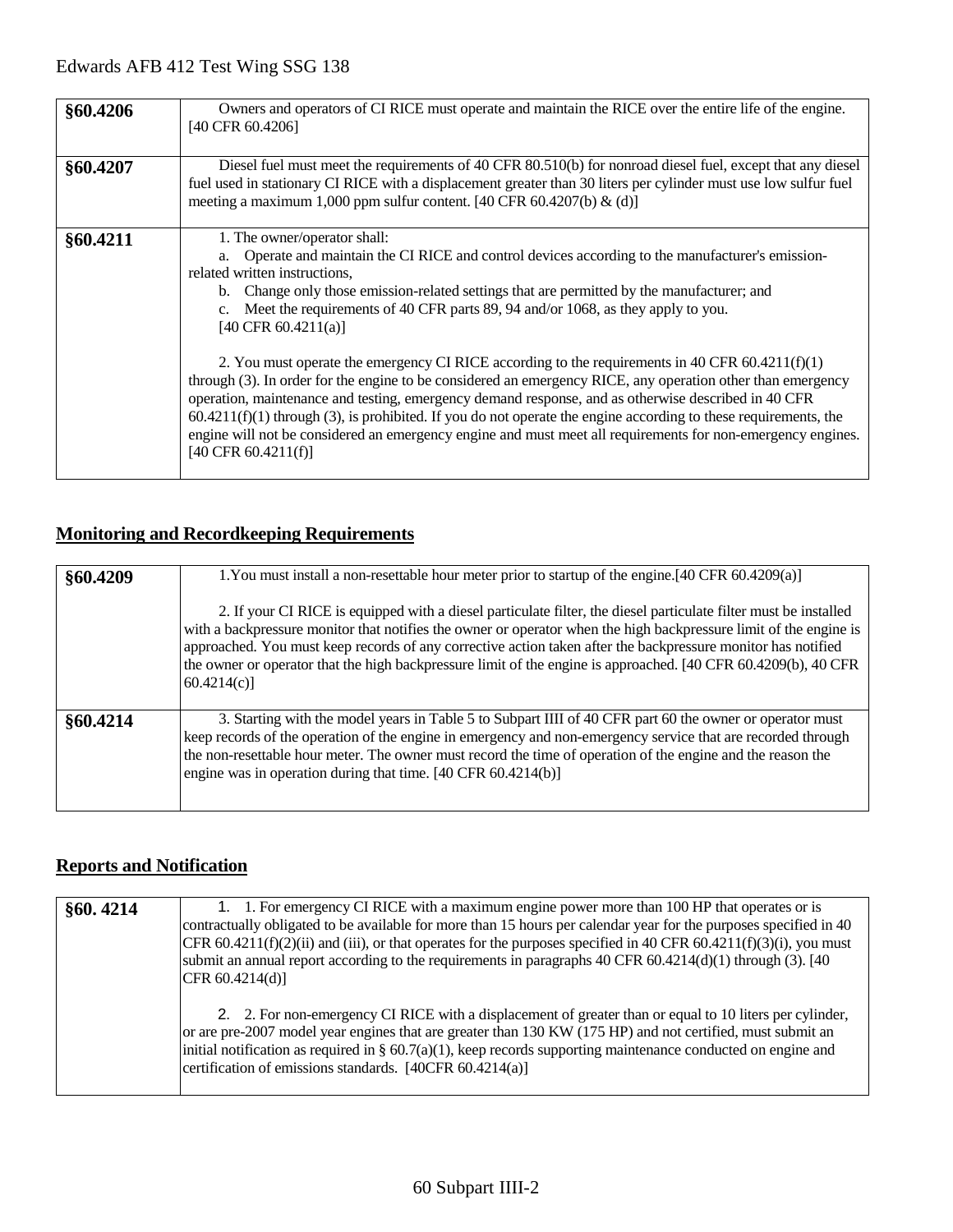| §60.4206 | Owners and operators of CI RICE must operate and maintain the RICE over the entire life of the engine. [40 CFR 60.4206] |
|---|---|
| §60.4207 | Diesel fuel must meet the requirements of 40 CFR 80.510(b) for nonroad diesel fuel, except that any diesel fuel used in stationary CI RICE with a displacement greater than 30 liters per cylinder must use low sulfur fuel meeting a maximum 1,000 ppm sulfur content. [40 CFR 60.4207(b) & (d)] |
| §60.4211 | 1. The owner/operator shall:<br>a. Operate and maintain the CI RICE and control devices according to the manufacturer's emission-related written instructions,<br>b. Change only those emission-related settings that are permitted by the manufacturer; and<br>c. Meet the requirements of 40 CFR parts 89, 94 and/or 1068, as they apply to you.<br>[40 CFR 60.4211(a)]<br><br>2. You must operate the emergency CI RICE according to the requirements in 40 CFR 60.4211(f)(1) through (3). In order for the engine to be considered an emergency RICE, any operation other than emergency operation, maintenance and testing, emergency demand response, and as otherwise described in 40 CFR 60.4211(f)(1) through (3), is prohibited. If you do not operate the engine according to these requirements, the engine will not be considered an emergency engine and must meet all requirements for non-emergency engines. [40 CFR 60.4211(f)] |

## Monitoring and Recordkeeping Requirements

| §60.4209 | 1.You must install a non-resettable hour meter prior to startup of the engine.[40 CFR 60.4209(a)]<br><br>2. If your CI RICE is equipped with a diesel particulate filter, the diesel particulate filter must be installed with a backpressure monitor that notifies the owner or operator when the high backpressure limit of the engine is approached. You must keep records of any corrective action taken after the backpressure monitor has notified the owner or operator that the high backpressure limit of the engine is approached. [40 CFR 60.4209(b), 40 CFR 60.4214(c)] |
|---|---|
| §60.4214 | 3. Starting with the model years in Table 5 to Subpart IIII of 40 CFR part 60 the owner or operator must keep records of the operation of the engine in emergency and non-emergency service that are recorded through the non-resettable hour meter. The owner must record the time of operation of the engine and the reason the engine was in operation during that time. [40 CFR 60.4214(b)] |

## Reports and Notification

| §60. 4214 | 1. 1. For emergency CI RICE with a maximum engine power more than 100 HP that operates or is contractually obligated to be available for more than 15 hours per calendar year for the purposes specified in 40 CFR 60.4211(f)(2)(ii) and (iii), or that operates for the purposes specified in 40 CFR 60.4211(f)(3)(i), you must submit an annual report according to the requirements in paragraphs 40 CFR 60.4214(d)(1) through (3). [40 CFR 60.4214(d)]<br><br>2. 2. For non-emergency CI RICE with a displacement of greater than or equal to 10 liters per cylinder, or are pre-2007 model year engines that are greater than 130 KW (175 HP) and not certified, must submit an initial notification as required in § 60.7(a)(1), keep records supporting maintenance conducted on engine and certification of emissions standards. [40CFR 60.4214(a)] |
|---|---|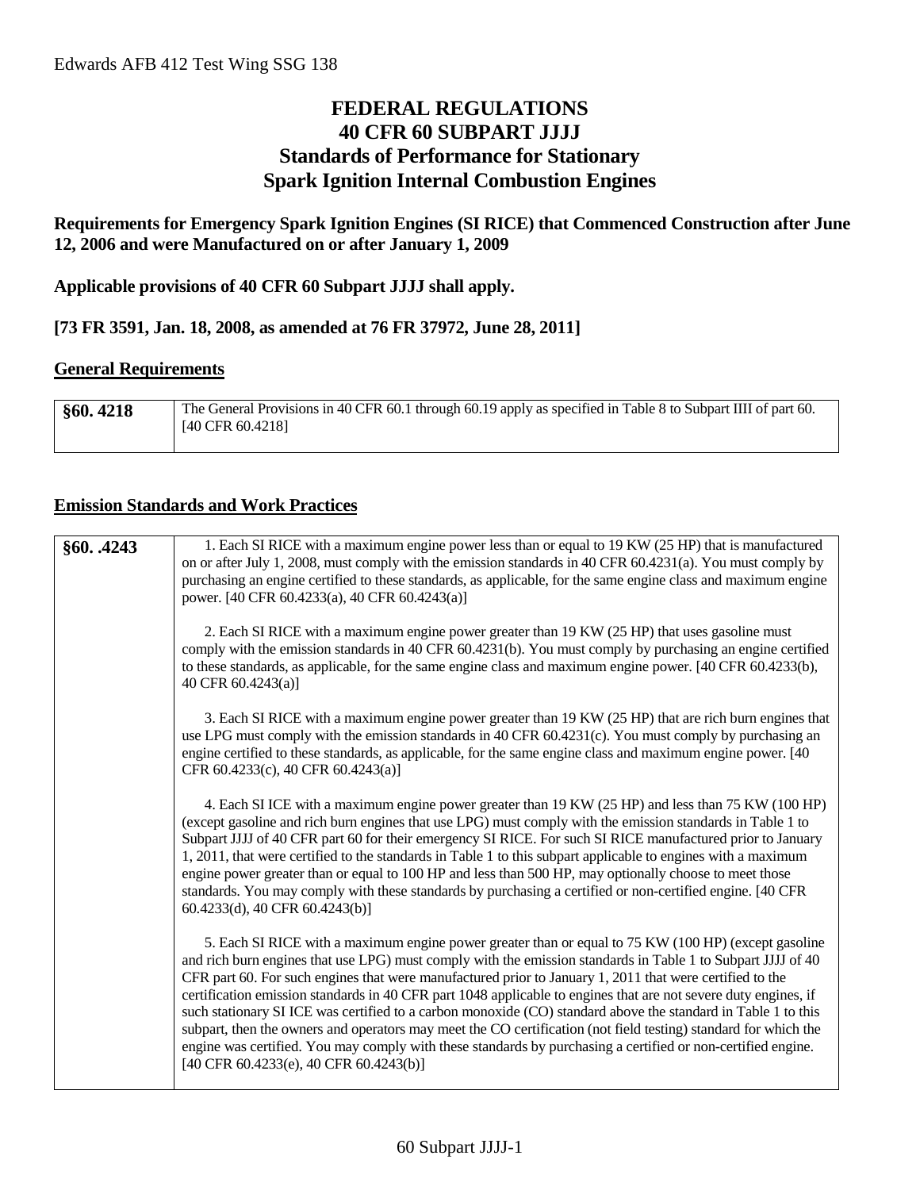# FEDERAL REGULATIONS
# 40 CFR 60 SUBPART JJJJ
# Standards of Performance for Stationary Spark Ignition Internal Combustion Engines

**Requirements for Emergency Spark Ignition Engines (SI RICE) that Commenced Construction after June 12, 2006 and were Manufactured on or after January 1, 2009**

**Applicable provisions of 40 CFR 60 Subpart JJJJ shall apply.**

**[73 FR 3591, Jan. 18, 2008, as amended at 76 FR 37972, June 28, 2011]**

## General Requirements

| | |
|---|---|
| **§60. 4218** | The General Provisions in 40 CFR 60.1 through 60.19 apply as specified in Table 8 to Subpart IIII of part 60. [40 CFR 60.4218] |

## Emission Standards and Work Practices

| | |
|---|---|
| **§60. .4243** | 1. Each SI RICE with a maximum engine power less than or equal to 19 KW (25 HP) that is manufactured on or after July 1, 2008, must comply with the emission standards in 40 CFR 60.4231(a). You must comply by purchasing an engine certified to these standards, as applicable, for the same engine class and maximum engine power. [40 CFR 60.4233(a), 40 CFR 60.4243(a)]<br><br>2. Each SI RICE with a maximum engine power greater than 19 KW (25 HP) that uses gasoline must comply with the emission standards in 40 CFR 60.4231(b). You must comply by purchasing an engine certified to these standards, as applicable, for the same engine class and maximum engine power. [40 CFR 60.4233(b), 40 CFR 60.4243(a)]<br><br>3. Each SI RICE with a maximum engine power greater than 19 KW (25 HP) that are rich burn engines that use LPG must comply with the emission standards in 40 CFR 60.4231(c). You must comply by purchasing an engine certified to these standards, as applicable, for the same engine class and maximum engine power. [40 CFR 60.4233(c), 40 CFR 60.4243(a)]<br><br>4. Each SI ICE with a maximum engine power greater than 19 KW (25 HP) and less than 75 KW (100 HP) (except gasoline and rich burn engines that use LPG) must comply with the emission standards in Table 1 to Subpart JJJJ of 40 CFR part 60 for their emergency SI RICE. For such SI RICE manufactured prior to January 1, 2011, that were certified to the standards in Table 1 to this subpart applicable to engines with a maximum engine power greater than or equal to 100 HP and less than 500 HP, may optionally choose to meet those standards. You may comply with these standards by purchasing a certified or non-certified engine. [40 CFR 60.4233(d), 40 CFR 60.4243(b)]<br><br>5. Each SI RICE with a maximum engine power greater than or equal to 75 KW (100 HP) (except gasoline and rich burn engines that use LPG) must comply with the emission standards in Table 1 to Subpart JJJJ of 40 CFR part 60. For such engines that were manufactured prior to January 1, 2011 that were certified to the certification emission standards in 40 CFR part 1048 applicable to engines that are not severe duty engines, if such stationary SI ICE was certified to a carbon monoxide (CO) standard above the standard in Table 1 to this subpart, then the owners and operators may meet the CO certification (not field testing) standard for which the engine was certified. You may comply with these standards by purchasing a certified or non-certified engine. [40 CFR 60.4233(e), 40 CFR 60.4243(b)] |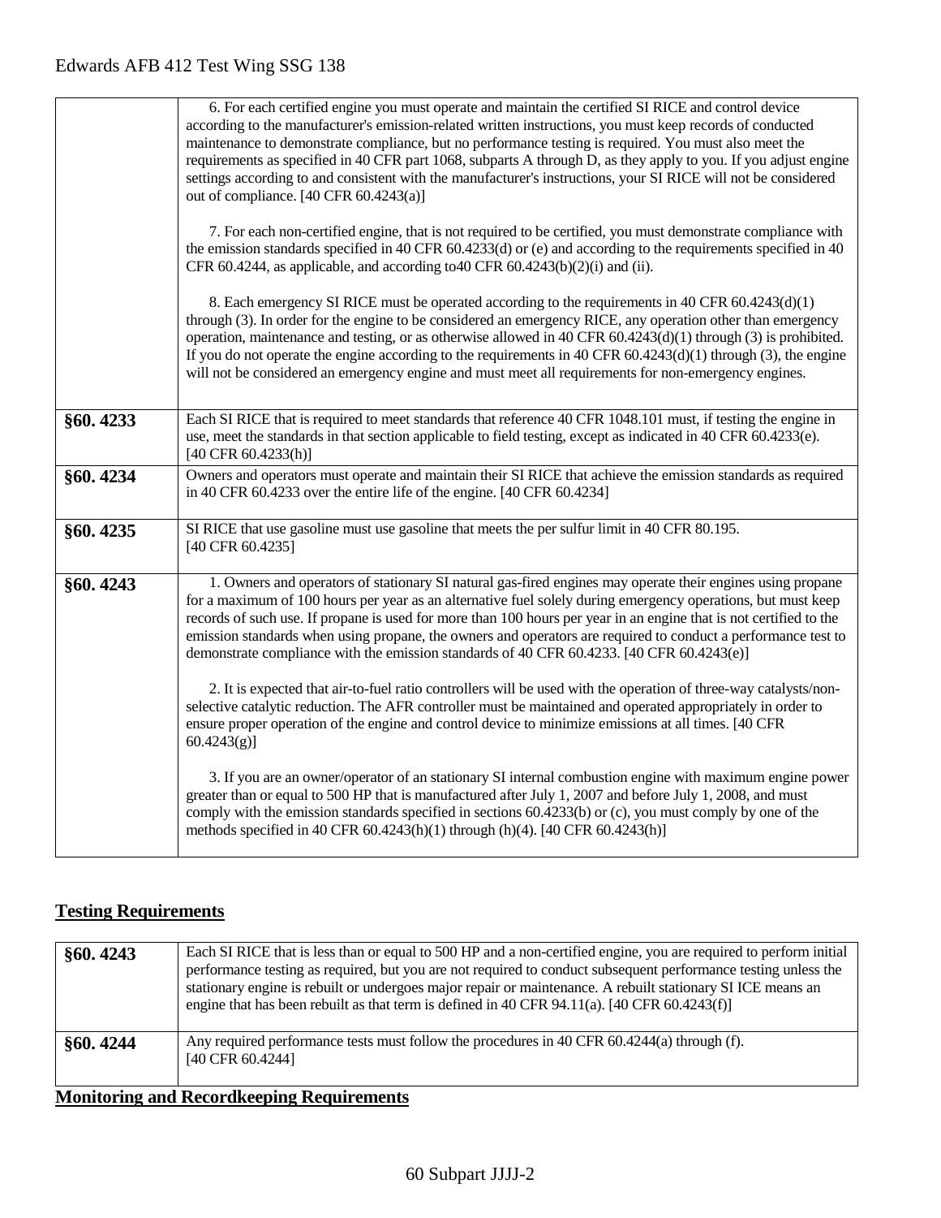| | |
|---|---|
| | 6. For each certified engine you must operate and maintain the certified SI RICE and control device according to the manufacturer's emission-related written instructions, you must keep records of conducted maintenance to demonstrate compliance, but no performance testing is required. You must also meet the requirements as specified in 40 CFR part 1068, subparts A through D, as they apply to you. If you adjust engine settings according to and consistent with the manufacturer's instructions, your SI RICE will not be considered out of compliance. [40 CFR 60.4243(a)]<br><br>7. For each non-certified engine, that is not required to be certified, you must demonstrate compliance with the emission standards specified in 40 CFR 60.4233(d) or (e) and according to the requirements specified in 40 CFR 60.4244, as applicable, and according to40 CFR 60.4243(b)(2)(i) and (ii).<br><br>8. Each emergency SI RICE must be operated according to the requirements in 40 CFR 60.4243(d)(1) through (3). In order for the engine to be considered an emergency RICE, any operation other than emergency operation, maintenance and testing, or as otherwise allowed in 40 CFR 60.4243(d)(1) through (3) is prohibited. If you do not operate the engine according to the requirements in 40 CFR 60.4243(d)(1) through (3), the engine will not be considered an emergency engine and must meet all requirements for non-emergency engines. |
| **§60. 4233** | Each SI RICE that is required to meet standards that reference 40 CFR 1048.101 must, if testing the engine in use, meet the standards in that section applicable to field testing, except as indicated in 40 CFR 60.4233(e). [40 CFR 60.4233(h)] |
| **§60. 4234** | Owners and operators must operate and maintain their SI RICE that achieve the emission standards as required in 40 CFR 60.4233 over the entire life of the engine. [40 CFR 60.4234] |
| **§60. 4235** | SI RICE that use gasoline must use gasoline that meets the per sulfur limit in 40 CFR 80.195. [40 CFR 60.4235] |
| **§60. 4243** | 1. Owners and operators of stationary SI natural gas-fired engines may operate their engines using propane for a maximum of 100 hours per year as an alternative fuel solely during emergency operations, but must keep records of such use. If propane is used for more than 100 hours per year in an engine that is not certified to the emission standards when using propane, the owners and operators are required to conduct a performance test to demonstrate compliance with the emission standards of 40 CFR 60.4233. [40 CFR 60.4243(e)]<br><br>2. It is expected that air-to-fuel ratio controllers will be used with the operation of three-way catalysts/non-selective catalytic reduction. The AFR controller must be maintained and operated appropriately in order to ensure proper operation of the engine and control device to minimize emissions at all times. [40 CFR 60.4243(g)]<br><br>3. If you are an owner/operator of an stationary SI internal combustion engine with maximum engine power greater than or equal to 500 HP that is manufactured after July 1, 2007 and before July 1, 2008, and must comply with the emission standards specified in sections 60.4233(b) or (c), you must comply by one of the methods specified in 40 CFR 60.4243(h)(1) through (h)(4). [40 CFR 60.4243(h)] |

## Testing Requirements

| | |
|---|---|
| **§60. 4243** | Each SI RICE that is less than or equal to 500 HP and a non-certified engine, you are required to perform initial performance testing as required, but you are not required to conduct subsequent performance testing unless the stationary engine is rebuilt or undergoes major repair or maintenance. A rebuilt stationary SI ICE means an engine that has been rebuilt as that term is defined in 40 CFR 94.11(a). [40 CFR 60.4243(f)] |
| **§60. 4244** | Any required performance tests must follow the procedures in 40 CFR 60.4244(a) through (f). [40 CFR 60.4244] |

## Monitoring and Recordkeeping Requirements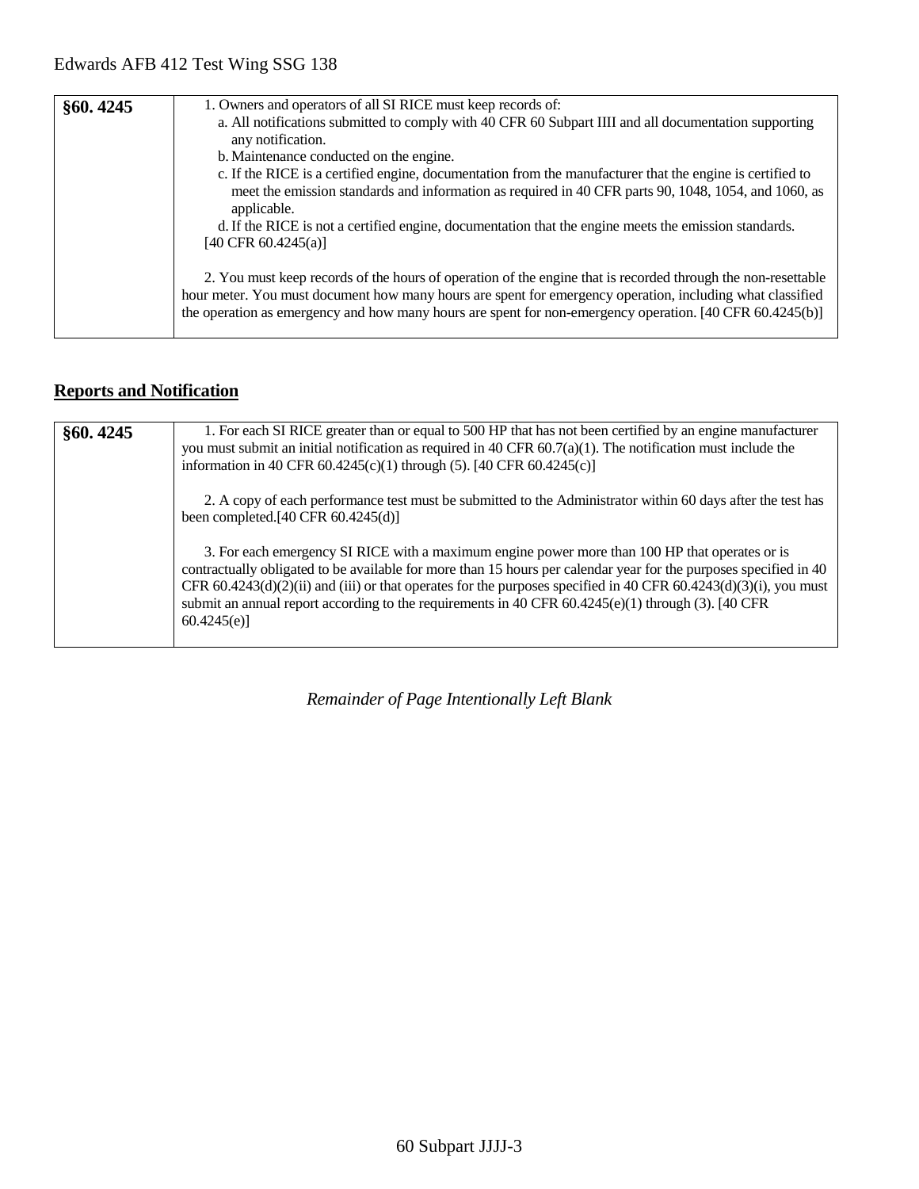| §60. 4245 | 1. Owners and operators of all SI RICE must keep records of:<br>a. All notifications submitted to comply with 40 CFR 60 Subpart IIII and all documentation supporting any notification.<br>b. Maintenance conducted on the engine.<br>c. If the RICE is a certified engine, documentation from the manufacturer that the engine is certified to meet the emission standards and information as required in 40 CFR parts 90, 1048, 1054, and 1060, as applicable.<br>d. If the RICE is not a certified engine, documentation that the engine meets the emission standards.<br>[40 CFR 60.4245(a)]<br><br>2. You must keep records of the hours of operation of the engine that is recorded through the non-resettable hour meter. You must document how many hours are spent for emergency operation, including what classified the operation as emergency and how many hours are spent for non-emergency operation. [40 CFR 60.4245(b)] |
|---|---|

## Reports and Notification

| §60. 4245 | 1. For each SI RICE greater than or equal to 500 HP that has not been certified by an engine manufacturer you must submit an initial notification as required in 40 CFR 60.7(a)(1). The notification must include the information in 40 CFR 60.4245(c)(1) through (5). [40 CFR 60.4245(c)]<br><br>2. A copy of each performance test must be submitted to the Administrator within 60 days after the test has been completed.[40 CFR 60.4245(d)]<br><br>3. For each emergency SI RICE with a maximum engine power more than 100 HP that operates or is contractually obligated to be available for more than 15 hours per calendar year for the purposes specified in 40 CFR 60.4243(d)(2)(ii) and (iii) or that operates for the purposes specified in 40 CFR 60.4243(d)(3)(i), you must submit an annual report according to the requirements in 40 CFR 60.4245(e)(1) through (3). [40 CFR 60.4245(e)] |
|---|---|

*Remainder of Page Intentionally Left Blank*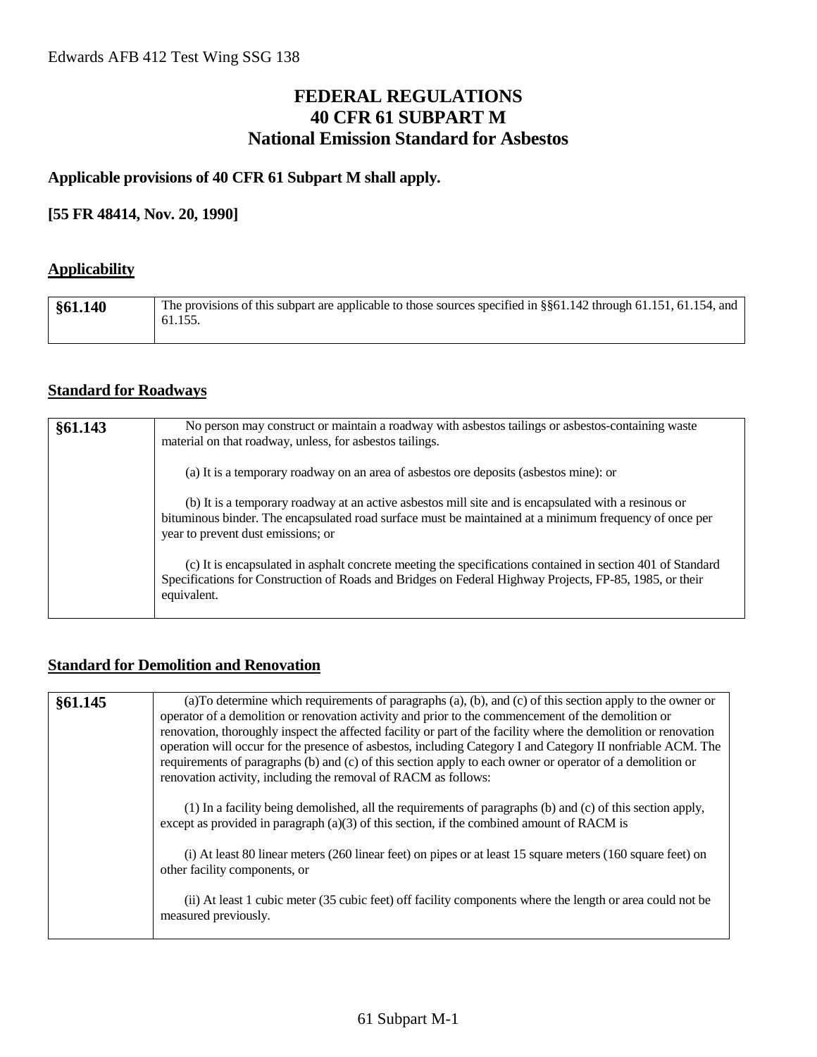# FEDERAL REGULATIONS
# 40 CFR 61 SUBPART M
# National Emission Standard for Asbestos

**Applicable provisions of 40 CFR 61 Subpart M shall apply.**

**[55 FR 48414, Nov. 20, 1990]**

## Applicability

| §61.140 | The provisions of this subpart are applicable to those sources specified in §§61.142 through 61.151, 61.154, and 61.155. |
|---|---|

## Standard for Roadways

| §61.143 | No person may construct or maintain a roadway with asbestos tailings or asbestos-containing waste material on that roadway, unless, for asbestos tailings. (a) It is a temporary roadway on an area of asbestos ore deposits (asbestos mine): or (b) It is a temporary roadway at an active asbestos mill site and is encapsulated with a resinous or bituminous binder. The encapsulated road surface must be maintained at a minimum frequency of once per year to prevent dust emissions; or (c) It is encapsulated in asphalt concrete meeting the specifications contained in section 401 of Standard Specifications for Construction of Roads and Bridges on Federal Highway Projects, FP-85, 1985, or their equivalent. |
|---|---|

## Standard for Demolition and Renovation

| §61.145 | (a)To determine which requirements of paragraphs (a), (b), and (c) of this section apply to the owner or operator of a demolition or renovation activity and prior to the commencement of the demolition or renovation, thoroughly inspect the affected facility or part of the facility where the demolition or renovation operation will occur for the presence of asbestos, including Category I and Category II nonfriable ACM. The requirements of paragraphs (b) and (c) of this section apply to each owner or operator of a demolition or renovation activity, including the removal of RACM as follows: (1) In a facility being demolished, all the requirements of paragraphs (b) and (c) of this section apply, except as provided in paragraph (a)(3) of this section, if the combined amount of RACM is (i) At least 80 linear meters (260 linear feet) on pipes or at least 15 square meters (160 square feet) on other facility components, or (ii) At least 1 cubic meter (35 cubic feet) off facility components where the length or area could not be measured previously. |
|---|---|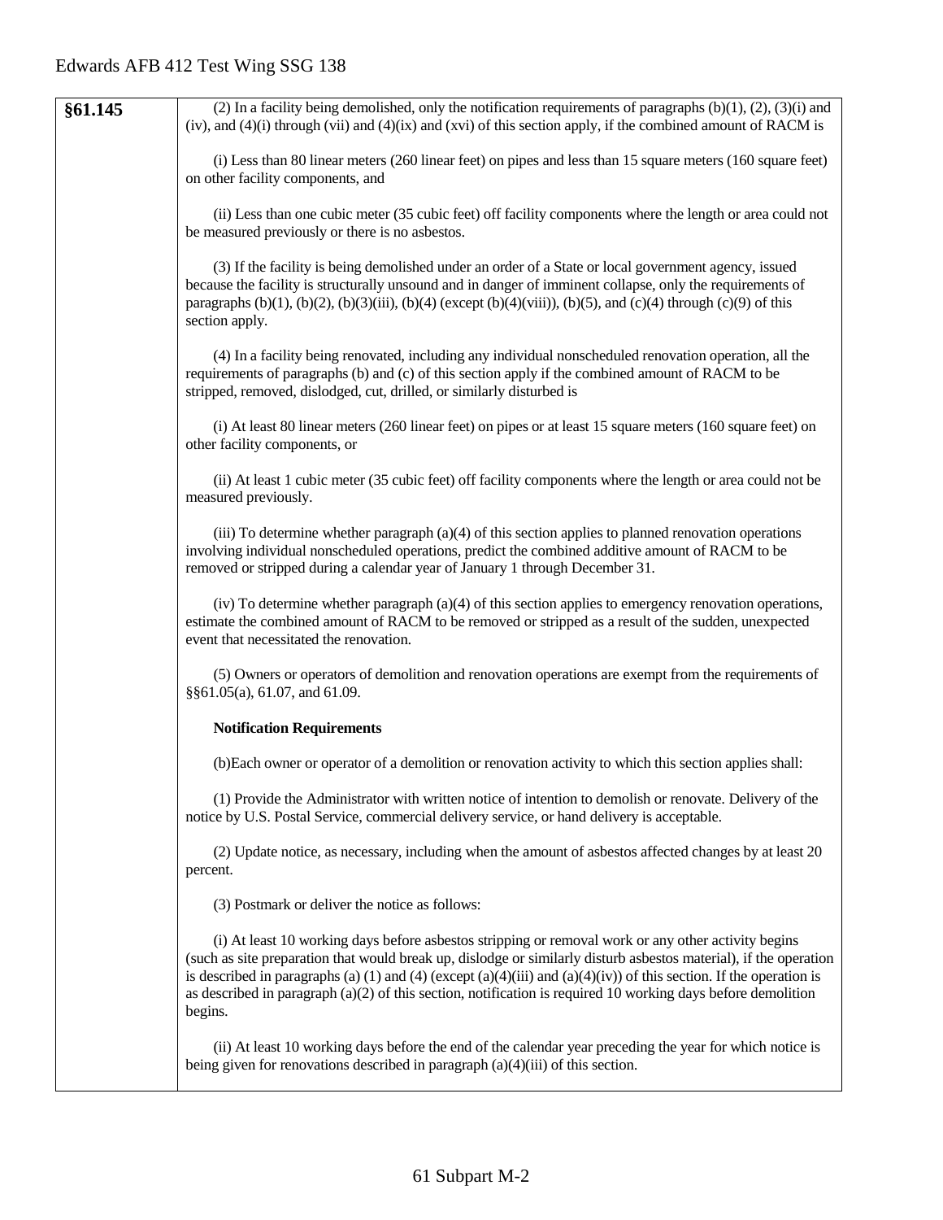| §61.145 | (2) In a facility being demolished, only the notification requirements of paragraphs (b)(1), (2), (3)(i) and (iv), and (4)(i) through (vii) and (4)(ix) and (xvi) of this section apply, if the combined amount of RACM is<br><br>(i) Less than 80 linear meters (260 linear feet) on pipes and less than 15 square meters (160 square feet) on other facility components, and<br><br>(ii) Less than one cubic meter (35 cubic feet) off facility components where the length or area could not be measured previously or there is no asbestos.<br><br>(3) If the facility is being demolished under an order of a State or local government agency, issued because the facility is structurally unsound and in danger of imminent collapse, only the requirements of paragraphs (b)(1), (b)(2), (b)(3)(iii), (b)(4) (except (b)(4)(viii)), (b)(5), and (c)(4) through (c)(9) of this section apply.<br><br>(4) In a facility being renovated, including any individual nonscheduled renovation operation, all the requirements of paragraphs (b) and (c) of this section apply if the combined amount of RACM to be stripped, removed, dislodged, cut, drilled, or similarly disturbed is<br><br>(i) At least 80 linear meters (260 linear feet) on pipes or at least 15 square meters (160 square feet) on other facility components, or<br><br>(ii) At least 1 cubic meter (35 cubic feet) off facility components where the length or area could not be measured previously.<br><br>(iii) To determine whether paragraph (a)(4) of this section applies to planned renovation operations involving individual nonscheduled operations, predict the combined additive amount of RACM to be removed or stripped during a calendar year of January 1 through December 31.<br><br>(iv) To determine whether paragraph (a)(4) of this section applies to emergency renovation operations, estimate the combined amount of RACM to be removed or stripped as a result of the sudden, unexpected event that necessitated the renovation.<br><br>(5) Owners or operators of demolition and renovation operations are exempt from the requirements of §§61.05(a), 61.07, and 61.09.<br><br>**Notification Requirements**<br><br>(b)Each owner or operator of a demolition or renovation activity to which this section applies shall:<br><br>(1) Provide the Administrator with written notice of intention to demolish or renovate. Delivery of the notice by U.S. Postal Service, commercial delivery service, or hand delivery is acceptable.<br><br>(2) Update notice, as necessary, including when the amount of asbestos affected changes by at least 20 percent.<br><br>(3) Postmark or deliver the notice as follows:<br><br>(i) At least 10 working days before asbestos stripping or removal work or any other activity begins (such as site preparation that would break up, dislodge or similarly disturb asbestos material), if the operation is described in paragraphs (a) (1) and (4) (except (a)(4)(iii) and (a)(4)(iv)) of this section. If the operation is as described in paragraph (a)(2) of this section, notification is required 10 working days before demolition begins.<br><br>(ii) At least 10 working days before the end of the calendar year preceding the year for which notice is being given for renovations described in paragraph (a)(4)(iii) of this section. |
|---|---|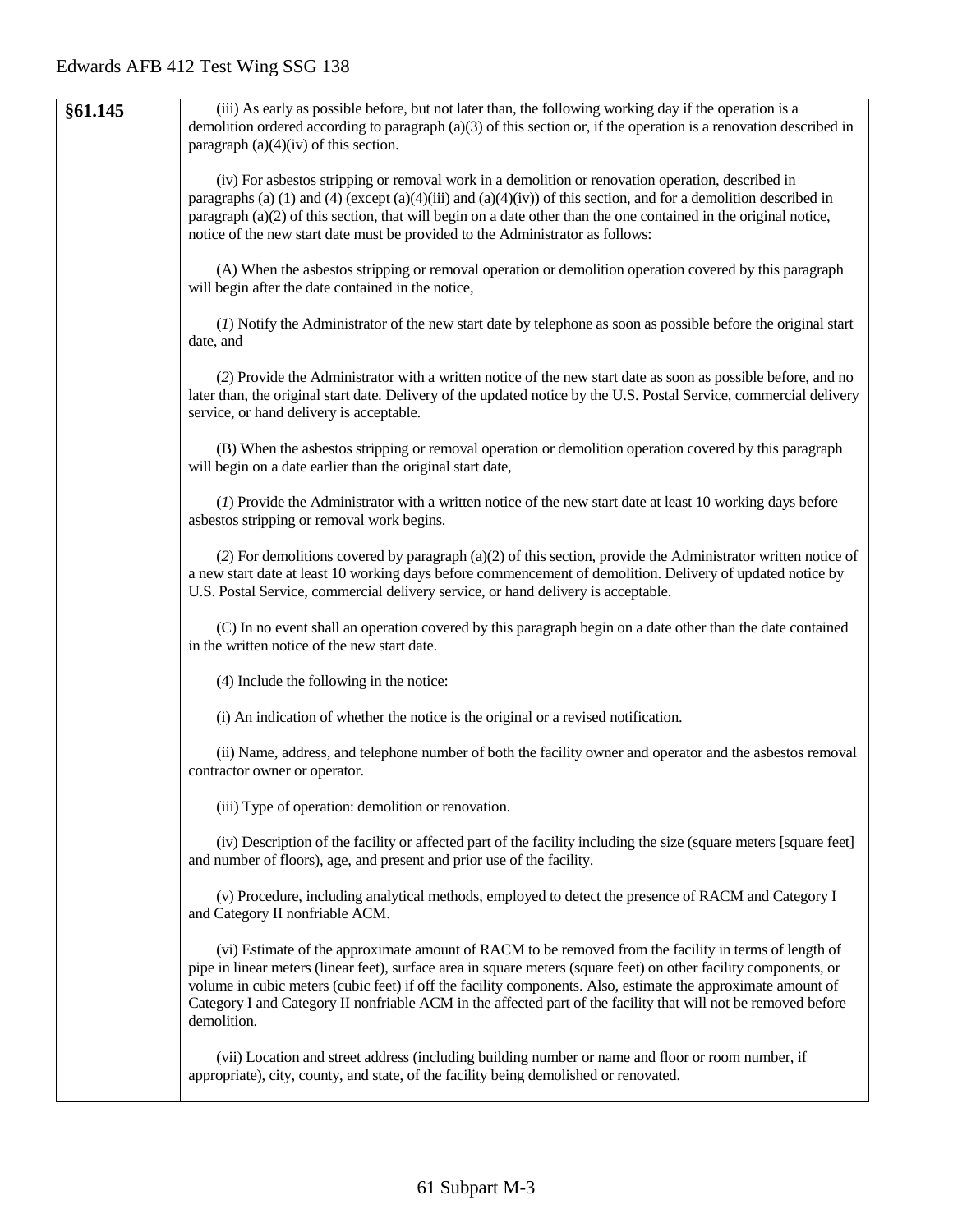| §61.145 | (iii) As early as possible before, but not later than, the following working day if the operation is a demolition ordered according to paragraph (a)(3) of this section or, if the operation is a renovation described in paragraph (a)(4)(iv) of this section.<br><br>(iv) For asbestos stripping or removal work in a demolition or renovation operation, described in paragraphs (a) (1) and (4) (except (a)(4)(iii) and (a)(4)(iv)) of this section, and for a demolition described in paragraph (a)(2) of this section, that will begin on a date other than the one contained in the original notice, notice of the new start date must be provided to the Administrator as follows:<br><br>(A) When the asbestos stripping or removal operation or demolition operation covered by this paragraph will begin after the date contained in the notice,<br><br>(*1*) Notify the Administrator of the new start date by telephone as soon as possible before the original start date, and<br><br>(*2*) Provide the Administrator with a written notice of the new start date as soon as possible before, and no later than, the original start date. Delivery of the updated notice by the U.S. Postal Service, commercial delivery service, or hand delivery is acceptable.<br><br>(B) When the asbestos stripping or removal operation or demolition operation covered by this paragraph will begin on a date earlier than the original start date,<br><br>(*1*) Provide the Administrator with a written notice of the new start date at least 10 working days before asbestos stripping or removal work begins.<br><br>(*2*) For demolitions covered by paragraph (a)(2) of this section, provide the Administrator written notice of a new start date at least 10 working days before commencement of demolition. Delivery of updated notice by U.S. Postal Service, commercial delivery service, or hand delivery is acceptable.<br><br>(C) In no event shall an operation covered by this paragraph begin on a date other than the date contained in the written notice of the new start date.<br><br>(4) Include the following in the notice:<br><br>(i) An indication of whether the notice is the original or a revised notification.<br><br>(ii) Name, address, and telephone number of both the facility owner and operator and the asbestos removal contractor owner or operator.<br><br>(iii) Type of operation: demolition or renovation.<br><br>(iv) Description of the facility or affected part of the facility including the size (square meters [square feet] and number of floors), age, and present and prior use of the facility.<br><br>(v) Procedure, including analytical methods, employed to detect the presence of RACM and Category I and Category II nonfriable ACM.<br><br>(vi) Estimate of the approximate amount of RACM to be removed from the facility in terms of length of pipe in linear meters (linear feet), surface area in square meters (square feet) on other facility components, or volume in cubic meters (cubic feet) if off the facility components. Also, estimate the approximate amount of Category I and Category II nonfriable ACM in the affected part of the facility that will not be removed before demolition.<br><br>(vii) Location and street address (including building number or name and floor or room number, if appropriate), city, county, and state, of the facility being demolished or renovated. |
|---|---|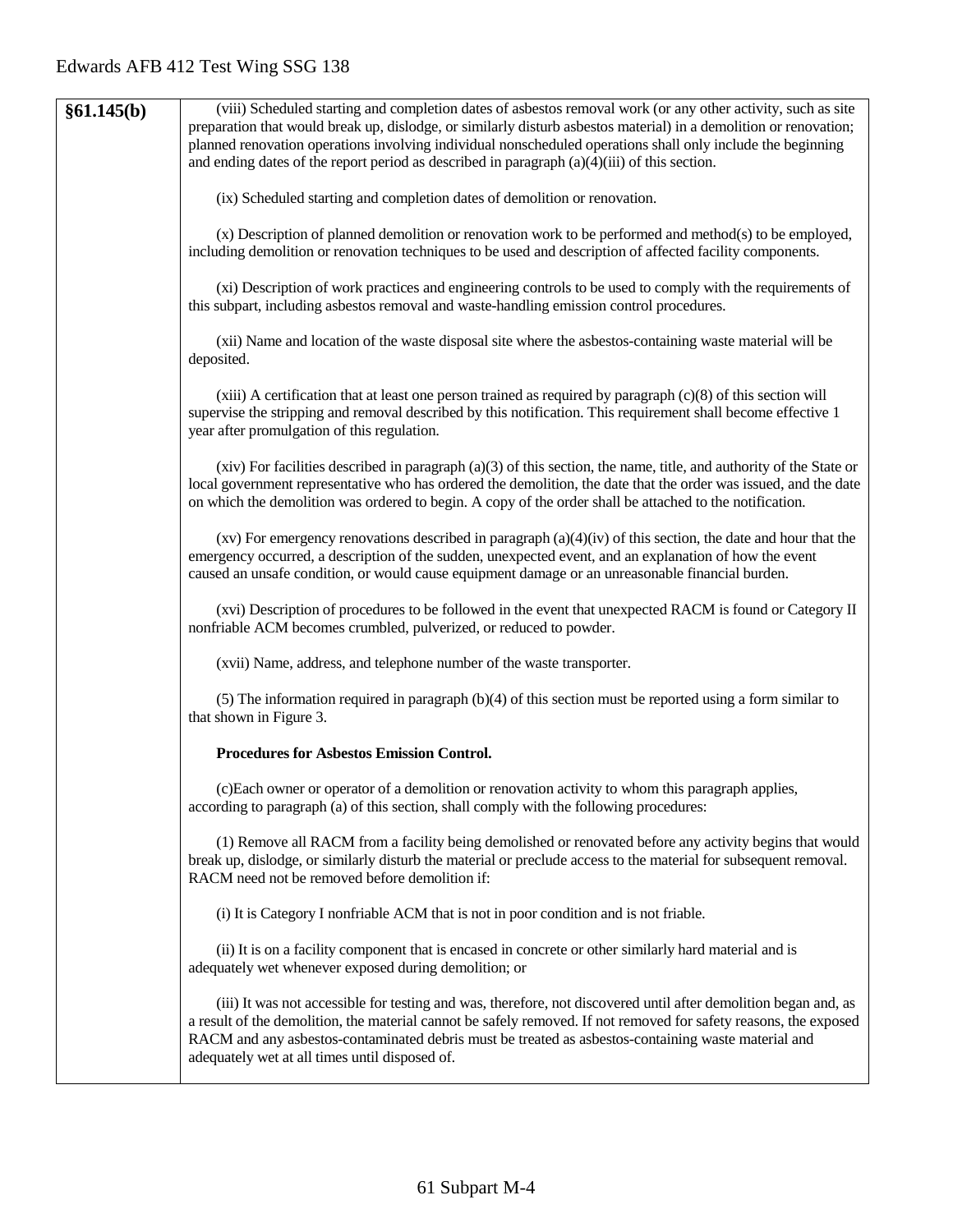| §61.145(b) | (viii) Scheduled starting and completion dates of asbestos removal work (or any other activity, such as site preparation that would break up, dislodge, or similarly disturb asbestos material) in a demolition or renovation; planned renovation operations involving individual nonscheduled operations shall only include the beginning and ending dates of the report period as described in paragraph (a)(4)(iii) of this section.<br><br>(ix) Scheduled starting and completion dates of demolition or renovation.<br><br>(x) Description of planned demolition or renovation work to be performed and method(s) to be employed, including demolition or renovation techniques to be used and description of affected facility components.<br><br>(xi) Description of work practices and engineering controls to be used to comply with the requirements of this subpart, including asbestos removal and waste-handling emission control procedures.<br><br>(xii) Name and location of the waste disposal site where the asbestos-containing waste material will be deposited.<br><br>(xiii) A certification that at least one person trained as required by paragraph (c)(8) of this section will supervise the stripping and removal described by this notification. This requirement shall become effective 1 year after promulgation of this regulation.<br><br>(xiv) For facilities described in paragraph (a)(3) of this section, the name, title, and authority of the State or local government representative who has ordered the demolition, the date that the order was issued, and the date on which the demolition was ordered to begin. A copy of the order shall be attached to the notification.<br><br>(xv) For emergency renovations described in paragraph (a)(4)(iv) of this section, the date and hour that the emergency occurred, a description of the sudden, unexpected event, and an explanation of how the event caused an unsafe condition, or would cause equipment damage or an unreasonable financial burden.<br><br>(xvi) Description of procedures to be followed in the event that unexpected RACM is found or Category II nonfriable ACM becomes crumbled, pulverized, or reduced to powder.<br><br>(xvii) Name, address, and telephone number of the waste transporter.<br><br>(5) The information required in paragraph (b)(4) of this section must be reported using a form similar to that shown in Figure 3.<br><br>**Procedures for Asbestos Emission Control.**<br><br>(c)Each owner or operator of a demolition or renovation activity to whom this paragraph applies, according to paragraph (a) of this section, shall comply with the following procedures:<br><br>(1) Remove all RACM from a facility being demolished or renovated before any activity begins that would break up, dislodge, or similarly disturb the material or preclude access to the material for subsequent removal. RACM need not be removed before demolition if:<br><br>(i) It is Category I nonfriable ACM that is not in poor condition and is not friable.<br><br>(ii) It is on a facility component that is encased in concrete or other similarly hard material and is adequately wet whenever exposed during demolition; or<br><br>(iii) It was not accessible for testing and was, therefore, not discovered until after demolition began and, as a result of the demolition, the material cannot be safely removed. If not removed for safety reasons, the exposed RACM and any asbestos-contaminated debris must be treated as asbestos-containing waste material and adequately wet at all times until disposed of. |
|---|---|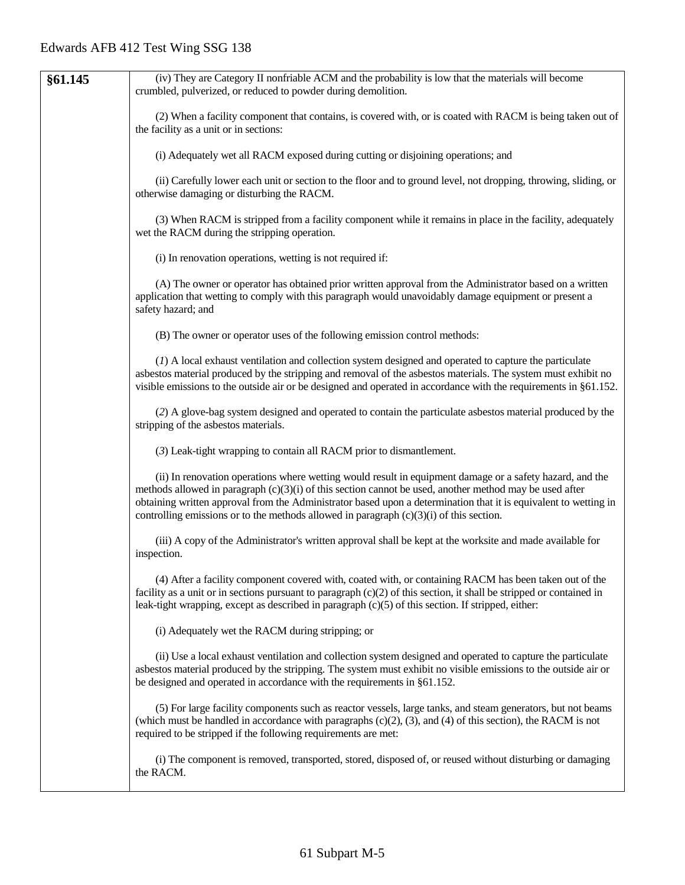| §61.145 | (iv) They are Category II nonfriable ACM and the probability is low that the materials will become crumbled, pulverized, or reduced to powder during demolition.<br><br>(2) When a facility component that contains, is covered with, or is coated with RACM is being taken out of the facility as a unit or in sections:<br><br>(i) Adequately wet all RACM exposed during cutting or disjoining operations; and<br><br>(ii) Carefully lower each unit or section to the floor and to ground level, not dropping, throwing, sliding, or otherwise damaging or disturbing the RACM.<br><br>(3) When RACM is stripped from a facility component while it remains in place in the facility, adequately wet the RACM during the stripping operation.<br><br>(i) In renovation operations, wetting is not required if:<br><br>(A) The owner or operator has obtained prior written approval from the Administrator based on a written application that wetting to comply with this paragraph would unavoidably damage equipment or present a safety hazard; and<br><br>(B) The owner or operator uses of the following emission control methods:<br><br>(*1*) A local exhaust ventilation and collection system designed and operated to capture the particulate asbestos material produced by the stripping and removal of the asbestos materials. The system must exhibit no visible emissions to the outside air or be designed and operated in accordance with the requirements in §61.152.<br><br>(*2*) A glove-bag system designed and operated to contain the particulate asbestos material produced by the stripping of the asbestos materials.<br><br>(*3*) Leak-tight wrapping to contain all RACM prior to dismantlement.<br><br>(ii) In renovation operations where wetting would result in equipment damage or a safety hazard, and the methods allowed in paragraph (c)(3)(i) of this section cannot be used, another method may be used after obtaining written approval from the Administrator based upon a determination that it is equivalent to wetting in controlling emissions or to the methods allowed in paragraph (c)(3)(i) of this section.<br><br>(iii) A copy of the Administrator's written approval shall be kept at the worksite and made available for inspection.<br><br>(4) After a facility component covered with, coated with, or containing RACM has been taken out of the facility as a unit or in sections pursuant to paragraph (c)(2) of this section, it shall be stripped or contained in leak-tight wrapping, except as described in paragraph (c)(5) of this section. If stripped, either:<br><br>(i) Adequately wet the RACM during stripping; or<br><br>(ii) Use a local exhaust ventilation and collection system designed and operated to capture the particulate asbestos material produced by the stripping. The system must exhibit no visible emissions to the outside air or be designed and operated in accordance with the requirements in §61.152.<br><br>(5) For large facility components such as reactor vessels, large tanks, and steam generators, but not beams (which must be handled in accordance with paragraphs (c)(2), (3), and (4) of this section), the RACM is not required to be stripped if the following requirements are met:<br><br>(i) The component is removed, transported, stored, disposed of, or reused without disturbing or damaging the RACM. |
|---|---|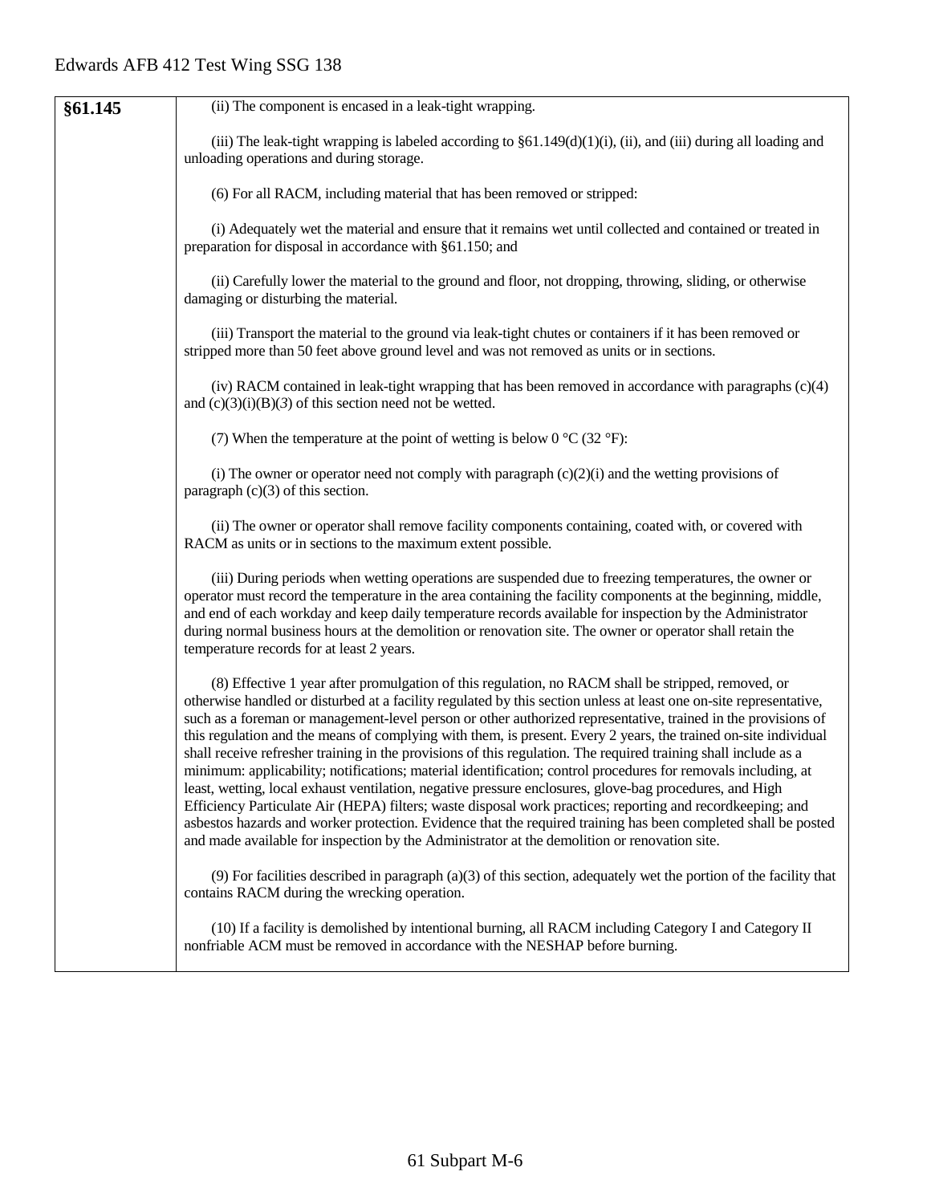| §61.145 | (ii) The component is encased in a leak-tight wrapping.<br><br>(iii) The leak-tight wrapping is labeled according to §61.149(d)(1)(i), (ii), and (iii) during all loading and unloading operations and during storage.<br><br>(6) For all RACM, including material that has been removed or stripped:<br><br>(i) Adequately wet the material and ensure that it remains wet until collected and contained or treated in preparation for disposal in accordance with §61.150; and<br><br>(ii) Carefully lower the material to the ground and floor, not dropping, throwing, sliding, or otherwise damaging or disturbing the material.<br><br>(iii) Transport the material to the ground via leak-tight chutes or containers if it has been removed or stripped more than 50 feet above ground level and was not removed as units or in sections.<br><br>(iv) RACM contained in leak-tight wrapping that has been removed in accordance with paragraphs (c)(4) and (c)(3)(i)(B)(*3*) of this section need not be wetted.<br><br>(7) When the temperature at the point of wetting is below 0 °C (32 °F):<br><br>(i) The owner or operator need not comply with paragraph (c)(2)(i) and the wetting provisions of paragraph (c)(3) of this section.<br><br>(ii) The owner or operator shall remove facility components containing, coated with, or covered with RACM as units or in sections to the maximum extent possible.<br><br>(iii) During periods when wetting operations are suspended due to freezing temperatures, the owner or operator must record the temperature in the area containing the facility components at the beginning, middle, and end of each workday and keep daily temperature records available for inspection by the Administrator during normal business hours at the demolition or renovation site. The owner or operator shall retain the temperature records for at least 2 years.<br><br>(8) Effective 1 year after promulgation of this regulation, no RACM shall be stripped, removed, or otherwise handled or disturbed at a facility regulated by this section unless at least one on-site representative, such as a foreman or management-level person or other authorized representative, trained in the provisions of this regulation and the means of complying with them, is present. Every 2 years, the trained on-site individual shall receive refresher training in the provisions of this regulation. The required training shall include as a minimum: applicability; notifications; material identification; control procedures for removals including, at least, wetting, local exhaust ventilation, negative pressure enclosures, glove-bag procedures, and High Efficiency Particulate Air (HEPA) filters; waste disposal work practices; reporting and recordkeeping; and asbestos hazards and worker protection. Evidence that the required training has been completed shall be posted and made available for inspection by the Administrator at the demolition or renovation site.<br><br>(9) For facilities described in paragraph (a)(3) of this section, adequately wet the portion of the facility that contains RACM during the wrecking operation.<br><br>(10) If a facility is demolished by intentional burning, all RACM including Category I and Category II nonfriable ACM must be removed in accordance with the NESHAP before burning. |
|---|---|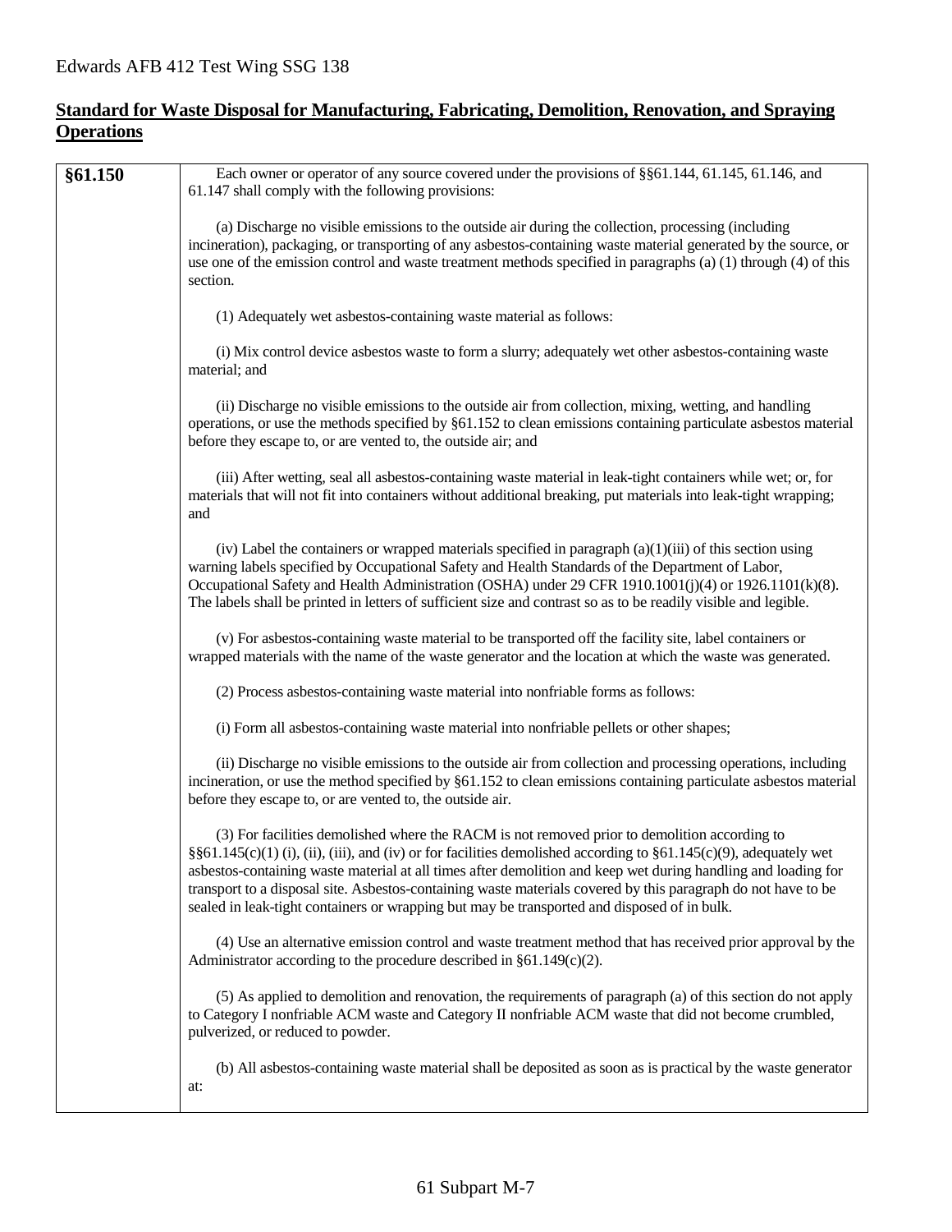## Standard for Waste Disposal for Manufacturing, Fabricating, Demolition, Renovation, and Spraying Operations

| | |
|---|---|
| **§61.150** | Each owner or operator of any source covered under the provisions of §§61.144, 61.145, 61.146, and 61.147 shall comply with the following provisions:<br><br>(a) Discharge no visible emissions to the outside air during the collection, processing (including incineration), packaging, or transporting of any asbestos-containing waste material generated by the source, or use one of the emission control and waste treatment methods specified in paragraphs (a) (1) through (4) of this section.<br><br>(1) Adequately wet asbestos-containing waste material as follows:<br><br>(i) Mix control device asbestos waste to form a slurry; adequately wet other asbestos-containing waste material; and<br><br>(ii) Discharge no visible emissions to the outside air from collection, mixing, wetting, and handling operations, or use the methods specified by §61.152 to clean emissions containing particulate asbestos material before they escape to, or are vented to, the outside air; and<br><br>(iii) After wetting, seal all asbestos-containing waste material in leak-tight containers while wet; or, for materials that will not fit into containers without additional breaking, put materials into leak-tight wrapping; and<br><br>(iv) Label the containers or wrapped materials specified in paragraph (a)(1)(iii) of this section using warning labels specified by Occupational Safety and Health Standards of the Department of Labor, Occupational Safety and Health Administration (OSHA) under 29 CFR 1910.1001(j)(4) or 1926.1101(k)(8). The labels shall be printed in letters of sufficient size and contrast so as to be readily visible and legible.<br><br>(v) For asbestos-containing waste material to be transported off the facility site, label containers or wrapped materials with the name of the waste generator and the location at which the waste was generated.<br><br>(2) Process asbestos-containing waste material into nonfriable forms as follows:<br><br>(i) Form all asbestos-containing waste material into nonfriable pellets or other shapes;<br><br>(ii) Discharge no visible emissions to the outside air from collection and processing operations, including incineration, or use the method specified by §61.152 to clean emissions containing particulate asbestos material before they escape to, or are vented to, the outside air.<br><br>(3) For facilities demolished where the RACM is not removed prior to demolition according to §§61.145(c)(1) (i), (ii), (iii), and (iv) or for facilities demolished according to §61.145(c)(9), adequately wet asbestos-containing waste material at all times after demolition and keep wet during handling and loading for transport to a disposal site. Asbestos-containing waste materials covered by this paragraph do not have to be sealed in leak-tight containers or wrapping but may be transported and disposed of in bulk.<br><br>(4) Use an alternative emission control and waste treatment method that has received prior approval by the Administrator according to the procedure described in §61.149(c)(2).<br><br>(5) As applied to demolition and renovation, the requirements of paragraph (a) of this section do not apply to Category I nonfriable ACM waste and Category II nonfriable ACM waste that did not become crumbled, pulverized, or reduced to powder.<br><br>(b) All asbestos-containing waste material shall be deposited as soon as is practical by the waste generator at: |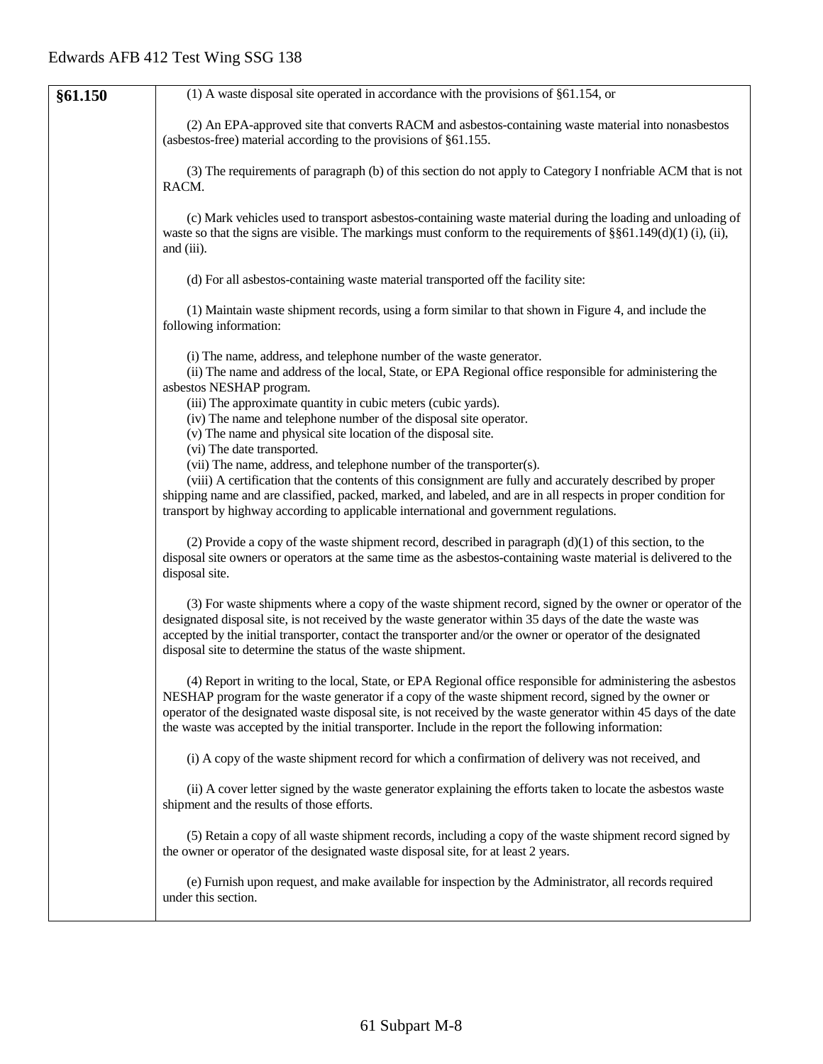| | |
|---|---|
| **§61.150** | (1) A waste disposal site operated in accordance with the provisions of §61.154, or<br><br>(2) An EPA-approved site that converts RACM and asbestos-containing waste material into nonasbestos (asbestos-free) material according to the provisions of §61.155.<br><br>(3) The requirements of paragraph (b) of this section do not apply to Category I nonfriable ACM that is not RACM.<br><br>(c) Mark vehicles used to transport asbestos-containing waste material during the loading and unloading of waste so that the signs are visible. The markings must conform to the requirements of §§61.149(d)(1) (i), (ii), and (iii).<br><br>(d) For all asbestos-containing waste material transported off the facility site:<br><br>(1) Maintain waste shipment records, using a form similar to that shown in Figure 4, and include the following information:<br><br>(i) The name, address, and telephone number of the waste generator.<br>(ii) The name and address of the local, State, or EPA Regional office responsible for administering the asbestos NESHAP program.<br>(iii) The approximate quantity in cubic meters (cubic yards).<br>(iv) The name and telephone number of the disposal site operator.<br>(v) The name and physical site location of the disposal site.<br>(vi) The date transported.<br>(vii) The name, address, and telephone number of the transporter(s).<br>(viii) A certification that the contents of this consignment are fully and accurately described by proper shipping name and are classified, packed, marked, and labeled, and are in all respects in proper condition for transport by highway according to applicable international and government regulations.<br><br>(2) Provide a copy of the waste shipment record, described in paragraph (d)(1) of this section, to the disposal site owners or operators at the same time as the asbestos-containing waste material is delivered to the disposal site.<br><br>(3) For waste shipments where a copy of the waste shipment record, signed by the owner or operator of the designated disposal site, is not received by the waste generator within 35 days of the date the waste was accepted by the initial transporter, contact the transporter and/or the owner or operator of the designated disposal site to determine the status of the waste shipment.<br><br>(4) Report in writing to the local, State, or EPA Regional office responsible for administering the asbestos NESHAP program for the waste generator if a copy of the waste shipment record, signed by the owner or operator of the designated waste disposal site, is not received by the waste generator within 45 days of the date the waste was accepted by the initial transporter. Include in the report the following information:<br><br>(i) A copy of the waste shipment record for which a confirmation of delivery was not received, and<br><br>(ii) A cover letter signed by the waste generator explaining the efforts taken to locate the asbestos waste shipment and the results of those efforts.<br><br>(5) Retain a copy of all waste shipment records, including a copy of the waste shipment record signed by the owner or operator of the designated waste disposal site, for at least 2 years.<br><br>(e) Furnish upon request, and make available for inspection by the Administrator, all records required under this section. |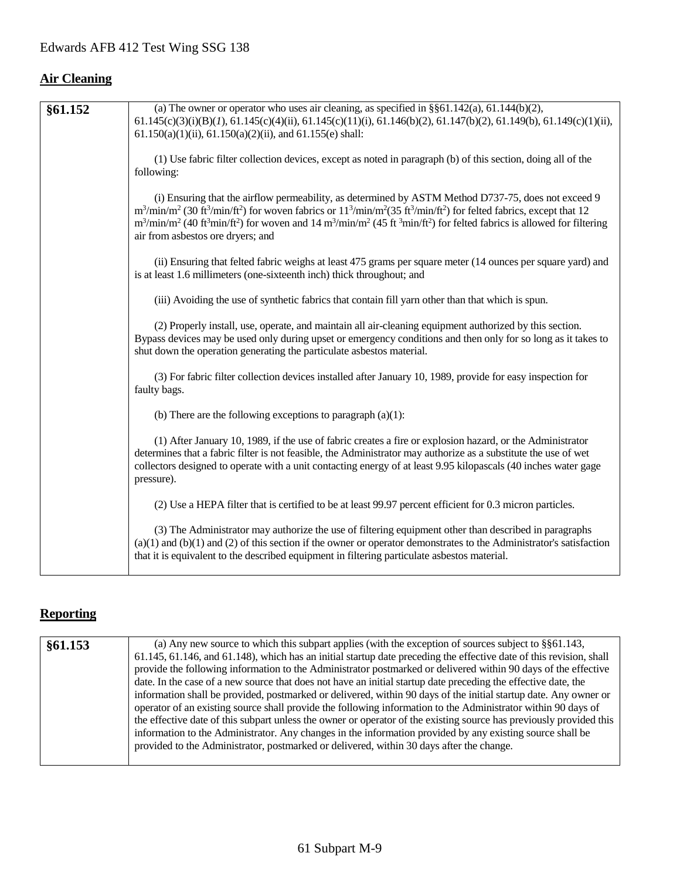## Air Cleaning

| §61.152 | (a) The owner or operator who uses air cleaning, as specified in §§61.142(a), 61.144(b)(2), 61.145(c)(3)(i)(B)(*1*), 61.145(c)(4)(ii), 61.145(c)(11)(i), 61.146(b)(2), 61.147(b)(2), 61.149(b), 61.149(c)(1)(ii), 61.150(a)(1)(ii), 61.150(a)(2)(ii), and 61.155(e) shall:<br><br>(1) Use fabric filter collection devices, except as noted in paragraph (b) of this section, doing all of the following:<br><br>(i) Ensuring that the airflow permeability, as determined by ASTM Method D737-75, does not exceed 9 $m^3/min/m^2$ (30 $ft^3/min/ft^2$) for woven fabrics or $11^3/min/m^2$(35 $ft^3/min/ft^2$) for felted fabrics, except that 12 $m^3/min/m^2$ (40 $ft^3min/ft^2$) for woven and 14 $m^3/min/m^2$ (45 $ft\ ^3min/ft^2$) for felted fabrics is allowed for filtering air from asbestos ore dryers; and<br><br>(ii) Ensuring that felted fabric weighs at least 475 grams per square meter (14 ounces per square yard) and is at least 1.6 millimeters (one-sixteenth inch) thick throughout; and<br><br>(iii) Avoiding the use of synthetic fabrics that contain fill yarn other than that which is spun.<br><br>(2) Properly install, use, operate, and maintain all air-cleaning equipment authorized by this section. Bypass devices may be used only during upset or emergency conditions and then only for so long as it takes to shut down the operation generating the particulate asbestos material.<br><br>(3) For fabric filter collection devices installed after January 10, 1989, provide for easy inspection for faulty bags.<br><br>(b) There are the following exceptions to paragraph (a)(1):<br><br>(1) After January 10, 1989, if the use of fabric creates a fire or explosion hazard, or the Administrator determines that a fabric filter is not feasible, the Administrator may authorize as a substitute the use of wet collectors designed to operate with a unit contacting energy of at least 9.95 kilopascals (40 inches water gage pressure).<br><br>(2) Use a HEPA filter that is certified to be at least 99.97 percent efficient for 0.3 micron particles.<br><br>(3) The Administrator may authorize the use of filtering equipment other than described in paragraphs (a)(1) and (b)(1) and (2) of this section if the owner or operator demonstrates to the Administrator's satisfaction that it is equivalent to the described equipment in filtering particulate asbestos material. |
|---|---|

## Reporting

| §61.153 | (a) Any new source to which this subpart applies (with the exception of sources subject to §§61.143, 61.145, 61.146, and 61.148), which has an initial startup date preceding the effective date of this revision, shall provide the following information to the Administrator postmarked or delivered within 90 days of the effective date. In the case of a new source that does not have an initial startup date preceding the effective date, the information shall be provided, postmarked or delivered, within 90 days of the initial startup date. Any owner or operator of an existing source shall provide the following information to the Administrator within 90 days of the effective date of this subpart unless the owner or operator of the existing source has previously provided this information to the Administrator. Any changes in the information provided by any existing source shall be provided to the Administrator, postmarked or delivered, within 30 days after the change. |
|---|---|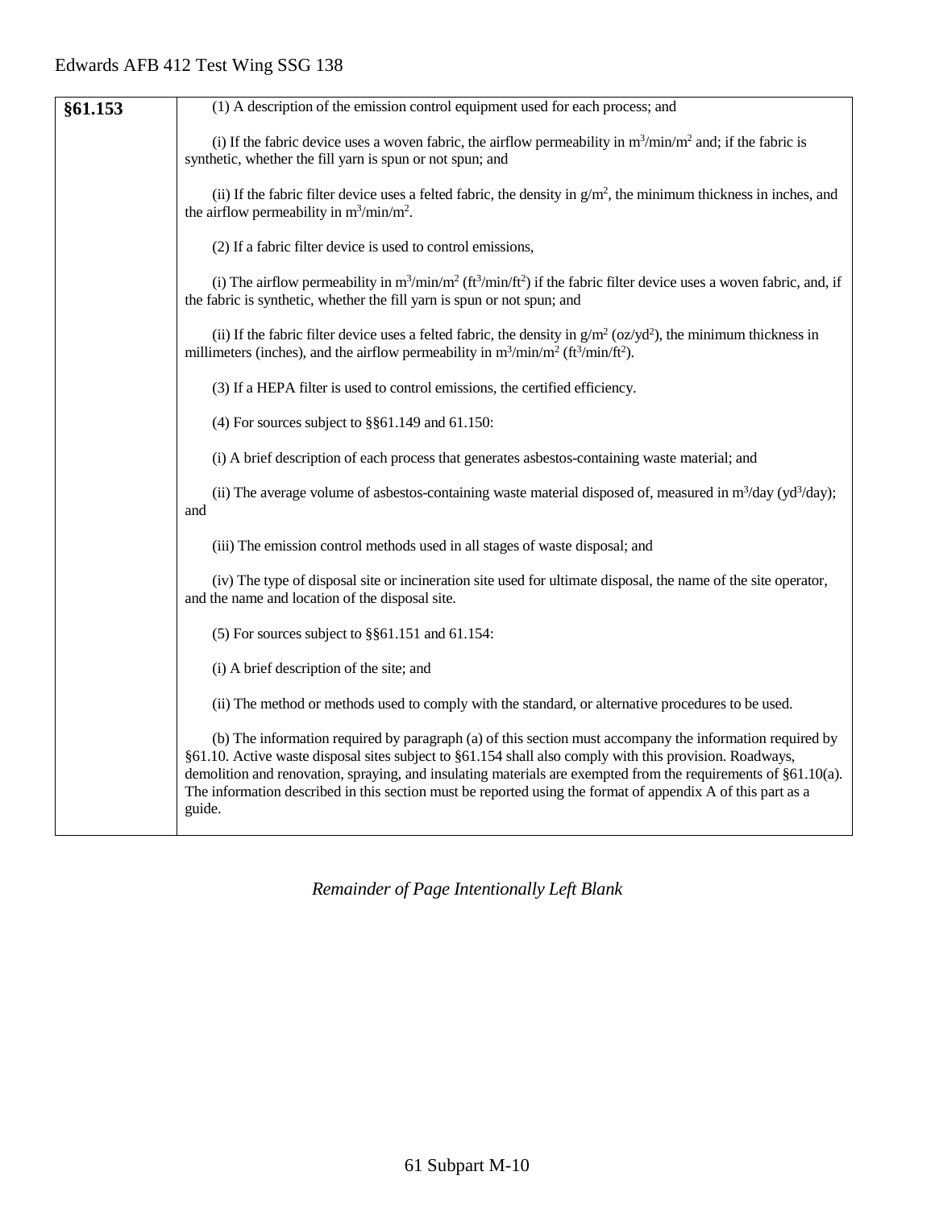| §61.153 | (1) A description of the emission control equipment used for each process; and<br><br>(i) If the fabric device uses a woven fabric, the airflow permeability in $m^3/min/m^2$ and; if the fabric is synthetic, whether the fill yarn is spun or not spun; and<br><br>(ii) If the fabric filter device uses a felted fabric, the density in $g/m^2$, the minimum thickness in inches, and the airflow permeability in $m^3/min/m^2$.<br><br>(2) If a fabric filter device is used to control emissions,<br><br>(i) The airflow permeability in $m^3/min/m^2$ ($ft^3/min/ft^2$) if the fabric filter device uses a woven fabric, and, if the fabric is synthetic, whether the fill yarn is spun or not spun; and<br><br>(ii) If the fabric filter device uses a felted fabric, the density in $g/m^2$ ($oz/yd^2$), the minimum thickness in millimeters (inches), and the airflow permeability in $m^3/min/m^2$ ($ft^3/min/ft^2$).<br><br>(3) If a HEPA filter is used to control emissions, the certified efficiency.<br><br>(4) For sources subject to §§61.149 and 61.150:<br><br>(i) A brief description of each process that generates asbestos-containing waste material; and<br><br>(ii) The average volume of asbestos-containing waste material disposed of, measured in $m^3$/day ($yd^3$/day); and<br><br>(iii) The emission control methods used in all stages of waste disposal; and<br><br>(iv) The type of disposal site or incineration site used for ultimate disposal, the name of the site operator, and the name and location of the disposal site.<br><br>(5) For sources subject to §§61.151 and 61.154:<br><br>(i) A brief description of the site; and<br><br>(ii) The method or methods used to comply with the standard, or alternative procedures to be used.<br><br>(b) The information required by paragraph (a) of this section must accompany the information required by §61.10. Active waste disposal sites subject to §61.154 shall also comply with this provision. Roadways, demolition and renovation, spraying, and insulating materials are exempted from the requirements of §61.10(a). The information described in this section must be reported using the format of appendix A of this part as a guide. |
|---|---|

*Remainder of Page Intentionally Left Blank*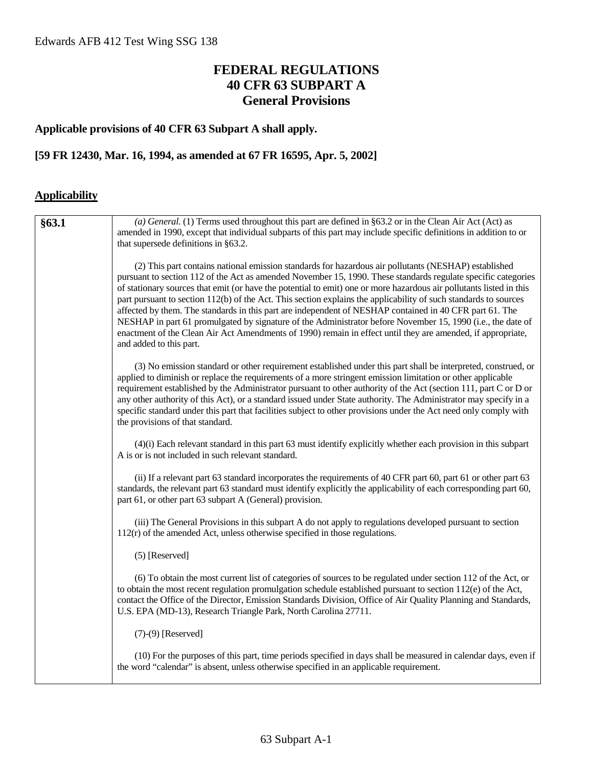Edwards AFB 412 Test Wing SSG 138

# FEDERAL REGULATIONS
# 40 CFR 63 SUBPART A
# General Provisions

**Applicable provisions of 40 CFR 63 Subpart A shall apply.**

**[59 FR 12430, Mar. 16, 1994, as amended at 67 FR 16595, Apr. 5, 2002]**

## Applicability

| §63.1 | *(a) General.* (1) Terms used throughout this part are defined in §63.2 or in the Clean Air Act (Act) as amended in 1990, except that individual subparts of this part may include specific definitions in addition to or that supersede definitions in §63.2.<br><br>(2) This part contains national emission standards for hazardous air pollutants (NESHAP) established pursuant to section 112 of the Act as amended November 15, 1990. These standards regulate specific categories of stationary sources that emit (or have the potential to emit) one or more hazardous air pollutants listed in this part pursuant to section 112(b) of the Act. This section explains the applicability of such standards to sources affected by them. The standards in this part are independent of NESHAP contained in 40 CFR part 61. The NESHAP in part 61 promulgated by signature of the Administrator before November 15, 1990 (i.e., the date of enactment of the Clean Air Act Amendments of 1990) remain in effect until they are amended, if appropriate, and added to this part.<br><br>(3) No emission standard or other requirement established under this part shall be interpreted, construed, or applied to diminish or replace the requirements of a more stringent emission limitation or other applicable requirement established by the Administrator pursuant to other authority of the Act (section 111, part C or D or any other authority of this Act), or a standard issued under State authority. The Administrator may specify in a specific standard under this part that facilities subject to other provisions under the Act need only comply with the provisions of that standard.<br><br>(4)(i) Each relevant standard in this part 63 must identify explicitly whether each provision in this subpart A is or is not included in such relevant standard.<br><br>(ii) If a relevant part 63 standard incorporates the requirements of 40 CFR part 60, part 61 or other part 63 standards, the relevant part 63 standard must identify explicitly the applicability of each corresponding part 60, part 61, or other part 63 subpart A (General) provision.<br><br>(iii) The General Provisions in this subpart A do not apply to regulations developed pursuant to section 112(r) of the amended Act, unless otherwise specified in those regulations.<br><br>(5) [Reserved]<br><br>(6) To obtain the most current list of categories of sources to be regulated under section 112 of the Act, or to obtain the most recent regulation promulgation schedule established pursuant to section 112(e) of the Act, contact the Office of the Director, Emission Standards Division, Office of Air Quality Planning and Standards, U.S. EPA (MD-13), Research Triangle Park, North Carolina 27711.<br><br>(7)-(9) [Reserved]<br><br>(10) For the purposes of this part, time periods specified in days shall be measured in calendar days, even if the word "calendar" is absent, unless otherwise specified in an applicable requirement. |
|---|---|

63 Subpart A-1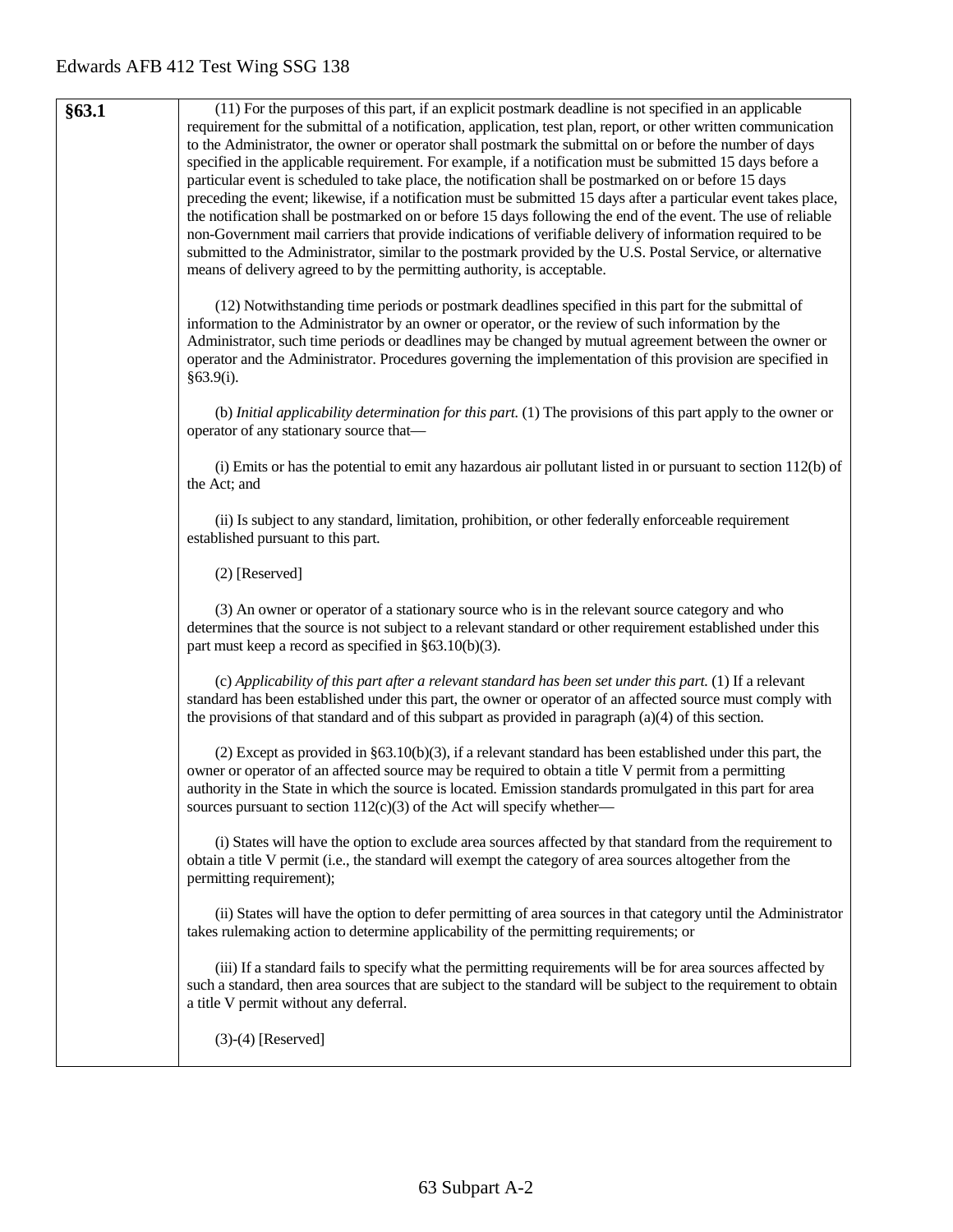| §63.1 | (11) For the purposes of this part, if an explicit postmark deadline is not specified in an applicable requirement for the submittal of a notification, application, test plan, report, or other written communication to the Administrator, the owner or operator shall postmark the submittal on or before the number of days specified in the applicable requirement. For example, if a notification must be submitted 15 days before a particular event is scheduled to take place, the notification shall be postmarked on or before 15 days preceding the event; likewise, if a notification must be submitted 15 days after a particular event takes place, the notification shall be postmarked on or before 15 days following the end of the event. The use of reliable non-Government mail carriers that provide indications of verifiable delivery of information required to be submitted to the Administrator, similar to the postmark provided by the U.S. Postal Service, or alternative means of delivery agreed to by the permitting authority, is acceptable.<br><br>(12) Notwithstanding time periods or postmark deadlines specified in this part for the submittal of information to the Administrator by an owner or operator, or the review of such information by the Administrator, such time periods or deadlines may be changed by mutual agreement between the owner or operator and the Administrator. Procedures governing the implementation of this provision are specified in §63.9(i).<br><br>(b) *Initial applicability determination for this part.* (1) The provisions of this part apply to the owner or operator of any stationary source that—<br><br>(i) Emits or has the potential to emit any hazardous air pollutant listed in or pursuant to section 112(b) of the Act; and<br><br>(ii) Is subject to any standard, limitation, prohibition, or other federally enforceable requirement established pursuant to this part.<br><br>(2) [Reserved]<br><br>(3) An owner or operator of a stationary source who is in the relevant source category and who determines that the source is not subject to a relevant standard or other requirement established under this part must keep a record as specified in §63.10(b)(3).<br><br>(c) *Applicability of this part after a relevant standard has been set under this part.* (1) If a relevant standard has been established under this part, the owner or operator of an affected source must comply with the provisions of that standard and of this subpart as provided in paragraph (a)(4) of this section.<br><br>(2) Except as provided in §63.10(b)(3), if a relevant standard has been established under this part, the owner or operator of an affected source may be required to obtain a title V permit from a permitting authority in the State in which the source is located. Emission standards promulgated in this part for area sources pursuant to section 112(c)(3) of the Act will specify whether—<br><br>(i) States will have the option to exclude area sources affected by that standard from the requirement to obtain a title V permit (i.e., the standard will exempt the category of area sources altogether from the permitting requirement);<br><br>(ii) States will have the option to defer permitting of area sources in that category until the Administrator takes rulemaking action to determine applicability of the permitting requirements; or<br><br>(iii) If a standard fails to specify what the permitting requirements will be for area sources affected by such a standard, then area sources that are subject to the standard will be subject to the requirement to obtain a title V permit without any deferral.<br><br>(3)-(4) [Reserved] |
|---|---|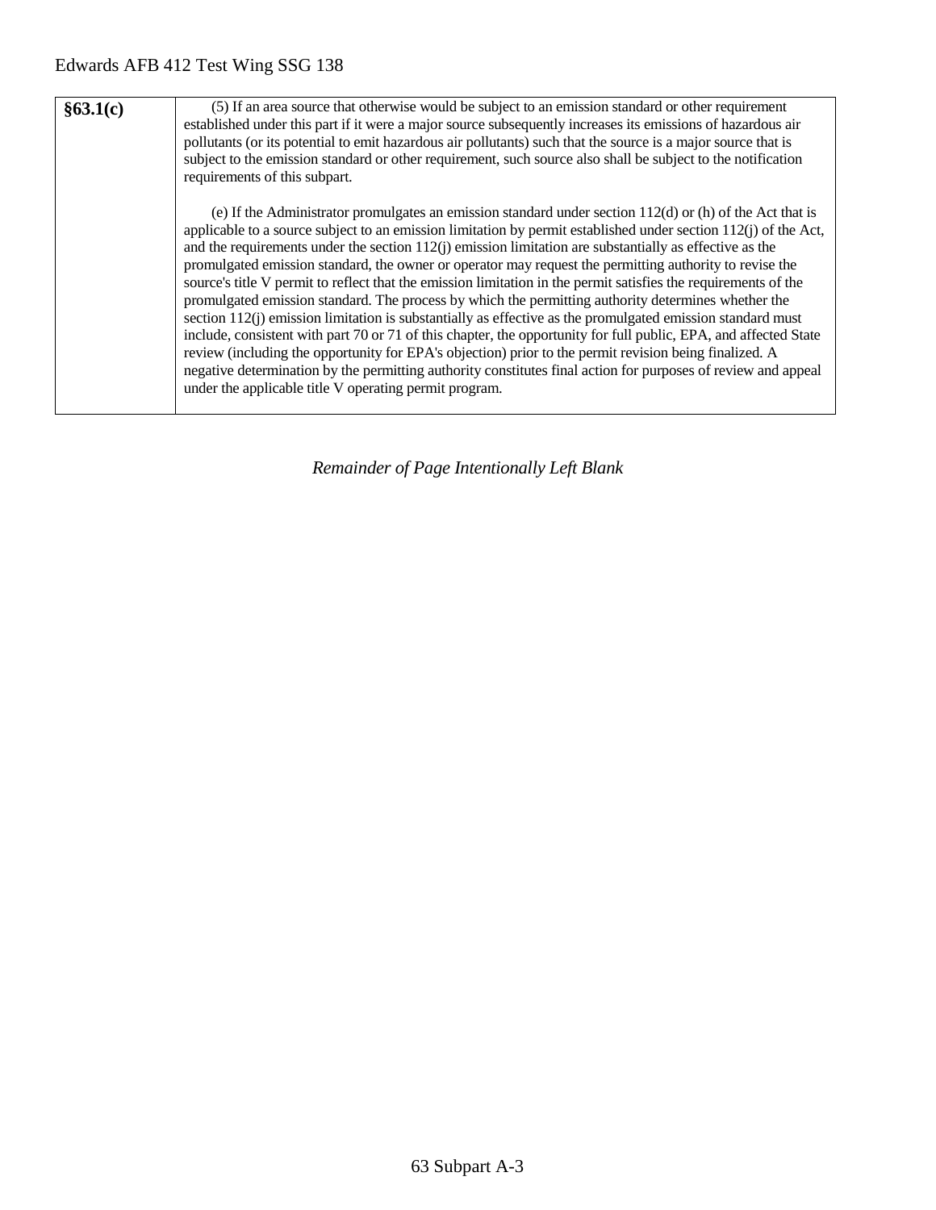| **§63.1(c)** | (5) If an area source that otherwise would be subject to an emission standard or other requirement established under this part if it were a major source subsequently increases its emissions of hazardous air pollutants (or its potential to emit hazardous air pollutants) such that the source is a major source that is subject to the emission standard or other requirement, such source also shall be subject to the notification requirements of this subpart.<br><br>(e) If the Administrator promulgates an emission standard under section 112(d) or (h) of the Act that is applicable to a source subject to an emission limitation by permit established under section 112(j) of the Act, and the requirements under the section 112(j) emission limitation are substantially as effective as the promulgated emission standard, the owner or operator may request the permitting authority to revise the source's title V permit to reflect that the emission limitation in the permit satisfies the requirements of the promulgated emission standard. The process by which the permitting authority determines whether the section 112(j) emission limitation is substantially as effective as the promulgated emission standard must include, consistent with part 70 or 71 of this chapter, the opportunity for full public, EPA, and affected State review (including the opportunity for EPA's objection) prior to the permit revision being finalized. A negative determination by the permitting authority constitutes final action for purposes of review and appeal under the applicable title V operating permit program. |
|---|---|

*Remainder of Page Intentionally Left Blank*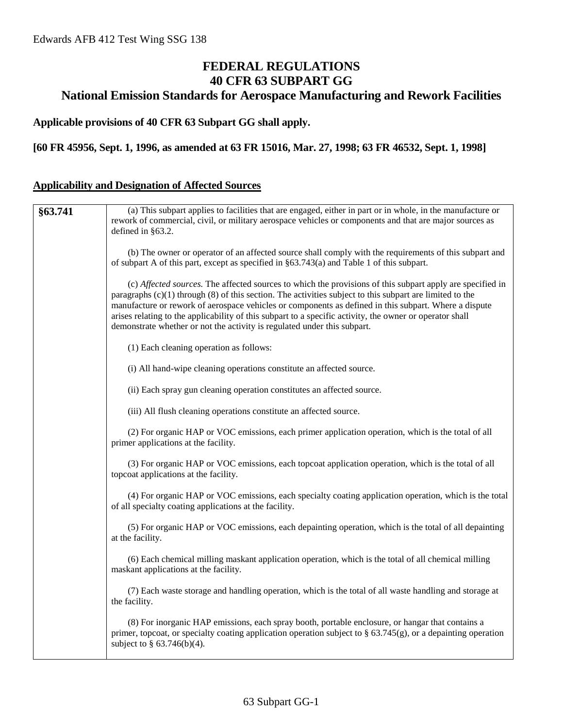# FEDERAL REGULATIONS
# 40 CFR 63 SUBPART GG
# National Emission Standards for Aerospace Manufacturing and Rework Facilities

**Applicable provisions of 40 CFR 63 Subpart GG shall apply.**

**[60 FR 45956, Sept. 1, 1996, as amended at 63 FR 15016, Mar. 27, 1998; 63 FR 46532, Sept. 1, 1998]**

## Applicability and Designation of Affected Sources

| | |
|---|---|
| **§63.741** | (a) This subpart applies to facilities that are engaged, either in part or in whole, in the manufacture or rework of commercial, civil, or military aerospace vehicles or components and that are major sources as defined in §63.2.<br><br>(b) The owner or operator of an affected source shall comply with the requirements of this subpart and of subpart A of this part, except as specified in §63.743(a) and Table 1 of this subpart.<br><br>(c) *Affected sources.* The affected sources to which the provisions of this subpart apply are specified in paragraphs (c)(1) through (8) of this section. The activities subject to this subpart are limited to the manufacture or rework of aerospace vehicles or components as defined in this subpart. Where a dispute arises relating to the applicability of this subpart to a specific activity, the owner or operator shall demonstrate whether or not the activity is regulated under this subpart.<br><br>(1) Each cleaning operation as follows:<br><br>(i) All hand-wipe cleaning operations constitute an affected source.<br><br>(ii) Each spray gun cleaning operation constitutes an affected source.<br><br>(iii) All flush cleaning operations constitute an affected source.<br><br>(2) For organic HAP or VOC emissions, each primer application operation, which is the total of all primer applications at the facility.<br><br>(3) For organic HAP or VOC emissions, each topcoat application operation, which is the total of all topcoat applications at the facility.<br><br>(4) For organic HAP or VOC emissions, each specialty coating application operation, which is the total of all specialty coating applications at the facility.<br><br>(5) For organic HAP or VOC emissions, each depainting operation, which is the total of all depainting at the facility.<br><br>(6) Each chemical milling maskant application operation, which is the total of all chemical milling maskant applications at the facility.<br><br>(7) Each waste storage and handling operation, which is the total of all waste handling and storage at the facility.<br><br>(8) For inorganic HAP emissions, each spray booth, portable enclosure, or hangar that contains a primer, topcoat, or specialty coating application operation subject to § 63.745(g), or a depainting operation subject to § 63.746(b)(4). |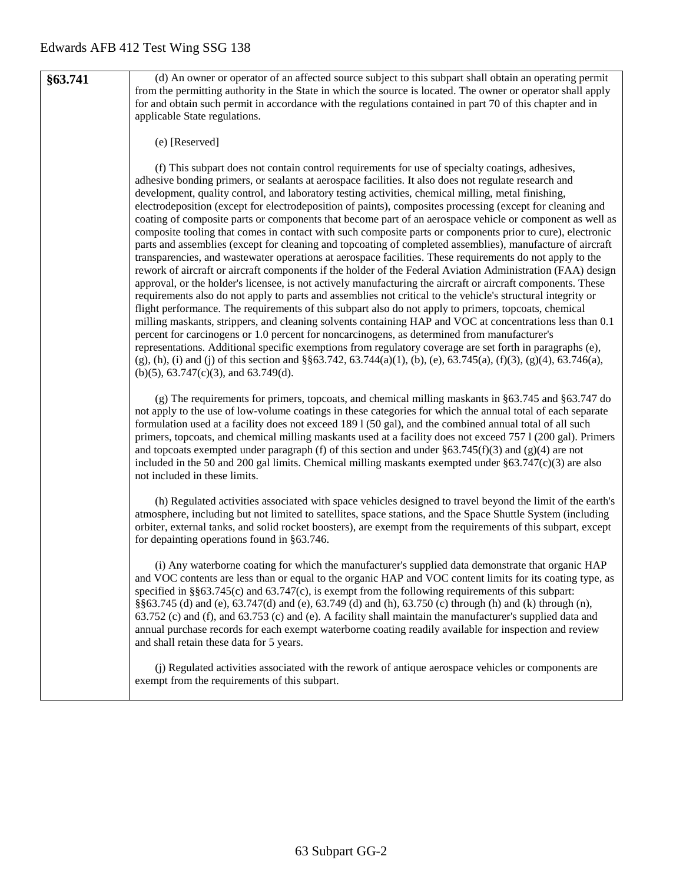| | |
|---|---|
| **§63.741** | (d) An owner or operator of an affected source subject to this subpart shall obtain an operating permit from the permitting authority in the State in which the source is located. The owner or operator shall apply for and obtain such permit in accordance with the regulations contained in part 70 of this chapter and in applicable State regulations.<br><br>(e) [Reserved]<br><br>(f) This subpart does not contain control requirements for use of specialty coatings, adhesives, adhesive bonding primers, or sealants at aerospace facilities. It also does not regulate research and development, quality control, and laboratory testing activities, chemical milling, metal finishing, electrodeposition (except for electrodeposition of paints), composites processing (except for cleaning and coating of composite parts or components that become part of an aerospace vehicle or component as well as composite tooling that comes in contact with such composite parts or components prior to cure), electronic parts and assemblies (except for cleaning and topcoating of completed assemblies), manufacture of aircraft transparencies, and wastewater operations at aerospace facilities. These requirements do not apply to the rework of aircraft or aircraft components if the holder of the Federal Aviation Administration (FAA) design approval, or the holder's licensee, is not actively manufacturing the aircraft or aircraft components. These requirements also do not apply to parts and assemblies not critical to the vehicle's structural integrity or flight performance. The requirements of this subpart also do not apply to primers, topcoats, chemical milling maskants, strippers, and cleaning solvents containing HAP and VOC at concentrations less than 0.1 percent for carcinogens or 1.0 percent for noncarcinogens, as determined from manufacturer's representations. Additional specific exemptions from regulatory coverage are set forth in paragraphs (e), (g), (h), (i) and (j) of this section and §§63.742, 63.744(a)(1), (b), (e), 63.745(a), (f)(3), (g)(4), 63.746(a), (b)(5), 63.747(c)(3), and 63.749(d).<br><br>(g) The requirements for primers, topcoats, and chemical milling maskants in §63.745 and §63.747 do not apply to the use of low-volume coatings in these categories for which the annual total of each separate formulation used at a facility does not exceed 189 l (50 gal), and the combined annual total of all such primers, topcoats, and chemical milling maskants used at a facility does not exceed 757 l (200 gal). Primers and topcoats exempted under paragraph (f) of this section and under §63.745(f)(3) and (g)(4) are not included in the 50 and 200 gal limits. Chemical milling maskants exempted under §63.747(c)(3) are also not included in these limits.<br><br>(h) Regulated activities associated with space vehicles designed to travel beyond the limit of the earth's atmosphere, including but not limited to satellites, space stations, and the Space Shuttle System (including orbiter, external tanks, and solid rocket boosters), are exempt from the requirements of this subpart, except for depainting operations found in §63.746.<br><br>(i) Any waterborne coating for which the manufacturer's supplied data demonstrate that organic HAP and VOC contents are less than or equal to the organic HAP and VOC content limits for its coating type, as specified in §§63.745(c) and 63.747(c), is exempt from the following requirements of this subpart: §§63.745 (d) and (e), 63.747(d) and (e), 63.749 (d) and (h), 63.750 (c) through (h) and (k) through (n), 63.752 (c) and (f), and 63.753 (c) and (e). A facility shall maintain the manufacturer's supplied data and annual purchase records for each exempt waterborne coating readily available for inspection and review and shall retain these data for 5 years.<br><br>(j) Regulated activities associated with the rework of antique aerospace vehicles or components are exempt from the requirements of this subpart. |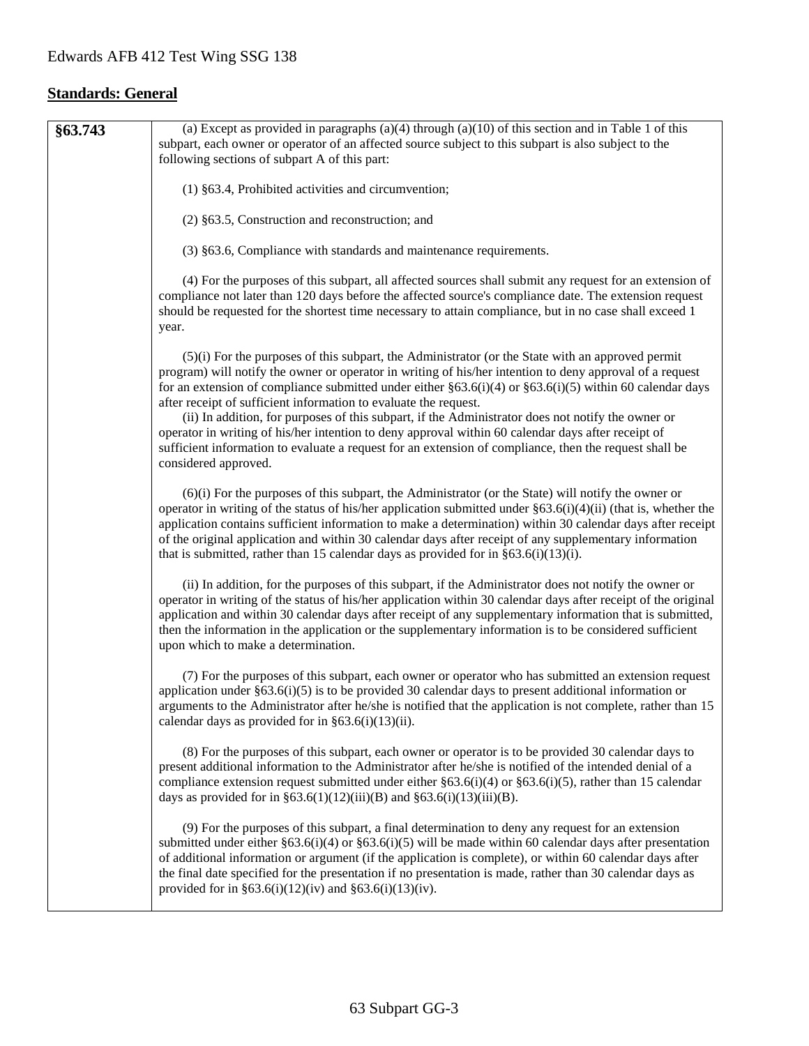## Standards: General

| §63.743 | (a) Except as provided in paragraphs (a)(4) through (a)(10) of this section and in Table 1 of this subpart, each owner or operator of an affected source subject to this subpart is also subject to the following sections of subpart A of this part:<br><br>(1) §63.4, Prohibited activities and circumvention;<br><br>(2) §63.5, Construction and reconstruction; and<br><br>(3) §63.6, Compliance with standards and maintenance requirements.<br><br>(4) For the purposes of this subpart, all affected sources shall submit any request for an extension of compliance not later than 120 days before the affected source's compliance date. The extension request should be requested for the shortest time necessary to attain compliance, but in no case shall exceed 1 year.<br><br>(5)(i) For the purposes of this subpart, the Administrator (or the State with an approved permit program) will notify the owner or operator in writing of his/her intention to deny approval of a request for an extension of compliance submitted under either §63.6(i)(4) or §63.6(i)(5) within 60 calendar days after receipt of sufficient information to evaluate the request.<br>(ii) In addition, for purposes of this subpart, if the Administrator does not notify the owner or operator in writing of his/her intention to deny approval within 60 calendar days after receipt of sufficient information to evaluate a request for an extension of compliance, then the request shall be considered approved.<br><br>(6)(i) For the purposes of this subpart, the Administrator (or the State) will notify the owner or operator in writing of the status of his/her application submitted under §63.6(i)(4)(ii) (that is, whether the application contains sufficient information to make a determination) within 30 calendar days after receipt of the original application and within 30 calendar days after receipt of any supplementary information that is submitted, rather than 15 calendar days as provided for in §63.6(i)(13)(i).<br><br>(ii) In addition, for the purposes of this subpart, if the Administrator does not notify the owner or operator in writing of the status of his/her application within 30 calendar days after receipt of the original application and within 30 calendar days after receipt of any supplementary information that is submitted, then the information in the application or the supplementary information is to be considered sufficient upon which to make a determination.<br><br>(7) For the purposes of this subpart, each owner or operator who has submitted an extension request application under §63.6(i)(5) is to be provided 30 calendar days to present additional information or arguments to the Administrator after he/she is notified that the application is not complete, rather than 15 calendar days as provided for in §63.6(i)(13)(ii).<br><br>(8) For the purposes of this subpart, each owner or operator is to be provided 30 calendar days to present additional information to the Administrator after he/she is notified of the intended denial of a compliance extension request submitted under either §63.6(i)(4) or §63.6(i)(5), rather than 15 calendar days as provided for in §63.6(1)(12)(iii)(B) and §63.6(i)(13)(iii)(B).<br><br>(9) For the purposes of this subpart, a final determination to deny any request for an extension submitted under either §63.6(i)(4) or §63.6(i)(5) will be made within 60 calendar days after presentation of additional information or argument (if the application is complete), or within 60 calendar days after the final date specified for the presentation if no presentation is made, rather than 30 calendar days as provided for in §63.6(i)(12)(iv) and §63.6(i)(13)(iv). |
|---|---|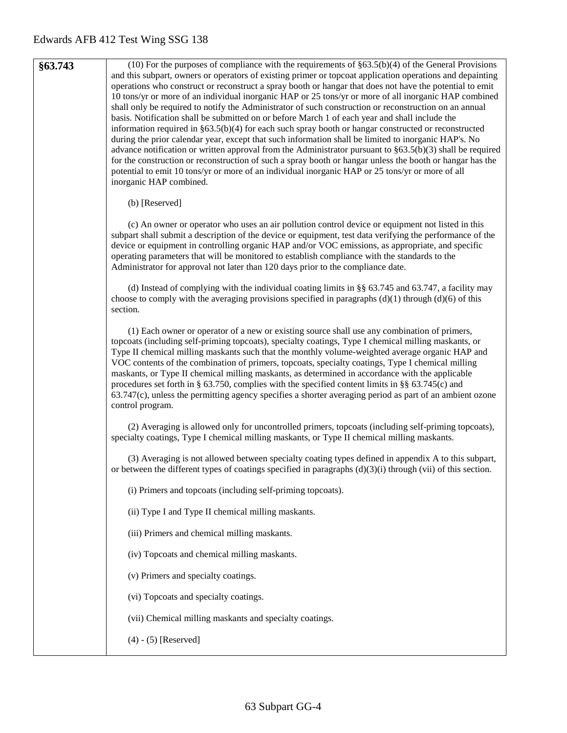| | |
|---|---|
| **§63.743** | (10) For the purposes of compliance with the requirements of §63.5(b)(4) of the General Provisions and this subpart, owners or operators of existing primer or topcoat application operations and depainting operations who construct or reconstruct a spray booth or hangar that does not have the potential to emit 10 tons/yr or more of an individual inorganic HAP or 25 tons/yr or more of all inorganic HAP combined shall only be required to notify the Administrator of such construction or reconstruction on an annual basis. Notification shall be submitted on or before March 1 of each year and shall include the information required in §63.5(b)(4) for each such spray booth or hangar constructed or reconstructed during the prior calendar year, except that such information shall be limited to inorganic HAP's. No advance notification or written approval from the Administrator pursuant to §63.5(b)(3) shall be required for the construction or reconstruction of such a spray booth or hangar unless the booth or hangar has the potential to emit 10 tons/yr or more of an individual inorganic HAP or 25 tons/yr or more of all inorganic HAP combined.<br><br>(b) [Reserved]<br><br>(c) An owner or operator who uses an air pollution control device or equipment not listed in this subpart shall submit a description of the device or equipment, test data verifying the performance of the device or equipment in controlling organic HAP and/or VOC emissions, as appropriate, and specific operating parameters that will be monitored to establish compliance with the standards to the Administrator for approval not later than 120 days prior to the compliance date.<br><br>(d) Instead of complying with the individual coating limits in §§ 63.745 and 63.747, a facility may choose to comply with the averaging provisions specified in paragraphs (d)(1) through (d)(6) of this section.<br><br>(1) Each owner or operator of a new or existing source shall use any combination of primers, topcoats (including self-priming topcoats), specialty coatings, Type I chemical milling maskants, or Type II chemical milling maskants such that the monthly volume-weighted average organic HAP and VOC contents of the combination of primers, topcoats, specialty coatings, Type I chemical milling maskants, or Type II chemical milling maskants, as determined in accordance with the applicable procedures set forth in § 63.750, complies with the specified content limits in §§ 63.745(c) and 63.747(c), unless the permitting agency specifies a shorter averaging period as part of an ambient ozone control program.<br><br>(2) Averaging is allowed only for uncontrolled primers, topcoats (including self-priming topcoats), specialty coatings, Type I chemical milling maskants, or Type II chemical milling maskants.<br><br>(3) Averaging is not allowed between specialty coating types defined in appendix A to this subpart, or between the different types of coatings specified in paragraphs (d)(3)(i) through (vii) of this section.<br><br>(i) Primers and topcoats (including self-priming topcoats).<br><br>(ii) Type I and Type II chemical milling maskants.<br><br>(iii) Primers and chemical milling maskants.<br><br>(iv) Topcoats and chemical milling maskants.<br><br>(v) Primers and specialty coatings.<br><br>(vi) Topcoats and specialty coatings.<br><br>(vii) Chemical milling maskants and specialty coatings.<br><br>(4) - (5) [Reserved] |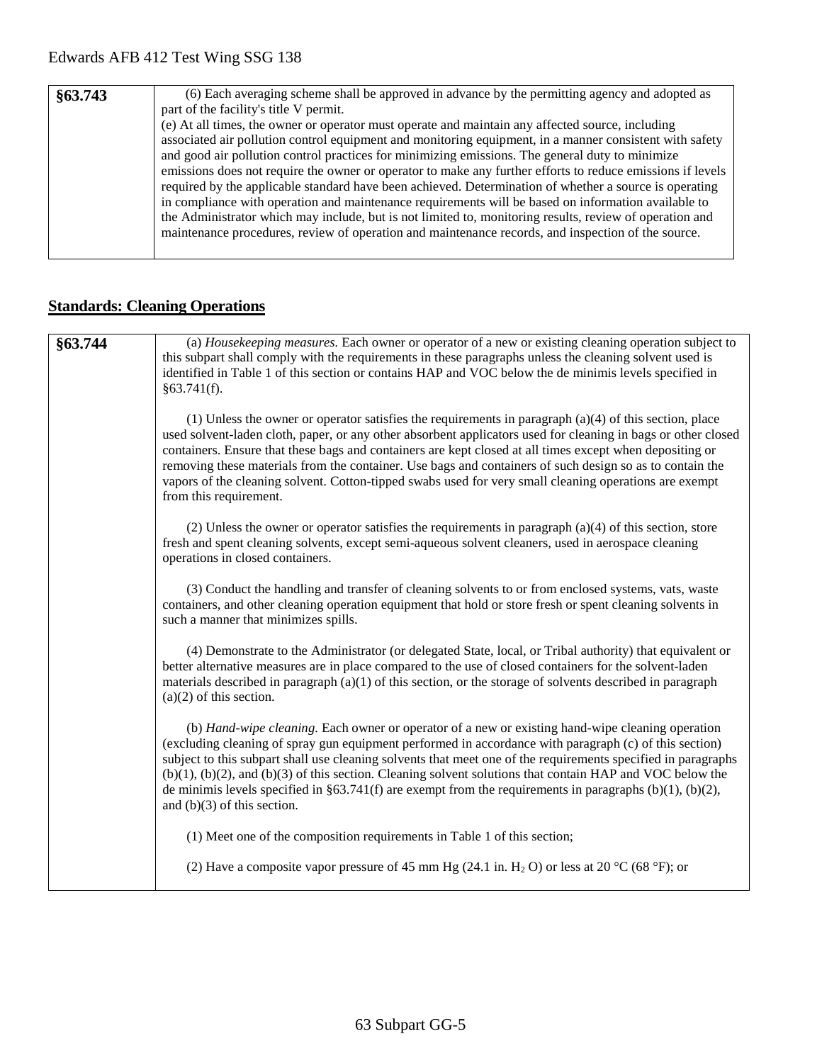| | |
|---|---|
| **§63.743** | (6) Each averaging scheme shall be approved in advance by the permitting agency and adopted as part of the facility's title V permit.<br>(e) At all times, the owner or operator must operate and maintain any affected source, including associated air pollution control equipment and monitoring equipment, in a manner consistent with safety and good air pollution control practices for minimizing emissions. The general duty to minimize emissions does not require the owner or operator to make any further efforts to reduce emissions if levels required by the applicable standard have been achieved. Determination of whether a source is operating in compliance with operation and maintenance requirements will be based on information available to the Administrator which may include, but is not limited to, monitoring results, review of operation and maintenance procedures, review of operation and maintenance records, and inspection of the source. |

## Standards: Cleaning Operations

| | |
|---|---|
| **§63.744** | (a) *Housekeeping measures.* Each owner or operator of a new or existing cleaning operation subject to this subpart shall comply with the requirements in these paragraphs unless the cleaning solvent used is identified in Table 1 of this section or contains HAP and VOC below the de minimis levels specified in §63.741(f).<br><br>(1) Unless the owner or operator satisfies the requirements in paragraph (a)(4) of this section, place used solvent-laden cloth, paper, or any other absorbent applicators used for cleaning in bags or other closed containers. Ensure that these bags and containers are kept closed at all times except when depositing or removing these materials from the container. Use bags and containers of such design so as to contain the vapors of the cleaning solvent. Cotton-tipped swabs used for very small cleaning operations are exempt from this requirement.<br><br>(2) Unless the owner or operator satisfies the requirements in paragraph (a)(4) of this section, store fresh and spent cleaning solvents, except semi-aqueous solvent cleaners, used in aerospace cleaning operations in closed containers.<br><br>(3) Conduct the handling and transfer of cleaning solvents to or from enclosed systems, vats, waste containers, and other cleaning operation equipment that hold or store fresh or spent cleaning solvents in such a manner that minimizes spills.<br><br>(4) Demonstrate to the Administrator (or delegated State, local, or Tribal authority) that equivalent or better alternative measures are in place compared to the use of closed containers for the solvent-laden materials described in paragraph (a)(1) of this section, or the storage of solvents described in paragraph (a)(2) of this section.<br><br>(b) *Hand-wipe cleaning.* Each owner or operator of a new or existing hand-wipe cleaning operation (excluding cleaning of spray gun equipment performed in accordance with paragraph (c) of this section) subject to this subpart shall use cleaning solvents that meet one of the requirements specified in paragraphs (b)(1), (b)(2), and (b)(3) of this section. Cleaning solvent solutions that contain HAP and VOC below the de minimis levels specified in §63.741(f) are exempt from the requirements in paragraphs (b)(1), (b)(2), and (b)(3) of this section.<br><br>(1) Meet one of the composition requirements in Table 1 of this section;<br><br>(2) Have a composite vapor pressure of 45 mm Hg (24.1 in. $H_2O$) or less at 20 °C (68 °F); or |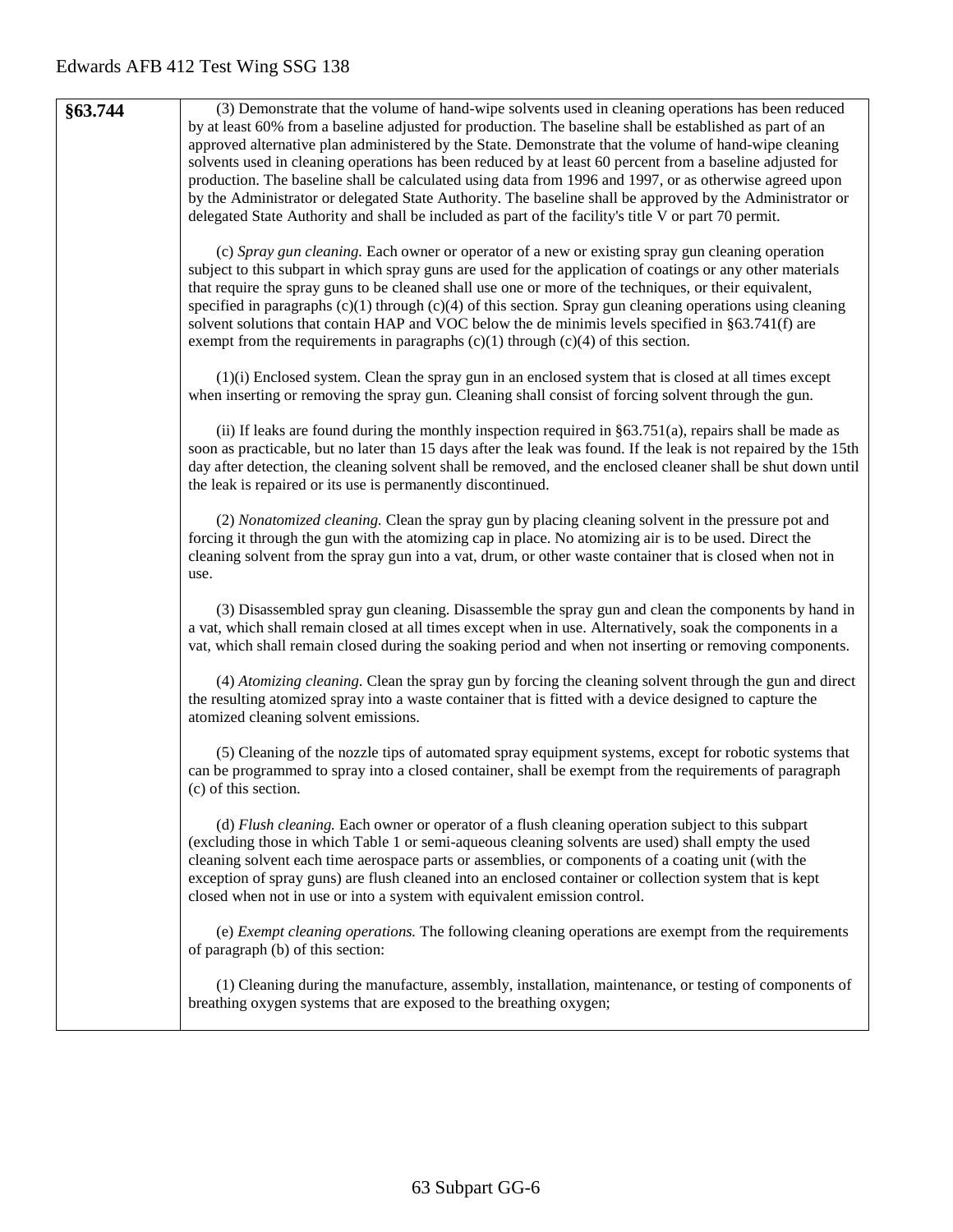| | |
|---|---|
| **§63.744** | (3) Demonstrate that the volume of hand-wipe solvents used in cleaning operations has been reduced by at least 60% from a baseline adjusted for production. The baseline shall be established as part of an approved alternative plan administered by the State. Demonstrate that the volume of hand-wipe cleaning solvents used in cleaning operations has been reduced by at least 60 percent from a baseline adjusted for production. The baseline shall be calculated using data from 1996 and 1997, or as otherwise agreed upon by the Administrator or delegated State Authority. The baseline shall be approved by the Administrator or delegated State Authority and shall be included as part of the facility's title V or part 70 permit.<br><br>(c) *Spray gun cleaning.* Each owner or operator of a new or existing spray gun cleaning operation subject to this subpart in which spray guns are used for the application of coatings or any other materials that require the spray guns to be cleaned shall use one or more of the techniques, or their equivalent, specified in paragraphs (c)(1) through (c)(4) of this section. Spray gun cleaning operations using cleaning solvent solutions that contain HAP and VOC below the de minimis levels specified in §63.741(f) are exempt from the requirements in paragraphs (c)(1) through (c)(4) of this section.<br><br>(1)(i) Enclosed system. Clean the spray gun in an enclosed system that is closed at all times except when inserting or removing the spray gun. Cleaning shall consist of forcing solvent through the gun.<br><br>(ii) If leaks are found during the monthly inspection required in §63.751(a), repairs shall be made as soon as practicable, but no later than 15 days after the leak was found. If the leak is not repaired by the 15th day after detection, the cleaning solvent shall be removed, and the enclosed cleaner shall be shut down until the leak is repaired or its use is permanently discontinued.<br><br>(2) *Nonatomized cleaning.* Clean the spray gun by placing cleaning solvent in the pressure pot and forcing it through the gun with the atomizing cap in place. No atomizing air is to be used. Direct the cleaning solvent from the spray gun into a vat, drum, or other waste container that is closed when not in use.<br><br>(3) Disassembled spray gun cleaning. Disassemble the spray gun and clean the components by hand in a vat, which shall remain closed at all times except when in use. Alternatively, soak the components in a vat, which shall remain closed during the soaking period and when not inserting or removing components.<br><br>(4) *Atomizing cleaning.* Clean the spray gun by forcing the cleaning solvent through the gun and direct the resulting atomized spray into a waste container that is fitted with a device designed to capture the atomized cleaning solvent emissions.<br><br>(5) Cleaning of the nozzle tips of automated spray equipment systems, except for robotic systems that can be programmed to spray into a closed container, shall be exempt from the requirements of paragraph (c) of this section.<br><br>(d) *Flush cleaning.* Each owner or operator of a flush cleaning operation subject to this subpart (excluding those in which Table 1 or semi-aqueous cleaning solvents are used) shall empty the used cleaning solvent each time aerospace parts or assemblies, or components of a coating unit (with the exception of spray guns) are flush cleaned into an enclosed container or collection system that is kept closed when not in use or into a system with equivalent emission control.<br><br>(e) *Exempt cleaning operations.* The following cleaning operations are exempt from the requirements of paragraph (b) of this section:<br><br>(1) Cleaning during the manufacture, assembly, installation, maintenance, or testing of components of breathing oxygen systems that are exposed to the breathing oxygen; |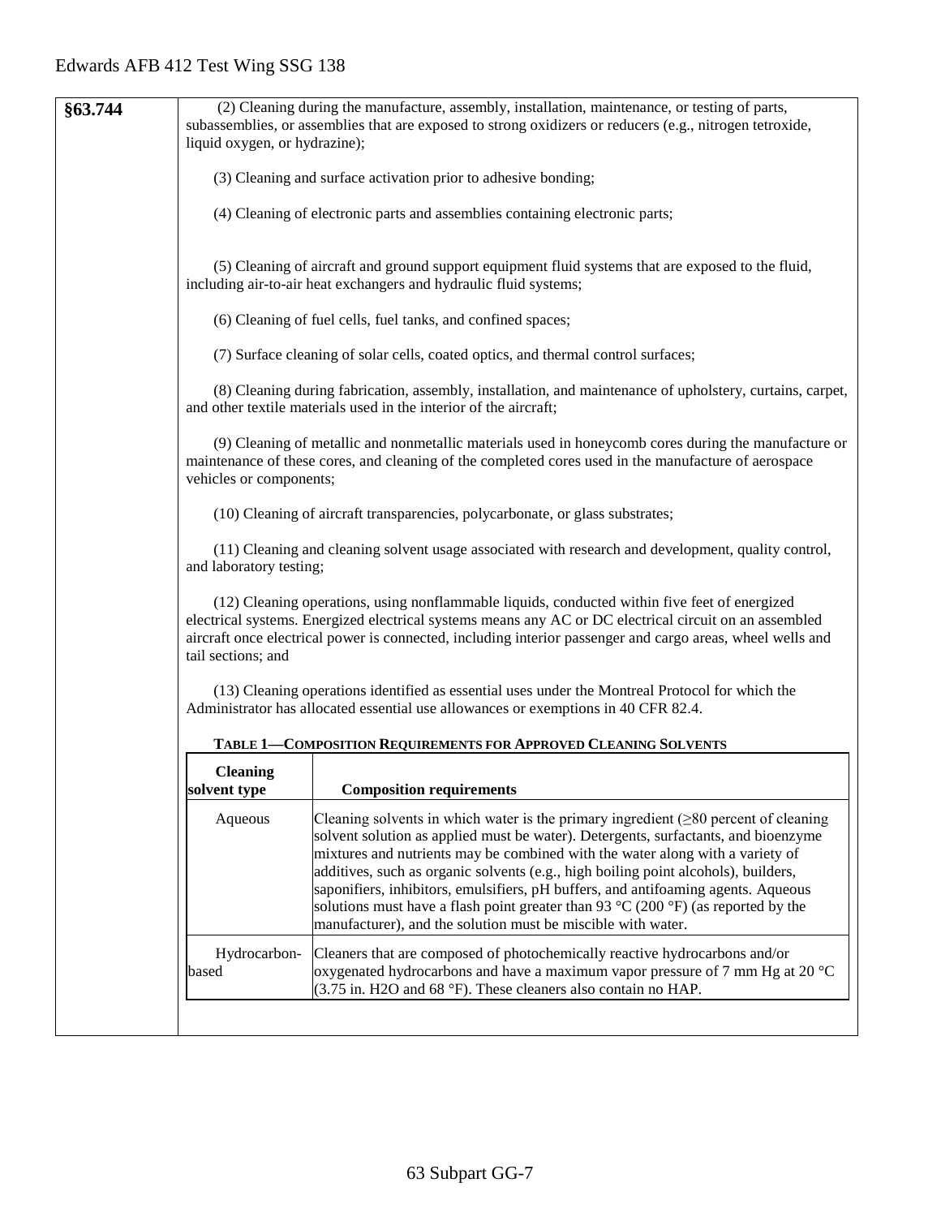**§63.744**

(2) Cleaning during the manufacture, assembly, installation, maintenance, or testing of parts, subassemblies, or assemblies that are exposed to strong oxidizers or reducers (e.g., nitrogen tetroxide, liquid oxygen, or hydrazine);

(3) Cleaning and surface activation prior to adhesive bonding;

(4) Cleaning of electronic parts and assemblies containing electronic parts;

(5) Cleaning of aircraft and ground support equipment fluid systems that are exposed to the fluid, including air-to-air heat exchangers and hydraulic fluid systems;

(6) Cleaning of fuel cells, fuel tanks, and confined spaces;

(7) Surface cleaning of solar cells, coated optics, and thermal control surfaces;

(8) Cleaning during fabrication, assembly, installation, and maintenance of upholstery, curtains, carpet, and other textile materials used in the interior of the aircraft;

(9) Cleaning of metallic and nonmetallic materials used in honeycomb cores during the manufacture or maintenance of these cores, and cleaning of the completed cores used in the manufacture of aerospace vehicles or components;

(10) Cleaning of aircraft transparencies, polycarbonate, or glass substrates;

(11) Cleaning and cleaning solvent usage associated with research and development, quality control, and laboratory testing;

(12) Cleaning operations, using nonflammable liquids, conducted within five feet of energized electrical systems. Energized electrical systems means any AC or DC electrical circuit on an assembled aircraft once electrical power is connected, including interior passenger and cargo areas, wheel wells and tail sections; and

(13) Cleaning operations identified as essential uses under the Montreal Protocol for which the Administrator has allocated essential use allowances or exemptions in 40 CFR 82.4.

**TABLE 1—COMPOSITION REQUIREMENTS FOR APPROVED CLEANING SOLVENTS**

| Cleaning solvent type | Composition requirements |
|---|---|
| Aqueous | Cleaning solvents in which water is the primary ingredient (≥80 percent of cleaning solvent solution as applied must be water). Detergents, surfactants, and bioenzyme mixtures and nutrients may be combined with the water along with a variety of additives, such as organic solvents (e.g., high boiling point alcohols), builders, saponifiers, inhibitors, emulsifiers, pH buffers, and antifoaming agents. Aqueous solutions must have a flash point greater than 93 °C (200 °F) (as reported by the manufacturer), and the solution must be miscible with water. |
| Hydrocarbon-based | Cleaners that are composed of photochemically reactive hydrocarbons and/or oxygenated hydrocarbons and have a maximum vapor pressure of 7 mm Hg at 20 °C (3.75 in. $H_2O$ and 68 °F). These cleaners also contain no HAP. |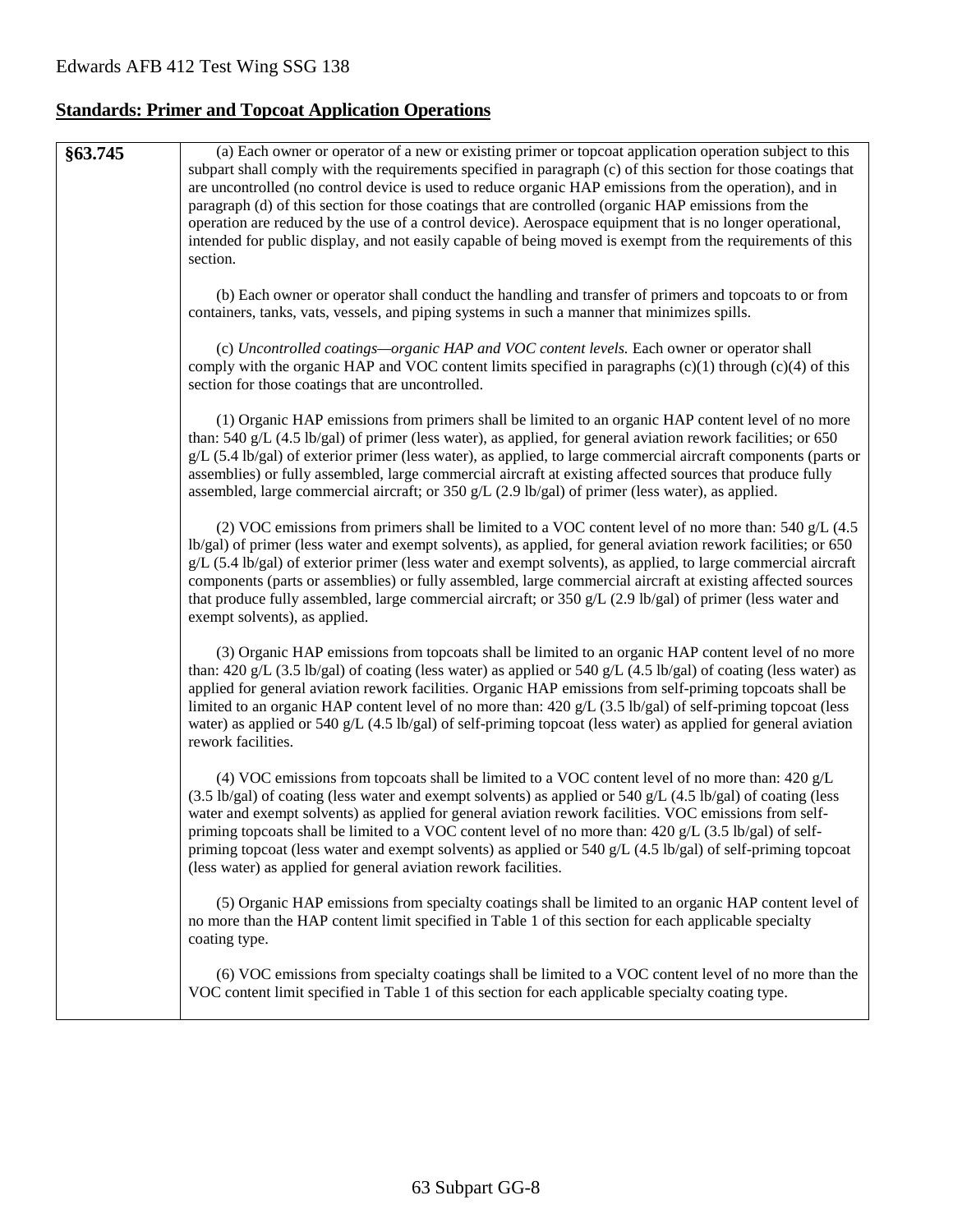## Standards: Primer and Topcoat Application Operations

| §63.745 | (a) Each owner or operator of a new or existing primer or topcoat application operation subject to this subpart shall comply with the requirements specified in paragraph (c) of this section for those coatings that are uncontrolled (no control device is used to reduce organic HAP emissions from the operation), and in paragraph (d) of this section for those coatings that are controlled (organic HAP emissions from the operation are reduced by the use of a control device). Aerospace equipment that is no longer operational, intended for public display, and not easily capable of being moved is exempt from the requirements of this section.<br><br>(b) Each owner or operator shall conduct the handling and transfer of primers and topcoats to or from containers, tanks, vats, vessels, and piping systems in such a manner that minimizes spills.<br><br>(c) *Uncontrolled coatings—organic HAP and VOC content levels.* Each owner or operator shall comply with the organic HAP and VOC content limits specified in paragraphs (c)(1) through (c)(4) of this section for those coatings that are uncontrolled.<br><br>(1) Organic HAP emissions from primers shall be limited to an organic HAP content level of no more than: 540 g/L (4.5 lb/gal) of primer (less water), as applied, for general aviation rework facilities; or 650 g/L (5.4 lb/gal) of exterior primer (less water), as applied, to large commercial aircraft components (parts or assemblies) or fully assembled, large commercial aircraft at existing affected sources that produce fully assembled, large commercial aircraft; or 350 g/L (2.9 lb/gal) of primer (less water), as applied.<br><br>(2) VOC emissions from primers shall be limited to a VOC content level of no more than: 540 g/L (4.5 lb/gal) of primer (less water and exempt solvents), as applied, for general aviation rework facilities; or 650 g/L (5.4 lb/gal) of exterior primer (less water and exempt solvents), as applied, to large commercial aircraft components (parts or assemblies) or fully assembled, large commercial aircraft at existing affected sources that produce fully assembled, large commercial aircraft; or 350 g/L (2.9 lb/gal) of primer (less water and exempt solvents), as applied.<br><br>(3) Organic HAP emissions from topcoats shall be limited to an organic HAP content level of no more than: 420 g/L (3.5 lb/gal) of coating (less water) as applied or 540 g/L (4.5 lb/gal) of coating (less water) as applied for general aviation rework facilities. Organic HAP emissions from self-priming topcoats shall be limited to an organic HAP content level of no more than: 420 g/L (3.5 lb/gal) of self-priming topcoat (less water) as applied or 540 g/L (4.5 lb/gal) of self-priming topcoat (less water) as applied for general aviation rework facilities.<br><br>(4) VOC emissions from topcoats shall be limited to a VOC content level of no more than: 420 g/L (3.5 lb/gal) of coating (less water and exempt solvents) as applied or 540 g/L (4.5 lb/gal) of coating (less water and exempt solvents) as applied for general aviation rework facilities. VOC emissions from self-priming topcoats shall be limited to a VOC content level of no more than: 420 g/L (3.5 lb/gal) of self-priming topcoat (less water and exempt solvents) as applied or 540 g/L (4.5 lb/gal) of self-priming topcoat (less water) as applied for general aviation rework facilities.<br><br>(5) Organic HAP emissions from specialty coatings shall be limited to an organic HAP content level of no more than the HAP content limit specified in Table 1 of this section for each applicable specialty coating type.<br><br>(6) VOC emissions from specialty coatings shall be limited to a VOC content level of no more than the VOC content limit specified in Table 1 of this section for each applicable specialty coating type. |
|---|---|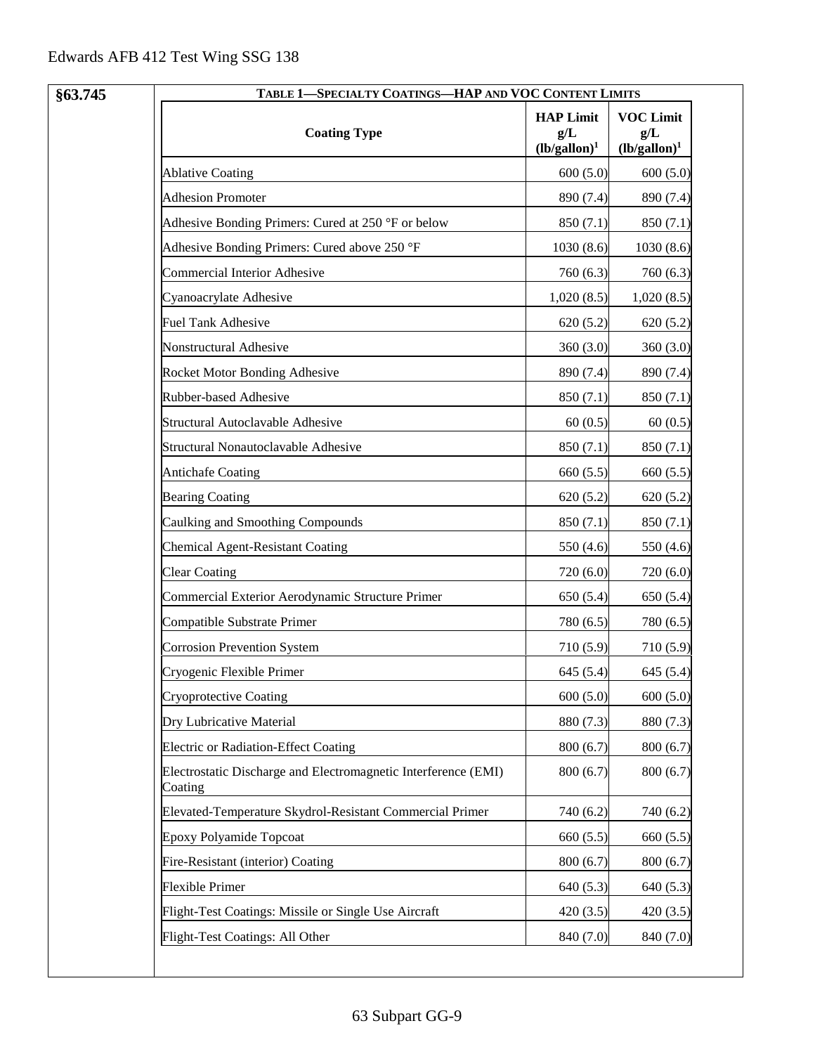§63.745

**TABLE 1—SPECIALTY COATINGS—HAP AND VOC CONTENT LIMITS**

| Coating Type | HAP Limit g/L (lb/gallon)[1] | VOC Limit g/L (lb/gallon)[1] |
|---|---|---|
| Ablative Coating | 600 (5.0) | 600 (5.0) |
| Adhesion Promoter | 890 (7.4) | 890 (7.4) |
| Adhesive Bonding Primers: Cured at 250 °F or below | 850 (7.1) | 850 (7.1) |
| Adhesive Bonding Primers: Cured above 250 °F | 1030 (8.6) | 1030 (8.6) |
| Commercial Interior Adhesive | 760 (6.3) | 760 (6.3) |
| Cyanoacrylate Adhesive | 1,020 (8.5) | 1,020 (8.5) |
| Fuel Tank Adhesive | 620 (5.2) | 620 (5.2) |
| Nonstructural Adhesive | 360 (3.0) | 360 (3.0) |
| Rocket Motor Bonding Adhesive | 890 (7.4) | 890 (7.4) |
| Rubber-based Adhesive | 850 (7.1) | 850 (7.1) |
| Structural Autoclavable Adhesive | 60 (0.5) | 60 (0.5) |
| Structural Nonautoclavable Adhesive | 850 (7.1) | 850 (7.1) |
| Antichafe Coating | 660 (5.5) | 660 (5.5) |
| Bearing Coating | 620 (5.2) | 620 (5.2) |
| Caulking and Smoothing Compounds | 850 (7.1) | 850 (7.1) |
| Chemical Agent-Resistant Coating | 550 (4.6) | 550 (4.6) |
| Clear Coating | 720 (6.0) | 720 (6.0) |
| Commercial Exterior Aerodynamic Structure Primer | 650 (5.4) | 650 (5.4) |
| Compatible Substrate Primer | 780 (6.5) | 780 (6.5) |
| Corrosion Prevention System | 710 (5.9) | 710 (5.9) |
| Cryogenic Flexible Primer | 645 (5.4) | 645 (5.4) |
| Cryoprotective Coating | 600 (5.0) | 600 (5.0) |
| Dry Lubricative Material | 880 (7.3) | 880 (7.3) |
| Electric or Radiation-Effect Coating | 800 (6.7) | 800 (6.7) |
| Electrostatic Discharge and Electromagnetic Interference (EMI) Coating | 800 (6.7) | 800 (6.7) |
| Elevated-Temperature Skydrol-Resistant Commercial Primer | 740 (6.2) | 740 (6.2) |
| Epoxy Polyamide Topcoat | 660 (5.5) | 660 (5.5) |
| Fire-Resistant (interior) Coating | 800 (6.7) | 800 (6.7) |
| Flexible Primer | 640 (5.3) | 640 (5.3) |
| Flight-Test Coatings: Missile or Single Use Aircraft | 420 (3.5) | 420 (3.5) |
| Flight-Test Coatings: All Other | 840 (7.0) | 840 (7.0) |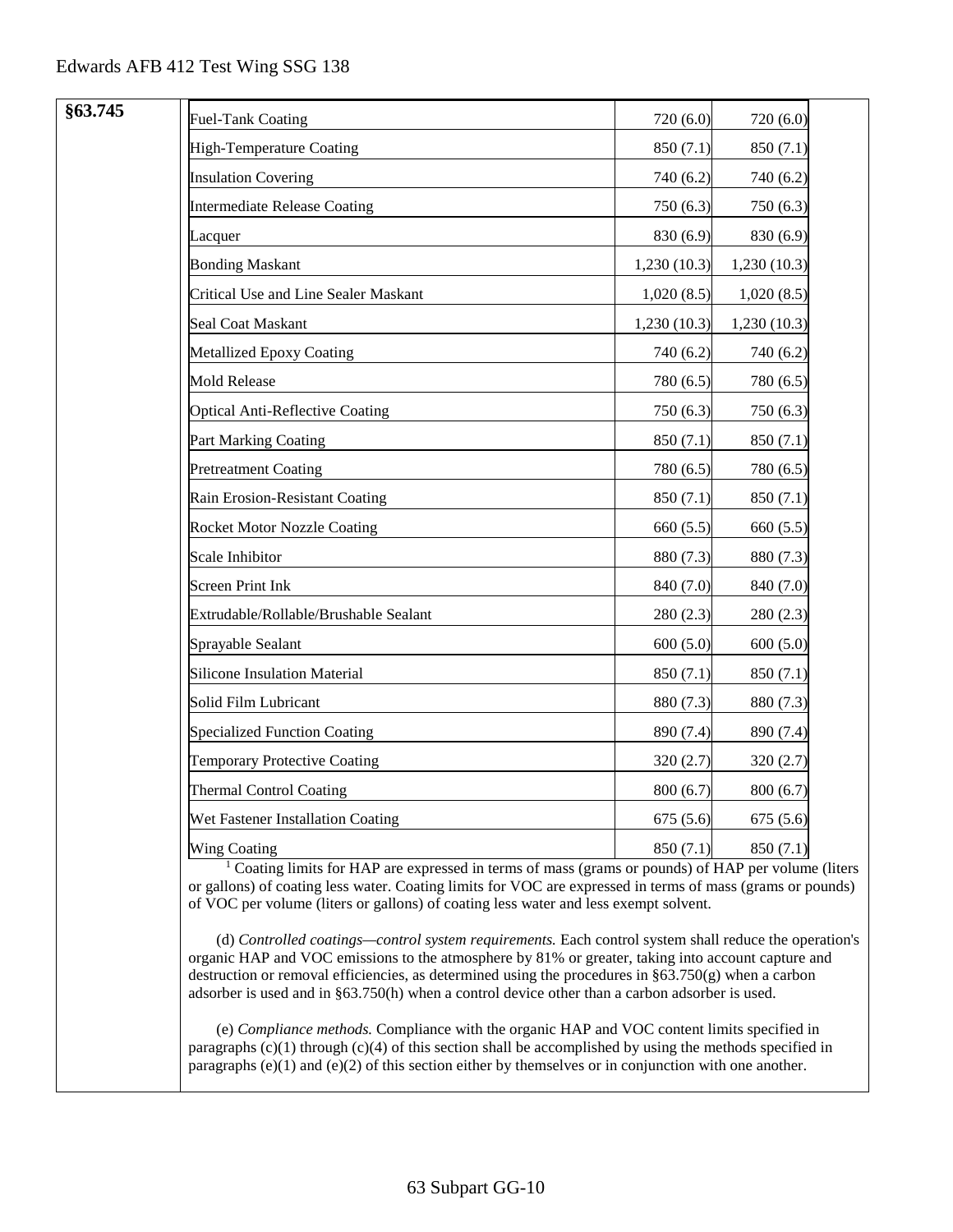**§63.745**

| Fuel-Tank Coating | 720 (6.0) | 720 (6.0) |
|---|---|---|
| High-Temperature Coating | 850 (7.1) | 850 (7.1) |
| Insulation Covering | 740 (6.2) | 740 (6.2) |
| Intermediate Release Coating | 750 (6.3) | 750 (6.3) |
| Lacquer | 830 (6.9) | 830 (6.9) |
| Bonding Maskant | 1,230 (10.3) | 1,230 (10.3) |
| Critical Use and Line Sealer Maskant | 1,020 (8.5) | 1,020 (8.5) |
| Seal Coat Maskant | 1,230 (10.3) | 1,230 (10.3) |
| Metallized Epoxy Coating | 740 (6.2) | 740 (6.2) |
| Mold Release | 780 (6.5) | 780 (6.5) |
| Optical Anti-Reflective Coating | 750 (6.3) | 750 (6.3) |
| Part Marking Coating | 850 (7.1) | 850 (7.1) |
| Pretreatment Coating | 780 (6.5) | 780 (6.5) |
| Rain Erosion-Resistant Coating | 850 (7.1) | 850 (7.1) |
| Rocket Motor Nozzle Coating | 660 (5.5) | 660 (5.5) |
| Scale Inhibitor | 880 (7.3) | 880 (7.3) |
| Screen Print Ink | 840 (7.0) | 840 (7.0) |
| Extrudable/Rollable/Brushable Sealant | 280 (2.3) | 280 (2.3) |
| Sprayable Sealant | 600 (5.0) | 600 (5.0) |
| Silicone Insulation Material | 850 (7.1) | 850 (7.1) |
| Solid Film Lubricant | 880 (7.3) | 880 (7.3) |
| Specialized Function Coating | 890 (7.4) | 890 (7.4) |
| Temporary Protective Coating | 320 (2.7) | 320 (2.7) |
| Thermal Control Coating | 800 (6.7) | 800 (6.7) |
| Wet Fastener Installation Coating | 675 (5.6) | 675 (5.6) |
| Wing Coating | 850 (7.1) | 850 (7.1) |

[1] Coating limits for HAP are expressed in terms of mass (grams or pounds) of HAP per volume (liters or gallons) of coating less water. Coating limits for VOC are expressed in terms of mass (grams or pounds) of VOC per volume (liters or gallons) of coating less water and less exempt solvent.

(d) *Controlled coatings—control system requirements.* Each control system shall reduce the operation's organic HAP and VOC emissions to the atmosphere by 81% or greater, taking into account capture and destruction or removal efficiencies, as determined using the procedures in §63.750(g) when a carbon adsorber is used and in §63.750(h) when a control device other than a carbon adsorber is used.

(e) *Compliance methods.* Compliance with the organic HAP and VOC content limits specified in paragraphs (c)(1) through (c)(4) of this section shall be accomplished by using the methods specified in paragraphs (e)(1) and (e)(2) of this section either by themselves or in conjunction with one another.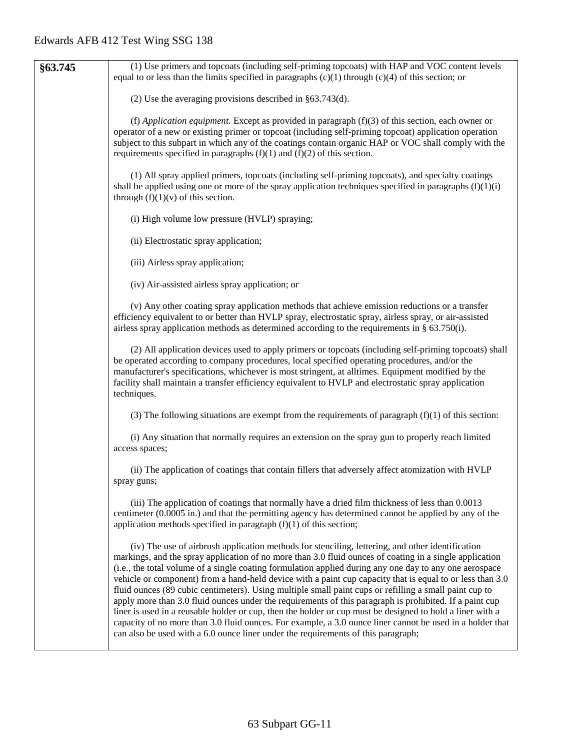| | |
|---|---|
| **§63.745** | (1) Use primers and topcoats (including self-priming topcoats) with HAP and VOC content levels equal to or less than the limits specified in paragraphs (c)(1) through (c)(4) of this section; or<br><br>(2) Use the averaging provisions described in §63.743(d).<br><br>(f) *Application equipment.* Except as provided in paragraph (f)(3) of this section, each owner or operator of a new or existing primer or topcoat (including self-priming topcoat) application operation subject to this subpart in which any of the coatings contain organic HAP or VOC shall comply with the requirements specified in paragraphs (f)(1) and (f)(2) of this section.<br><br>(1) All spray applied primers, topcoats (including self-priming topcoats), and specialty coatings shall be applied using one or more of the spray application techniques specified in paragraphs (f)(1)(i) through (f)(1)(v) of this section.<br><br>(i) High volume low pressure (HVLP) spraying;<br><br>(ii) Electrostatic spray application;<br><br>(iii) Airless spray application;<br><br>(iv) Air-assisted airless spray application; or<br><br>(v) Any other coating spray application methods that achieve emission reductions or a transfer efficiency equivalent to or better than HVLP spray, electrostatic spray, airless spray, or air-assisted airless spray application methods as determined according to the requirements in § 63.750(i).<br><br>(2) All application devices used to apply primers or topcoats (including self-priming topcoats) shall be operated according to company procedures, local specified operating procedures, and/or the manufacturer's specifications, whichever is most stringent, at alltimes. Equipment modified by the facility shall maintain a transfer efficiency equivalent to HVLP and electrostatic spray application techniques.<br><br>(3) The following situations are exempt from the requirements of paragraph (f)(1) of this section:<br><br>(i) Any situation that normally requires an extension on the spray gun to properly reach limited access spaces;<br><br>(ii) The application of coatings that contain fillers that adversely affect atomization with HVLP spray guns;<br><br>(iii) The application of coatings that normally have a dried film thickness of less than 0.0013 centimeter (0.0005 in.) and that the permitting agency has determined cannot be applied by any of the application methods specified in paragraph (f)(1) of this section;<br><br>(iv) The use of airbrush application methods for stenciling, lettering, and other identification markings, and the spray application of no more than 3.0 fluid ounces of coating in a single application (i.e., the total volume of a single coating formulation applied during any one day to any one aerospace vehicle or component) from a hand-held device with a paint cup capacity that is equal to or less than 3.0 fluid ounces (89 cubic centimeters). Using multiple small paint cups or refilling a small paint cup to apply more than 3.0 fluid ounces under the requirements of this paragraph is prohibited. If a paint cup liner is used in a reusable holder or cup, then the holder or cup must be designed to hold a liner with a capacity of no more than 3.0 fluid ounces. For example, a 3.0 ounce liner cannot be used in a holder that can also be used with a 6.0 ounce liner under the requirements of this paragraph; |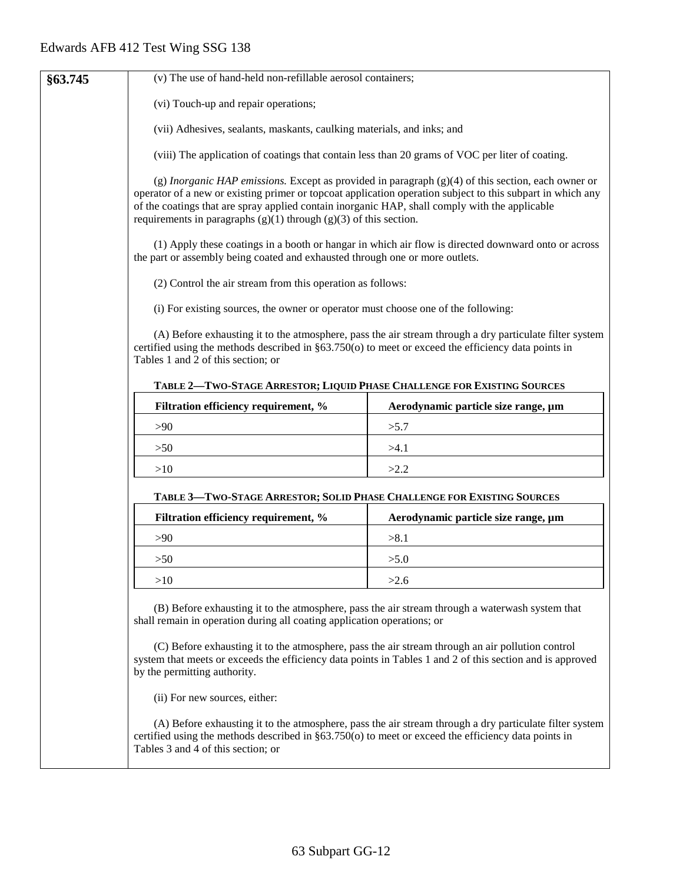**§63.745**

(v) The use of hand-held non-refillable aerosol containers;

(vi) Touch-up and repair operations;

(vii) Adhesives, sealants, maskants, caulking materials, and inks; and

(viii) The application of coatings that contain less than 20 grams of VOC per liter of coating.

(g) *Inorganic HAP emissions.* Except as provided in paragraph (g)(4) of this section, each owner or operator of a new or existing primer or topcoat application operation subject to this subpart in which any of the coatings that are spray applied contain inorganic HAP, shall comply with the applicable requirements in paragraphs (g)(1) through (g)(3) of this section.

(1) Apply these coatings in a booth or hangar in which air flow is directed downward onto or across the part or assembly being coated and exhausted through one or more outlets.

(2) Control the air stream from this operation as follows:

(i) For existing sources, the owner or operator must choose one of the following:

(A) Before exhausting it to the atmosphere, pass the air stream through a dry particulate filter system certified using the methods described in §63.750(o) to meet or exceed the efficiency data points in Tables 1 and 2 of this section; or

**TABLE 2—TWO-STAGE ARRESTOR; LIQUID PHASE CHALLENGE FOR EXISTING SOURCES**

| Filtration efficiency requirement, % | Aerodynamic particle size range, µm |
|---|---|
| >90 | >5.7 |
| >50 | >4.1 |
| >10 | >2.2 |

**TABLE 3—TWO-STAGE ARRESTOR; SOLID PHASE CHALLENGE FOR EXISTING SOURCES**

| Filtration efficiency requirement, % | Aerodynamic particle size range, µm |
|---|---|
| >90 | >8.1 |
| >50 | >5.0 |
| >10 | >2.6 |

(B) Before exhausting it to the atmosphere, pass the air stream through a waterwash system that shall remain in operation during all coating application operations; or

(C) Before exhausting it to the atmosphere, pass the air stream through an air pollution control system that meets or exceeds the efficiency data points in Tables 1 and 2 of this section and is approved by the permitting authority.

(ii) For new sources, either:

(A) Before exhausting it to the atmosphere, pass the air stream through a dry particulate filter system certified using the methods described in §63.750(o) to meet or exceed the efficiency data points in Tables 3 and 4 of this section; or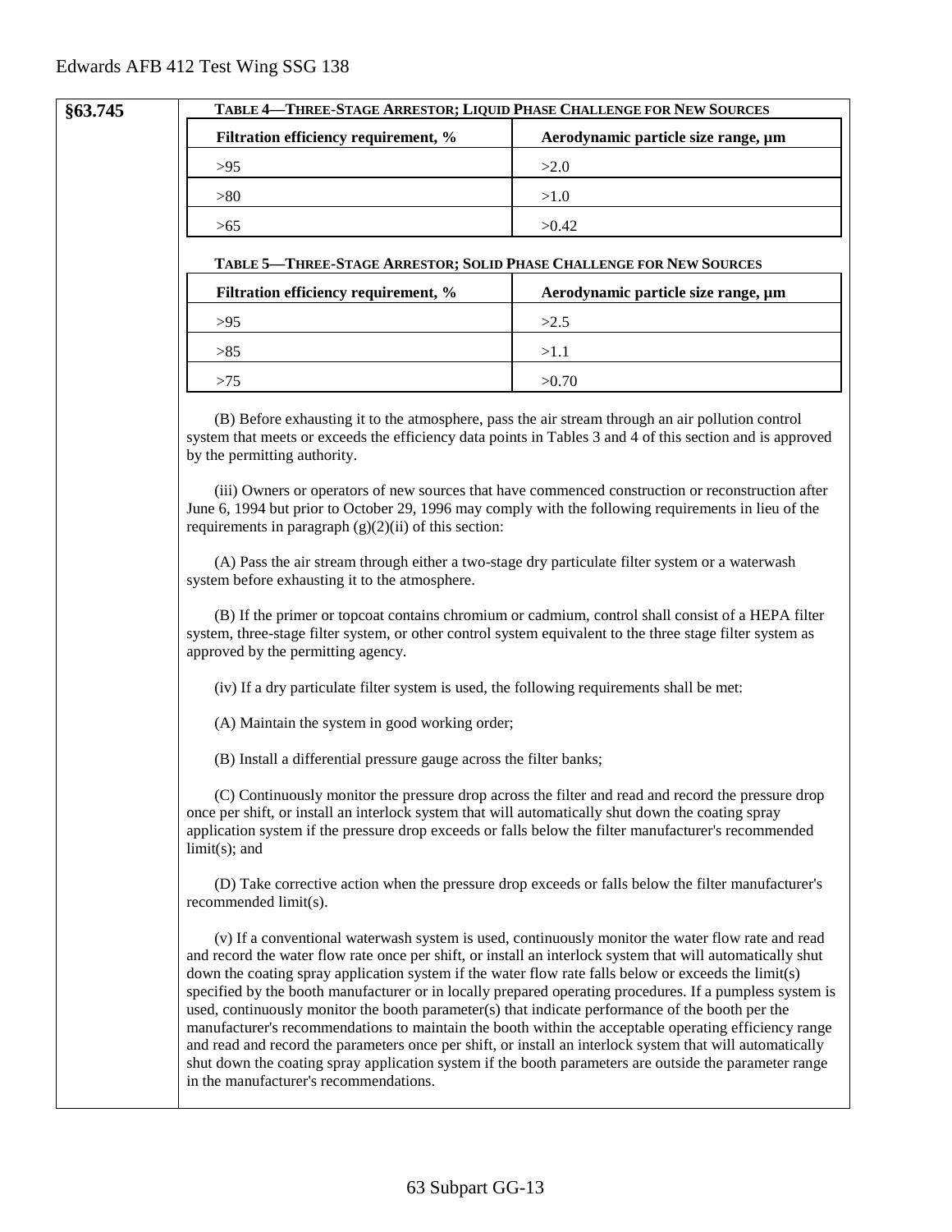§63.745

**TABLE 4—THREE-STAGE ARRESTOR; LIQUID PHASE CHALLENGE FOR NEW SOURCES**

| Filtration efficiency requirement, % | Aerodynamic particle size range, µm |
|---|---|
| >95 | >2.0 |
| >80 | >1.0 |
| >65 | >0.42 |

**TABLE 5—THREE-STAGE ARRESTOR; SOLID PHASE CHALLENGE FOR NEW SOURCES**

| Filtration efficiency requirement, % | Aerodynamic particle size range, µm |
|---|---|
| >95 | >2.5 |
| >85 | >1.1 |
| >75 | >0.70 |

(B) Before exhausting it to the atmosphere, pass the air stream through an air pollution control system that meets or exceeds the efficiency data points in Tables 3 and 4 of this section and is approved by the permitting authority.

(iii) Owners or operators of new sources that have commenced construction or reconstruction after June 6, 1994 but prior to October 29, 1996 may comply with the following requirements in lieu of the requirements in paragraph (g)(2)(ii) of this section:

(A) Pass the air stream through either a two-stage dry particulate filter system or a waterwash system before exhausting it to the atmosphere.

(B) If the primer or topcoat contains chromium or cadmium, control shall consist of a HEPA filter system, three-stage filter system, or other control system equivalent to the three stage filter system as approved by the permitting agency.

(iv) If a dry particulate filter system is used, the following requirements shall be met:

(A) Maintain the system in good working order;

(B) Install a differential pressure gauge across the filter banks;

(C) Continuously monitor the pressure drop across the filter and read and record the pressure drop once per shift, or install an interlock system that will automatically shut down the coating spray application system if the pressure drop exceeds or falls below the filter manufacturer's recommended limit(s); and

(D) Take corrective action when the pressure drop exceeds or falls below the filter manufacturer's recommended limit(s).

(v) If a conventional waterwash system is used, continuously monitor the water flow rate and read and record the water flow rate once per shift, or install an interlock system that will automatically shut down the coating spray application system if the water flow rate falls below or exceeds the limit(s) specified by the booth manufacturer or in locally prepared operating procedures. If a pumpless system is used, continuously monitor the booth parameter(s) that indicate performance of the booth per the manufacturer's recommendations to maintain the booth within the acceptable operating efficiency range and read and record the parameters once per shift, or install an interlock system that will automatically shut down the coating spray application system if the booth parameters are outside the parameter range in the manufacturer's recommendations.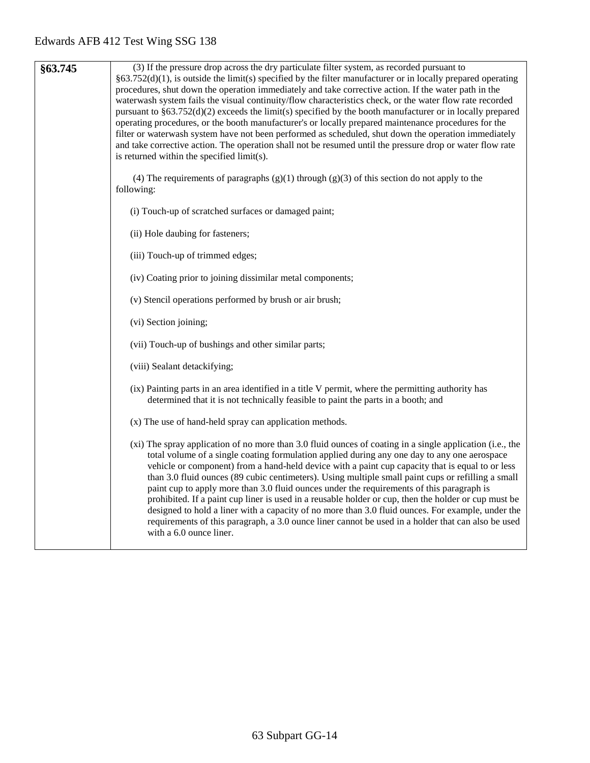| §63.745 | (3) If the pressure drop across the dry particulate filter system, as recorded pursuant to §63.752(d)(1), is outside the limit(s) specified by the filter manufacturer or in locally prepared operating procedures, shut down the operation immediately and take corrective action. If the water path in the waterwash system fails the visual continuity/flow characteristics check, or the water flow rate recorded pursuant to §63.752(d)(2) exceeds the limit(s) specified by the booth manufacturer or in locally prepared operating procedures, or the booth manufacturer's or locally prepared maintenance procedures for the filter or waterwash system have not been performed as scheduled, shut down the operation immediately and take corrective action. The operation shall not be resumed until the pressure drop or water flow rate is returned within the specified limit(s).<br><br>(4) The requirements of paragraphs (g)(1) through (g)(3) of this section do not apply to the following:<br><br>(i) Touch-up of scratched surfaces or damaged paint;<br><br>(ii) Hole daubing for fasteners;<br><br>(iii) Touch-up of trimmed edges;<br><br>(iv) Coating prior to joining dissimilar metal components;<br><br>(v) Stencil operations performed by brush or air brush;<br><br>(vi) Section joining;<br><br>(vii) Touch-up of bushings and other similar parts;<br><br>(viii) Sealant detackifying;<br><br>(ix) Painting parts in an area identified in a title V permit, where the permitting authority has determined that it is not technically feasible to paint the parts in a booth; and<br><br>(x) The use of hand-held spray can application methods.<br><br>(xi) The spray application of no more than 3.0 fluid ounces of coating in a single application (i.e., the total volume of a single coating formulation applied during any one day to any one aerospace vehicle or component) from a hand-held device with a paint cup capacity that is equal to or less than 3.0 fluid ounces (89 cubic centimeters). Using multiple small paint cups or refilling a small paint cup to apply more than 3.0 fluid ounces under the requirements of this paragraph is prohibited. If a paint cup liner is used in a reusable holder or cup, then the holder or cup must be designed to hold a liner with a capacity of no more than 3.0 fluid ounces. For example, under the requirements of this paragraph, a 3.0 ounce liner cannot be used in a holder that can also be used with a 6.0 ounce liner. |
|---|---|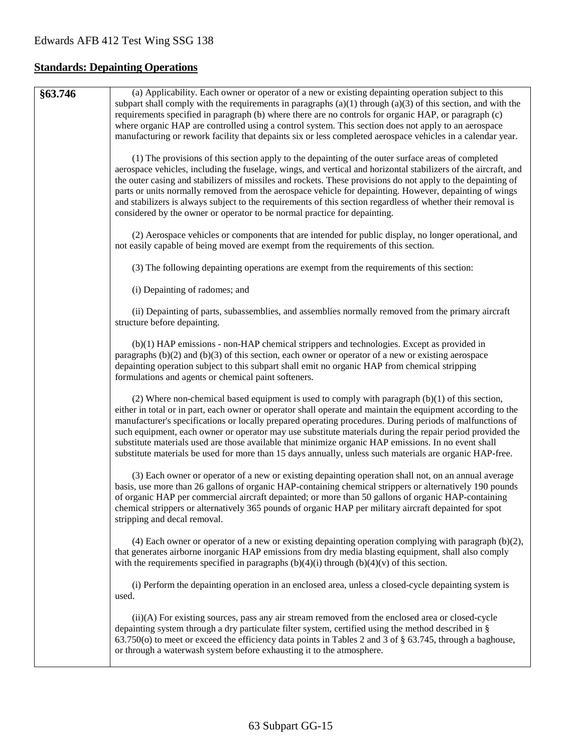## Standards: Depainting Operations

| §63.746 | (a) Applicability. Each owner or operator of a new or existing depainting operation subject to this subpart shall comply with the requirements in paragraphs (a)(1) through (a)(3) of this section, and with the requirements specified in paragraph (b) where there are no controls for organic HAP, or paragraph (c) where organic HAP are controlled using a control system. This section does not apply to an aerospace manufacturing or rework facility that depaints six or less completed aerospace vehicles in a calendar year.<br><br>(1) The provisions of this section apply to the depainting of the outer surface areas of completed aerospace vehicles, including the fuselage, wings, and vertical and horizontal stabilizers of the aircraft, and the outer casing and stabilizers of missiles and rockets. These provisions do not apply to the depainting of parts or units normally removed from the aerospace vehicle for depainting. However, depainting of wings and stabilizers is always subject to the requirements of this section regardless of whether their removal is considered by the owner or operator to be normal practice for depainting.<br><br>(2) Aerospace vehicles or components that are intended for public display, no longer operational, and not easily capable of being moved are exempt from the requirements of this section.<br><br>(3) The following depainting operations are exempt from the requirements of this section:<br><br>(i) Depainting of radomes; and<br><br>(ii) Depainting of parts, subassemblies, and assemblies normally removed from the primary aircraft structure before depainting.<br><br>(b)(1) HAP emissions - non-HAP chemical strippers and technologies. Except as provided in paragraphs (b)(2) and (b)(3) of this section, each owner or operator of a new or existing aerospace depainting operation subject to this subpart shall emit no organic HAP from chemical stripping formulations and agents or chemical paint softeners.<br><br>(2) Where non-chemical based equipment is used to comply with paragraph (b)(1) of this section, either in total or in part, each owner or operator shall operate and maintain the equipment according to the manufacturer's specifications or locally prepared operating procedures. During periods of malfunctions of such equipment, each owner or operator may use substitute materials during the repair period provided the substitute materials used are those available that minimize organic HAP emissions. In no event shall substitute materials be used for more than 15 days annually, unless such materials are organic HAP-free.<br><br>(3) Each owner or operator of a new or existing depainting operation shall not, on an annual average basis, use more than 26 gallons of organic HAP-containing chemical strippers or alternatively 190 pounds of organic HAP per commercial aircraft depainted; or more than 50 gallons of organic HAP-containing chemical strippers or alternatively 365 pounds of organic HAP per military aircraft depainted for spot stripping and decal removal.<br><br>(4) Each owner or operator of a new or existing depainting operation complying with paragraph (b)(2), that generates airborne inorganic HAP emissions from dry media blasting equipment, shall also comply with the requirements specified in paragraphs (b)(4)(i) through (b)(4)(v) of this section.<br><br>(i) Perform the depainting operation in an enclosed area, unless a closed-cycle depainting system is used.<br><br>(ii)(A) For existing sources, pass any air stream removed from the enclosed area or closed-cycle depainting system through a dry particulate filter system, certified using the method described in § 63.750(o) to meet or exceed the efficiency data points in Tables 2 and 3 of § 63.745, through a baghouse, or through a waterwash system before exhausting it to the atmosphere. |
|---|---|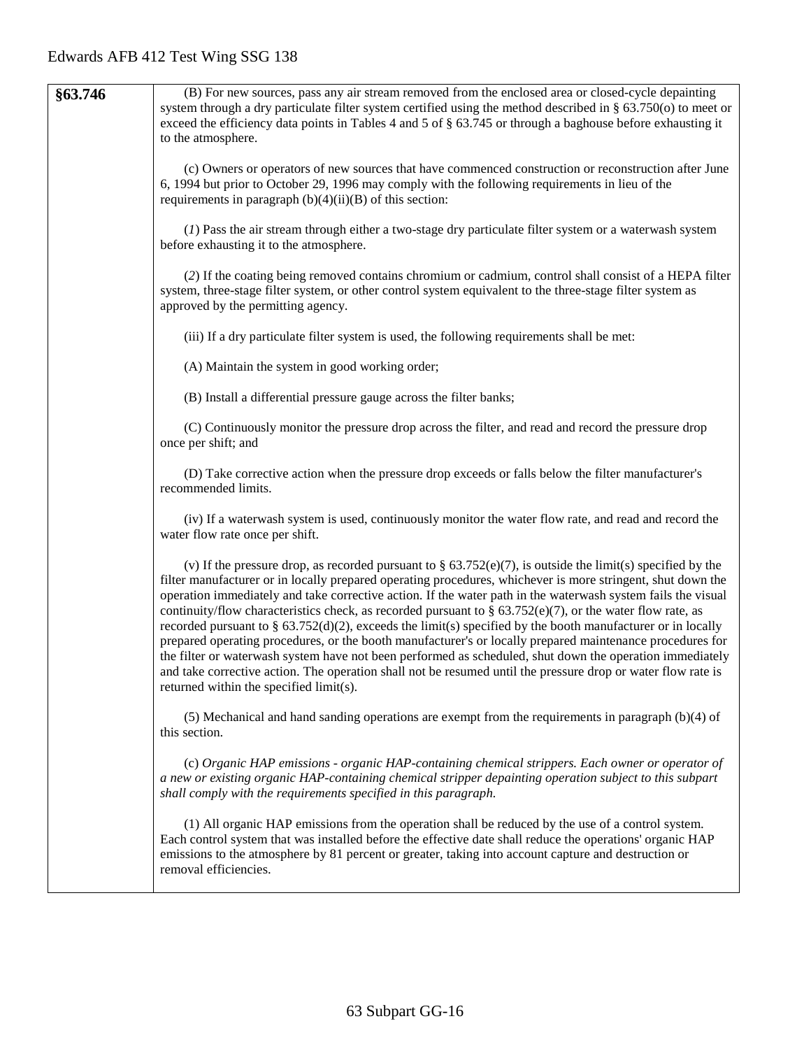| §63.746 | (B) For new sources, pass any air stream removed from the enclosed area or closed-cycle depainting system through a dry particulate filter system certified using the method described in § 63.750(o) to meet or exceed the efficiency data points in Tables 4 and 5 of § 63.745 or through a baghouse before exhausting it to the atmosphere.<br><br>(c) Owners or operators of new sources that have commenced construction or reconstruction after June 6, 1994 but prior to October 29, 1996 may comply with the following requirements in lieu of the requirements in paragraph (b)(4)(ii)(B) of this section:<br><br>(*1*) Pass the air stream through either a two-stage dry particulate filter system or a waterwash system before exhausting it to the atmosphere.<br><br>(*2*) If the coating being removed contains chromium or cadmium, control shall consist of a HEPA filter system, three-stage filter system, or other control system equivalent to the three-stage filter system as approved by the permitting agency.<br><br>(iii) If a dry particulate filter system is used, the following requirements shall be met:<br><br>(A) Maintain the system in good working order;<br><br>(B) Install a differential pressure gauge across the filter banks;<br><br>(C) Continuously monitor the pressure drop across the filter, and read and record the pressure drop once per shift; and<br><br>(D) Take corrective action when the pressure drop exceeds or falls below the filter manufacturer's recommended limits.<br><br>(iv) If a waterwash system is used, continuously monitor the water flow rate, and read and record the water flow rate once per shift.<br><br>(v) If the pressure drop, as recorded pursuant to § 63.752(e)(7), is outside the limit(s) specified by the filter manufacturer or in locally prepared operating procedures, whichever is more stringent, shut down the operation immediately and take corrective action. If the water path in the waterwash system fails the visual continuity/flow characteristics check, as recorded pursuant to § 63.752(e)(7), or the water flow rate, as recorded pursuant to § 63.752(d)(2), exceeds the limit(s) specified by the booth manufacturer or in locally prepared operating procedures, or the booth manufacturer's or locally prepared maintenance procedures for the filter or waterwash system have not been performed as scheduled, shut down the operation immediately and take corrective action. The operation shall not be resumed until the pressure drop or water flow rate is returned within the specified limit(s).<br><br>(5) Mechanical and hand sanding operations are exempt from the requirements in paragraph (b)(4) of this section.<br><br>(c) *Organic HAP emissions - organic HAP-containing chemical strippers. Each owner or operator of a new or existing organic HAP-containing chemical stripper depainting operation subject to this subpart shall comply with the requirements specified in this paragraph.*<br><br>(1) All organic HAP emissions from the operation shall be reduced by the use of a control system. Each control system that was installed before the effective date shall reduce the operations' organic HAP emissions to the atmosphere by 81 percent or greater, taking into account capture and destruction or removal efficiencies. |
|---|---|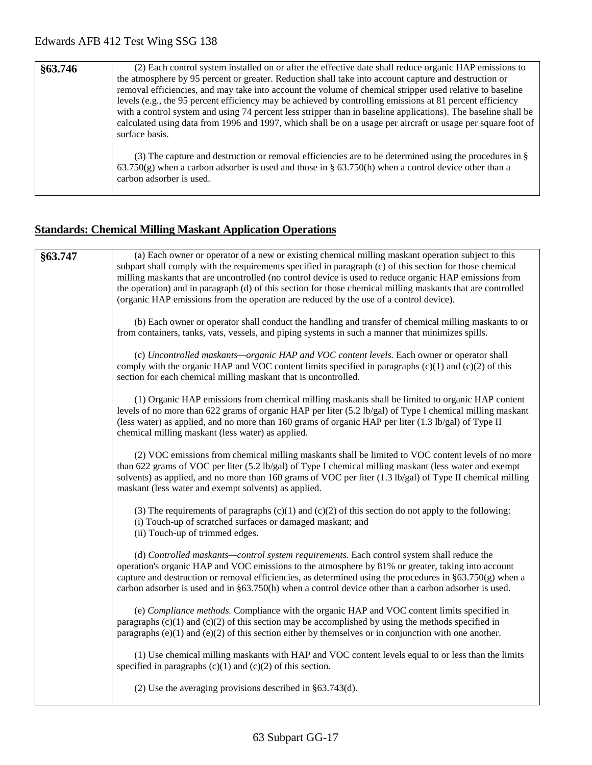| | |
|---|---|
| **§63.746** | (2) Each control system installed on or after the effective date shall reduce organic HAP emissions to the atmosphere by 95 percent or greater. Reduction shall take into account capture and destruction or removal efficiencies, and may take into account the volume of chemical stripper used relative to baseline levels (e.g., the 95 percent efficiency may be achieved by controlling emissions at 81 percent efficiency with a control system and using 74 percent less stripper than in baseline applications). The baseline shall be calculated using data from 1996 and 1997, which shall be on a usage per aircraft or usage per square foot of surface basis.<br><br>(3) The capture and destruction or removal efficiencies are to be determined using the procedures in § 63.750(g) when a carbon adsorber is used and those in § 63.750(h) when a control device other than a carbon adsorber is used. |

## Standards: Chemical Milling Maskant Application Operations

| | |
|---|---|
| **§63.747** | (a) Each owner or operator of a new or existing chemical milling maskant operation subject to this subpart shall comply with the requirements specified in paragraph (c) of this section for those chemical milling maskants that are uncontrolled (no control device is used to reduce organic HAP emissions from the operation) and in paragraph (d) of this section for those chemical milling maskants that are controlled (organic HAP emissions from the operation are reduced by the use of a control device).<br><br>(b) Each owner or operator shall conduct the handling and transfer of chemical milling maskants to or from containers, tanks, vats, vessels, and piping systems in such a manner that minimizes spills.<br><br>(c) *Uncontrolled maskants—organic HAP and VOC content levels.* Each owner or operator shall comply with the organic HAP and VOC content limits specified in paragraphs (c)(1) and (c)(2) of this section for each chemical milling maskant that is uncontrolled.<br><br>(1) Organic HAP emissions from chemical milling maskants shall be limited to organic HAP content levels of no more than 622 grams of organic HAP per liter (5.2 lb/gal) of Type I chemical milling maskant (less water) as applied, and no more than 160 grams of organic HAP per liter (1.3 lb/gal) of Type II chemical milling maskant (less water) as applied.<br><br>(2) VOC emissions from chemical milling maskants shall be limited to VOC content levels of no more than 622 grams of VOC per liter (5.2 lb/gal) of Type I chemical milling maskant (less water and exempt solvents) as applied, and no more than 160 grams of VOC per liter (1.3 lb/gal) of Type II chemical milling maskant (less water and exempt solvents) as applied.<br><br>(3) The requirements of paragraphs (c)(1) and (c)(2) of this section do not apply to the following:<br>(i) Touch-up of scratched surfaces or damaged maskant; and<br>(ii) Touch-up of trimmed edges.<br><br>(d) *Controlled maskants—control system requirements.* Each control system shall reduce the operation's organic HAP and VOC emissions to the atmosphere by 81% or greater, taking into account capture and destruction or removal efficiencies, as determined using the procedures in §63.750(g) when a carbon adsorber is used and in §63.750(h) when a control device other than a carbon adsorber is used.<br><br>(e) *Compliance methods.* Compliance with the organic HAP and VOC content limits specified in paragraphs (c)(1) and (c)(2) of this section may be accomplished by using the methods specified in paragraphs (e)(1) and (e)(2) of this section either by themselves or in conjunction with one another.<br><br>(1) Use chemical milling maskants with HAP and VOC content levels equal to or less than the limits specified in paragraphs (c)(1) and (c)(2) of this section.<br><br>(2) Use the averaging provisions described in §63.743(d). |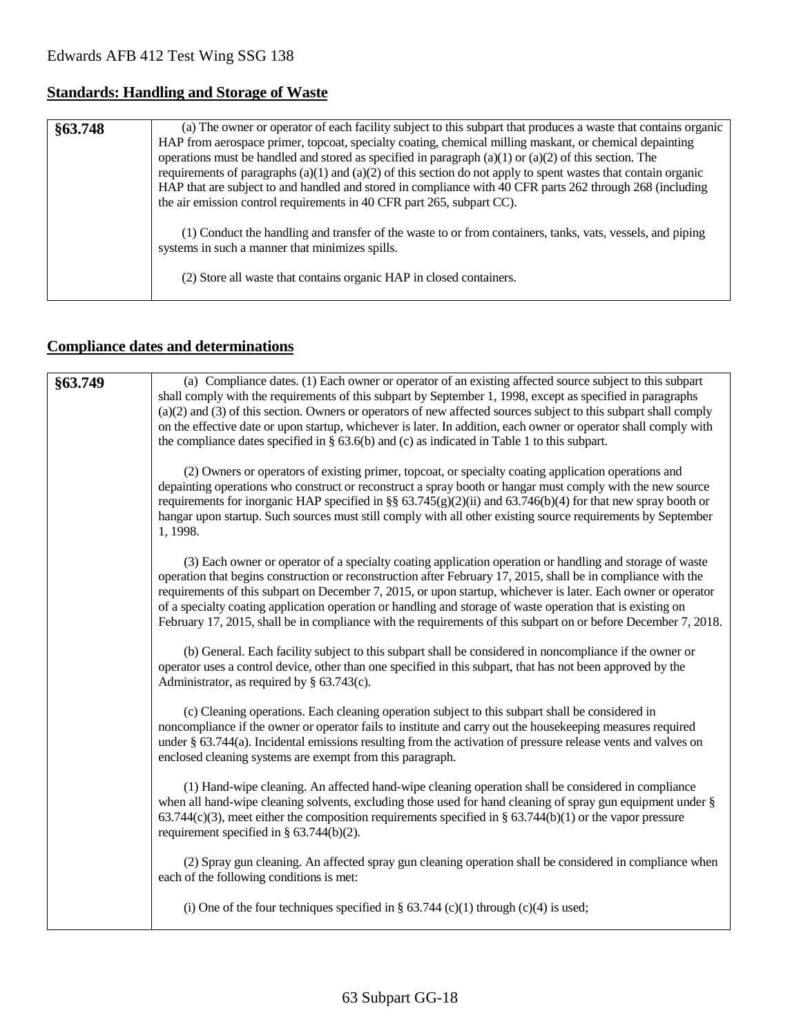## Standards: Handling and Storage of Waste

| §63.748 | (a) The owner or operator of each facility subject to this subpart that produces a waste that contains organic HAP from aerospace primer, topcoat, specialty coating, chemical milling maskant, or chemical depainting operations must be handled and stored as specified in paragraph (a)(1) or (a)(2) of this section. The requirements of paragraphs (a)(1) and (a)(2) of this section do not apply to spent wastes that contain organic HAP that are subject to and handled and stored in compliance with 40 CFR parts 262 through 268 (including the air emission control requirements in 40 CFR part 265, subpart CC).<br><br>(1) Conduct the handling and transfer of the waste to or from containers, tanks, vats, vessels, and piping systems in such a manner that minimizes spills.<br><br>(2) Store all waste that contains organic HAP in closed containers. |
|---|---|

## Compliance dates and determinations

| §63.749 | (a) Compliance dates. (1) Each owner or operator of an existing affected source subject to this subpart shall comply with the requirements of this subpart by September 1, 1998, except as specified in paragraphs (a)(2) and (3) of this section. Owners or operators of new affected sources subject to this subpart shall comply on the effective date or upon startup, whichever is later. In addition, each owner or operator shall comply with the compliance dates specified in § 63.6(b) and (c) as indicated in Table 1 to this subpart.<br><br>(2) Owners or operators of existing primer, topcoat, or specialty coating application operations and depainting operations who construct or reconstruct a spray booth or hangar must comply with the new source requirements for inorganic HAP specified in §§ 63.745(g)(2)(ii) and 63.746(b)(4) for that new spray booth or hangar upon startup. Such sources must still comply with all other existing source requirements by September 1, 1998.<br><br>(3) Each owner or operator of a specialty coating application operation or handling and storage of waste operation that begins construction or reconstruction after February 17, 2015, shall be in compliance with the requirements of this subpart on December 7, 2015, or upon startup, whichever is later. Each owner or operator of a specialty coating application operation or handling and storage of waste operation that is existing on February 17, 2015, shall be in compliance with the requirements of this subpart on or before December 7, 2018.<br><br>(b) General. Each facility subject to this subpart shall be considered in noncompliance if the owner or operator uses a control device, other than one specified in this subpart, that has not been approved by the Administrator, as required by § 63.743(c).<br><br>(c) Cleaning operations. Each cleaning operation subject to this subpart shall be considered in noncompliance if the owner or operator fails to institute and carry out the housekeeping measures required under § 63.744(a). Incidental emissions resulting from the activation of pressure release vents and valves on enclosed cleaning systems are exempt from this paragraph.<br><br>(1) Hand-wipe cleaning. An affected hand-wipe cleaning operation shall be considered in compliance when all hand-wipe cleaning solvents, excluding those used for hand cleaning of spray gun equipment under § 63.744(c)(3), meet either the composition requirements specified in § 63.744(b)(1) or the vapor pressure requirement specified in § 63.744(b)(2).<br><br>(2) Spray gun cleaning. An affected spray gun cleaning operation shall be considered in compliance when each of the following conditions is met:<br><br>(i) One of the four techniques specified in § 63.744 (c)(1) through (c)(4) is used; |
|---|---|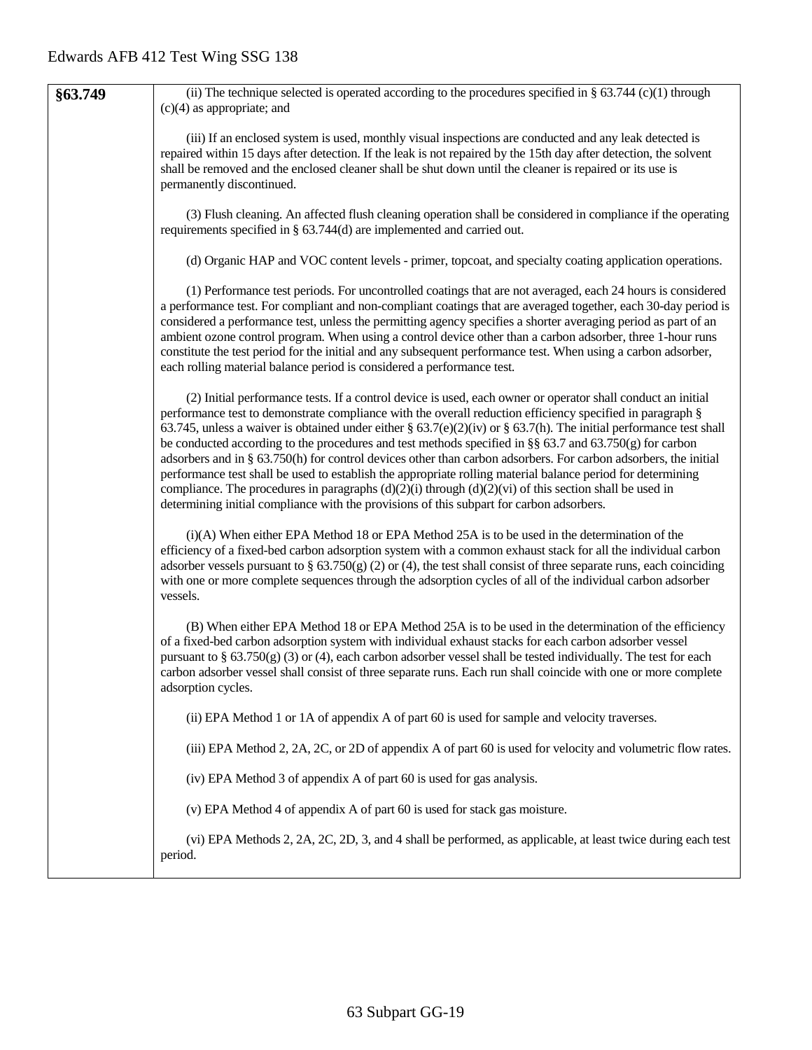| | |
|---|---|
| **§63.749** | (ii) The technique selected is operated according to the procedures specified in § 63.744 (c)(1) through (c)(4) as appropriate; and<br><br>(iii) If an enclosed system is used, monthly visual inspections are conducted and any leak detected is repaired within 15 days after detection. If the leak is not repaired by the 15th day after detection, the solvent shall be removed and the enclosed cleaner shall be shut down until the cleaner is repaired or its use is permanently discontinued.<br><br>(3) Flush cleaning. An affected flush cleaning operation shall be considered in compliance if the operating requirements specified in § 63.744(d) are implemented and carried out.<br><br>(d) Organic HAP and VOC content levels - primer, topcoat, and specialty coating application operations.<br><br>(1) Performance test periods. For uncontrolled coatings that are not averaged, each 24 hours is considered a performance test. For compliant and non-compliant coatings that are averaged together, each 30-day period is considered a performance test, unless the permitting agency specifies a shorter averaging period as part of an ambient ozone control program. When using a control device other than a carbon adsorber, three 1-hour runs constitute the test period for the initial and any subsequent performance test. When using a carbon adsorber, each rolling material balance period is considered a performance test.<br><br>(2) Initial performance tests. If a control device is used, each owner or operator shall conduct an initial performance test to demonstrate compliance with the overall reduction efficiency specified in paragraph § 63.745, unless a waiver is obtained under either § 63.7(e)(2)(iv) or § 63.7(h). The initial performance test shall be conducted according to the procedures and test methods specified in §§ 63.7 and 63.750(g) for carbon adsorbers and in § 63.750(h) for control devices other than carbon adsorbers. For carbon adsorbers, the initial performance test shall be used to establish the appropriate rolling material balance period for determining compliance. The procedures in paragraphs (d)(2)(i) through (d)(2)(vi) of this section shall be used in determining initial compliance with the provisions of this subpart for carbon adsorbers.<br><br>(i)(A) When either EPA Method 18 or EPA Method 25A is to be used in the determination of the efficiency of a fixed-bed carbon adsorption system with a common exhaust stack for all the individual carbon adsorber vessels pursuant to § 63.750(g) (2) or (4), the test shall consist of three separate runs, each coinciding with one or more complete sequences through the adsorption cycles of all of the individual carbon adsorber vessels.<br><br>(B) When either EPA Method 18 or EPA Method 25A is to be used in the determination of the efficiency of a fixed-bed carbon adsorption system with individual exhaust stacks for each carbon adsorber vessel pursuant to § 63.750(g) (3) or (4), each carbon adsorber vessel shall be tested individually. The test for each carbon adsorber vessel shall consist of three separate runs. Each run shall coincide with one or more complete adsorption cycles.<br><br>(ii) EPA Method 1 or 1A of appendix A of part 60 is used for sample and velocity traverses.<br><br>(iii) EPA Method 2, 2A, 2C, or 2D of appendix A of part 60 is used for velocity and volumetric flow rates.<br><br>(iv) EPA Method 3 of appendix A of part 60 is used for gas analysis.<br><br>(v) EPA Method 4 of appendix A of part 60 is used for stack gas moisture.<br><br>(vi) EPA Methods 2, 2A, 2C, 2D, 3, and 4 shall be performed, as applicable, at least twice during each test period. |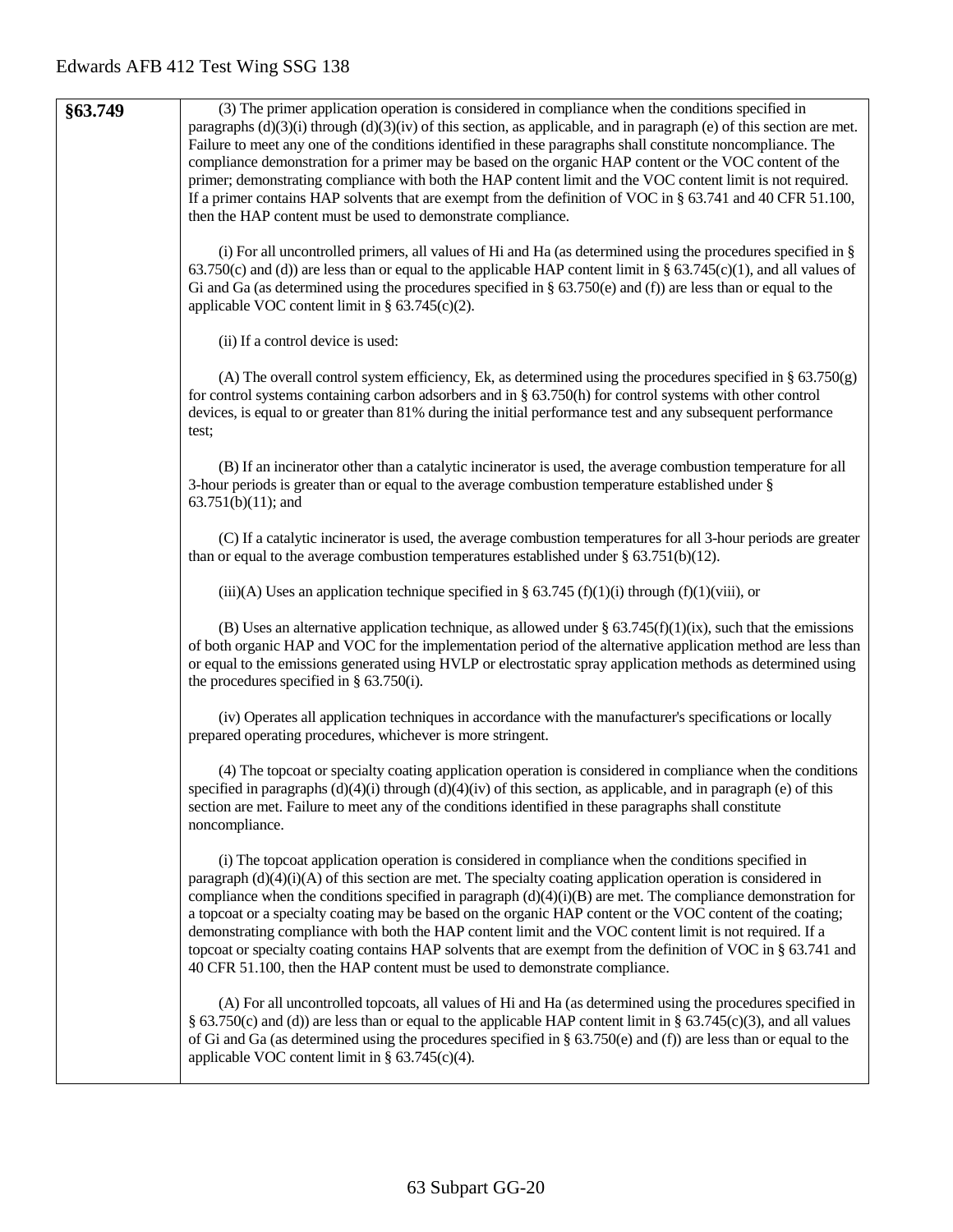| §63.749 | (3) The primer application operation is considered in compliance when the conditions specified in paragraphs (d)(3)(i) through (d)(3)(iv) of this section, as applicable, and in paragraph (e) of this section are met. Failure to meet any one of the conditions identified in these paragraphs shall constitute noncompliance. The compliance demonstration for a primer may be based on the organic HAP content or the VOC content of the primer; demonstrating compliance with both the HAP content limit and the VOC content limit is not required. If a primer contains HAP solvents that are exempt from the definition of VOC in § 63.741 and 40 CFR 51.100, then the HAP content must be used to demonstrate compliance.<br><br>(i) For all uncontrolled primers, all values of Hi and Ha (as determined using the procedures specified in § 63.750(c) and (d)) are less than or equal to the applicable HAP content limit in § 63.745(c)(1), and all values of Gi and Ga (as determined using the procedures specified in § 63.750(e) and (f)) are less than or equal to the applicable VOC content limit in § 63.745(c)(2).<br><br>(ii) If a control device is used:<br><br>(A) The overall control system efficiency, Ek, as determined using the procedures specified in § 63.750(g) for control systems containing carbon adsorbers and in § 63.750(h) for control systems with other control devices, is equal to or greater than 81% during the initial performance test and any subsequent performance test;<br><br>(B) If an incinerator other than a catalytic incinerator is used, the average combustion temperature for all 3-hour periods is greater than or equal to the average combustion temperature established under § 63.751(b)(11); and<br><br>(C) If a catalytic incinerator is used, the average combustion temperatures for all 3-hour periods are greater than or equal to the average combustion temperatures established under § 63.751(b)(12).<br><br>(iii)(A) Uses an application technique specified in § 63.745 (f)(1)(i) through (f)(1)(viii), or<br><br>(B) Uses an alternative application technique, as allowed under § 63.745(f)(1)(ix), such that the emissions of both organic HAP and VOC for the implementation period of the alternative application method are less than or equal to the emissions generated using HVLP or electrostatic spray application methods as determined using the procedures specified in § 63.750(i).<br><br>(iv) Operates all application techniques in accordance with the manufacturer's specifications or locally prepared operating procedures, whichever is more stringent.<br><br>(4) The topcoat or specialty coating application operation is considered in compliance when the conditions specified in paragraphs (d)(4)(i) through (d)(4)(iv) of this section, as applicable, and in paragraph (e) of this section are met. Failure to meet any of the conditions identified in these paragraphs shall constitute noncompliance.<br><br>(i) The topcoat application operation is considered in compliance when the conditions specified in paragraph (d)(4)(i)(A) of this section are met. The specialty coating application operation is considered in compliance when the conditions specified in paragraph (d)(4)(i)(B) are met. The compliance demonstration for a topcoat or a specialty coating may be based on the organic HAP content or the VOC content of the coating; demonstrating compliance with both the HAP content limit and the VOC content limit is not required. If a topcoat or specialty coating contains HAP solvents that are exempt from the definition of VOC in § 63.741 and 40 CFR 51.100, then the HAP content must be used to demonstrate compliance.<br><br>(A) For all uncontrolled topcoats, all values of Hi and Ha (as determined using the procedures specified in § 63.750(c) and (d)) are less than or equal to the applicable HAP content limit in § 63.745(c)(3), and all values of Gi and Ga (as determined using the procedures specified in § 63.750(e) and (f)) are less than or equal to the applicable VOC content limit in § 63.745(c)(4). |
|---|---|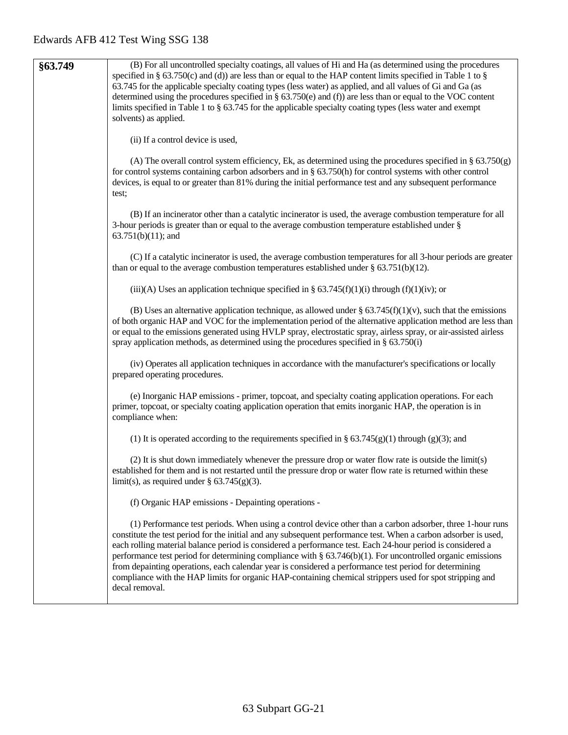| §63.749 | (B) For all uncontrolled specialty coatings, all values of Hi and Ha (as determined using the procedures specified in § 63.750(c) and (d)) are less than or equal to the HAP content limits specified in Table 1 to § 63.745 for the applicable specialty coating types (less water) as applied, and all values of Gi and Ga (as determined using the procedures specified in § 63.750(e) and (f)) are less than or equal to the VOC content limits specified in Table 1 to § 63.745 for the applicable specialty coating types (less water and exempt solvents) as applied.<br><br>(ii) If a control device is used,<br><br>(A) The overall control system efficiency, Ek, as determined using the procedures specified in § 63.750(g) for control systems containing carbon adsorbers and in § 63.750(h) for control systems with other control devices, is equal to or greater than 81% during the initial performance test and any subsequent performance test;<br><br>(B) If an incinerator other than a catalytic incinerator is used, the average combustion temperature for all 3-hour periods is greater than or equal to the average combustion temperature established under § 63.751(b)(11); and<br><br>(C) If a catalytic incinerator is used, the average combustion temperatures for all 3-hour periods are greater than or equal to the average combustion temperatures established under § 63.751(b)(12).<br><br>(iii)(A) Uses an application technique specified in § 63.745(f)(1)(i) through (f)(1)(iv); or<br><br>(B) Uses an alternative application technique, as allowed under § 63.745(f)(1)(v), such that the emissions of both organic HAP and VOC for the implementation period of the alternative application method are less than or equal to the emissions generated using HVLP spray, electrostatic spray, airless spray, or air-assisted airless spray application methods, as determined using the procedures specified in § 63.750(i)<br><br>(iv) Operates all application techniques in accordance with the manufacturer's specifications or locally prepared operating procedures.<br><br>(e) Inorganic HAP emissions - primer, topcoat, and specialty coating application operations. For each primer, topcoat, or specialty coating application operation that emits inorganic HAP, the operation is in compliance when:<br><br>(1) It is operated according to the requirements specified in § 63.745(g)(1) through (g)(3); and<br><br>(2) It is shut down immediately whenever the pressure drop or water flow rate is outside the limit(s) established for them and is not restarted until the pressure drop or water flow rate is returned within these limit(s), as required under § 63.745(g)(3).<br><br>(f) Organic HAP emissions - Depainting operations -<br><br>(1) Performance test periods. When using a control device other than a carbon adsorber, three 1-hour runs constitute the test period for the initial and any subsequent performance test. When a carbon adsorber is used, each rolling material balance period is considered a performance test. Each 24-hour period is considered a performance test period for determining compliance with § 63.746(b)(1). For uncontrolled organic emissions from depainting operations, each calendar year is considered a performance test period for determining compliance with the HAP limits for organic HAP-containing chemical strippers used for spot stripping and decal removal. |
|---|---|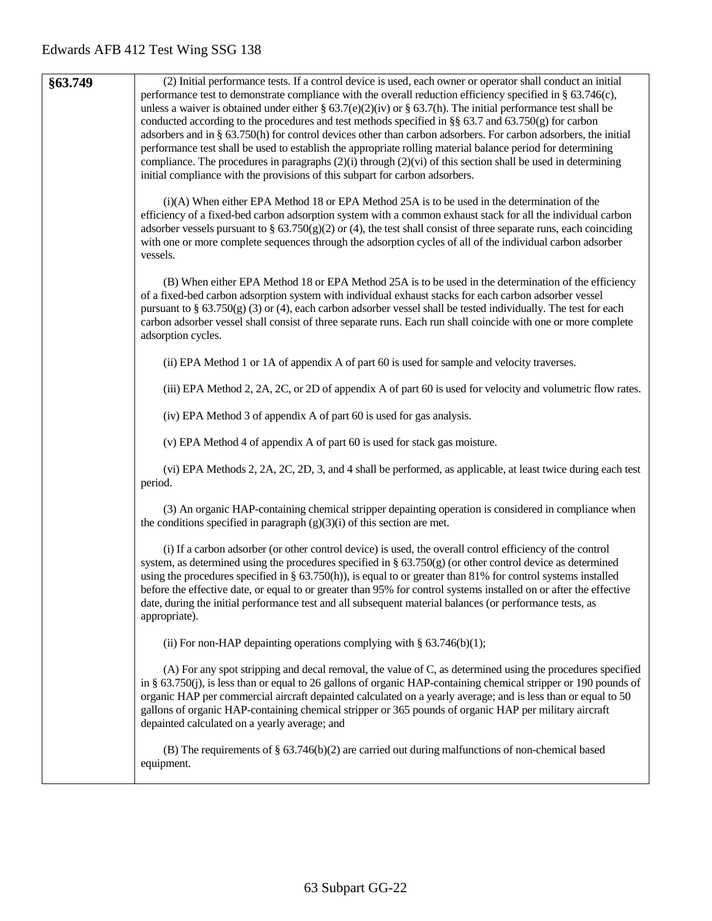| §63.749 | (2) Initial performance tests. If a control device is used, each owner or operator shall conduct an initial performance test to demonstrate compliance with the overall reduction efficiency specified in § 63.746(c), unless a waiver is obtained under either § 63.7(e)(2)(iv) or § 63.7(h). The initial performance test shall be conducted according to the procedures and test methods specified in §§ 63.7 and 63.750(g) for carbon adsorbers and in § 63.750(h) for control devices other than carbon adsorbers. For carbon adsorbers, the initial performance test shall be used to establish the appropriate rolling material balance period for determining compliance. The procedures in paragraphs (2)(i) through (2)(vi) of this section shall be used in determining initial compliance with the provisions of this subpart for carbon adsorbers.<br><br>(i)(A) When either EPA Method 18 or EPA Method 25A is to be used in the determination of the efficiency of a fixed-bed carbon adsorption system with a common exhaust stack for all the individual carbon adsorber vessels pursuant to § 63.750(g)(2) or (4), the test shall consist of three separate runs, each coinciding with one or more complete sequences through the adsorption cycles of all of the individual carbon adsorber vessels.<br><br>(B) When either EPA Method 18 or EPA Method 25A is to be used in the determination of the efficiency of a fixed-bed carbon adsorption system with individual exhaust stacks for each carbon adsorber vessel pursuant to § 63.750(g) (3) or (4), each carbon adsorber vessel shall be tested individually. The test for each carbon adsorber vessel shall consist of three separate runs. Each run shall coincide with one or more complete adsorption cycles.<br><br>(ii) EPA Method 1 or 1A of appendix A of part 60 is used for sample and velocity traverses.<br><br>(iii) EPA Method 2, 2A, 2C, or 2D of appendix A of part 60 is used for velocity and volumetric flow rates.<br><br>(iv) EPA Method 3 of appendix A of part 60 is used for gas analysis.<br><br>(v) EPA Method 4 of appendix A of part 60 is used for stack gas moisture.<br><br>(vi) EPA Methods 2, 2A, 2C, 2D, 3, and 4 shall be performed, as applicable, at least twice during each test period.<br><br>(3) An organic HAP-containing chemical stripper depainting operation is considered in compliance when the conditions specified in paragraph (g)(3)(i) of this section are met.<br><br>(i) If a carbon adsorber (or other control device) is used, the overall control efficiency of the control system, as determined using the procedures specified in § 63.750(g) (or other control device as determined using the procedures specified in § 63.750(h)), is equal to or greater than 81% for control systems installed before the effective date, or equal to or greater than 95% for control systems installed on or after the effective date, during the initial performance test and all subsequent material balances (or performance tests, as appropriate).<br><br>(ii) For non-HAP depainting operations complying with § 63.746(b)(1);<br><br>(A) For any spot stripping and decal removal, the value of C, as determined using the procedures specified in § 63.750(j), is less than or equal to 26 gallons of organic HAP-containing chemical stripper or 190 pounds of organic HAP per commercial aircraft depainted calculated on a yearly average; and is less than or equal to 50 gallons of organic HAP-containing chemical stripper or 365 pounds of organic HAP per military aircraft depainted calculated on a yearly average; and<br><br>(B) The requirements of § 63.746(b)(2) are carried out during malfunctions of non-chemical based equipment. |
|---|---|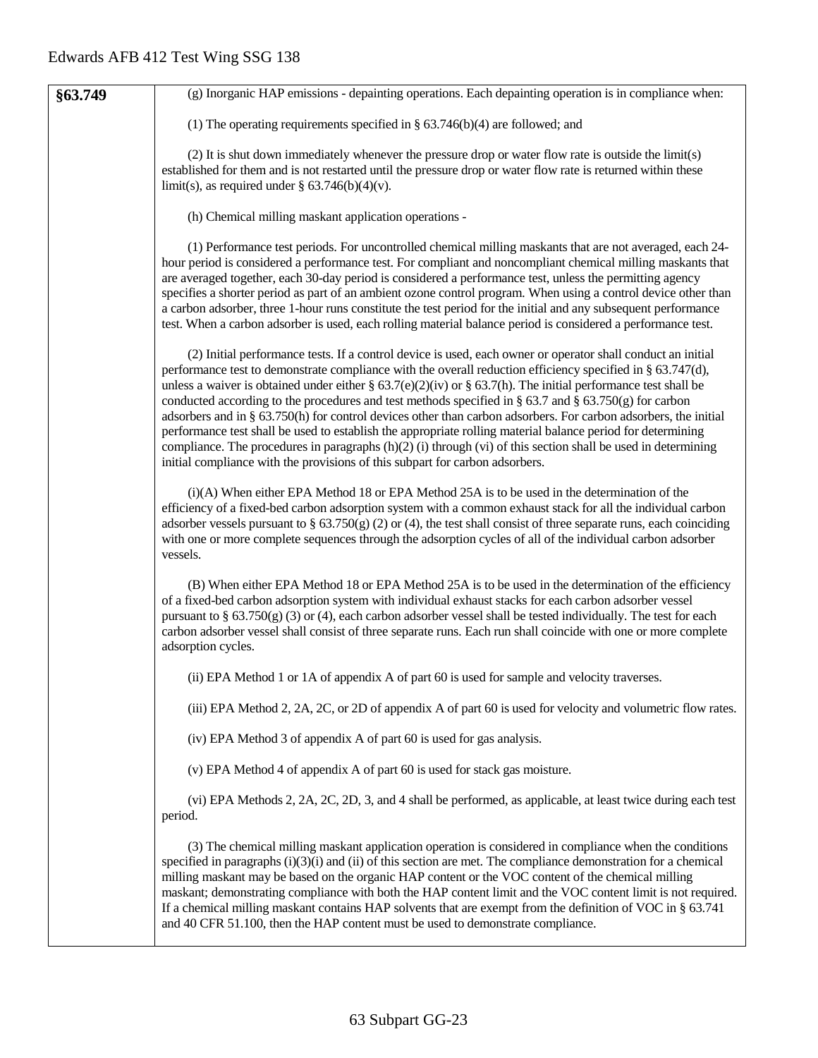| | |
|---|---|
| **§63.749** | (g) Inorganic HAP emissions - depainting operations. Each depainting operation is in compliance when:<br><br>(1) The operating requirements specified in § 63.746(b)(4) are followed; and<br><br>(2) It is shut down immediately whenever the pressure drop or water flow rate is outside the limit(s) established for them and is not restarted until the pressure drop or water flow rate is returned within these limit(s), as required under § 63.746(b)(4)(v).<br><br>(h) Chemical milling maskant application operations -<br><br>(1) Performance test periods. For uncontrolled chemical milling maskants that are not averaged, each 24-hour period is considered a performance test. For compliant and noncompliant chemical milling maskants that are averaged together, each 30-day period is considered a performance test, unless the permitting agency specifies a shorter period as part of an ambient ozone control program. When using a control device other than a carbon adsorber, three 1-hour runs constitute the test period for the initial and any subsequent performance test. When a carbon adsorber is used, each rolling material balance period is considered a performance test.<br><br>(2) Initial performance tests. If a control device is used, each owner or operator shall conduct an initial performance test to demonstrate compliance with the overall reduction efficiency specified in § 63.747(d), unless a waiver is obtained under either § 63.7(e)(2)(iv) or § 63.7(h). The initial performance test shall be conducted according to the procedures and test methods specified in § 63.7 and § 63.750(g) for carbon adsorbers and in § 63.750(h) for control devices other than carbon adsorbers. For carbon adsorbers, the initial performance test shall be used to establish the appropriate rolling material balance period for determining compliance. The procedures in paragraphs (h)(2) (i) through (vi) of this section shall be used in determining initial compliance with the provisions of this subpart for carbon adsorbers.<br><br>(i)(A) When either EPA Method 18 or EPA Method 25A is to be used in the determination of the efficiency of a fixed-bed carbon adsorption system with a common exhaust stack for all the individual carbon adsorber vessels pursuant to § 63.750(g) (2) or (4), the test shall consist of three separate runs, each coinciding with one or more complete sequences through the adsorption cycles of all of the individual carbon adsorber vessels.<br><br>(B) When either EPA Method 18 or EPA Method 25A is to be used in the determination of the efficiency of a fixed-bed carbon adsorption system with individual exhaust stacks for each carbon adsorber vessel pursuant to § 63.750(g) (3) or (4), each carbon adsorber vessel shall be tested individually. The test for each carbon adsorber vessel shall consist of three separate runs. Each run shall coincide with one or more complete adsorption cycles.<br><br>(ii) EPA Method 1 or 1A of appendix A of part 60 is used for sample and velocity traverses.<br><br>(iii) EPA Method 2, 2A, 2C, or 2D of appendix A of part 60 is used for velocity and volumetric flow rates.<br><br>(iv) EPA Method 3 of appendix A of part 60 is used for gas analysis.<br><br>(v) EPA Method 4 of appendix A of part 60 is used for stack gas moisture.<br><br>(vi) EPA Methods 2, 2A, 2C, 2D, 3, and 4 shall be performed, as applicable, at least twice during each test period.<br><br>(3) The chemical milling maskant application operation is considered in compliance when the conditions specified in paragraphs (i)(3)(i) and (ii) of this section are met. The compliance demonstration for a chemical milling maskant may be based on the organic HAP content or the VOC content of the chemical milling maskant; demonstrating compliance with both the HAP content limit and the VOC content limit is not required. If a chemical milling maskant contains HAP solvents that are exempt from the definition of VOC in § 63.741 and 40 CFR 51.100, then the HAP content must be used to demonstrate compliance. |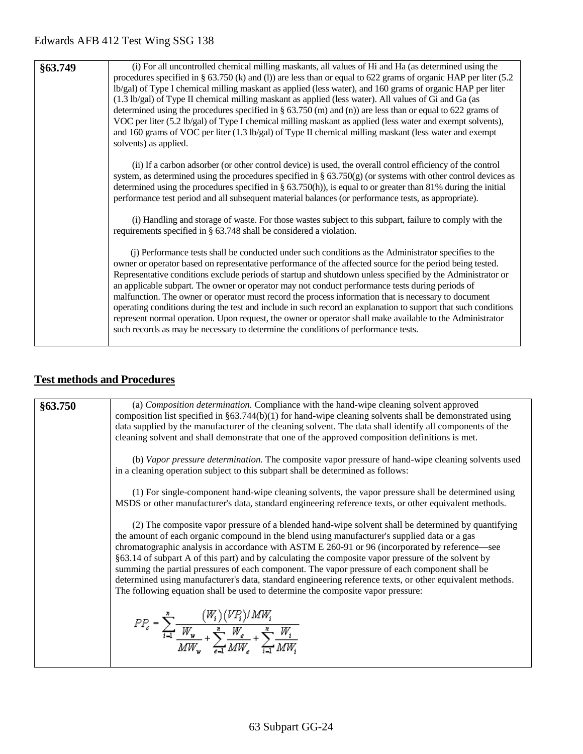| | |
|---|---|
| **§63.749** | (i) For all uncontrolled chemical milling maskants, all values of Hi and Ha (as determined using the procedures specified in § 63.750 (k) and (l)) are less than or equal to 622 grams of organic HAP per liter (5.2 lb/gal) of Type I chemical milling maskant as applied (less water), and 160 grams of organic HAP per liter (1.3 lb/gal) of Type II chemical milling maskant as applied (less water). All values of Gi and Ga (as determined using the procedures specified in § 63.750 (m) and (n)) are less than or equal to 622 grams of VOC per liter (5.2 lb/gal) of Type I chemical milling maskant as applied (less water and exempt solvents), and 160 grams of VOC per liter (1.3 lb/gal) of Type II chemical milling maskant (less water and exempt solvents) as applied.<br><br>(ii) If a carbon adsorber (or other control device) is used, the overall control efficiency of the control system, as determined using the procedures specified in § 63.750(g) (or systems with other control devices as determined using the procedures specified in § 63.750(h)), is equal to or greater than 81% during the initial performance test period and all subsequent material balances (or performance tests, as appropriate).<br><br>(i) Handling and storage of waste. For those wastes subject to this subpart, failure to comply with the requirements specified in § 63.748 shall be considered a violation.<br><br>(j) Performance tests shall be conducted under such conditions as the Administrator specifies to the owner or operator based on representative performance of the affected source for the period being tested. Representative conditions exclude periods of startup and shutdown unless specified by the Administrator or an applicable subpart. The owner or operator may not conduct performance tests during periods of malfunction. The owner or operator must record the process information that is necessary to document operating conditions during the test and include in such record an explanation to support that such conditions represent normal operation. Upon request, the owner or operator shall make available to the Administrator such records as may be necessary to determine the conditions of performance tests. |

## Test methods and Procedures

| | |
|---|---|
| **§63.750** | (a) *Composition determination*. Compliance with the hand-wipe cleaning solvent approved composition list specified in §63.744(b)(1) for hand-wipe cleaning solvents shall be demonstrated using data supplied by the manufacturer of the cleaning solvent. The data shall identify all components of the cleaning solvent and shall demonstrate that one of the approved composition definitions is met.<br><br>(b) *Vapor pressure determination.* The composite vapor pressure of hand-wipe cleaning solvents used in a cleaning operation subject to this subpart shall be determined as follows:<br><br>(1) For single-component hand-wipe cleaning solvents, the vapor pressure shall be determined using MSDS or other manufacturer's data, standard engineering reference texts, or other equivalent methods.<br><br>(2) The composite vapor pressure of a blended hand-wipe solvent shall be determined by quantifying the amount of each organic compound in the blend using manufacturer's supplied data or a gas chromatographic analysis in accordance with ASTM E 260-91 or 96 (incorporated by reference—see §63.14 of subpart A of this part) and by calculating the composite vapor pressure of the solvent by summing the partial pressures of each component. The vapor pressure of each component shall be determined using manufacturer's data, standard engineering reference texts, or other equivalent methods. The following equation shall be used to determine the composite vapor pressure:<br><br>$$PP_c = \sum_{i=1}^{n} \frac{(W_i)(VP_i)/MW_i}{\frac{W_w}{MW_w} + \sum_{e=1}^{n} \frac{W_e}{MW_e} + \sum_{i=1}^{n} \frac{W_i}{MW_i}}$$ |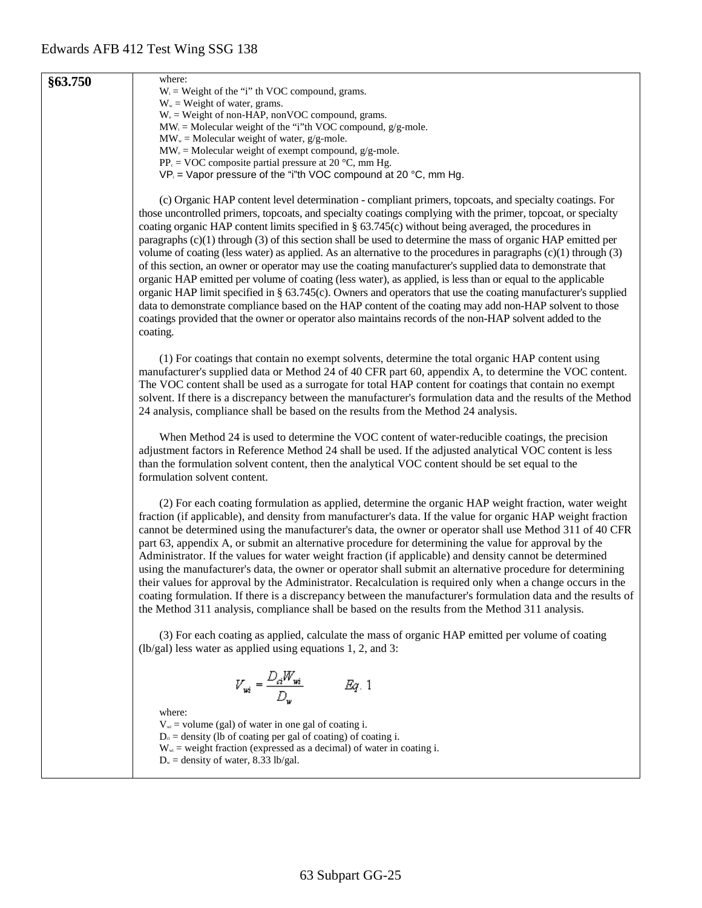**§63.750**

where:

$W_i$ = Weight of the "i" th VOC compound, grams.

$W_w$ = Weight of water, grams.

$W_e$ = Weight of non-HAP, nonVOC compound, grams.

$MW_i$ = Molecular weight of the "i"th VOC compound, g/g-mole.

$MW_w$ = Molecular weight of water, g/g-mole.

$MW_e$ = Molecular weight of exempt compound, g/g-mole.

$PP_c$ = VOC composite partial pressure at 20 °C, mm Hg.

$VP_i$ = Vapor pressure of the "i"th VOC compound at 20 °C, mm Hg.

(c) Organic HAP content level determination - compliant primers, topcoats, and specialty coatings. For those uncontrolled primers, topcoats, and specialty coatings complying with the primer, topcoat, or specialty coating organic HAP content limits specified in § 63.745(c) without being averaged, the procedures in paragraphs (c)(1) through (3) of this section shall be used to determine the mass of organic HAP emitted per volume of coating (less water) as applied. As an alternative to the procedures in paragraphs (c)(1) through (3) of this section, an owner or operator may use the coating manufacturer's supplied data to demonstrate that organic HAP emitted per volume of coating (less water), as applied, is less than or equal to the applicable organic HAP limit specified in § 63.745(c). Owners and operators that use the coating manufacturer's supplied data to demonstrate compliance based on the HAP content of the coating may add non-HAP solvent to those coatings provided that the owner or operator also maintains records of the non-HAP solvent added to the coating.

(1) For coatings that contain no exempt solvents, determine the total organic HAP content using manufacturer's supplied data or Method 24 of 40 CFR part 60, appendix A, to determine the VOC content. The VOC content shall be used as a surrogate for total HAP content for coatings that contain no exempt solvent. If there is a discrepancy between the manufacturer's formulation data and the results of the Method 24 analysis, compliance shall be based on the results from the Method 24 analysis.

When Method 24 is used to determine the VOC content of water-reducible coatings, the precision adjustment factors in Reference Method 24 shall be used. If the adjusted analytical VOC content is less than the formulation solvent content, then the analytical VOC content should be set equal to the formulation solvent content.

(2) For each coating formulation as applied, determine the organic HAP weight fraction, water weight fraction (if applicable), and density from manufacturer's data. If the value for organic HAP weight fraction cannot be determined using the manufacturer's data, the owner or operator shall use Method 311 of 40 CFR part 63, appendix A, or submit an alternative procedure for determining the value for approval by the Administrator. If the values for water weight fraction (if applicable) and density cannot be determined using the manufacturer's data, the owner or operator shall submit an alternative procedure for determining their values for approval by the Administrator. Recalculation is required only when a change occurs in the coating formulation. If there is a discrepancy between the manufacturer's formulation data and the results of the Method 311 analysis, compliance shall be based on the results from the Method 311 analysis.

(3) For each coating as applied, calculate the mass of organic HAP emitted per volume of coating (lb/gal) less water as applied using equations 1, 2, and 3:

$$V_{wi} = \frac{D_{ci} W_{wi}}{D_w} \qquad Eq.\ 1$$

where:

$V_{wi}$ = volume (gal) of water in one gal of coating i.

$D_{ci}$ = density (lb of coating per gal of coating) of coating i.

$W_{wi}$ = weight fraction (expressed as a decimal) of water in coating i.

$D_w$ = density of water, 8.33 lb/gal.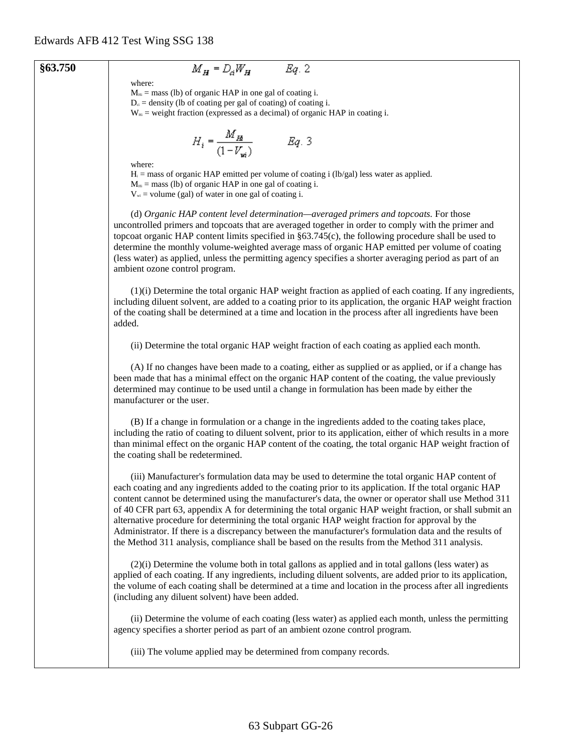**§63.750**

$$M_H = D_{ci} W_H \qquad Eq.\ 2$$

where:

$M_{Hi}$ = mass (lb) of organic HAP in one gal of coating i.

$D_{ci}$ = density (lb of coating per gal of coating) of coating i.

$W_{Hi}$ = weight fraction (expressed as a decimal) of organic HAP in coating i.

$$H_i = \frac{M_{Hi}}{(1 - V_{wi})} \qquad Eq.\ 3$$

where:

$H_i$ = mass of organic HAP emitted per volume of coating i (lb/gal) less water as applied.

$M_{Hi}$ = mass (lb) of organic HAP in one gal of coating i.

$V_{wi}$ = volume (gal) of water in one gal of coating i.

(d) *Organic HAP content level determination—averaged primers and topcoats.* For those uncontrolled primers and topcoats that are averaged together in order to comply with the primer and topcoat organic HAP content limits specified in §63.745(c), the following procedure shall be used to determine the monthly volume-weighted average mass of organic HAP emitted per volume of coating (less water) as applied, unless the permitting agency specifies a shorter averaging period as part of an ambient ozone control program.

(1)(i) Determine the total organic HAP weight fraction as applied of each coating. If any ingredients, including diluent solvent, are added to a coating prior to its application, the organic HAP weight fraction of the coating shall be determined at a time and location in the process after all ingredients have been added.

(ii) Determine the total organic HAP weight fraction of each coating as applied each month.

(A) If no changes have been made to a coating, either as supplied or as applied, or if a change has been made that has a minimal effect on the organic HAP content of the coating, the value previously determined may continue to be used until a change in formulation has been made by either the manufacturer or the user.

(B) If a change in formulation or a change in the ingredients added to the coating takes place, including the ratio of coating to diluent solvent, prior to its application, either of which results in a more than minimal effect on the organic HAP content of the coating, the total organic HAP weight fraction of the coating shall be redetermined.

(iii) Manufacturer's formulation data may be used to determine the total organic HAP content of each coating and any ingredients added to the coating prior to its application. If the total organic HAP content cannot be determined using the manufacturer's data, the owner or operator shall use Method 311 of 40 CFR part 63, appendix A for determining the total organic HAP weight fraction, or shall submit an alternative procedure for determining the total organic HAP weight fraction for approval by the Administrator. If there is a discrepancy between the manufacturer's formulation data and the results of the Method 311 analysis, compliance shall be based on the results from the Method 311 analysis.

(2)(i) Determine the volume both in total gallons as applied and in total gallons (less water) as applied of each coating. If any ingredients, including diluent solvents, are added prior to its application, the volume of each coating shall be determined at a time and location in the process after all ingredients (including any diluent solvent) have been added.

(ii) Determine the volume of each coating (less water) as applied each month, unless the permitting agency specifies a shorter period as part of an ambient ozone control program.

(iii) The volume applied may be determined from company records.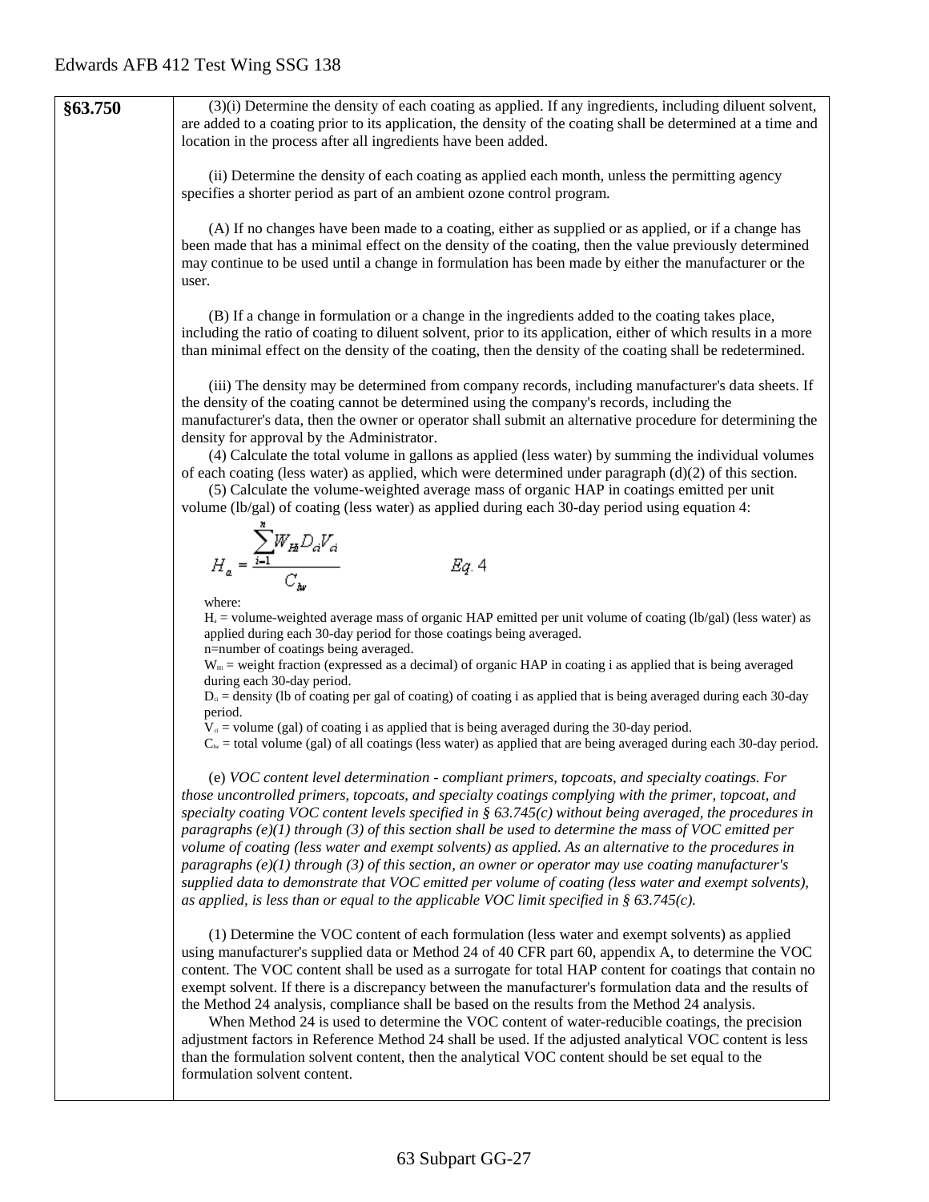| §63.750 | (3)(i) Determine the density of each coating as applied. If any ingredients, including diluent solvent, are added to a coating prior to its application, the density of the coating shall be determined at a time and location in the process after all ingredients have been added.<br><br>(ii) Determine the density of each coating as applied each month, unless the permitting agency specifies a shorter period as part of an ambient ozone control program.<br><br>(A) If no changes have been made to a coating, either as supplied or as applied, or if a change has been made that has a minimal effect on the density of the coating, then the value previously determined may continue to be used until a change in formulation has been made by either the manufacturer or the user.<br><br>(B) If a change in formulation or a change in the ingredients added to the coating takes place, including the ratio of coating to diluent solvent, prior to its application, either of which results in a more than minimal effect on the density of the coating, then the density of the coating shall be redetermined.<br><br>(iii) The density may be determined from company records, including manufacturer's data sheets. If the density of the coating cannot be determined using the company's records, including the manufacturer's data, then the owner or operator shall submit an alternative procedure for determining the density for approval by the Administrator.<br>(4) Calculate the total volume in gallons as applied (less water) by summing the individual volumes of each coating (less water) as applied, which were determined under paragraph (d)(2) of this section.<br>(5) Calculate the volume-weighted average mass of organic HAP in coatings emitted per unit volume (lb/gal) of coating (less water) as applied during each 30-day period using equation 4:<br><br>$$H_a = \frac{\sum_{i=1}^{n} W_{Hi} D_{ci} V_{ci}}{C_{lw}} \qquad Eq. 4$$<br><br>where:<br>$H_a$ = volume-weighted average mass of organic HAP emitted per unit volume of coating (lb/gal) (less water) as applied during each 30-day period for those coatings being averaged.<br>n=number of coatings being averaged.<br>$W_{Hi}$ = weight fraction (expressed as a decimal) of organic HAP in coating i as applied that is being averaged during each 30-day period.<br>$D_{ci}$ = density (lb of coating per gal of coating) of coating i as applied that is being averaged during each 30-day period.<br>$V_{ci}$ = volume (gal) of coating i as applied that is being averaged during the 30-day period.<br>$C_{lw}$ = total volume (gal) of all coatings (less water) as applied that are being averaged during each 30-day period.<br><br>(e) *VOC content level determination - compliant primers, topcoats, and specialty coatings. For those uncontrolled primers, topcoats, and specialty coatings complying with the primer, topcoat, and specialty coating VOC content levels specified in § 63.745(c) without being averaged, the procedures in paragraphs (e)(1) through (3) of this section shall be used to determine the mass of VOC emitted per volume of coating (less water and exempt solvents) as applied. As an alternative to the procedures in paragraphs (e)(1) through (3) of this section, an owner or operator may use coating manufacturer's supplied data to demonstrate that VOC emitted per volume of coating (less water and exempt solvents), as applied, is less than or equal to the applicable VOC limit specified in § 63.745(c).*<br><br>(1) Determine the VOC content of each formulation (less water and exempt solvents) as applied using manufacturer's supplied data or Method 24 of 40 CFR part 60, appendix A, to determine the VOC content. The VOC content shall be used as a surrogate for total HAP content for coatings that contain no exempt solvent. If there is a discrepancy between the manufacturer's formulation data and the results of the Method 24 analysis, compliance shall be based on the results from the Method 24 analysis.<br>When Method 24 is used to determine the VOC content of water-reducible coatings, the precision adjustment factors in Reference Method 24 shall be used. If the adjusted analytical VOC content is less than the formulation solvent content, then the analytical VOC content should be set equal to the formulation solvent content. |
|---|---|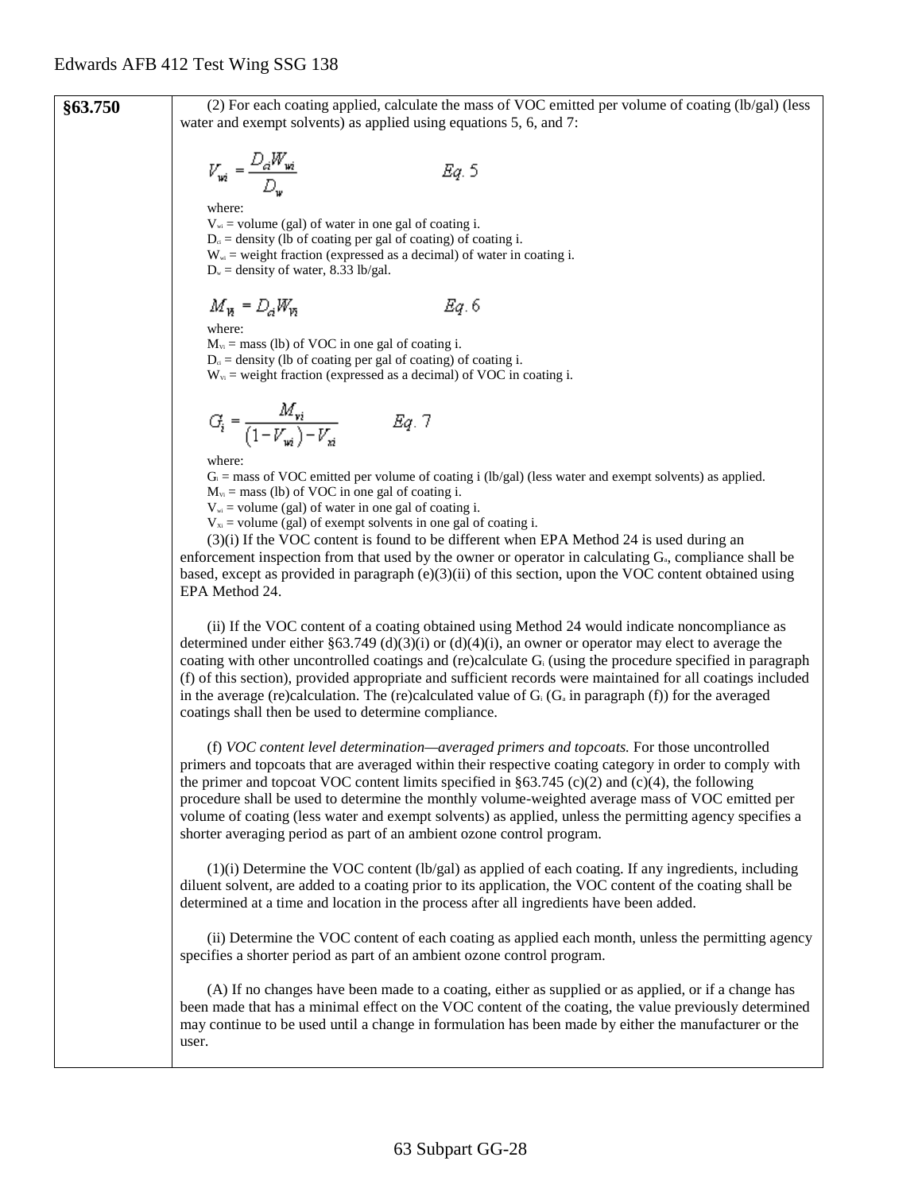| §63.750 | (2) For each coating applied, calculate the mass of VOC emitted per volume of coating (lb/gal) (less water and exempt solvents) as applied using equations 5, 6, and 7: |
|---|---|

$$V_{wi} = \frac{D_{ci} W_{wi}}{D_w} \qquad Eq. 5$$

where:
$V_{wi}$ = volume (gal) of water in one gal of coating i.
$D_{ci}$ = density (lb of coating per gal of coating) of coating i.
$W_{wi}$ = weight fraction (expressed as a decimal) of water in coating i.
$D_w$ = density of water, 8.33 lb/gal.

$$M_{Vi} = D_{ci} W_{Vi} \qquad Eq. 6$$

where:
$M_{Vi}$ = mass (lb) of VOC in one gal of coating i.
$D_{ci}$ = density (lb of coating per gal of coating) of coating i.
$W_{Vi}$ = weight fraction (expressed as a decimal) of VOC in coating i.

$$G_i = \frac{M_{vi}}{(1 - V_{wi}) - V_{xi}} \qquad Eq. 7$$

where:
$G_i$ = mass of VOC emitted per volume of coating i (lb/gal) (less water and exempt solvents) as applied.
$M_{Vi}$ = mass (lb) of VOC in one gal of coating i.
$V_{wi}$ = volume (gal) of water in one gal of coating i.
$V_{Xi}$ = volume (gal) of exempt solvents in one gal of coating i.

(3)(i) If the VOC content is found to be different when EPA Method 24 is used during an enforcement inspection from that used by the owner or operator in calculating $G_a$, compliance shall be based, except as provided in paragraph (e)(3)(ii) of this section, upon the VOC content obtained using EPA Method 24.

(ii) If the VOC content of a coating obtained using Method 24 would indicate noncompliance as determined under either §63.749 (d)(3)(i) or (d)(4)(i), an owner or operator may elect to average the coating with other uncontrolled coatings and (re)calculate $G_i$ (using the procedure specified in paragraph (f) of this section), provided appropriate and sufficient records were maintained for all coatings included in the average (re)calculation. The (re)calculated value of $G_i$ ($G_a$ in paragraph (f)) for the averaged coatings shall then be used to determine compliance.

(f) *VOC content level determination—averaged primers and topcoats.* For those uncontrolled primers and topcoats that are averaged within their respective coating category in order to comply with the primer and topcoat VOC content limits specified in §63.745 (c)(2) and (c)(4), the following procedure shall be used to determine the monthly volume-weighted average mass of VOC emitted per volume of coating (less water and exempt solvents) as applied, unless the permitting agency specifies a shorter averaging period as part of an ambient ozone control program.

(1)(i) Determine the VOC content (lb/gal) as applied of each coating. If any ingredients, including diluent solvent, are added to a coating prior to its application, the VOC content of the coating shall be determined at a time and location in the process after all ingredients have been added.

(ii) Determine the VOC content of each coating as applied each month, unless the permitting agency specifies a shorter period as part of an ambient ozone control program.

(A) If no changes have been made to a coating, either as supplied or as applied, or if a change has been made that has a minimal effect on the VOC content of the coating, the value previously determined may continue to be used until a change in formulation has been made by either the manufacturer or the user.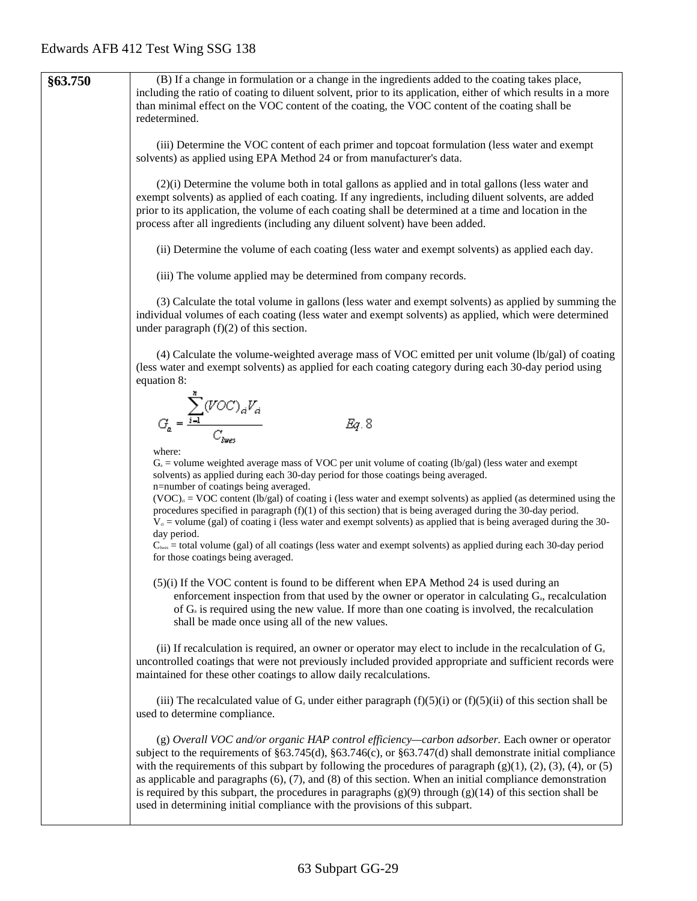| §63.750 | (B) If a change in formulation or a change in the ingredients added to the coating takes place, including the ratio of coating to diluent solvent, prior to its application, either of which results in a more than minimal effect on the VOC content of the coating, the VOC content of the coating shall be redetermined. |
|---|---|

(iii) Determine the VOC content of each primer and topcoat formulation (less water and exempt solvents) as applied using EPA Method 24 or from manufacturer's data.

(2)(i) Determine the volume both in total gallons as applied and in total gallons (less water and exempt solvents) as applied of each coating. If any ingredients, including diluent solvents, are added prior to its application, the volume of each coating shall be determined at a time and location in the process after all ingredients (including any diluent solvent) have been added.

(ii) Determine the volume of each coating (less water and exempt solvents) as applied each day.

(iii) The volume applied may be determined from company records.

(3) Calculate the total volume in gallons (less water and exempt solvents) as applied by summing the individual volumes of each coating (less water and exempt solvents) as applied, which were determined under paragraph (f)(2) of this section.

(4) Calculate the volume-weighted average mass of VOC emitted per unit volume (lb/gal) of coating (less water and exempt solvents) as applied for each coating category during each 30-day period using equation 8:

$$G_a = \frac{\sum_{i=1}^{n}(VOC)_{ai}V_{ai}}{C_{lwes}} \qquad Eq. 8$$

where:

$G_a$ = volume weighted average mass of VOC per unit volume of coating (lb/gal) (less water and exempt solvents) as applied during each 30-day period for those coatings being averaged.

n=number of coatings being averaged.

$(VOC)_{ai}$ = VOC content (lb/gal) of coating i (less water and exempt solvents) as applied (as determined using the procedures specified in paragraph (f)(1) of this section) that is being averaged during the 30-day period.

$V_{ai}$ = volume (gal) of coating i (less water and exempt solvents) as applied that is being averaged during the 30-day period.

$C_{lwes}$ = total volume (gal) of all coatings (less water and exempt solvents) as applied during each 30-day period for those coatings being averaged.

(5)(i) If the VOC content is found to be different when EPA Method 24 is used during an enforcement inspection from that used by the owner or operator in calculating $G_a$, recalculation of $G_a$ is required using the new value. If more than one coating is involved, the recalculation shall be made once using all of the new values.

(ii) If recalculation is required, an owner or operator may elect to include in the recalculation of $G_a$ uncontrolled coatings that were not previously included provided appropriate and sufficient records were maintained for these other coatings to allow daily recalculations.

(iii) The recalculated value of $G_a$ under either paragraph (f)(5)(i) or (f)(5)(ii) of this section shall be used to determine compliance.

(g) *Overall VOC and/or organic HAP control efficiency—carbon adsorber.* Each owner or operator subject to the requirements of §63.745(d), §63.746(c), or §63.747(d) shall demonstrate initial compliance with the requirements of this subpart by following the procedures of paragraph (g)(1), (2), (3), (4), or (5) as applicable and paragraphs (6), (7), and (8) of this section. When an initial compliance demonstration is required by this subpart, the procedures in paragraphs (g)(9) through (g)(14) of this section shall be used in determining initial compliance with the provisions of this subpart.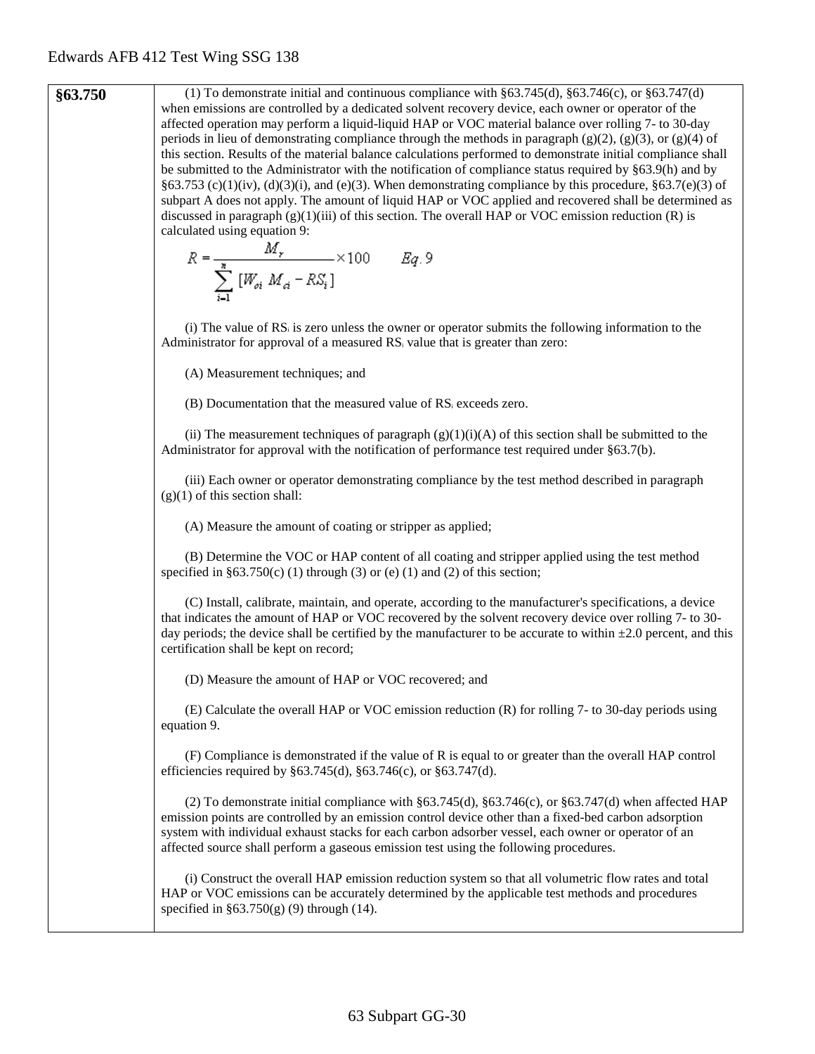| §63.750 | (1) To demonstrate initial and continuous compliance with §63.745(d), §63.746(c), or §63.747(d) when emissions are controlled by a dedicated solvent recovery device, each owner or operator of the affected operation may perform a liquid-liquid HAP or VOC material balance over rolling 7- to 30-day periods in lieu of demonstrating compliance through the methods in paragraph (g)(2), (g)(3), or (g)(4) of this section. Results of the material balance calculations performed to demonstrate initial compliance shall be submitted to the Administrator with the notification of compliance status required by §63.9(h) and by §63.753 (c)(1)(iv), (d)(3)(i), and (e)(3). When demonstrating compliance by this procedure, §63.7(e)(3) of subpart A does not apply. The amount of liquid HAP or VOC applied and recovered shall be determined as discussed in paragraph (g)(1)(iii) of this section. The overall HAP or VOC emission reduction (R) is calculated using equation 9: $$R = \frac{M_r}{\sum_{i=1}^{n} [W_{oi} M_{ci} - RS_i]} \times 100 \qquad Eq. 9$$ (i) The value of $RS_i$ is zero unless the owner or operator submits the following information to the Administrator for approval of a measured $RS_i$ value that is greater than zero: (A) Measurement techniques; and (B) Documentation that the measured value of $RS_i$ exceeds zero. (ii) The measurement techniques of paragraph (g)(1)(i)(A) of this section shall be submitted to the Administrator for approval with the notification of performance test required under §63.7(b). (iii) Each owner or operator demonstrating compliance by the test method described in paragraph (g)(1) of this section shall: (A) Measure the amount of coating or stripper as applied; (B) Determine the VOC or HAP content of all coating and stripper applied using the test method specified in §63.750(c) (1) through (3) or (e) (1) and (2) of this section; (C) Install, calibrate, maintain, and operate, according to the manufacturer's specifications, a device that indicates the amount of HAP or VOC recovered by the solvent recovery device over rolling 7- to 30-day periods; the device shall be certified by the manufacturer to be accurate to within ±2.0 percent, and this certification shall be kept on record; (D) Measure the amount of HAP or VOC recovered; and (E) Calculate the overall HAP or VOC emission reduction (R) for rolling 7- to 30-day periods using equation 9. (F) Compliance is demonstrated if the value of R is equal to or greater than the overall HAP control efficiencies required by §63.745(d), §63.746(c), or §63.747(d). (2) To demonstrate initial compliance with §63.745(d), §63.746(c), or §63.747(d) when affected HAP emission points are controlled by an emission control device other than a fixed-bed carbon adsorption system with individual exhaust stacks for each carbon adsorber vessel, each owner or operator of an affected source shall perform a gaseous emission test using the following procedures. (i) Construct the overall HAP emission reduction system so that all volumetric flow rates and total HAP or VOC emissions can be accurately determined by the applicable test methods and procedures specified in §63.750(g) (9) through (14). |
|---|---|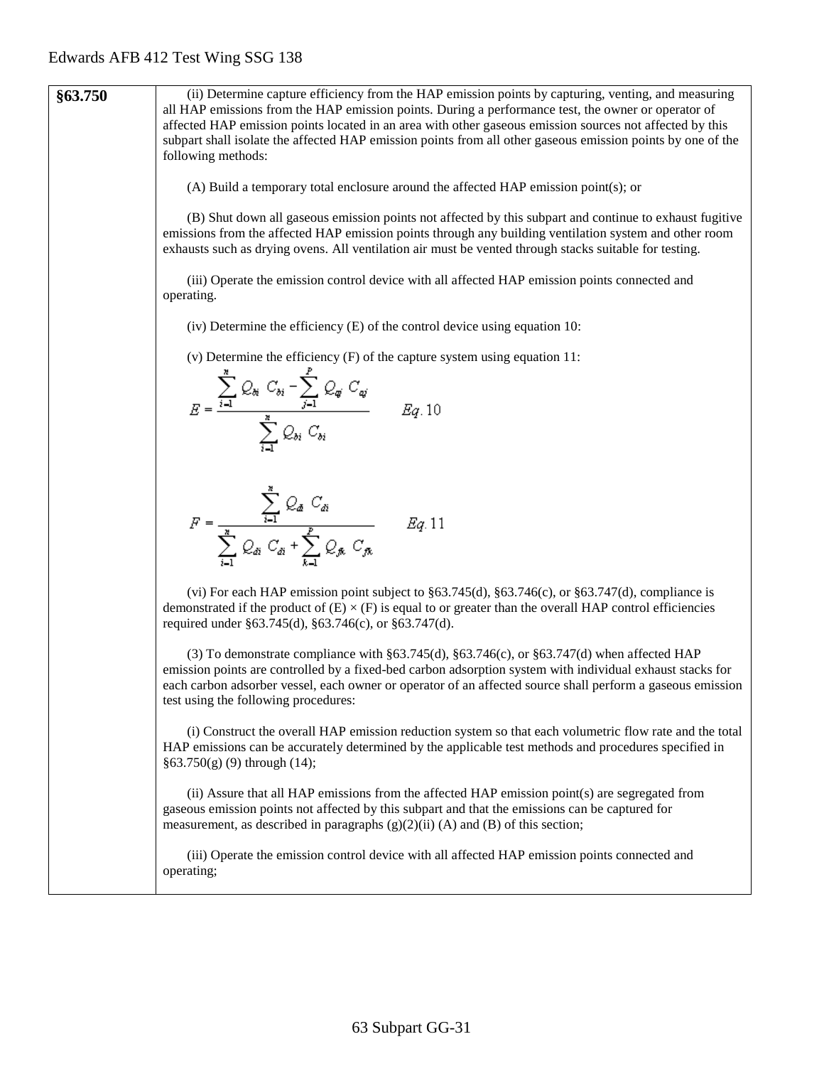| §63.750 | (ii) Determine capture efficiency from the HAP emission points by capturing, venting, and measuring all HAP emissions from the HAP emission points. During a performance test, the owner or operator of affected HAP emission points located in an area with other gaseous emission sources not affected by this subpart shall isolate the affected HAP emission points from all other gaseous emission points by one of the following methods:<br><br>(A) Build a temporary total enclosure around the affected HAP emission point(s); or<br><br>(B) Shut down all gaseous emission points not affected by this subpart and continue to exhaust fugitive emissions from the affected HAP emission points through any building ventilation system and other room exhausts such as drying ovens. All ventilation air must be vented through stacks suitable for testing.<br><br>(iii) Operate the emission control device with all affected HAP emission points connected and operating.<br><br>(iv) Determine the efficiency (E) of the control device using equation 10:<br><br>(v) Determine the efficiency (F) of the capture system using equation 11:<br><br>$E = \frac{\sum_{i=1}^{n} Q_{bi} C_{bi} - \sum_{j=1}^{p} Q_{aj} C_{aj}}{\sum_{i=1}^{n} Q_{bi} C_{bi}} \quad Eq. 10$<br><br>$F = \frac{\sum_{i=1}^{n} Q_{di} C_{di}}{\sum_{i=1}^{n} Q_{di} C_{di} + \sum_{k=1}^{p} Q_{fk} C_{fk}} \quad Eq. 11$<br><br>(vi) For each HAP emission point subject to §63.745(d), §63.746(c), or §63.747(d), compliance is demonstrated if the product of (E) × (F) is equal to or greater than the overall HAP control efficiencies required under §63.745(d), §63.746(c), or §63.747(d).<br><br>(3) To demonstrate compliance with §63.745(d), §63.746(c), or §63.747(d) when affected HAP emission points are controlled by a fixed-bed carbon adsorption system with individual exhaust stacks for each carbon adsorber vessel, each owner or operator of an affected source shall perform a gaseous emission test using the following procedures:<br><br>(i) Construct the overall HAP emission reduction system so that each volumetric flow rate and the total HAP emissions can be accurately determined by the applicable test methods and procedures specified in §63.750(g) (9) through (14);<br><br>(ii) Assure that all HAP emissions from the affected HAP emission point(s) are segregated from gaseous emission points not affected by this subpart and that the emissions can be captured for measurement, as described in paragraphs (g)(2)(ii) (A) and (B) of this section;<br><br>(iii) Operate the emission control device with all affected HAP emission points connected and operating; |
|---|---|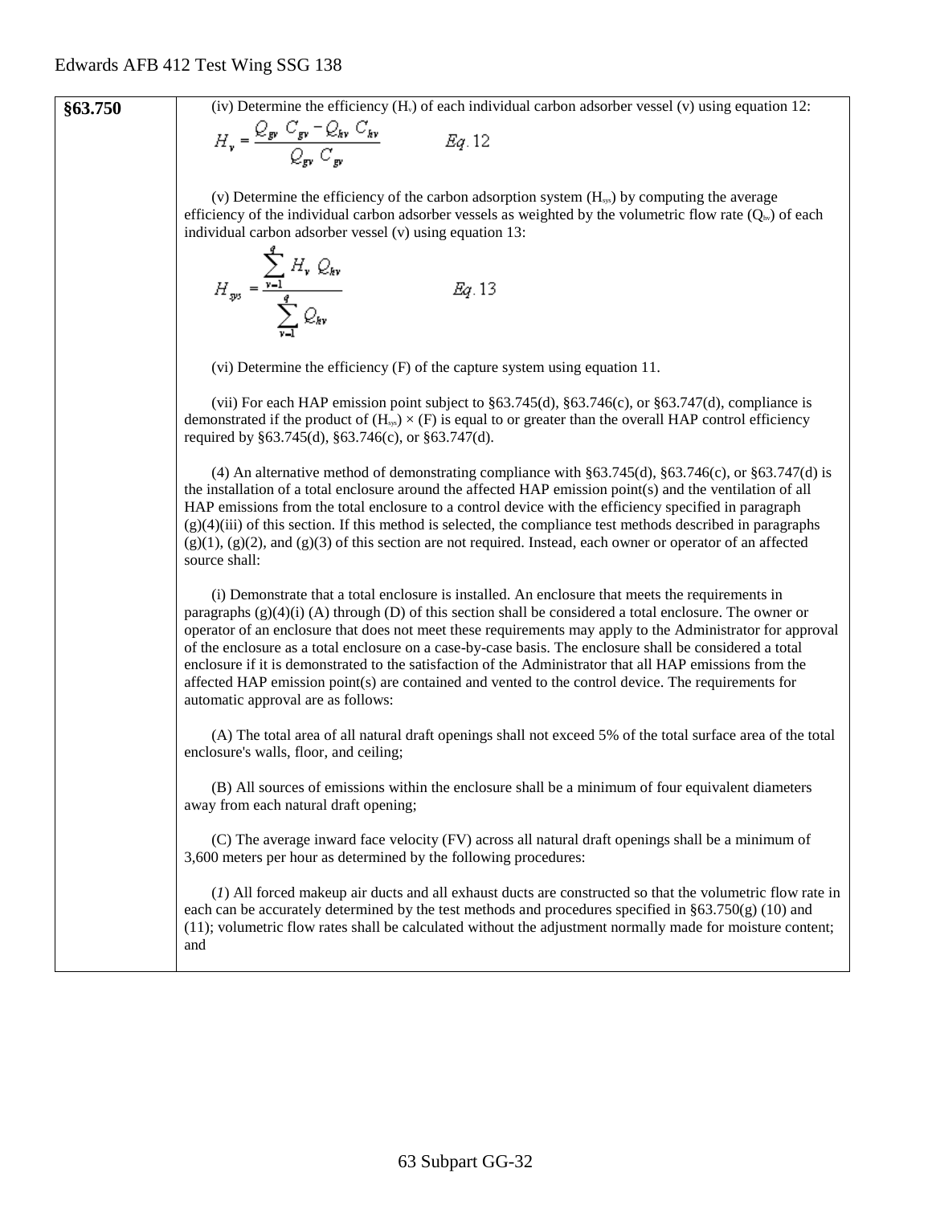| §63.750 | (iv) Determine the efficiency ($H_v$) of each individual carbon adsorber vessel (v) using equation 12:<br><br>$$H_v = \frac{Q_{gv}\ C_{gv} - Q_{hv}\ C_{hv}}{Q_{gv}\ C_{gv}} \qquad Eq.\ 12$$<br><br>(v) Determine the efficiency of the carbon adsorption system ($H_{sys}$) by computing the average efficiency of the individual carbon adsorber vessels as weighted by the volumetric flow rate ($Q_{hv}$) of each individual carbon adsorber vessel (v) using equation 13:<br><br>$$H_{sys} = \frac{\sum_{v=1}^{q} H_v\ Q_{hv}}{\sum_{v=1}^{q} Q_{hv}} \qquad Eq.\ 13$$<br><br>(vi) Determine the efficiency (F) of the capture system using equation 11.<br><br>(vii) For each HAP emission point subject to §63.745(d), §63.746(c), or §63.747(d), compliance is demonstrated if the product of ($H_{sys}$) × (F) is equal to or greater than the overall HAP control efficiency required by §63.745(d), §63.746(c), or §63.747(d).<br><br>(4) An alternative method of demonstrating compliance with §63.745(d), §63.746(c), or §63.747(d) is the installation of a total enclosure around the affected HAP emission point(s) and the ventilation of all HAP emissions from the total enclosure to a control device with the efficiency specified in paragraph (g)(4)(iii) of this section. If this method is selected, the compliance test methods described in paragraphs (g)(1), (g)(2), and (g)(3) of this section are not required. Instead, each owner or operator of an affected source shall:<br><br>(i) Demonstrate that a total enclosure is installed. An enclosure that meets the requirements in paragraphs (g)(4)(i) (A) through (D) of this section shall be considered a total enclosure. The owner or operator of an enclosure that does not meet these requirements may apply to the Administrator for approval of the enclosure as a total enclosure on a case-by-case basis. The enclosure shall be considered a total enclosure if it is demonstrated to the satisfaction of the Administrator that all HAP emissions from the affected HAP emission point(s) are contained and vented to the control device. The requirements for automatic approval are as follows:<br><br>(A) The total area of all natural draft openings shall not exceed 5% of the total surface area of the total enclosure's walls, floor, and ceiling;<br><br>(B) All sources of emissions within the enclosure shall be a minimum of four equivalent diameters away from each natural draft opening;<br><br>(C) The average inward face velocity (FV) across all natural draft openings shall be a minimum of 3,600 meters per hour as determined by the following procedures:<br><br>(*1*) All forced makeup air ducts and all exhaust ducts are constructed so that the volumetric flow rate in each can be accurately determined by the test methods and procedures specified in §63.750(g) (10) and (11); volumetric flow rates shall be calculated without the adjustment normally made for moisture content; and |
|---|---|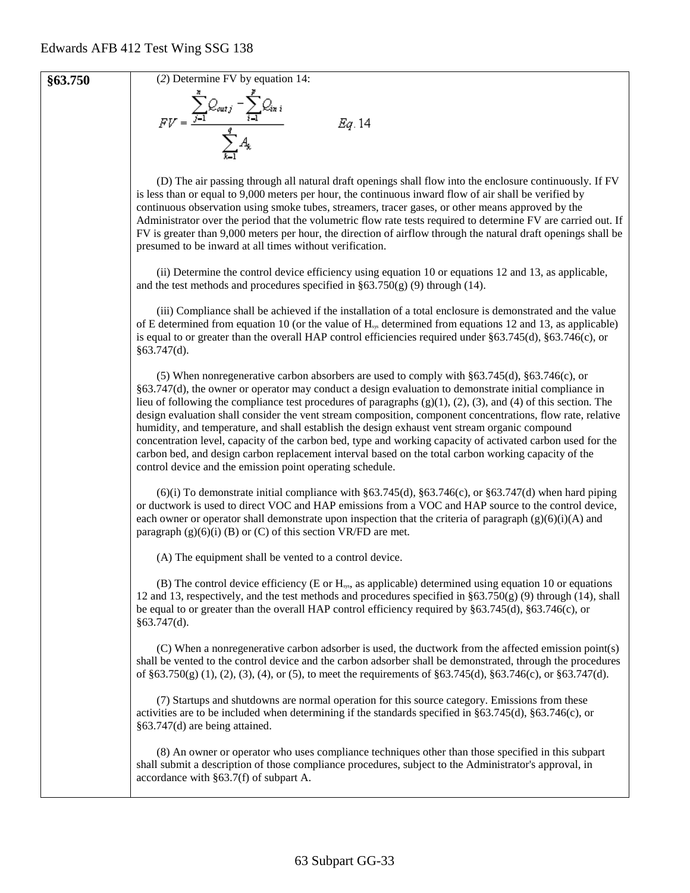**§63.750**

(*2*) Determine FV by equation 14:

$$FV = \frac{\sum_{j=1}^{n} Q_{out\,j} - \sum_{i=1}^{p} Q_{in\,i}}{\sum_{k=1}^{q} A_k} \qquad Eq.\,14$$

(D) The air passing through all natural draft openings shall flow into the enclosure continuously. If FV is less than or equal to 9,000 meters per hour, the continuous inward flow of air shall be verified by continuous observation using smoke tubes, streamers, tracer gases, or other means approved by the Administrator over the period that the volumetric flow rate tests required to determine FV are carried out. If FV is greater than 9,000 meters per hour, the direction of airflow through the natural draft openings shall be presumed to be inward at all times without verification.

(ii) Determine the control device efficiency using equation 10 or equations 12 and 13, as applicable, and the test methods and procedures specified in §63.750(g) (9) through (14).

(iii) Compliance shall be achieved if the installation of a total enclosure is demonstrated and the value of E determined from equation 10 (or the value of $H_{sys}$ determined from equations 12 and 13, as applicable) is equal to or greater than the overall HAP control efficiencies required under §63.745(d), §63.746(c), or §63.747(d).

(5) When nonregenerative carbon absorbers are used to comply with §63.745(d), §63.746(c), or §63.747(d), the owner or operator may conduct a design evaluation to demonstrate initial compliance in lieu of following the compliance test procedures of paragraphs (g)(1), (2), (3), and (4) of this section. The design evaluation shall consider the vent stream composition, component concentrations, flow rate, relative humidity, and temperature, and shall establish the design exhaust vent stream organic compound concentration level, capacity of the carbon bed, type and working capacity of activated carbon used for the carbon bed, and design carbon replacement interval based on the total carbon working capacity of the control device and the emission point operating schedule.

(6)(i) To demonstrate initial compliance with §63.745(d), §63.746(c), or §63.747(d) when hard piping or ductwork is used to direct VOC and HAP emissions from a VOC and HAP source to the control device, each owner or operator shall demonstrate upon inspection that the criteria of paragraph (g)(6)(i)(A) and paragraph (g)(6)(i) (B) or (C) of this section VR/FD are met.

(A) The equipment shall be vented to a control device.

(B) The control device efficiency (E or $H_{sys}$, as applicable) determined using equation 10 or equations 12 and 13, respectively, and the test methods and procedures specified in §63.750(g) (9) through (14), shall be equal to or greater than the overall HAP control efficiency required by §63.745(d), §63.746(c), or §63.747(d).

(C) When a nonregenerative carbon adsorber is used, the ductwork from the affected emission point(s) shall be vented to the control device and the carbon adsorber shall be demonstrated, through the procedures of §63.750(g) (1), (2), (3), (4), or (5), to meet the requirements of §63.745(d), §63.746(c), or §63.747(d).

(7) Startups and shutdowns are normal operation for this source category. Emissions from these activities are to be included when determining if the standards specified in §63.745(d), §63.746(c), or §63.747(d) are being attained.

(8) An owner or operator who uses compliance techniques other than those specified in this subpart shall submit a description of those compliance procedures, subject to the Administrator's approval, in accordance with §63.7(f) of subpart A.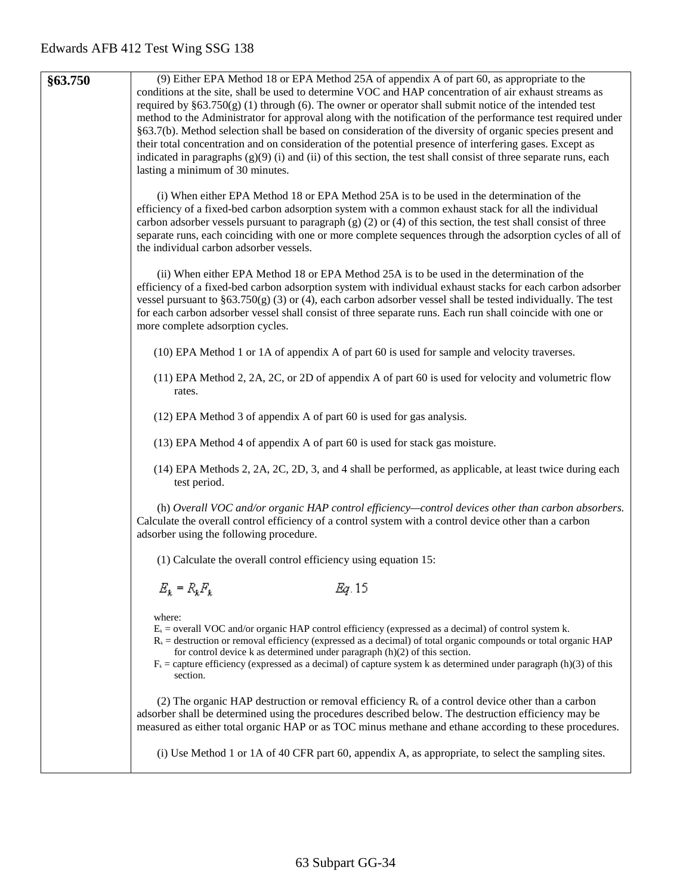| §63.750 | (9) Either EPA Method 18 or EPA Method 25A of appendix A of part 60, as appropriate to the conditions at the site, shall be used to determine VOC and HAP concentration of air exhaust streams as required by §63.750(g) (1) through (6). The owner or operator shall submit notice of the intended test method to the Administrator for approval along with the notification of the performance test required under §63.7(b). Method selection shall be based on consideration of the diversity of organic species present and their total concentration and on consideration of the potential presence of interfering gases. Except as indicated in paragraphs (g)(9) (i) and (ii) of this section, the test shall consist of three separate runs, each lasting a minimum of 30 minutes.<br><br>(i) When either EPA Method 18 or EPA Method 25A is to be used in the determination of the efficiency of a fixed-bed carbon adsorption system with a common exhaust stack for all the individual carbon adsorber vessels pursuant to paragraph (g) (2) or (4) of this section, the test shall consist of three separate runs, each coinciding with one or more complete sequences through the adsorption cycles of all of the individual carbon adsorber vessels.<br><br>(ii) When either EPA Method 18 or EPA Method 25A is to be used in the determination of the efficiency of a fixed-bed carbon adsorption system with individual exhaust stacks for each carbon adsorber vessel pursuant to §63.750(g) (3) or (4), each carbon adsorber vessel shall be tested individually. The test for each carbon adsorber vessel shall consist of three separate runs. Each run shall coincide with one or more complete adsorption cycles.<br><br>(10) EPA Method 1 or 1A of appendix A of part 60 is used for sample and velocity traverses.<br><br>(11) EPA Method 2, 2A, 2C, or 2D of appendix A of part 60 is used for velocity and volumetric flow rates.<br><br>(12) EPA Method 3 of appendix A of part 60 is used for gas analysis.<br><br>(13) EPA Method 4 of appendix A of part 60 is used for stack gas moisture.<br><br>(14) EPA Methods 2, 2A, 2C, 2D, 3, and 4 shall be performed, as applicable, at least twice during each test period.<br><br>(h) *Overall VOC and/or organic HAP control efficiency—control devices other than carbon absorbers.* Calculate the overall control efficiency of a control system with a control device other than a carbon adsorber using the following procedure.<br><br>(1) Calculate the overall control efficiency using equation 15:<br><br>$$E_k = R_k F_k \qquad Eq. 15$$<br><br>where:<br>$E_k$ = overall VOC and/or organic HAP control efficiency (expressed as a decimal) of control system k.<br>$R_k$ = destruction or removal efficiency (expressed as a decimal) of total organic compounds or total organic HAP for control device k as determined under paragraph (h)(2) of this section.<br>$F_k$ = capture efficiency (expressed as a decimal) of capture system k as determined under paragraph (h)(3) of this section.<br><br>(2) The organic HAP destruction or removal efficiency $R_k$ of a control device other than a carbon adsorber shall be determined using the procedures described below. The destruction efficiency may be measured as either total organic HAP or as TOC minus methane and ethane according to these procedures.<br><br>(i) Use Method 1 or 1A of 40 CFR part 60, appendix A, as appropriate, to select the sampling sites. |
|---|---|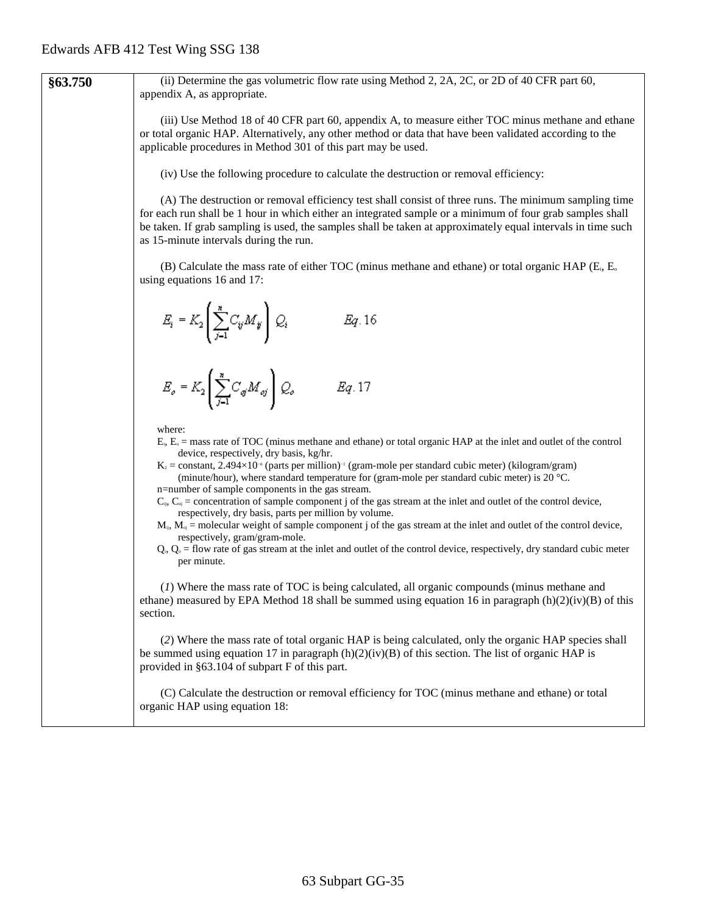| §63.750 | (ii) Determine the gas volumetric flow rate using Method 2, 2A, 2C, or 2D of 40 CFR part 60, appendix A, as appropriate.<br><br>(iii) Use Method 18 of 40 CFR part 60, appendix A, to measure either TOC minus methane and ethane or total organic HAP. Alternatively, any other method or data that have been validated according to the applicable procedures in Method 301 of this part may be used.<br><br>(iv) Use the following procedure to calculate the destruction or removal efficiency:<br><br>(A) The destruction or removal efficiency test shall consist of three runs. The minimum sampling time for each run shall be 1 hour in which either an integrated sample or a minimum of four grab samples shall be taken. If grab sampling is used, the samples shall be taken at approximately equal intervals in time such as 15-minute intervals during the run.<br><br>(B) Calculate the mass rate of either TOC (minus methane and ethane) or total organic HAP ($E_i$, $E_o$ using equations 16 and 17:<br><br>$$E_i = K_2 \left( \sum_{j=1}^{n} C_{ij} M_{ij} \right) Q_i \qquad Eq. 16$$<br><br>$$E_o = K_2 \left( \sum_{j=1}^{n} C_{oj} M_{oj} \right) Q_o \qquad Eq. 17$$<br><br>where:<br>$E_i$, $E_o$ = mass rate of TOC (minus methane and ethane) or total organic HAP at the inlet and outlet of the control device, respectively, dry basis, kg/hr.<br>$K_2$ = constant, $2.494\times10^{-6}$ (parts per million)$^{-1}$ (gram-mole per standard cubic meter) (kilogram/gram) (minute/hour), where standard temperature for (gram-mole per standard cubic meter) is 20 °C.<br>n=number of sample components in the gas stream.<br>$C_{ij}$, $C_{oj}$ = concentration of sample component j of the gas stream at the inlet and outlet of the control device, respectively, dry basis, parts per million by volume.<br>$M_{ij}$, $M_{oj}$ = molecular weight of sample component j of the gas stream at the inlet and outlet of the control device, respectively, gram/gram-mole.<br>$Q_i$, $Q_o$ = flow rate of gas stream at the inlet and outlet of the control device, respectively, dry standard cubic meter per minute.<br><br>(*1*) Where the mass rate of TOC is being calculated, all organic compounds (minus methane and ethane) measured by EPA Method 18 shall be summed using equation 16 in paragraph (h)(2)(iv)(B) of this section.<br><br>(*2*) Where the mass rate of total organic HAP is being calculated, only the organic HAP species shall be summed using equation 17 in paragraph (h)(2)(iv)(B) of this section. The list of organic HAP is provided in §63.104 of subpart F of this part.<br><br>(C) Calculate the destruction or removal efficiency for TOC (minus methane and ethane) or total organic HAP using equation 18: |
|---|---|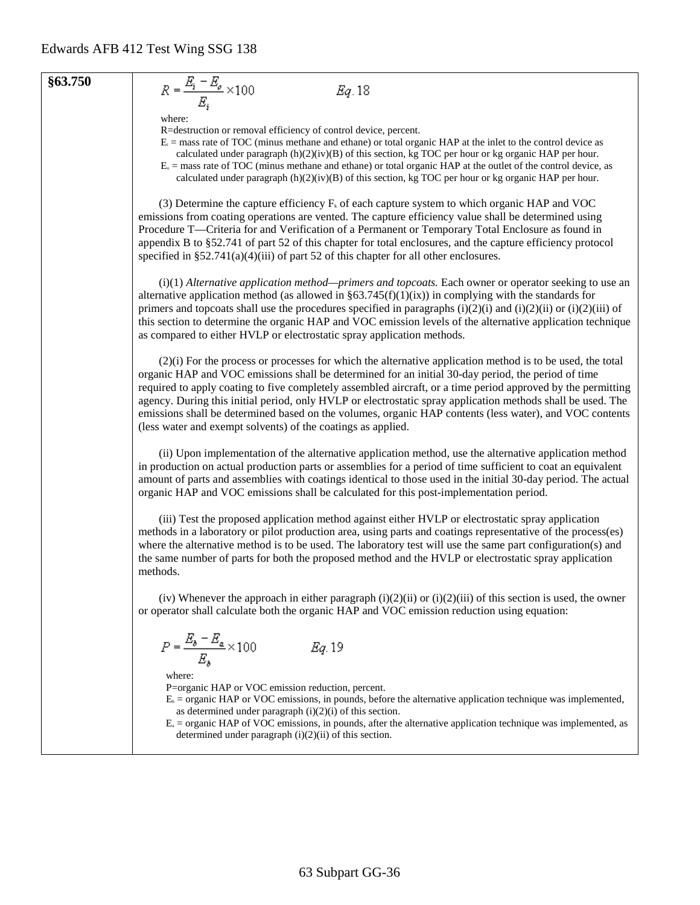**§63.750**

$$R = \frac{E_i - E_o}{E_i} \times 100 \qquad Eq. 18$$

where:

R=destruction or removal efficiency of control device, percent.

$E_i$ = mass rate of TOC (minus methane and ethane) or total organic HAP at the inlet to the control device as calculated under paragraph (h)(2)(iv)(B) of this section, kg TOC per hour or kg organic HAP per hour.

$E_o$ = mass rate of TOC (minus methane and ethane) or total organic HAP at the outlet of the control device, as calculated under paragraph (h)(2)(iv)(B) of this section, kg TOC per hour or kg organic HAP per hour.

(3) Determine the capture efficiency $F_k$ of each capture system to which organic HAP and VOC emissions from coating operations are vented. The capture efficiency value shall be determined using Procedure T—Criteria for and Verification of a Permanent or Temporary Total Enclosure as found in appendix B to §52.741 of part 52 of this chapter for total enclosures, and the capture efficiency protocol specified in §52.741(a)(4)(iii) of part 52 of this chapter for all other enclosures.

(i)(1) *Alternative application method—primers and topcoats.* Each owner or operator seeking to use an alternative application method (as allowed in §63.745(f)(1)(ix)) in complying with the standards for primers and topcoats shall use the procedures specified in paragraphs (i)(2)(i) and (i)(2)(ii) or (i)(2)(iii) of this section to determine the organic HAP and VOC emission levels of the alternative application technique as compared to either HVLP or electrostatic spray application methods.

(2)(i) For the process or processes for which the alternative application method is to be used, the total organic HAP and VOC emissions shall be determined for an initial 30-day period, the period of time required to apply coating to five completely assembled aircraft, or a time period approved by the permitting agency. During this initial period, only HVLP or electrostatic spray application methods shall be used. The emissions shall be determined based on the volumes, organic HAP contents (less water), and VOC contents (less water and exempt solvents) of the coatings as applied.

(ii) Upon implementation of the alternative application method, use the alternative application method in production on actual production parts or assemblies for a period of time sufficient to coat an equivalent amount of parts and assemblies with coatings identical to those used in the initial 30-day period. The actual organic HAP and VOC emissions shall be calculated for this post-implementation period.

(iii) Test the proposed application method against either HVLP or electrostatic spray application methods in a laboratory or pilot production area, using parts and coatings representative of the process(es) where the alternative method is to be used. The laboratory test will use the same part configuration(s) and the same number of parts for both the proposed method and the HVLP or electrostatic spray application methods.

(iv) Whenever the approach in either paragraph (i)(2)(ii) or (i)(2)(iii) of this section is used, the owner or operator shall calculate both the organic HAP and VOC emission reduction using equation:

$$P = \frac{E_b - E_a}{E_b} \times 100 \qquad Eq. 19$$

where:

P=organic HAP or VOC emission reduction, percent.

$E_b$ = organic HAP or VOC emissions, in pounds, before the alternative application technique was implemented, as determined under paragraph (i)(2)(i) of this section.

$E_a$ = organic HAP of VOC emissions, in pounds, after the alternative application technique was implemented, as determined under paragraph (i)(2)(ii) of this section.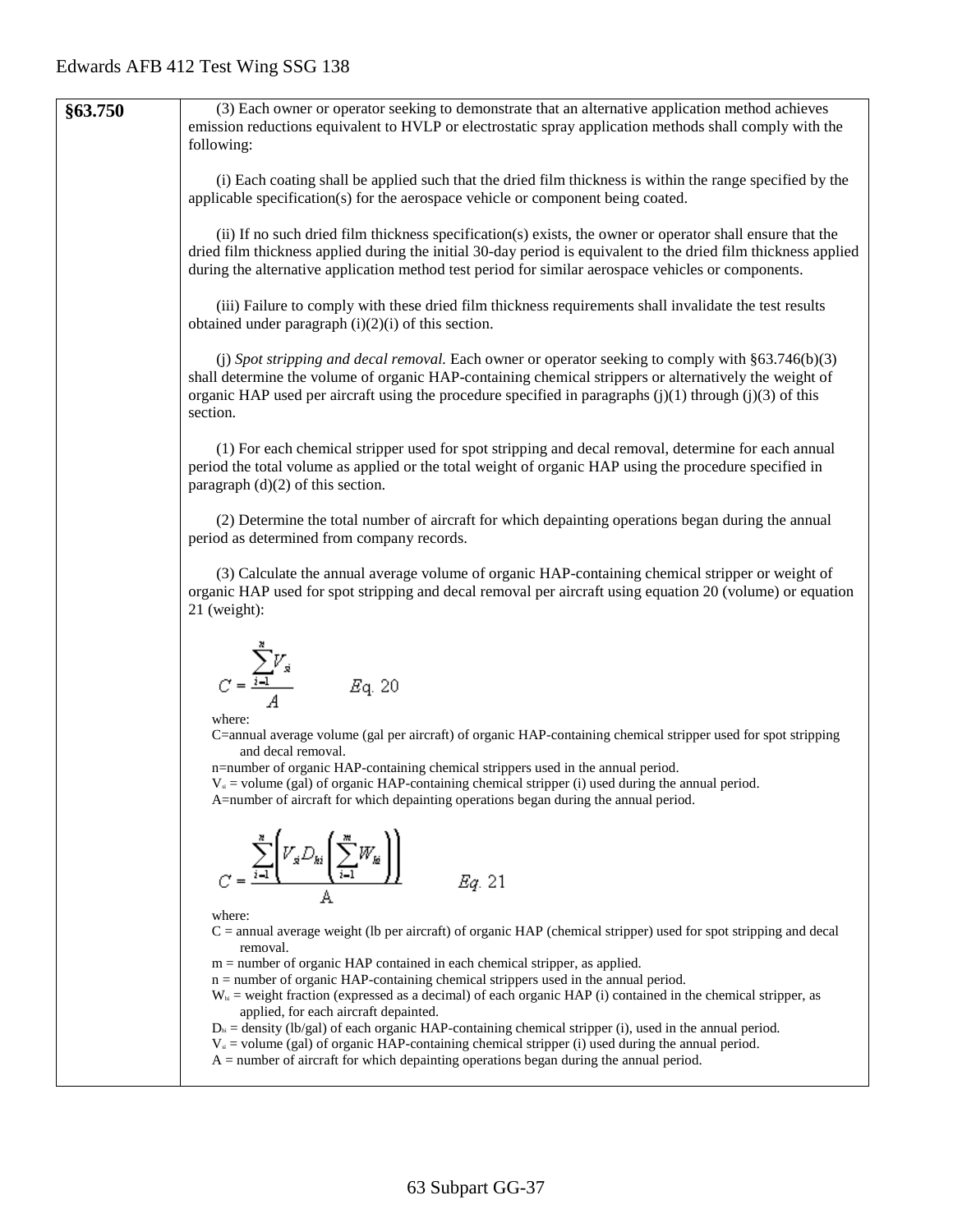| §63.750 | (3) Each owner or operator seeking to demonstrate that an alternative application method achieves emission reductions equivalent to HVLP or electrostatic spray application methods shall comply with the following: |
|---|---|

**§63.750**

(3) Each owner or operator seeking to demonstrate that an alternative application method achieves emission reductions equivalent to HVLP or electrostatic spray application methods shall comply with the following:

(i) Each coating shall be applied such that the dried film thickness is within the range specified by the applicable specification(s) for the aerospace vehicle or component being coated.

(ii) If no such dried film thickness specification(s) exists, the owner or operator shall ensure that the dried film thickness applied during the initial 30-day period is equivalent to the dried film thickness applied during the alternative application method test period for similar aerospace vehicles or components.

(iii) Failure to comply with these dried film thickness requirements shall invalidate the test results obtained under paragraph (i)(2)(i) of this section.

(j) *Spot stripping and decal removal.* Each owner or operator seeking to comply with §63.746(b)(3) shall determine the volume of organic HAP-containing chemical strippers or alternatively the weight of organic HAP used per aircraft using the procedure specified in paragraphs (j)(1) through (j)(3) of this section.

(1) For each chemical stripper used for spot stripping and decal removal, determine for each annual period the total volume as applied or the total weight of organic HAP using the procedure specified in paragraph (d)(2) of this section.

(2) Determine the total number of aircraft for which depainting operations began during the annual period as determined from company records.

(3) Calculate the annual average volume of organic HAP-containing chemical stripper or weight of organic HAP used for spot stripping and decal removal per aircraft using equation 20 (volume) or equation 21 (weight):

$$C = \frac{\sum_{i=1}^{n} V_{si}}{A} \qquad Eq.\ 20$$

where:

C=annual average volume (gal per aircraft) of organic HAP-containing chemical stripper used for spot stripping and decal removal.

n=number of organic HAP-containing chemical strippers used in the annual period.

$V_{si}$ = volume (gal) of organic HAP-containing chemical stripper (i) used during the annual period.

A=number of aircraft for which depainting operations began during the annual period.

$$C = \frac{\sum_{i=1}^{n}\left(V_{si} D_{hi}\left(\sum_{i=1}^{m} W_{hi}\right)\right)}{A} \qquad Eq.\ 21$$

where:

C = annual average weight (lb per aircraft) of organic HAP (chemical stripper) used for spot stripping and decal removal.

m = number of organic HAP contained in each chemical stripper, as applied.

n = number of organic HAP-containing chemical strippers used in the annual period.

$W_{hi}$ = weight fraction (expressed as a decimal) of each organic HAP (i) contained in the chemical stripper, as applied, for each aircraft depainted.

$D_{hi}$ = density (lb/gal) of each organic HAP-containing chemical stripper (i), used in the annual period.

$V_{si}$ = volume (gal) of organic HAP-containing chemical stripper (i) used during the annual period.

A = number of aircraft for which depainting operations began during the annual period.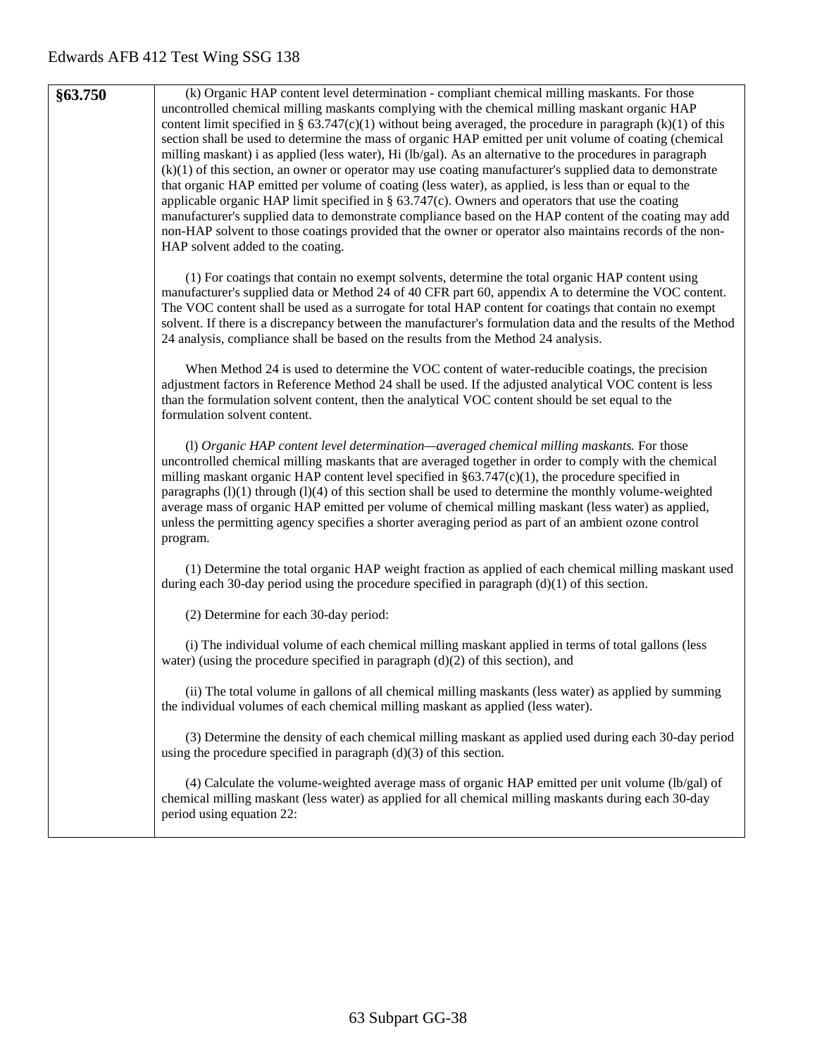| §63.750 | (k) Organic HAP content level determination - compliant chemical milling maskants. For those uncontrolled chemical milling maskants complying with the chemical milling maskant organic HAP content limit specified in § 63.747(c)(1) without being averaged, the procedure in paragraph (k)(1) of this section shall be used to determine the mass of organic HAP emitted per unit volume of coating (chemical milling maskant) i as applied (less water), Hi (lb/gal). As an alternative to the procedures in paragraph (k)(1) of this section, an owner or operator may use coating manufacturer's supplied data to demonstrate that organic HAP emitted per volume of coating (less water), as applied, is less than or equal to the applicable organic HAP limit specified in § 63.747(c). Owners and operators that use the coating manufacturer's supplied data to demonstrate compliance based on the HAP content of the coating may add non-HAP solvent to those coatings provided that the owner or operator also maintains records of the non-HAP solvent added to the coating.<br><br>(1) For coatings that contain no exempt solvents, determine the total organic HAP content using manufacturer's supplied data or Method 24 of 40 CFR part 60, appendix A to determine the VOC content. The VOC content shall be used as a surrogate for total HAP content for coatings that contain no exempt solvent. If there is a discrepancy between the manufacturer's formulation data and the results of the Method 24 analysis, compliance shall be based on the results from the Method 24 analysis.<br><br>When Method 24 is used to determine the VOC content of water-reducible coatings, the precision adjustment factors in Reference Method 24 shall be used. If the adjusted analytical VOC content is less than the formulation solvent content, then the analytical VOC content should be set equal to the formulation solvent content.<br><br>(l) *Organic HAP content level determination—averaged chemical milling maskants.* For those uncontrolled chemical milling maskants that are averaged together in order to comply with the chemical milling maskant organic HAP content level specified in §63.747(c)(1), the procedure specified in paragraphs (l)(1) through (l)(4) of this section shall be used to determine the monthly volume-weighted average mass of organic HAP emitted per volume of chemical milling maskant (less water) as applied, unless the permitting agency specifies a shorter averaging period as part of an ambient ozone control program.<br><br>(1) Determine the total organic HAP weight fraction as applied of each chemical milling maskant used during each 30-day period using the procedure specified in paragraph (d)(1) of this section.<br><br>(2) Determine for each 30-day period:<br><br>(i) The individual volume of each chemical milling maskant applied in terms of total gallons (less water) (using the procedure specified in paragraph (d)(2) of this section), and<br><br>(ii) The total volume in gallons of all chemical milling maskants (less water) as applied by summing the individual volumes of each chemical milling maskant as applied (less water).<br><br>(3) Determine the density of each chemical milling maskant as applied used during each 30-day period using the procedure specified in paragraph (d)(3) of this section.<br><br>(4) Calculate the volume-weighted average mass of organic HAP emitted per unit volume (lb/gal) of chemical milling maskant (less water) as applied for all chemical milling maskants during each 30-day period using equation 22: |
|---|---|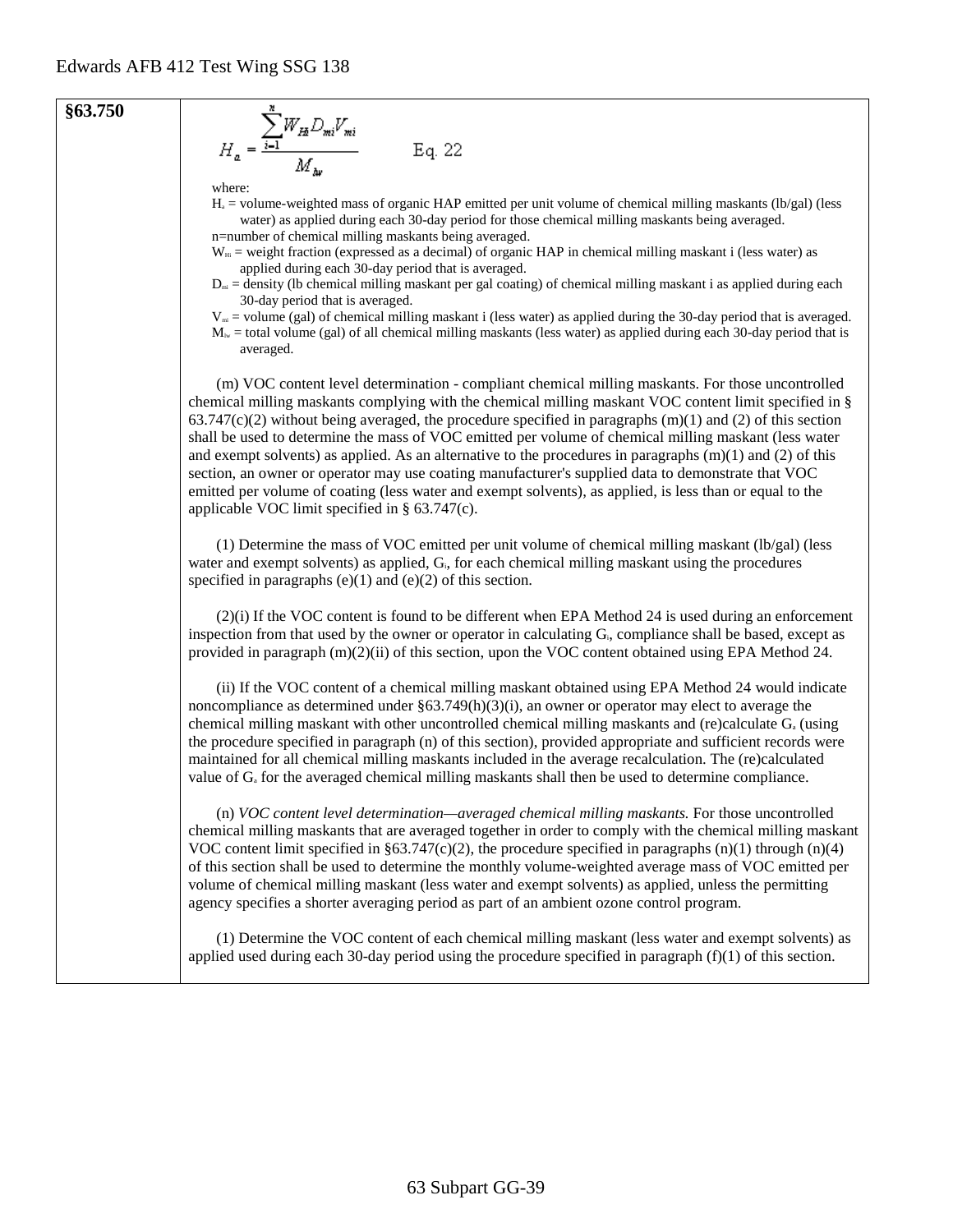**§63.750**

$$H_a = \frac{\sum_{i=1}^{n} W_{Hi} D_{mi} V_{mi}}{M_{lw}} \qquad \text{Eq. 22}$$

where:

$H_a$ = volume-weighted mass of organic HAP emitted per unit volume of chemical milling maskants (lb/gal) (less water) as applied during each 30-day period for those chemical milling maskants being averaged.

n=number of chemical milling maskants being averaged.

$W_{Hi}$ = weight fraction (expressed as a decimal) of organic HAP in chemical milling maskant i (less water) as applied during each 30-day period that is averaged.

$D_{mi}$ = density (lb chemical milling maskant per gal coating) of chemical milling maskant i as applied during each 30-day period that is averaged.

$V_{mi}$ = volume (gal) of chemical milling maskant i (less water) as applied during the 30-day period that is averaged.

$M_{lw}$ = total volume (gal) of all chemical milling maskants (less water) as applied during each 30-day period that is averaged.

(m) VOC content level determination - compliant chemical milling maskants. For those uncontrolled chemical milling maskants complying with the chemical milling maskant VOC content limit specified in § 63.747(c)(2) without being averaged, the procedure specified in paragraphs (m)(1) and (2) of this section shall be used to determine the mass of VOC emitted per volume of chemical milling maskant (less water and exempt solvents) as applied. As an alternative to the procedures in paragraphs (m)(1) and (2) of this section, an owner or operator may use coating manufacturer's supplied data to demonstrate that VOC emitted per volume of coating (less water and exempt solvents), as applied, is less than or equal to the applicable VOC limit specified in § 63.747(c).

(1) Determine the mass of VOC emitted per unit volume of chemical milling maskant (lb/gal) (less water and exempt solvents) as applied, $G_i$, for each chemical milling maskant using the procedures specified in paragraphs (e)(1) and (e)(2) of this section.

(2)(i) If the VOC content is found to be different when EPA Method 24 is used during an enforcement inspection from that used by the owner or operator in calculating $G_i$, compliance shall be based, except as provided in paragraph (m)(2)(ii) of this section, upon the VOC content obtained using EPA Method 24.

(ii) If the VOC content of a chemical milling maskant obtained using EPA Method 24 would indicate noncompliance as determined under §63.749(h)(3)(i), an owner or operator may elect to average the chemical milling maskant with other uncontrolled chemical milling maskants and (re)calculate $G_a$ (using the procedure specified in paragraph (n) of this section), provided appropriate and sufficient records were maintained for all chemical milling maskants included in the average recalculation. The (re)calculated value of $G_a$ for the averaged chemical milling maskants shall then be used to determine compliance.

(n) *VOC content level determination—averaged chemical milling maskants.* For those uncontrolled chemical milling maskants that are averaged together in order to comply with the chemical milling maskant VOC content limit specified in §63.747(c)(2), the procedure specified in paragraphs (n)(1) through (n)(4) of this section shall be used to determine the monthly volume-weighted average mass of VOC emitted per volume of chemical milling maskant (less water and exempt solvents) as applied, unless the permitting agency specifies a shorter averaging period as part of an ambient ozone control program.

(1) Determine the VOC content of each chemical milling maskant (less water and exempt solvents) as applied used during each 30-day period using the procedure specified in paragraph (f)(1) of this section.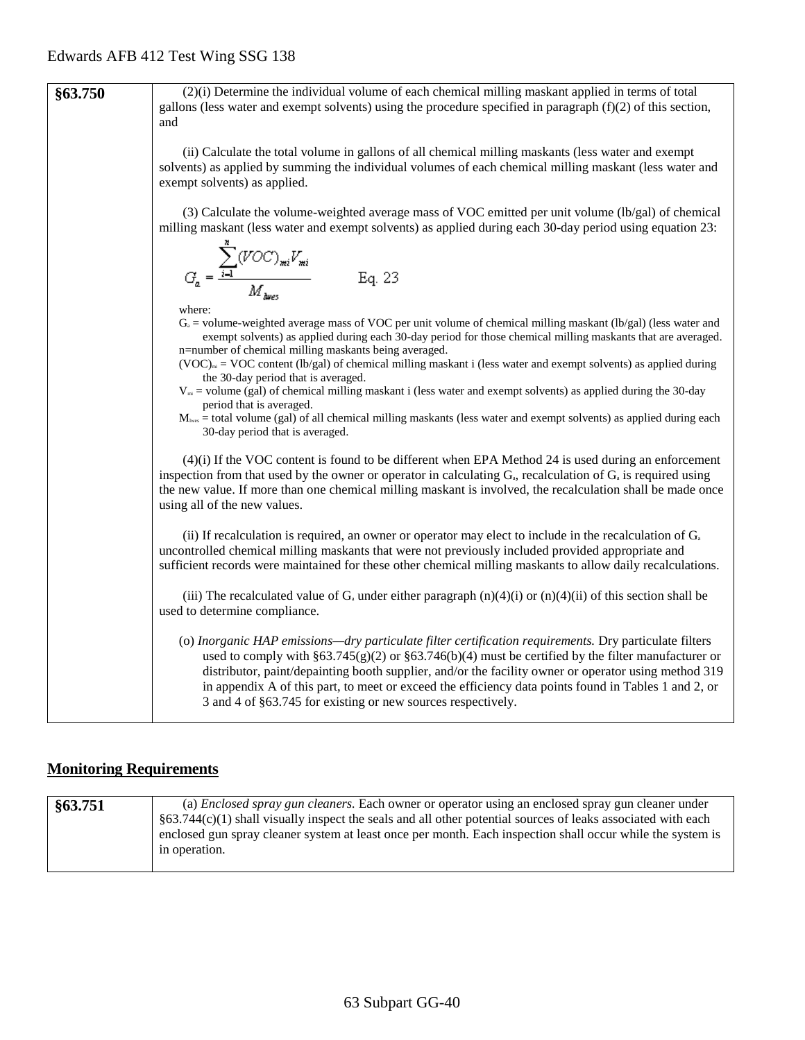| | |
|---|---|
| **§63.750** | (2)(i) Determine the individual volume of each chemical milling maskant applied in terms of total gallons (less water and exempt solvents) using the procedure specified in paragraph (f)(2) of this section, and<br><br>(ii) Calculate the total volume in gallons of all chemical milling maskants (less water and exempt solvents) as applied by summing the individual volumes of each chemical milling maskant (less water and exempt solvents) as applied.<br><br>(3) Calculate the volume-weighted average mass of VOC emitted per unit volume (lb/gal) of chemical milling maskant (less water and exempt solvents) as applied during each 30-day period using equation 23:<br><br>$$G_a = \frac{\sum_{i=1}^{n}(VOC)_{mi}V_{mi}}{M_{lwes}} \qquad \text{Eq. 23}$$<br><br>where:<br>$G_a$ = volume-weighted average mass of VOC per unit volume of chemical milling maskant (lb/gal) (less water and exempt solvents) as applied during each 30-day period for those chemical milling maskants that are averaged.<br>n=number of chemical milling maskants being averaged.<br>$(VOC)_{mi}$ = VOC content (lb/gal) of chemical milling maskant i (less water and exempt solvents) as applied during the 30-day period that is averaged.<br>$V_{mi}$ = volume (gal) of chemical milling maskant i (less water and exempt solvents) as applied during the 30-day period that is averaged.<br>$M_{lwes}$ = total volume (gal) of all chemical milling maskants (less water and exempt solvents) as applied during each 30-day period that is averaged.<br><br>(4)(i) If the VOC content is found to be different when EPA Method 24 is used during an enforcement inspection from that used by the owner or operator in calculating $G_a$, recalculation of $G_a$ is required using the new value. If more than one chemical milling maskant is involved, the recalculation shall be made once using all of the new values.<br><br>(ii) If recalculation is required, an owner or operator may elect to include in the recalculation of $G_a$ uncontrolled chemical milling maskants that were not previously included provided appropriate and sufficient records were maintained for these other chemical milling maskants to allow daily recalculations.<br><br>(iii) The recalculated value of $G_a$ under either paragraph (n)(4)(i) or (n)(4)(ii) of this section shall be used to determine compliance.<br><br>(o) *Inorganic HAP emissions—dry particulate filter certification requirements.* Dry particulate filters used to comply with §63.745(g)(2) or §63.746(b)(4) must be certified by the filter manufacturer or distributor, paint/depainting booth supplier, and/or the facility owner or operator using method 319 in appendix A of this part, to meet or exceed the efficiency data points found in Tables 1 and 2, or 3 and 4 of §63.745 for existing or new sources respectively. |

## Monitoring Requirements

| | |
|---|---|
| **§63.751** | (a) *Enclosed spray gun cleaners.* Each owner or operator using an enclosed spray gun cleaner under §63.744(c)(1) shall visually inspect the seals and all other potential sources of leaks associated with each enclosed gun spray cleaner system at least once per month. Each inspection shall occur while the system is in operation. |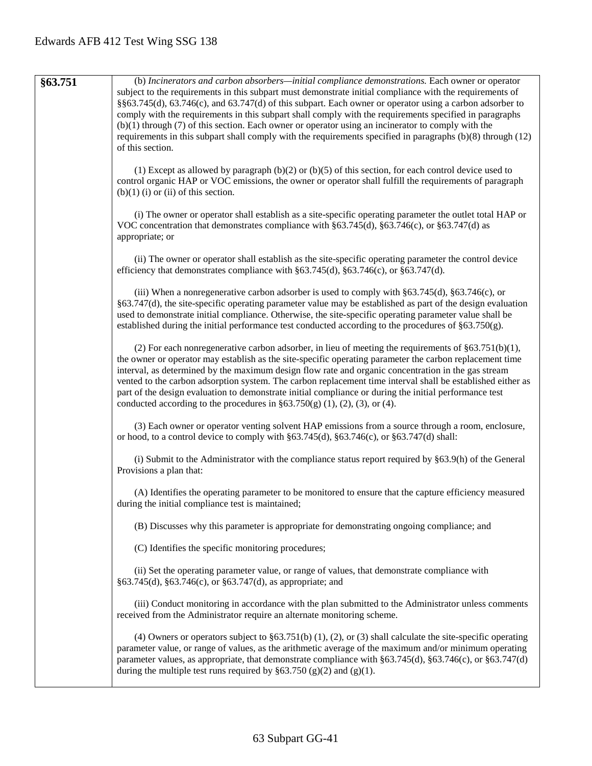| | |
|---|---|
| **§63.751** | (b) *Incinerators and carbon absorbers—initial compliance demonstrations.* Each owner or operator subject to the requirements in this subpart must demonstrate initial compliance with the requirements of §§63.745(d), 63.746(c), and 63.747(d) of this subpart. Each owner or operator using a carbon adsorber to comply with the requirements in this subpart shall comply with the requirements specified in paragraphs (b)(1) through (7) of this section. Each owner or operator using an incinerator to comply with the requirements in this subpart shall comply with the requirements specified in paragraphs (b)(8) through (12) of this section.<br><br>(1) Except as allowed by paragraph (b)(2) or (b)(5) of this section, for each control device used to control organic HAP or VOC emissions, the owner or operator shall fulfill the requirements of paragraph (b)(1) (i) or (ii) of this section.<br><br>(i) The owner or operator shall establish as a site-specific operating parameter the outlet total HAP or VOC concentration that demonstrates compliance with §63.745(d), §63.746(c), or §63.747(d) as appropriate; or<br><br>(ii) The owner or operator shall establish as the site-specific operating parameter the control device efficiency that demonstrates compliance with §63.745(d), §63.746(c), or §63.747(d).<br><br>(iii) When a nonregenerative carbon adsorber is used to comply with §63.745(d), §63.746(c), or §63.747(d), the site-specific operating parameter value may be established as part of the design evaluation used to demonstrate initial compliance. Otherwise, the site-specific operating parameter value shall be established during the initial performance test conducted according to the procedures of §63.750(g).<br><br>(2) For each nonregenerative carbon adsorber, in lieu of meeting the requirements of §63.751(b)(1), the owner or operator may establish as the site-specific operating parameter the carbon replacement time interval, as determined by the maximum design flow rate and organic concentration in the gas stream vented to the carbon adsorption system. The carbon replacement time interval shall be established either as part of the design evaluation to demonstrate initial compliance or during the initial performance test conducted according to the procedures in §63.750(g) (1), (2), (3), or (4).<br><br>(3) Each owner or operator venting solvent HAP emissions from a source through a room, enclosure, or hood, to a control device to comply with §63.745(d), §63.746(c), or §63.747(d) shall:<br><br>(i) Submit to the Administrator with the compliance status report required by §63.9(h) of the General Provisions a plan that:<br><br>(A) Identifies the operating parameter to be monitored to ensure that the capture efficiency measured during the initial compliance test is maintained;<br><br>(B) Discusses why this parameter is appropriate for demonstrating ongoing compliance; and<br><br>(C) Identifies the specific monitoring procedures;<br><br>(ii) Set the operating parameter value, or range of values, that demonstrate compliance with §63.745(d), §63.746(c), or §63.747(d), as appropriate; and<br><br>(iii) Conduct monitoring in accordance with the plan submitted to the Administrator unless comments received from the Administrator require an alternate monitoring scheme.<br><br>(4) Owners or operators subject to §63.751(b) (1), (2), or (3) shall calculate the site-specific operating parameter value, or range of values, as the arithmetic average of the maximum and/or minimum operating parameter values, as appropriate, that demonstrate compliance with §63.745(d), §63.746(c), or §63.747(d) during the multiple test runs required by §63.750 (g)(2) and (g)(1). |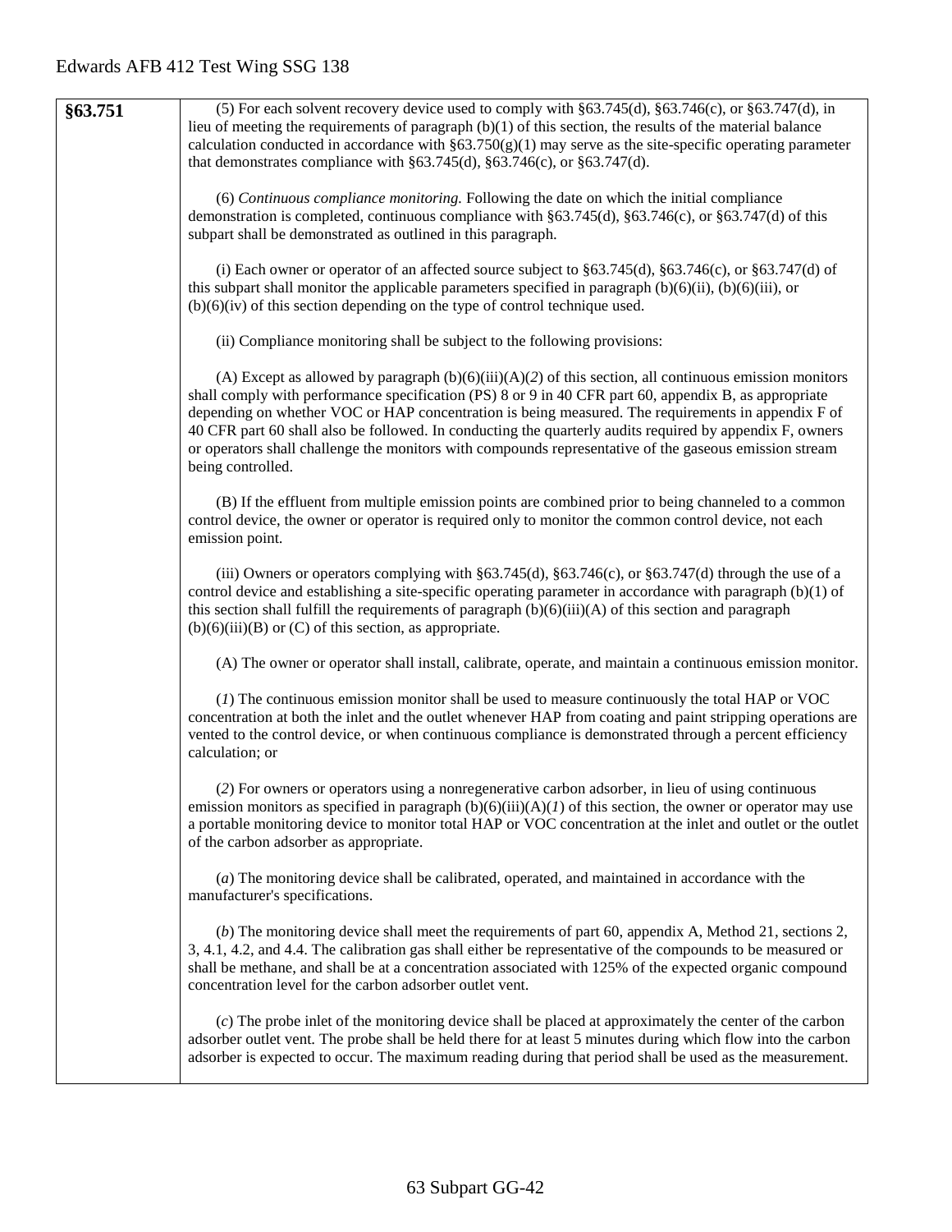| | |
|---|---|
| **§63.751** | (5) For each solvent recovery device used to comply with §63.745(d), §63.746(c), or §63.747(d), in lieu of meeting the requirements of paragraph (b)(1) of this section, the results of the material balance calculation conducted in accordance with §63.750(g)(1) may serve as the site-specific operating parameter that demonstrates compliance with §63.745(d), §63.746(c), or §63.747(d).<br><br>(6) *Continuous compliance monitoring.* Following the date on which the initial compliance demonstration is completed, continuous compliance with §63.745(d), §63.746(c), or §63.747(d) of this subpart shall be demonstrated as outlined in this paragraph.<br><br>(i) Each owner or operator of an affected source subject to §63.745(d), §63.746(c), or §63.747(d) of this subpart shall monitor the applicable parameters specified in paragraph (b)(6)(ii), (b)(6)(iii), or (b)(6)(iv) of this section depending on the type of control technique used.<br><br>(ii) Compliance monitoring shall be subject to the following provisions:<br><br>(A) Except as allowed by paragraph (b)(6)(iii)(A)(*2*) of this section, all continuous emission monitors shall comply with performance specification (PS) 8 or 9 in 40 CFR part 60, appendix B, as appropriate depending on whether VOC or HAP concentration is being measured. The requirements in appendix F of 40 CFR part 60 shall also be followed. In conducting the quarterly audits required by appendix F, owners or operators shall challenge the monitors with compounds representative of the gaseous emission stream being controlled.<br><br>(B) If the effluent from multiple emission points are combined prior to being channeled to a common control device, the owner or operator is required only to monitor the common control device, not each emission point.<br><br>(iii) Owners or operators complying with §63.745(d), §63.746(c), or §63.747(d) through the use of a control device and establishing a site-specific operating parameter in accordance with paragraph (b)(1) of this section shall fulfill the requirements of paragraph (b)(6)(iii)(A) of this section and paragraph (b)(6)(iii)(B) or (C) of this section, as appropriate.<br><br>(A) The owner or operator shall install, calibrate, operate, and maintain a continuous emission monitor.<br><br>(*1*) The continuous emission monitor shall be used to measure continuously the total HAP or VOC concentration at both the inlet and the outlet whenever HAP from coating and paint stripping operations are vented to the control device, or when continuous compliance is demonstrated through a percent efficiency calculation; or<br><br>(*2*) For owners or operators using a nonregenerative carbon adsorber, in lieu of using continuous emission monitors as specified in paragraph (b)(6)(iii)(A)(*1*) of this section, the owner or operator may use a portable monitoring device to monitor total HAP or VOC concentration at the inlet and outlet or the outlet of the carbon adsorber as appropriate.<br><br>(*a*) The monitoring device shall be calibrated, operated, and maintained in accordance with the manufacturer's specifications.<br><br>(*b*) The monitoring device shall meet the requirements of part 60, appendix A, Method 21, sections 2, 3, 4.1, 4.2, and 4.4. The calibration gas shall either be representative of the compounds to be measured or shall be methane, and shall be at a concentration associated with 125% of the expected organic compound concentration level for the carbon adsorber outlet vent.<br><br>(*c*) The probe inlet of the monitoring device shall be placed at approximately the center of the carbon adsorber outlet vent. The probe shall be held there for at least 5 minutes during which flow into the carbon adsorber is expected to occur. The maximum reading during that period shall be used as the measurement. |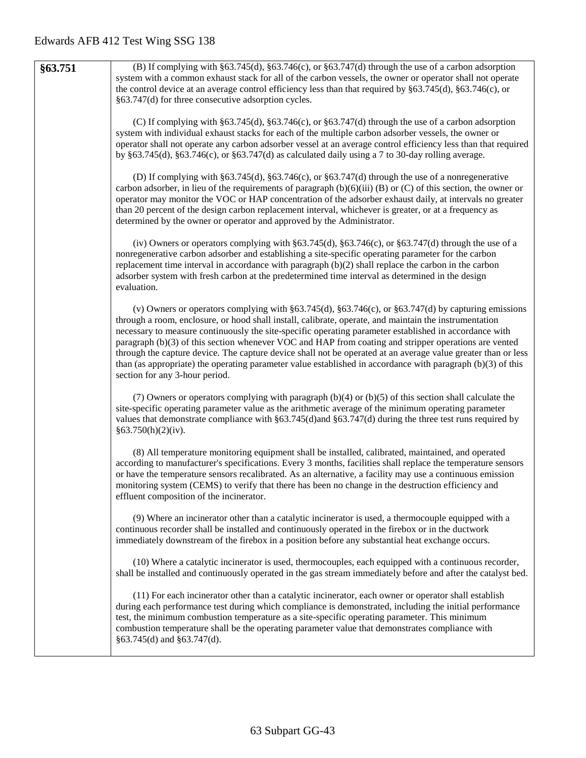| §63.751 | (B) If complying with §63.745(d), §63.746(c), or §63.747(d) through the use of a carbon adsorption system with a common exhaust stack for all of the carbon vessels, the owner or operator shall not operate the control device at an average control efficiency less than that required by §63.745(d), §63.746(c), or §63.747(d) for three consecutive adsorption cycles.<br><br>(C) If complying with §63.745(d), §63.746(c), or §63.747(d) through the use of a carbon adsorption system with individual exhaust stacks for each of the multiple carbon adsorber vessels, the owner or operator shall not operate any carbon adsorber vessel at an average control efficiency less than that required by §63.745(d), §63.746(c), or §63.747(d) as calculated daily using a 7 to 30-day rolling average.<br><br>(D) If complying with §63.745(d), §63.746(c), or §63.747(d) through the use of a nonregenerative carbon adsorber, in lieu of the requirements of paragraph (b)(6)(iii) (B) or (C) of this section, the owner or operator may monitor the VOC or HAP concentration of the adsorber exhaust daily, at intervals no greater than 20 percent of the design carbon replacement interval, whichever is greater, or at a frequency as determined by the owner or operator and approved by the Administrator.<br><br>(iv) Owners or operators complying with §63.745(d), §63.746(c), or §63.747(d) through the use of a nonregenerative carbon adsorber and establishing a site-specific operating parameter for the carbon replacement time interval in accordance with paragraph (b)(2) shall replace the carbon in the carbon adsorber system with fresh carbon at the predetermined time interval as determined in the design evaluation.<br><br>(v) Owners or operators complying with §63.745(d), §63.746(c), or §63.747(d) by capturing emissions through a room, enclosure, or hood shall install, calibrate, operate, and maintain the instrumentation necessary to measure continuously the site-specific operating parameter established in accordance with paragraph (b)(3) of this section whenever VOC and HAP from coating and stripper operations are vented through the capture device. The capture device shall not be operated at an average value greater than or less than (as appropriate) the operating parameter value established in accordance with paragraph (b)(3) of this section for any 3-hour period.<br><br>(7) Owners or operators complying with paragraph (b)(4) or (b)(5) of this section shall calculate the site-specific operating parameter value as the arithmetic average of the minimum operating parameter values that demonstrate compliance with §63.745(d)and §63.747(d) during the three test runs required by §63.750(h)(2)(iv).<br><br>(8) All temperature monitoring equipment shall be installed, calibrated, maintained, and operated according to manufacturer's specifications. Every 3 months, facilities shall replace the temperature sensors or have the temperature sensors recalibrated. As an alternative, a facility may use a continuous emission monitoring system (CEMS) to verify that there has been no change in the destruction efficiency and effluent composition of the incinerator.<br><br>(9) Where an incinerator other than a catalytic incinerator is used, a thermocouple equipped with a continuous recorder shall be installed and continuously operated in the firebox or in the ductwork immediately downstream of the firebox in a position before any substantial heat exchange occurs.<br><br>(10) Where a catalytic incinerator is used, thermocouples, each equipped with a continuous recorder, shall be installed and continuously operated in the gas stream immediately before and after the catalyst bed.<br><br>(11) For each incinerator other than a catalytic incinerator, each owner or operator shall establish during each performance test during which compliance is demonstrated, including the initial performance test, the minimum combustion temperature as a site-specific operating parameter. This minimum combustion temperature shall be the operating parameter value that demonstrates compliance with §63.745(d) and §63.747(d). |
|---|---|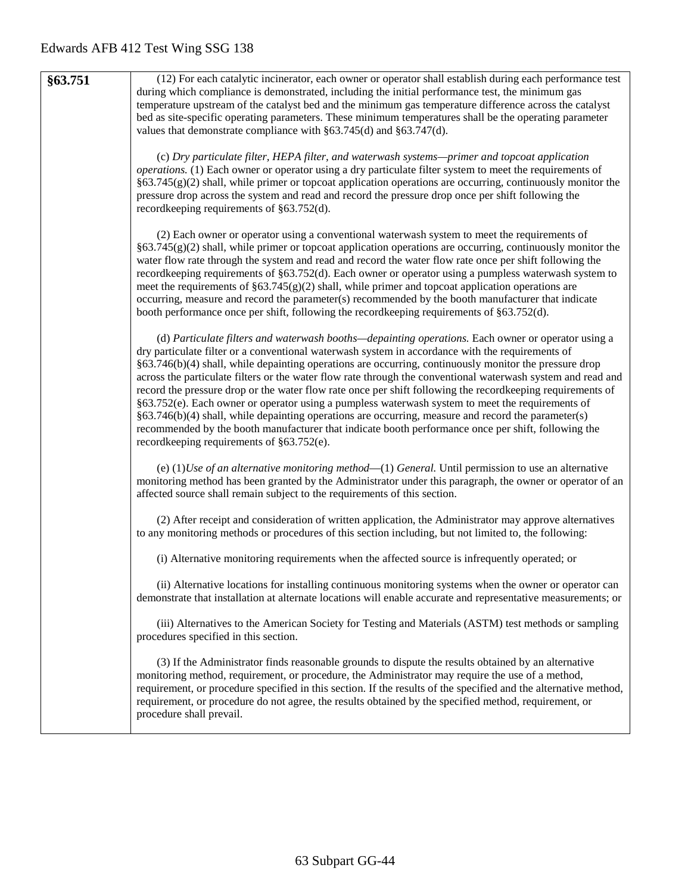| §63.751 | (12) For each catalytic incinerator, each owner or operator shall establish during each performance test during which compliance is demonstrated, including the initial performance test, the minimum gas temperature upstream of the catalyst bed and the minimum gas temperature difference across the catalyst bed as site-specific operating parameters. These minimum temperatures shall be the operating parameter values that demonstrate compliance with §63.745(d) and §63.747(d).<br><br>(c) *Dry particulate filter, HEPA filter, and waterwash systems—primer and topcoat application operations.* (1) Each owner or operator using a dry particulate filter system to meet the requirements of §63.745(g)(2) shall, while primer or topcoat application operations are occurring, continuously monitor the pressure drop across the system and read and record the pressure drop once per shift following the recordkeeping requirements of §63.752(d).<br><br>(2) Each owner or operator using a conventional waterwash system to meet the requirements of §63.745(g)(2) shall, while primer or topcoat application operations are occurring, continuously monitor the water flow rate through the system and read and record the water flow rate once per shift following the recordkeeping requirements of §63.752(d). Each owner or operator using a pumpless waterwash system to meet the requirements of §63.745(g)(2) shall, while primer and topcoat application operations are occurring, measure and record the parameter(s) recommended by the booth manufacturer that indicate booth performance once per shift, following the recordkeeping requirements of §63.752(d).<br><br>(d) *Particulate filters and waterwash booths—depainting operations.* Each owner or operator using a dry particulate filter or a conventional waterwash system in accordance with the requirements of §63.746(b)(4) shall, while depainting operations are occurring, continuously monitor the pressure drop across the particulate filters or the water flow rate through the conventional waterwash system and read and record the pressure drop or the water flow rate once per shift following the recordkeeping requirements of §63.752(e). Each owner or operator using a pumpless waterwash system to meet the requirements of §63.746(b)(4) shall, while depainting operations are occurring, measure and record the parameter(s) recommended by the booth manufacturer that indicate booth performance once per shift, following the recordkeeping requirements of §63.752(e).<br><br>(e) (1)*Use of an alternative monitoring method*—(1) *General.* Until permission to use an alternative monitoring method has been granted by the Administrator under this paragraph, the owner or operator of an affected source shall remain subject to the requirements of this section.<br><br>(2) After receipt and consideration of written application, the Administrator may approve alternatives to any monitoring methods or procedures of this section including, but not limited to, the following:<br><br>(i) Alternative monitoring requirements when the affected source is infrequently operated; or<br><br>(ii) Alternative locations for installing continuous monitoring systems when the owner or operator can demonstrate that installation at alternate locations will enable accurate and representative measurements; or<br><br>(iii) Alternatives to the American Society for Testing and Materials (ASTM) test methods or sampling procedures specified in this section.<br><br>(3) If the Administrator finds reasonable grounds to dispute the results obtained by an alternative monitoring method, requirement, or procedure, the Administrator may require the use of a method, requirement, or procedure specified in this section. If the results of the specified and the alternative method, requirement, or procedure do not agree, the results obtained by the specified method, requirement, or procedure shall prevail. |
|---|---|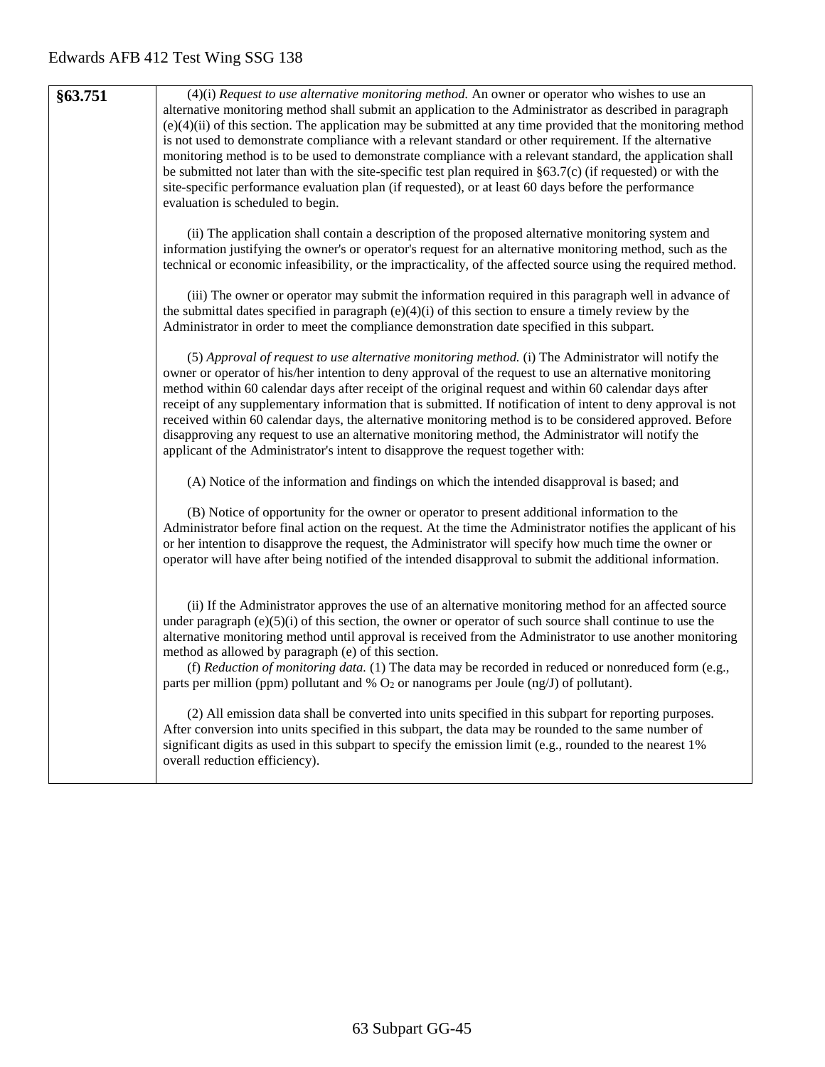| §63.751 | (4)(i) *Request to use alternative monitoring method.* An owner or operator who wishes to use an alternative monitoring method shall submit an application to the Administrator as described in paragraph (e)(4)(ii) of this section. The application may be submitted at any time provided that the monitoring method is not used to demonstrate compliance with a relevant standard or other requirement. If the alternative monitoring method is to be used to demonstrate compliance with a relevant standard, the application shall be submitted not later than with the site-specific test plan required in §63.7(c) (if requested) or with the site-specific performance evaluation plan (if requested), or at least 60 days before the performance evaluation is scheduled to begin.<br><br>(ii) The application shall contain a description of the proposed alternative monitoring system and information justifying the owner's or operator's request for an alternative monitoring method, such as the technical or economic infeasibility, or the impracticality, of the affected source using the required method.<br><br>(iii) The owner or operator may submit the information required in this paragraph well in advance of the submittal dates specified in paragraph (e)(4)(i) of this section to ensure a timely review by the Administrator in order to meet the compliance demonstration date specified in this subpart.<br><br>(5) *Approval of request to use alternative monitoring method.* (i) The Administrator will notify the owner or operator of his/her intention to deny approval of the request to use an alternative monitoring method within 60 calendar days after receipt of the original request and within 60 calendar days after receipt of any supplementary information that is submitted. If notification of intent to deny approval is not received within 60 calendar days, the alternative monitoring method is to be considered approved. Before disapproving any request to use an alternative monitoring method, the Administrator will notify the applicant of the Administrator's intent to disapprove the request together with:<br><br>(A) Notice of the information and findings on which the intended disapproval is based; and<br><br>(B) Notice of opportunity for the owner or operator to present additional information to the Administrator before final action on the request. At the time the Administrator notifies the applicant of his or her intention to disapprove the request, the Administrator will specify how much time the owner or operator will have after being notified of the intended disapproval to submit the additional information.<br><br>(ii) If the Administrator approves the use of an alternative monitoring method for an affected source under paragraph (e)(5)(i) of this section, the owner or operator of such source shall continue to use the alternative monitoring method until approval is received from the Administrator to use another monitoring method as allowed by paragraph (e) of this section.<br>(f) *Reduction of monitoring data.* (1) The data may be recorded in reduced or nonreduced form (e.g., parts per million (ppm) pollutant and % $O_2$ or nanograms per Joule (ng/J) of pollutant).<br><br>(2) All emission data shall be converted into units specified in this subpart for reporting purposes. After conversion into units specified in this subpart, the data may be rounded to the same number of significant digits as used in this subpart to specify the emission limit (e.g., rounded to the nearest 1% overall reduction efficiency). |
|---|---|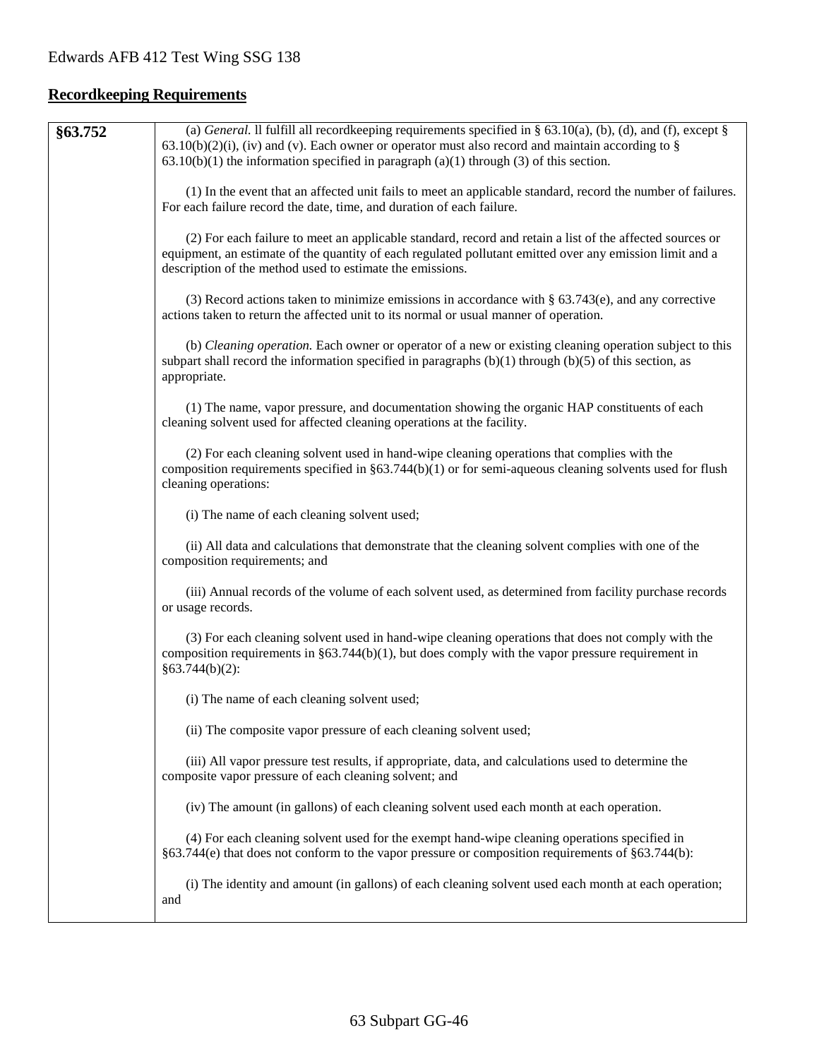## Recordkeeping Requirements

| §63.752 | (a) *General.* ll fulfill all recordkeeping requirements specified in § 63.10(a), (b), (d), and (f), except § 63.10(b)(2)(i), (iv) and (v). Each owner or operator must also record and maintain according to § 63.10(b)(1) the information specified in paragraph (a)(1) through (3) of this section.<br><br>(1) In the event that an affected unit fails to meet an applicable standard, record the number of failures. For each failure record the date, time, and duration of each failure.<br><br>(2) For each failure to meet an applicable standard, record and retain a list of the affected sources or equipment, an estimate of the quantity of each regulated pollutant emitted over any emission limit and a description of the method used to estimate the emissions.<br><br>(3) Record actions taken to minimize emissions in accordance with § 63.743(e), and any corrective actions taken to return the affected unit to its normal or usual manner of operation.<br><br>(b) *Cleaning operation.* Each owner or operator of a new or existing cleaning operation subject to this subpart shall record the information specified in paragraphs (b)(1) through (b)(5) of this section, as appropriate.<br><br>(1) The name, vapor pressure, and documentation showing the organic HAP constituents of each cleaning solvent used for affected cleaning operations at the facility.<br><br>(2) For each cleaning solvent used in hand-wipe cleaning operations that complies with the composition requirements specified in §63.744(b)(1) or for semi-aqueous cleaning solvents used for flush cleaning operations:<br><br>(i) The name of each cleaning solvent used;<br><br>(ii) All data and calculations that demonstrate that the cleaning solvent complies with one of the composition requirements; and<br><br>(iii) Annual records of the volume of each solvent used, as determined from facility purchase records or usage records.<br><br>(3) For each cleaning solvent used in hand-wipe cleaning operations that does not comply with the composition requirements in §63.744(b)(1), but does comply with the vapor pressure requirement in §63.744(b)(2):<br><br>(i) The name of each cleaning solvent used;<br><br>(ii) The composite vapor pressure of each cleaning solvent used;<br><br>(iii) All vapor pressure test results, if appropriate, data, and calculations used to determine the composite vapor pressure of each cleaning solvent; and<br><br>(iv) The amount (in gallons) of each cleaning solvent used each month at each operation.<br><br>(4) For each cleaning solvent used for the exempt hand-wipe cleaning operations specified in §63.744(e) that does not conform to the vapor pressure or composition requirements of §63.744(b):<br><br>(i) The identity and amount (in gallons) of each cleaning solvent used each month at each operation; and |
|---|---|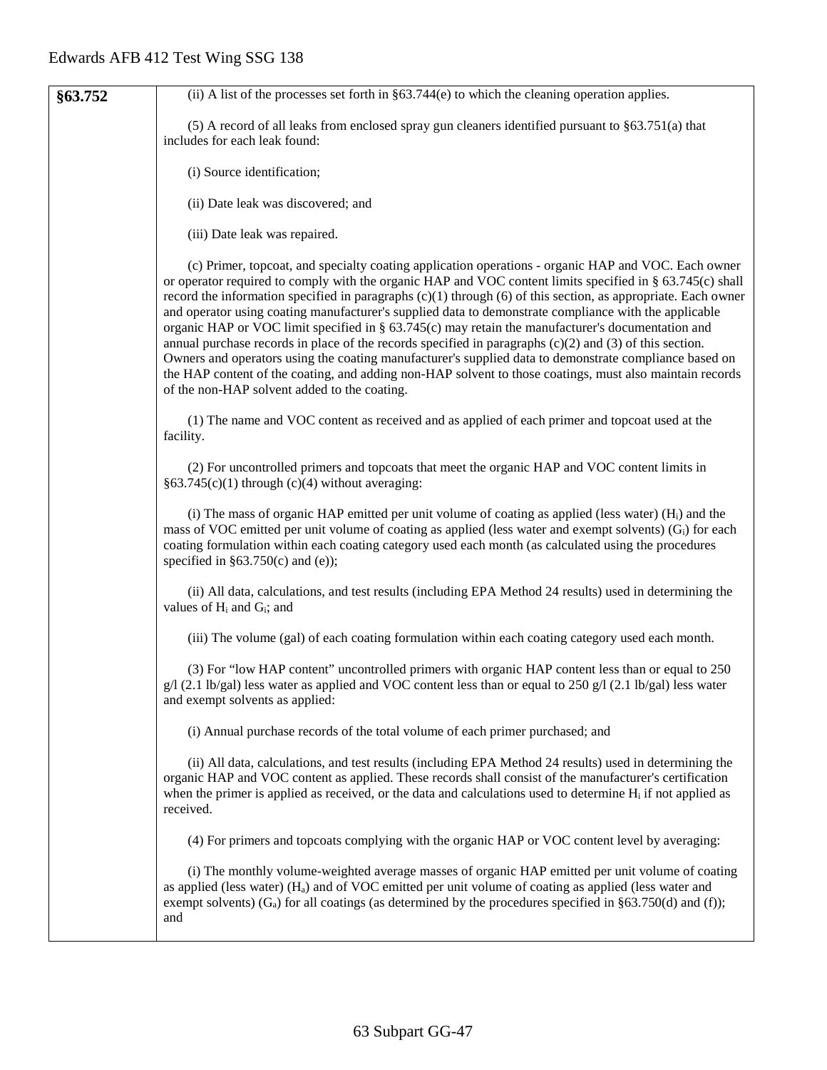| §63.752 | (ii) A list of the processes set forth in §63.744(e) to which the cleaning operation applies.<br><br>(5) A record of all leaks from enclosed spray gun cleaners identified pursuant to §63.751(a) that includes for each leak found:<br><br>(i) Source identification;<br><br>(ii) Date leak was discovered; and<br><br>(iii) Date leak was repaired.<br><br>(c) Primer, topcoat, and specialty coating application operations - organic HAP and VOC. Each owner or operator required to comply with the organic HAP and VOC content limits specified in § 63.745(c) shall record the information specified in paragraphs (c)(1) through (6) of this section, as appropriate. Each owner and operator using coating manufacturer's supplied data to demonstrate compliance with the applicable organic HAP or VOC limit specified in § 63.745(c) may retain the manufacturer's documentation and annual purchase records in place of the records specified in paragraphs (c)(2) and (3) of this section. Owners and operators using the coating manufacturer's supplied data to demonstrate compliance based on the HAP content of the coating, and adding non-HAP solvent to those coatings, must also maintain records of the non-HAP solvent added to the coating.<br><br>(1) The name and VOC content as received and as applied of each primer and topcoat used at the facility.<br><br>(2) For uncontrolled primers and topcoats that meet the organic HAP and VOC content limits in §63.745(c)(1) through (c)(4) without averaging:<br><br>(i) The mass of organic HAP emitted per unit volume of coating as applied (less water) ($H_i$) and the mass of VOC emitted per unit volume of coating as applied (less water and exempt solvents) ($G_i$) for each coating formulation within each coating category used each month (as calculated using the procedures specified in §63.750(c) and (e));<br><br>(ii) All data, calculations, and test results (including EPA Method 24 results) used in determining the values of $H_i$ and $G_i$; and<br><br>(iii) The volume (gal) of each coating formulation within each coating category used each month.<br><br>(3) For "low HAP content" uncontrolled primers with organic HAP content less than or equal to 250 g/l (2.1 lb/gal) less water as applied and VOC content less than or equal to 250 g/l (2.1 lb/gal) less water and exempt solvents as applied:<br><br>(i) Annual purchase records of the total volume of each primer purchased; and<br><br>(ii) All data, calculations, and test results (including EPA Method 24 results) used in determining the organic HAP and VOC content as applied. These records shall consist of the manufacturer's certification when the primer is applied as received, or the data and calculations used to determine $H_i$ if not applied as received.<br><br>(4) For primers and topcoats complying with the organic HAP or VOC content level by averaging:<br><br>(i) The monthly volume-weighted average masses of organic HAP emitted per unit volume of coating as applied (less water) ($H_a$) and of VOC emitted per unit volume of coating as applied (less water and exempt solvents) ($G_a$) for all coatings (as determined by the procedures specified in §63.750(d) and (f)); and |
|---|---|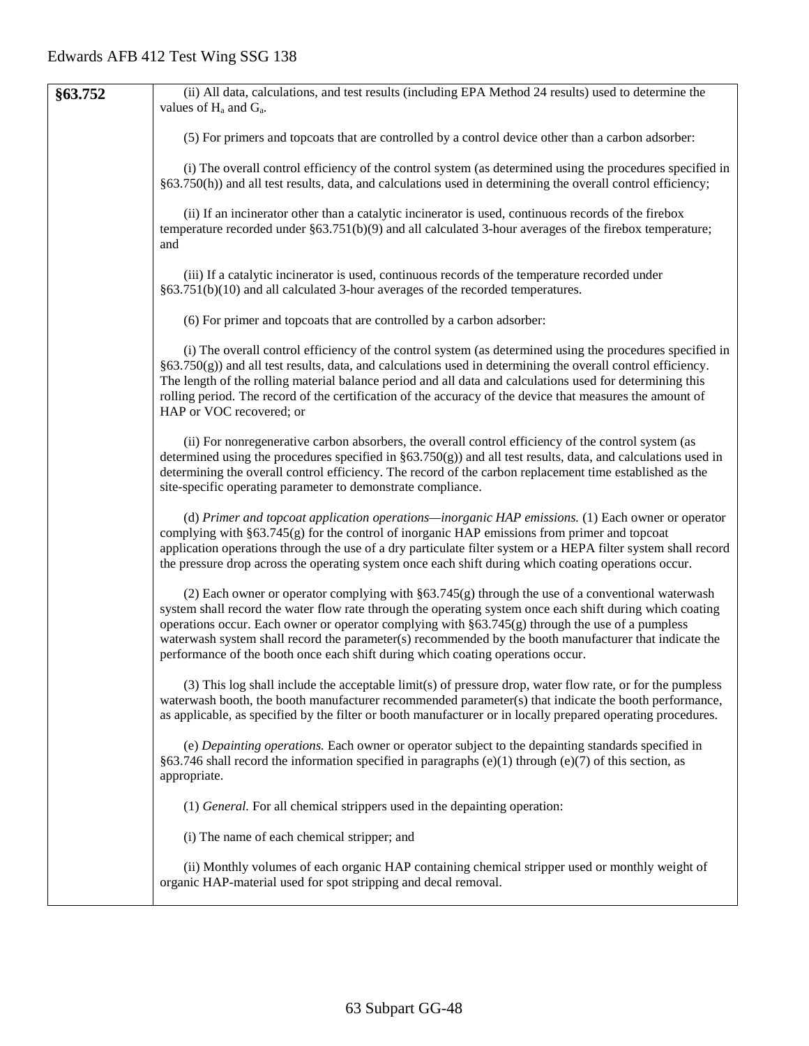| §63.752 | (ii) All data, calculations, and test results (including EPA Method 24 results) used to determine the values of $H_a$ and $G_a$.<br><br>(5) For primers and topcoats that are controlled by a control device other than a carbon adsorber:<br><br>(i) The overall control efficiency of the control system (as determined using the procedures specified in §63.750(h)) and all test results, data, and calculations used in determining the overall control efficiency;<br><br>(ii) If an incinerator other than a catalytic incinerator is used, continuous records of the firebox temperature recorded under §63.751(b)(9) and all calculated 3-hour averages of the firebox temperature; and<br><br>(iii) If a catalytic incinerator is used, continuous records of the temperature recorded under §63.751(b)(10) and all calculated 3-hour averages of the recorded temperatures.<br><br>(6) For primer and topcoats that are controlled by a carbon adsorber:<br><br>(i) The overall control efficiency of the control system (as determined using the procedures specified in §63.750(g)) and all test results, data, and calculations used in determining the overall control efficiency. The length of the rolling material balance period and all data and calculations used for determining this rolling period. The record of the certification of the accuracy of the device that measures the amount of HAP or VOC recovered; or<br><br>(ii) For nonregenerative carbon absorbers, the overall control efficiency of the control system (as determined using the procedures specified in §63.750(g)) and all test results, data, and calculations used in determining the overall control efficiency. The record of the carbon replacement time established as the site-specific operating parameter to demonstrate compliance.<br><br>(d) *Primer and topcoat application operations—inorganic HAP emissions.* (1) Each owner or operator complying with §63.745(g) for the control of inorganic HAP emissions from primer and topcoat application operations through the use of a dry particulate filter system or a HEPA filter system shall record the pressure drop across the operating system once each shift during which coating operations occur.<br><br>(2) Each owner or operator complying with §63.745(g) through the use of a conventional waterwash system shall record the water flow rate through the operating system once each shift during which coating operations occur. Each owner or operator complying with §63.745(g) through the use of a pumpless waterwash system shall record the parameter(s) recommended by the booth manufacturer that indicate the performance of the booth once each shift during which coating operations occur.<br><br>(3) This log shall include the acceptable limit(s) of pressure drop, water flow rate, or for the pumpless waterwash booth, the booth manufacturer recommended parameter(s) that indicate the booth performance, as applicable, as specified by the filter or booth manufacturer or in locally prepared operating procedures.<br><br>(e) *Depainting operations.* Each owner or operator subject to the depainting standards specified in §63.746 shall record the information specified in paragraphs (e)(1) through (e)(7) of this section, as appropriate.<br><br>(1) *General.* For all chemical strippers used in the depainting operation:<br><br>(i) The name of each chemical stripper; and<br><br>(ii) Monthly volumes of each organic HAP containing chemical stripper used or monthly weight of organic HAP-material used for spot stripping and decal removal. |
|---|---|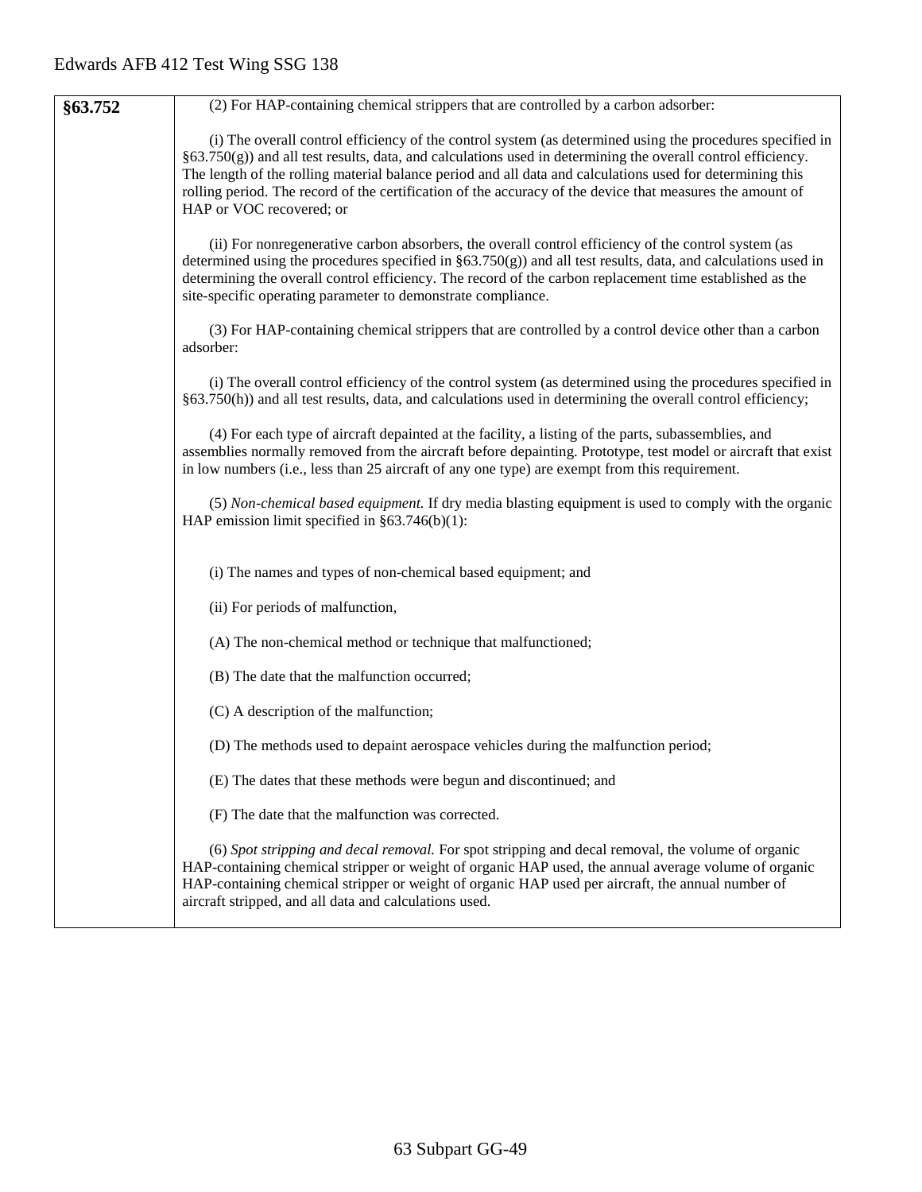| §63.752 | (2) For HAP-containing chemical strippers that are controlled by a carbon adsorber:<br><br>(i) The overall control efficiency of the control system (as determined using the procedures specified in §63.750(g)) and all test results, data, and calculations used in determining the overall control efficiency. The length of the rolling material balance period and all data and calculations used for determining this rolling period. The record of the certification of the accuracy of the device that measures the amount of HAP or VOC recovered; or<br><br>(ii) For nonregenerative carbon absorbers, the overall control efficiency of the control system (as determined using the procedures specified in §63.750(g)) and all test results, data, and calculations used in determining the overall control efficiency. The record of the carbon replacement time established as the site-specific operating parameter to demonstrate compliance.<br><br>(3) For HAP-containing chemical strippers that are controlled by a control device other than a carbon adsorber:<br><br>(i) The overall control efficiency of the control system (as determined using the procedures specified in §63.750(h)) and all test results, data, and calculations used in determining the overall control efficiency;<br><br>(4) For each type of aircraft depainted at the facility, a listing of the parts, subassemblies, and assemblies normally removed from the aircraft before depainting. Prototype, test model or aircraft that exist in low numbers (i.e., less than 25 aircraft of any one type) are exempt from this requirement.<br><br>(5) *Non-chemical based equipment.* If dry media blasting equipment is used to comply with the organic HAP emission limit specified in §63.746(b)(1):<br><br>(i) The names and types of non-chemical based equipment; and<br><br>(ii) For periods of malfunction,<br><br>(A) The non-chemical method or technique that malfunctioned;<br><br>(B) The date that the malfunction occurred;<br><br>(C) A description of the malfunction;<br><br>(D) The methods used to depaint aerospace vehicles during the malfunction period;<br><br>(E) The dates that these methods were begun and discontinued; and<br><br>(F) The date that the malfunction was corrected.<br><br>(6) *Spot stripping and decal removal.* For spot stripping and decal removal, the volume of organic HAP-containing chemical stripper or weight of organic HAP used, the annual average volume of organic HAP-containing chemical stripper or weight of organic HAP used per aircraft, the annual number of aircraft stripped, and all data and calculations used. |
|---|---|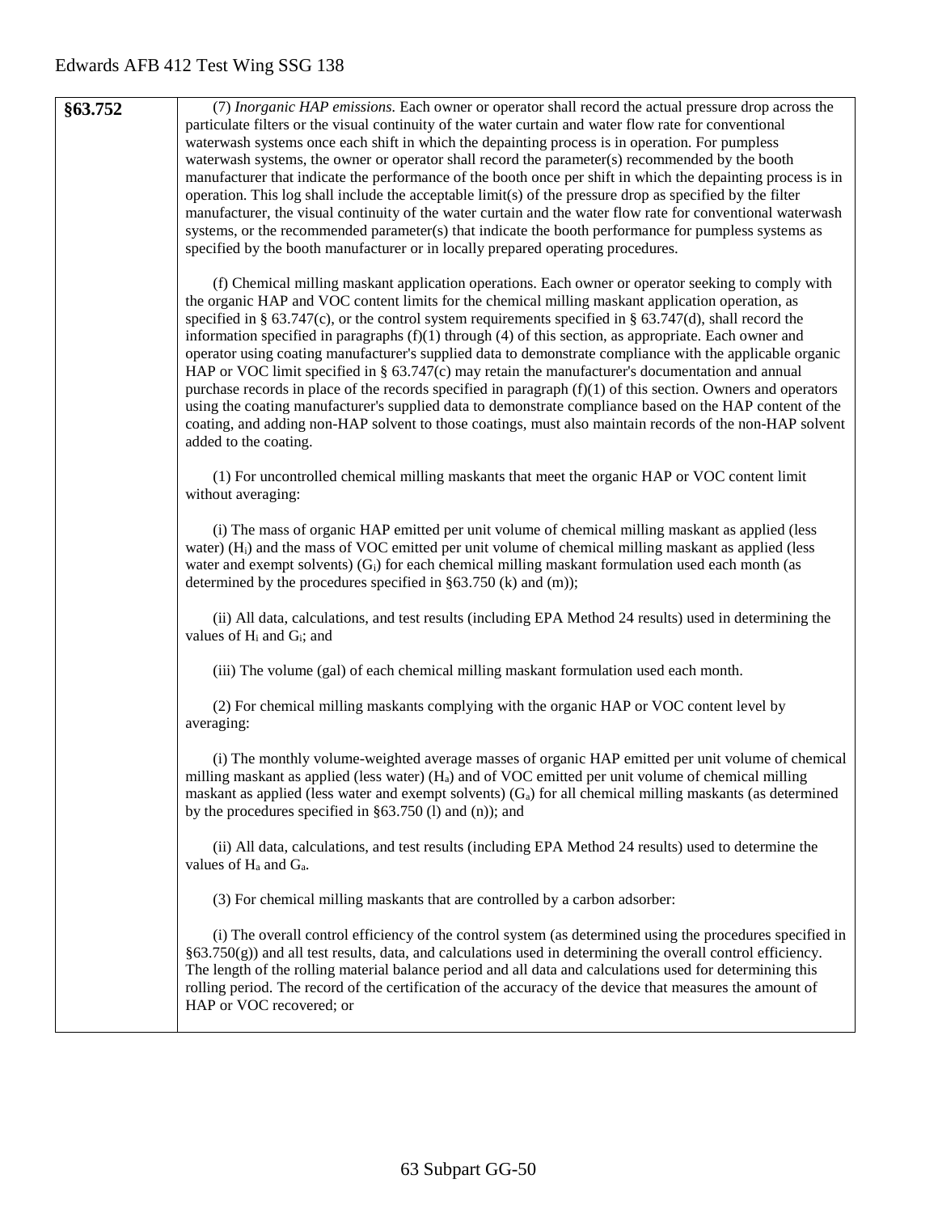| §63.752 | (7) *Inorganic HAP emissions.* Each owner or operator shall record the actual pressure drop across the particulate filters or the visual continuity of the water curtain and water flow rate for conventional waterwash systems once each shift in which the depainting process is in operation. For pumpless waterwash systems, the owner or operator shall record the parameter(s) recommended by the booth manufacturer that indicate the performance of the booth once per shift in which the depainting process is in operation. This log shall include the acceptable limit(s) of the pressure drop as specified by the filter manufacturer, the visual continuity of the water curtain and the water flow rate for conventional waterwash systems, or the recommended parameter(s) that indicate the booth performance for pumpless systems as specified by the booth manufacturer or in locally prepared operating procedures.<br><br>(f) Chemical milling maskant application operations. Each owner or operator seeking to comply with the organic HAP and VOC content limits for the chemical milling maskant application operation, as specified in § 63.747(c), or the control system requirements specified in § 63.747(d), shall record the information specified in paragraphs (f)(1) through (4) of this section, as appropriate. Each owner and operator using coating manufacturer's supplied data to demonstrate compliance with the applicable organic HAP or VOC limit specified in § 63.747(c) may retain the manufacturer's documentation and annual purchase records in place of the records specified in paragraph (f)(1) of this section. Owners and operators using the coating manufacturer's supplied data to demonstrate compliance based on the HAP content of the coating, and adding non-HAP solvent to those coatings, must also maintain records of the non-HAP solvent added to the coating.<br><br>(1) For uncontrolled chemical milling maskants that meet the organic HAP or VOC content limit without averaging:<br><br>(i) The mass of organic HAP emitted per unit volume of chemical milling maskant as applied (less water) ($H_i$) and the mass of VOC emitted per unit volume of chemical milling maskant as applied (less water and exempt solvents) ($G_i$) for each chemical milling maskant formulation used each month (as determined by the procedures specified in §63.750 (k) and (m));<br><br>(ii) All data, calculations, and test results (including EPA Method 24 results) used in determining the values of $H_i$ and $G_i$; and<br><br>(iii) The volume (gal) of each chemical milling maskant formulation used each month.<br><br>(2) For chemical milling maskants complying with the organic HAP or VOC content level by averaging:<br><br>(i) The monthly volume-weighted average masses of organic HAP emitted per unit volume of chemical milling maskant as applied (less water) ($H_a$) and of VOC emitted per unit volume of chemical milling maskant as applied (less water and exempt solvents) ($G_a$) for all chemical milling maskants (as determined by the procedures specified in §63.750 (l) and (n)); and<br><br>(ii) All data, calculations, and test results (including EPA Method 24 results) used to determine the values of $H_a$ and $G_a$.<br><br>(3) For chemical milling maskants that are controlled by a carbon adsorber:<br><br>(i) The overall control efficiency of the control system (as determined using the procedures specified in §63.750(g)) and all test results, data, and calculations used in determining the overall control efficiency. The length of the rolling material balance period and all data and calculations used for determining this rolling period. The record of the certification of the accuracy of the device that measures the amount of HAP or VOC recovered; or |
|---|---|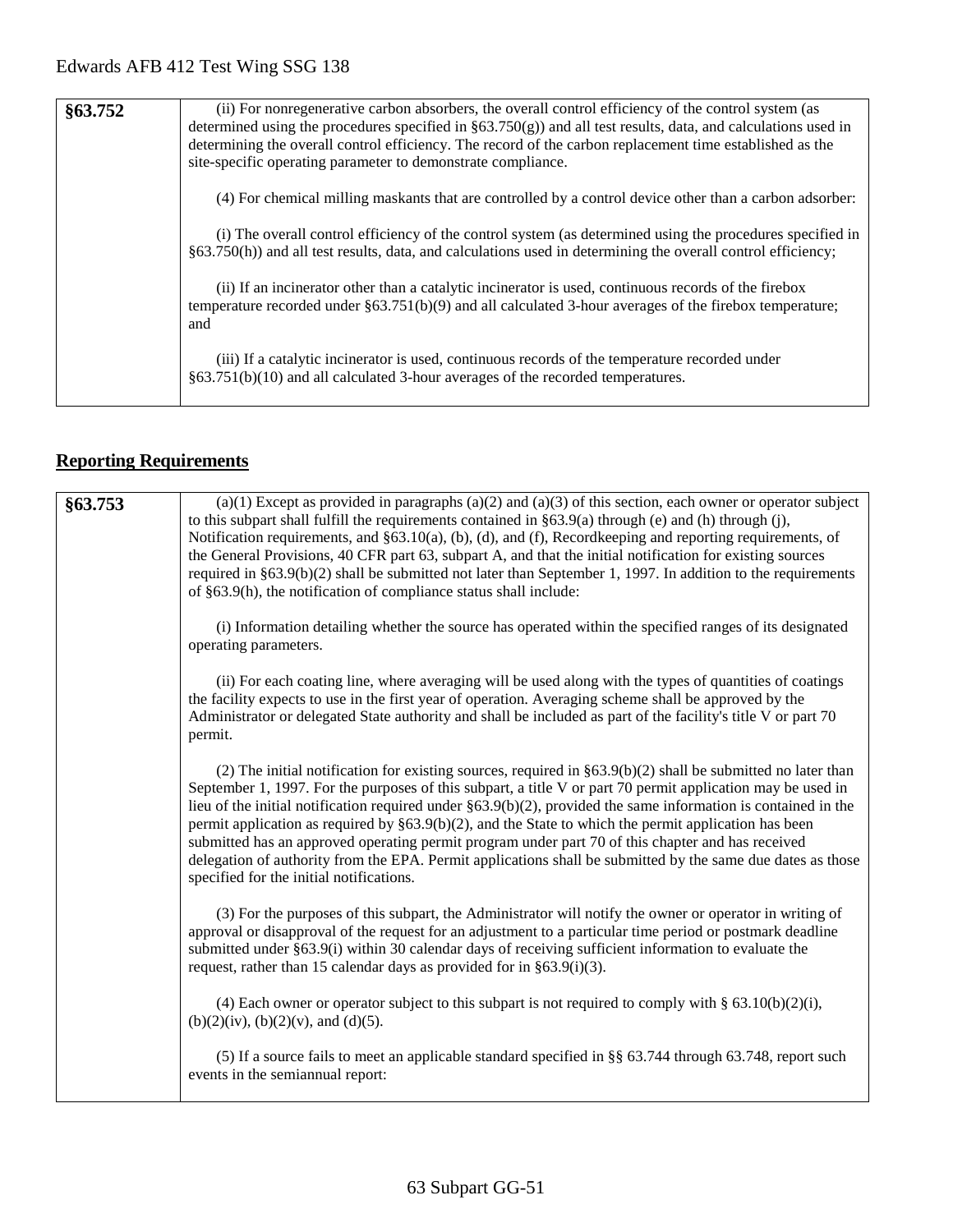| §63.752 | (ii) For nonregenerative carbon absorbers, the overall control efficiency of the control system (as determined using the procedures specified in §63.750(g)) and all test results, data, and calculations used in determining the overall control efficiency. The record of the carbon replacement time established as the site-specific operating parameter to demonstrate compliance.<br><br>(4) For chemical milling maskants that are controlled by a control device other than a carbon adsorber:<br><br>(i) The overall control efficiency of the control system (as determined using the procedures specified in §63.750(h)) and all test results, data, and calculations used in determining the overall control efficiency;<br><br>(ii) If an incinerator other than a catalytic incinerator is used, continuous records of the firebox temperature recorded under §63.751(b)(9) and all calculated 3-hour averages of the firebox temperature; and<br><br>(iii) If a catalytic incinerator is used, continuous records of the temperature recorded under §63.751(b)(10) and all calculated 3-hour averages of the recorded temperatures. |
|---|---|

## Reporting Requirements

| §63.753 | (a)(1) Except as provided in paragraphs (a)(2) and (a)(3) of this section, each owner or operator subject to this subpart shall fulfill the requirements contained in §63.9(a) through (e) and (h) through (j), Notification requirements, and §63.10(a), (b), (d), and (f), Recordkeeping and reporting requirements, of the General Provisions, 40 CFR part 63, subpart A, and that the initial notification for existing sources required in §63.9(b)(2) shall be submitted not later than September 1, 1997. In addition to the requirements of §63.9(h), the notification of compliance status shall include:<br><br>(i) Information detailing whether the source has operated within the specified ranges of its designated operating parameters.<br><br>(ii) For each coating line, where averaging will be used along with the types of quantities of coatings the facility expects to use in the first year of operation. Averaging scheme shall be approved by the Administrator or delegated State authority and shall be included as part of the facility's title V or part 70 permit.<br><br>(2) The initial notification for existing sources, required in §63.9(b)(2) shall be submitted no later than September 1, 1997. For the purposes of this subpart, a title V or part 70 permit application may be used in lieu of the initial notification required under §63.9(b)(2), provided the same information is contained in the permit application as required by §63.9(b)(2), and the State to which the permit application has been submitted has an approved operating permit program under part 70 of this chapter and has received delegation of authority from the EPA. Permit applications shall be submitted by the same due dates as those specified for the initial notifications.<br><br>(3) For the purposes of this subpart, the Administrator will notify the owner or operator in writing of approval or disapproval of the request for an adjustment to a particular time period or postmark deadline submitted under §63.9(i) within 30 calendar days of receiving sufficient information to evaluate the request, rather than 15 calendar days as provided for in §63.9(i)(3).<br><br>(4) Each owner or operator subject to this subpart is not required to comply with § 63.10(b)(2)(i), (b)(2)(iv), (b)(2)(v), and (d)(5).<br><br>(5) If a source fails to meet an applicable standard specified in §§ 63.744 through 63.748, report such events in the semiannual report: |
|---|---|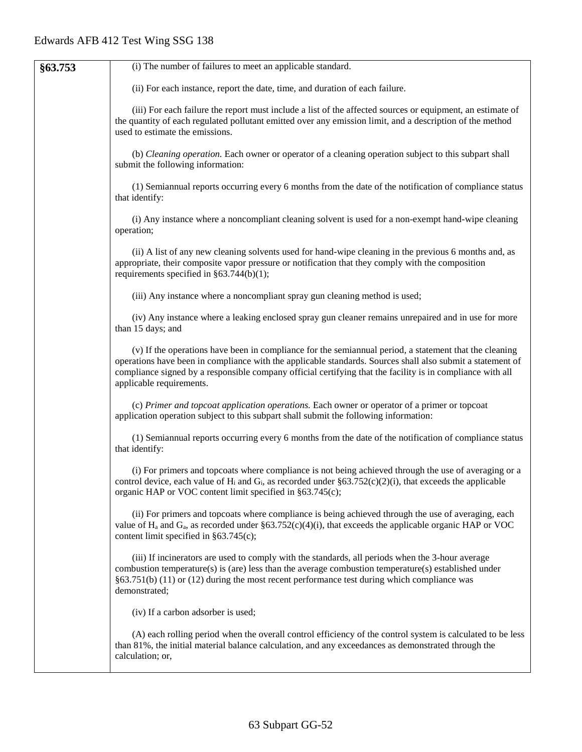| §63.753 | (i) The number of failures to meet an applicable standard.<br><br>(ii) For each instance, report the date, time, and duration of each failure.<br><br>(iii) For each failure the report must include a list of the affected sources or equipment, an estimate of the quantity of each regulated pollutant emitted over any emission limit, and a description of the method used to estimate the emissions.<br><br>(b) *Cleaning operation.* Each owner or operator of a cleaning operation subject to this subpart shall submit the following information:<br><br>(1) Semiannual reports occurring every 6 months from the date of the notification of compliance status that identify:<br><br>(i) Any instance where a noncompliant cleaning solvent is used for a non-exempt hand-wipe cleaning operation;<br><br>(ii) A list of any new cleaning solvents used for hand-wipe cleaning in the previous 6 months and, as appropriate, their composite vapor pressure or notification that they comply with the composition requirements specified in §63.744(b)(1);<br><br>(iii) Any instance where a noncompliant spray gun cleaning method is used;<br><br>(iv) Any instance where a leaking enclosed spray gun cleaner remains unrepaired and in use for more than 15 days; and<br><br>(v) If the operations have been in compliance for the semiannual period, a statement that the cleaning operations have been in compliance with the applicable standards. Sources shall also submit a statement of compliance signed by a responsible company official certifying that the facility is in compliance with all applicable requirements.<br><br>(c) *Primer and topcoat application operations.* Each owner or operator of a primer or topcoat application operation subject to this subpart shall submit the following information:<br><br>(1) Semiannual reports occurring every 6 months from the date of the notification of compliance status that identify:<br><br>(i) For primers and topcoats where compliance is not being achieved through the use of averaging or a control device, each value of $H_i$ and $G_i$, as recorded under §63.752(c)(2)(i), that exceeds the applicable organic HAP or VOC content limit specified in §63.745(c);<br><br>(ii) For primers and topcoats where compliance is being achieved through the use of averaging, each value of $H_a$ and $G_a$, as recorded under §63.752(c)(4)(i), that exceeds the applicable organic HAP or VOC content limit specified in §63.745(c);<br><br>(iii) If incinerators are used to comply with the standards, all periods when the 3-hour average combustion temperature(s) is (are) less than the average combustion temperature(s) established under §63.751(b) (11) or (12) during the most recent performance test during which compliance was demonstrated;<br><br>(iv) If a carbon adsorber is used;<br><br>(A) each rolling period when the overall control efficiency of the control system is calculated to be less than 81%, the initial material balance calculation, and any exceedances as demonstrated through the calculation; or, |
|---|---|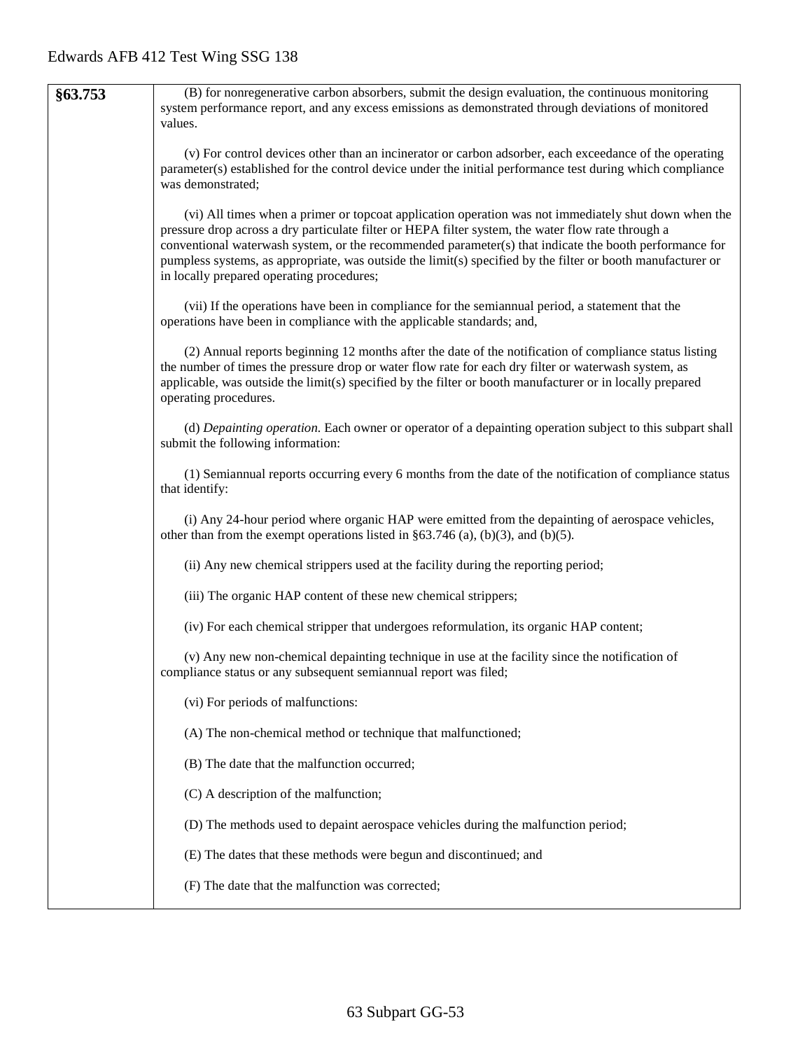| §63.753 | (B) for nonregenerative carbon absorbers, submit the design evaluation, the continuous monitoring system performance report, and any excess emissions as demonstrated through deviations of monitored values.<br><br>(v) For control devices other than an incinerator or carbon adsorber, each exceedance of the operating parameter(s) established for the control device under the initial performance test during which compliance was demonstrated;<br><br>(vi) All times when a primer or topcoat application operation was not immediately shut down when the pressure drop across a dry particulate filter or HEPA filter system, the water flow rate through a conventional waterwash system, or the recommended parameter(s) that indicate the booth performance for pumpless systems, as appropriate, was outside the limit(s) specified by the filter or booth manufacturer or in locally prepared operating procedures;<br><br>(vii) If the operations have been in compliance for the semiannual period, a statement that the operations have been in compliance with the applicable standards; and,<br><br>(2) Annual reports beginning 12 months after the date of the notification of compliance status listing the number of times the pressure drop or water flow rate for each dry filter or waterwash system, as applicable, was outside the limit(s) specified by the filter or booth manufacturer or in locally prepared operating procedures.<br><br>(d) *Depainting operation.* Each owner or operator of a depainting operation subject to this subpart shall submit the following information:<br><br>(1) Semiannual reports occurring every 6 months from the date of the notification of compliance status that identify:<br><br>(i) Any 24-hour period where organic HAP were emitted from the depainting of aerospace vehicles, other than from the exempt operations listed in §63.746 (a), (b)(3), and (b)(5).<br><br>(ii) Any new chemical strippers used at the facility during the reporting period;<br><br>(iii) The organic HAP content of these new chemical strippers;<br><br>(iv) For each chemical stripper that undergoes reformulation, its organic HAP content;<br><br>(v) Any new non-chemical depainting technique in use at the facility since the notification of compliance status or any subsequent semiannual report was filed;<br><br>(vi) For periods of malfunctions:<br><br>(A) The non-chemical method or technique that malfunctioned;<br><br>(B) The date that the malfunction occurred;<br><br>(C) A description of the malfunction;<br><br>(D) The methods used to depaint aerospace vehicles during the malfunction period;<br><br>(E) The dates that these methods were begun and discontinued; and<br><br>(F) The date that the malfunction was corrected; |
|---|---|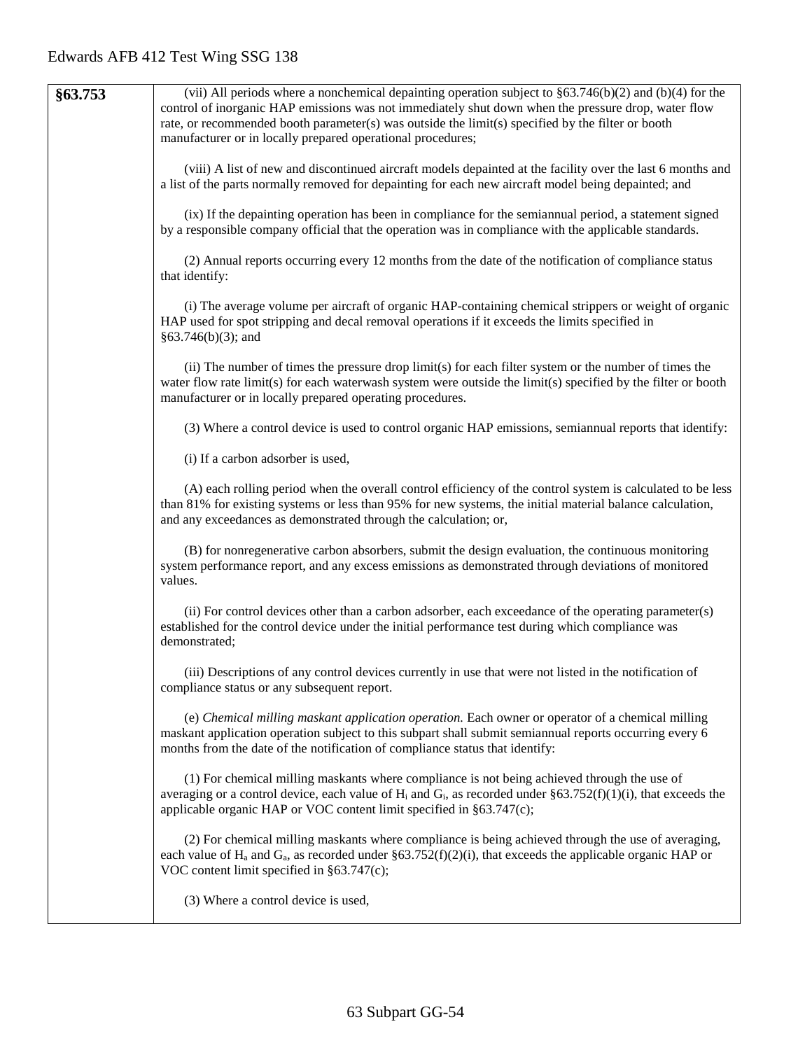| §63.753 | (vii) All periods where a nonchemical depainting operation subject to §63.746(b)(2) and (b)(4) for the control of inorganic HAP emissions was not immediately shut down when the pressure drop, water flow rate, or recommended booth parameter(s) was outside the limit(s) specified by the filter or booth manufacturer or in locally prepared operational procedures;<br><br>(viii) A list of new and discontinued aircraft models depainted at the facility over the last 6 months and a list of the parts normally removed for depainting for each new aircraft model being depainted; and<br><br>(ix) If the depainting operation has been in compliance for the semiannual period, a statement signed by a responsible company official that the operation was in compliance with the applicable standards.<br><br>(2) Annual reports occurring every 12 months from the date of the notification of compliance status that identify:<br><br>(i) The average volume per aircraft of organic HAP-containing chemical strippers or weight of organic HAP used for spot stripping and decal removal operations if it exceeds the limits specified in §63.746(b)(3); and<br><br>(ii) The number of times the pressure drop limit(s) for each filter system or the number of times the water flow rate limit(s) for each waterwash system were outside the limit(s) specified by the filter or booth manufacturer or in locally prepared operating procedures.<br><br>(3) Where a control device is used to control organic HAP emissions, semiannual reports that identify:<br><br>(i) If a carbon adsorber is used,<br><br>(A) each rolling period when the overall control efficiency of the control system is calculated to be less than 81% for existing systems or less than 95% for new systems, the initial material balance calculation, and any exceedances as demonstrated through the calculation; or,<br><br>(B) for nonregenerative carbon absorbers, submit the design evaluation, the continuous monitoring system performance report, and any excess emissions as demonstrated through deviations of monitored values.<br><br>(ii) For control devices other than a carbon adsorber, each exceedance of the operating parameter(s) established for the control device under the initial performance test during which compliance was demonstrated;<br><br>(iii) Descriptions of any control devices currently in use that were not listed in the notification of compliance status or any subsequent report.<br><br>(e) *Chemical milling maskant application operation.* Each owner or operator of a chemical milling maskant application operation subject to this subpart shall submit semiannual reports occurring every 6 months from the date of the notification of compliance status that identify:<br><br>(1) For chemical milling maskants where compliance is not being achieved through the use of averaging or a control device, each value of $H_i$ and $G_i$, as recorded under §63.752(f)(1)(i), that exceeds the applicable organic HAP or VOC content limit specified in §63.747(c);<br><br>(2) For chemical milling maskants where compliance is being achieved through the use of averaging, each value of $H_a$ and $G_a$, as recorded under §63.752(f)(2)(i), that exceeds the applicable organic HAP or VOC content limit specified in §63.747(c);<br><br>(3) Where a control device is used, |
|---|---|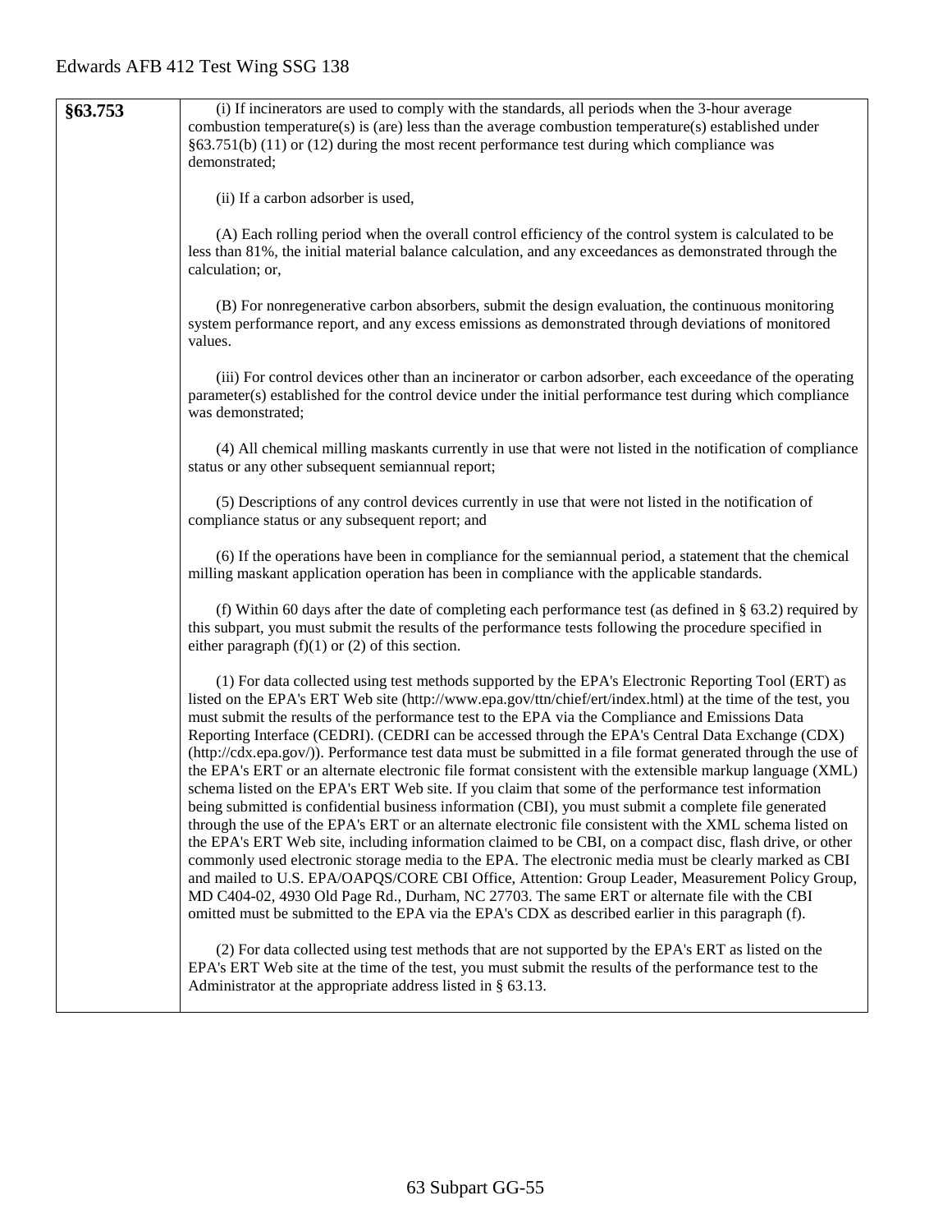| §63.753 | (i) If incinerators are used to comply with the standards, all periods when the 3-hour average combustion temperature(s) is (are) less than the average combustion temperature(s) established under §63.751(b) (11) or (12) during the most recent performance test during which compliance was demonstrated;<br><br>(ii) If a carbon adsorber is used,<br><br>(A) Each rolling period when the overall control efficiency of the control system is calculated to be less than 81%, the initial material balance calculation, and any exceedances as demonstrated through the calculation; or,<br><br>(B) For nonregenerative carbon absorbers, submit the design evaluation, the continuous monitoring system performance report, and any excess emissions as demonstrated through deviations of monitored values.<br><br>(iii) For control devices other than an incinerator or carbon adsorber, each exceedance of the operating parameter(s) established for the control device under the initial performance test during which compliance was demonstrated;<br><br>(4) All chemical milling maskants currently in use that were not listed in the notification of compliance status or any other subsequent semiannual report;<br><br>(5) Descriptions of any control devices currently in use that were not listed in the notification of compliance status or any subsequent report; and<br><br>(6) If the operations have been in compliance for the semiannual period, a statement that the chemical milling maskant application operation has been in compliance with the applicable standards.<br><br>(f) Within 60 days after the date of completing each performance test (as defined in § 63.2) required by this subpart, you must submit the results of the performance tests following the procedure specified in either paragraph (f)(1) or (2) of this section.<br><br>(1) For data collected using test methods supported by the EPA's Electronic Reporting Tool (ERT) as listed on the EPA's ERT Web site (http://www.epa.gov/ttn/chief/ert/index.html) at the time of the test, you must submit the results of the performance test to the EPA via the Compliance and Emissions Data Reporting Interface (CEDRI). (CEDRI can be accessed through the EPA's Central Data Exchange (CDX) (http://cdx.epa.gov/)). Performance test data must be submitted in a file format generated through the use of the EPA's ERT or an alternate electronic file format consistent with the extensible markup language (XML) schema listed on the EPA's ERT Web site. If you claim that some of the performance test information being submitted is confidential business information (CBI), you must submit a complete file generated through the use of the EPA's ERT or an alternate electronic file consistent with the XML schema listed on the EPA's ERT Web site, including information claimed to be CBI, on a compact disc, flash drive, or other commonly used electronic storage media to the EPA. The electronic media must be clearly marked as CBI and mailed to U.S. EPA/OAPQS/CORE CBI Office, Attention: Group Leader, Measurement Policy Group, MD C404-02, 4930 Old Page Rd., Durham, NC 27703. The same ERT or alternate file with the CBI omitted must be submitted to the EPA via the EPA's CDX as described earlier in this paragraph (f).<br><br>(2) For data collected using test methods that are not supported by the EPA's ERT as listed on the EPA's ERT Web site at the time of the test, you must submit the results of the performance test to the Administrator at the appropriate address listed in § 63.13. |
|---|---|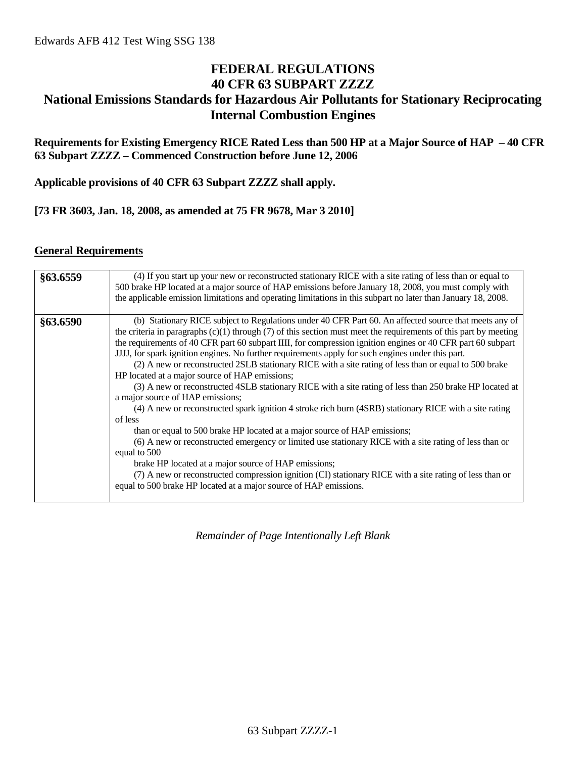# FEDERAL REGULATIONS
# 40 CFR 63 SUBPART ZZZZ
# National Emissions Standards for Hazardous Air Pollutants for Stationary Reciprocating Internal Combustion Engines

**Requirements for Existing Emergency RICE Rated Less than 500 HP at a Major Source of HAP – 40 CFR 63 Subpart ZZZZ – Commenced Construction before June 12, 2006**

**Applicable provisions of 40 CFR 63 Subpart ZZZZ shall apply.**

**[73 FR 3603, Jan. 18, 2008, as amended at 75 FR 9678, Mar 3 2010]**

## General Requirements

| | |
|---|---|
| **§63.6559** | (4) If you start up your new or reconstructed stationary RICE with a site rating of less than or equal to 500 brake HP located at a major source of HAP emissions before January 18, 2008, you must comply with the applicable emission limitations and operating limitations in this subpart no later than January 18, 2008. |
| **§63.6590** | (b) Stationary RICE subject to Regulations under 40 CFR Part 60. An affected source that meets any of the criteria in paragraphs (c)(1) through (7) of this section must meet the requirements of this part by meeting the requirements of 40 CFR part 60 subpart IIII, for compression ignition engines or 40 CFR part 60 subpart JJJJ, for spark ignition engines. No further requirements apply for such engines under this part.<br>(2) A new or reconstructed 2SLB stationary RICE with a site rating of less than or equal to 500 brake HP located at a major source of HAP emissions;<br>(3) A new or reconstructed 4SLB stationary RICE with a site rating of less than 250 brake HP located at a major source of HAP emissions;<br>(4) A new or reconstructed spark ignition 4 stroke rich burn (4SRB) stationary RICE with a site rating of less than or equal to 500 brake HP located at a major source of HAP emissions;<br>(6) A new or reconstructed emergency or limited use stationary RICE with a site rating of less than or equal to 500 brake HP located at a major source of HAP emissions;<br>(7) A new or reconstructed compression ignition (CI) stationary RICE with a site rating of less than or equal to 500 brake HP located at a major source of HAP emissions. |

*Remainder of Page Intentionally Left Blank*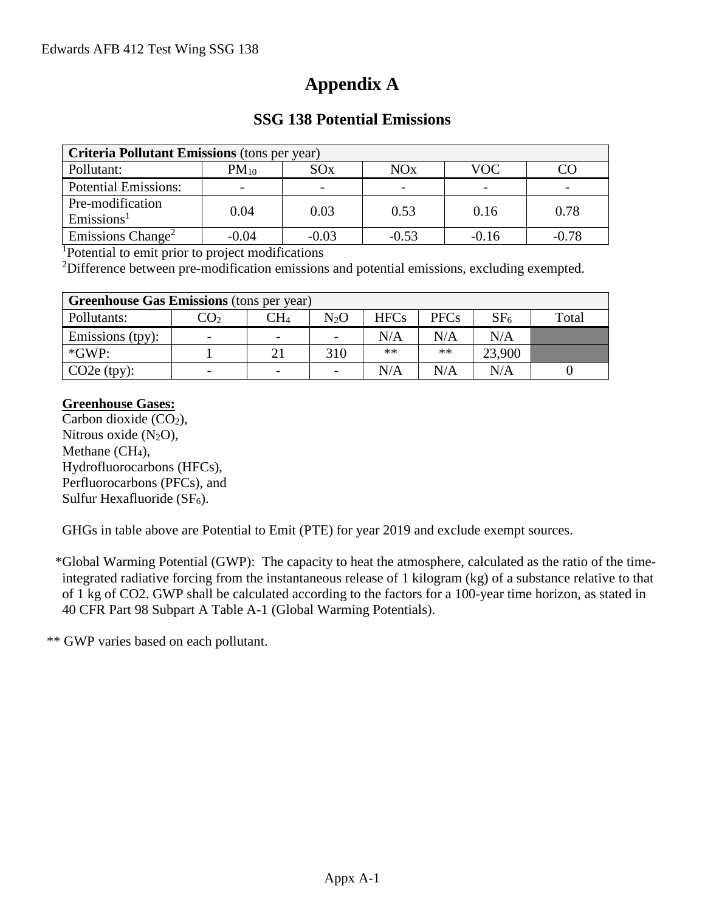# Appendix A

## SSG 138 Potential Emissions

| **Criteria Pollutant Emissions** (tons per year) | | | | | |
|---|---|---|---|---|---|
| Pollutant: | $PM_{10}$ | SOx | NOx | VOC | CO |
| Potential Emissions: | - | - | - | - | - |
| Pre-modification Emissions[1] | 0.04 | 0.03 | 0.53 | 0.16 | 0.78 |
| Emissions Change[2] | -0.04 | -0.03 | -0.53 | -0.16 | -0.78 |

[1]Potential to emit prior to project modifications

[2]Difference between pre-modification emissions and potential emissions, excluding exempted.

| **Greenhouse Gas Emissions** (tons per year) | | | | | | | |
|---|---|---|---|---|---|---|---|
| Pollutants: | $CO_2$ | $CH_4$ | $N_2O$ | HFCs | PFCs | $SF_6$ | Total |
| Emissions (tpy): | - | - | - | N/A | N/A | N/A | |
| *GWP: | 1 | 21 | 310 | ** | ** | 23,900 | |
| CO2e (tpy): | - | - | - | N/A | N/A | N/A | 0 |

**Greenhouse Gases:**

Carbon dioxide ($CO_2$),
Nitrous oxide ($N_2O$),
Methane ($CH_4$),
Hydrofluorocarbons (HFCs),
Perfluorocarbons (PFCs), and
Sulfur Hexafluoride ($SF_6$).

GHGs in table above are Potential to Emit (PTE) for year 2019 and exclude exempt sources.

*Global Warming Potential (GWP): The capacity to heat the atmosphere, calculated as the ratio of the time-integrated radiative forcing from the instantaneous release of 1 kilogram (kg) of a substance relative to that of 1 kg of CO2. GWP shall be calculated according to the factors for a 100-year time horizon, as stated in 40 CFR Part 98 Subpart A Table A-1 (Global Warming Potentials).

** GWP varies based on each pollutant.